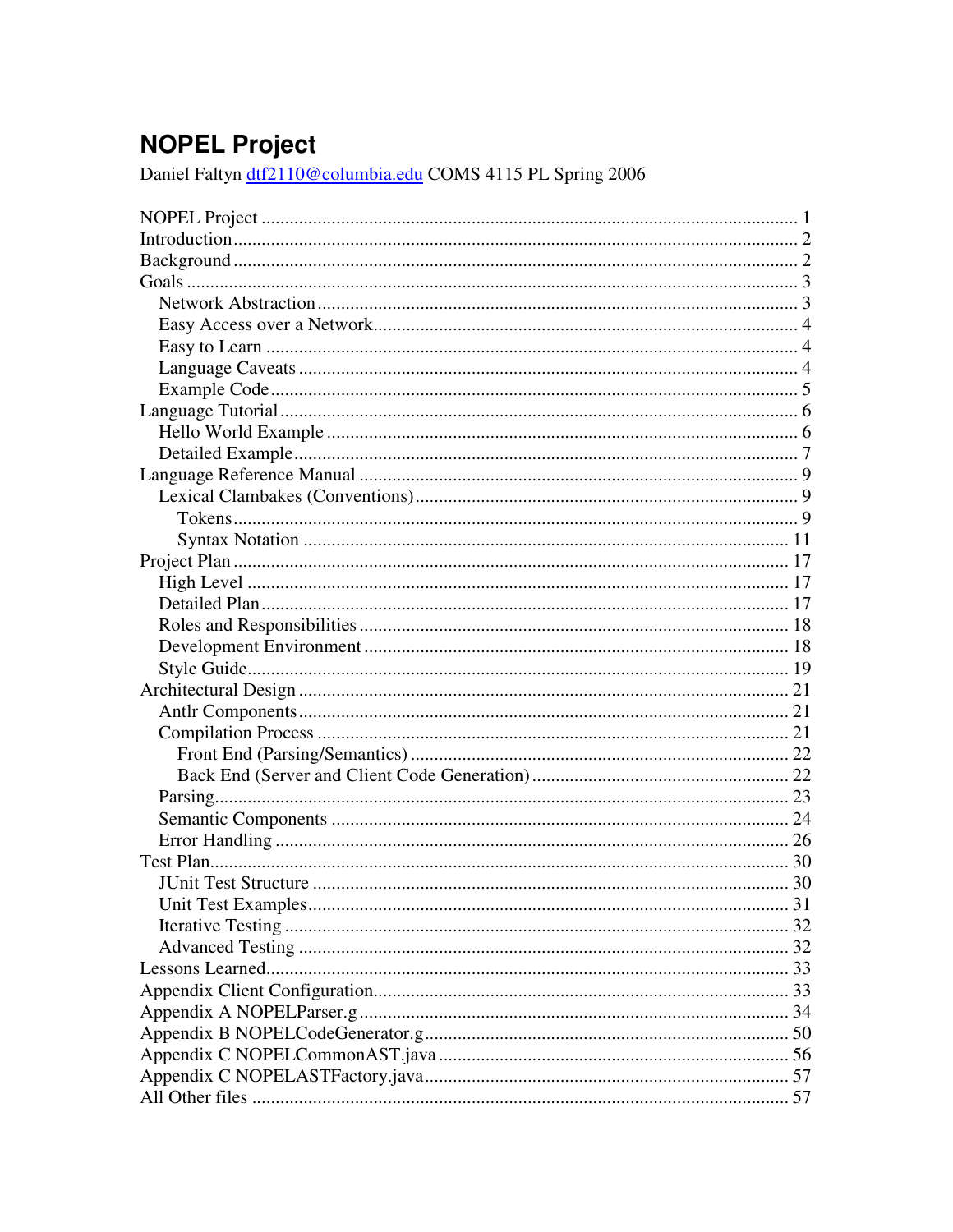# NOPEL Project

Daniel Faltyn dtf2110@columbia.edu COMS 4115 PL Spring 2006

NOPEL Project ..................................................................... 1
Introduction ..................................................................... 2
Background ..................................................................... 2
Goals ..................................................................... 3
  Network Abstraction ..................................................................... 3
  Easy Access over a Network ..................................................................... 4
  Easy to Learn ..................................................................... 4
  Language Caveats ..................................................................... 4
  Example Code ..................................................................... 5
Language Tutorial ..................................................................... 6
  Hello World Example ..................................................................... 6
  Detailed Example ..................................................................... 7
Language Reference Manual ..................................................................... 9
  Lexical Clambakes (Conventions) ..................................................................... 9
    Tokens ..................................................................... 9
    Syntax Notation ..................................................................... 11
Project Plan ..................................................................... 17
  High Level ..................................................................... 17
  Detailed Plan ..................................................................... 17
  Roles and Responsibilities ..................................................................... 18
  Development Environment ..................................................................... 18
  Style Guide ..................................................................... 19
Architectural Design ..................................................................... 21
  Antlr Components ..................................................................... 21
  Compilation Process ..................................................................... 21
    Front End (Parsing/Semantics) ..................................................................... 22
    Back End (Server and Client Code Generation) ..................................................................... 22
  Parsing ..................................................................... 23
  Semantic Components ..................................................................... 24
  Error Handling ..................................................................... 26
Test Plan ..................................................................... 30
  JUnit Test Structure ..................................................................... 30
  Unit Test Examples ..................................................................... 31
  Iterative Testing ..................................................................... 32
  Advanced Testing ..................................................................... 32
Lessons Learned ..................................................................... 33
Appendix Client Configuration ..................................................................... 33
Appendix A NOPELParser.g ..................................................................... 34
Appendix B NOPELCodeGenerator.g ..................................................................... 50
Appendix C NOPELCommonAST.java ..................................................................... 56
Appendix C NOPELASTFactory.java ..................................................................... 57
All Other files ..................................................................... 57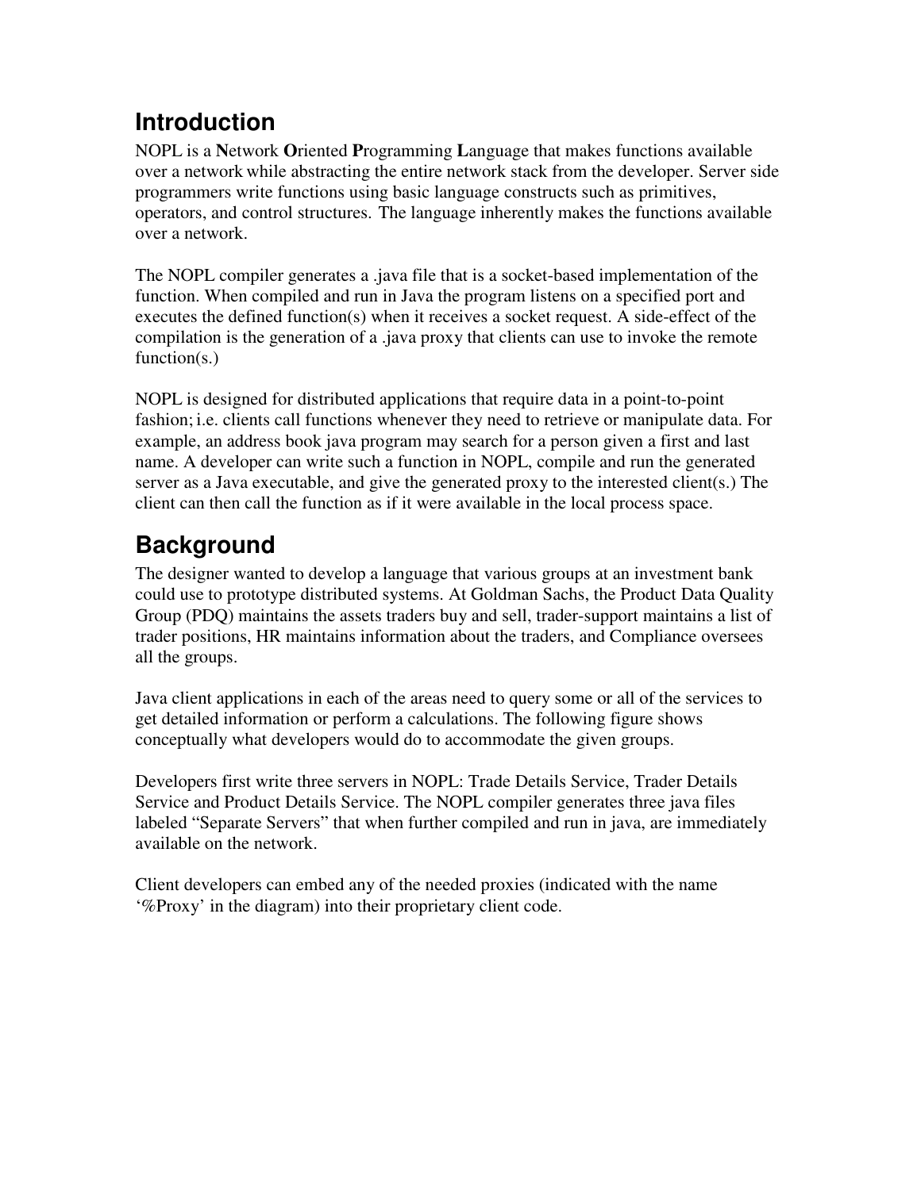## Introduction

NOPL is a **N**etwork **O**riented **P**rogramming **L**anguage that makes functions available over a network while abstracting the entire network stack from the developer. Server side programmers write functions using basic language constructs such as primitives, operators, and control structures. The language inherently makes the functions available over a network.

The NOPL compiler generates a .java file that is a socket-based implementation of the function. When compiled and run in Java the program listens on a specified port and executes the defined function(s) when it receives a socket request. A side-effect of the compilation is the generation of a .java proxy that clients can use to invoke the remote function(s.)

NOPL is designed for distributed applications that require data in a point-to-point fashion; i.e. clients call functions whenever they need to retrieve or manipulate data. For example, an address book java program may search for a person given a first and last name. A developer can write such a function in NOPL, compile and run the generated server as a Java executable, and give the generated proxy to the interested client(s.) The client can then call the function as if it were available in the local process space.

## Background

The designer wanted to develop a language that various groups at an investment bank could use to prototype distributed systems. At Goldman Sachs, the Product Data Quality Group (PDQ) maintains the assets traders buy and sell, trader-support maintains a list of trader positions, HR maintains information about the traders, and Compliance oversees all the groups.

Java client applications in each of the areas need to query some or all of the services to get detailed information or perform a calculations. The following figure shows conceptually what developers would do to accommodate the given groups.

Developers first write three servers in NOPL: Trade Details Service, Trader Details Service and Product Details Service. The NOPL compiler generates three java files labeled "Separate Servers" that when further compiled and run in java, are immediately available on the network.

Client developers can embed any of the needed proxies (indicated with the name '%Proxy' in the diagram) into their proprietary client code.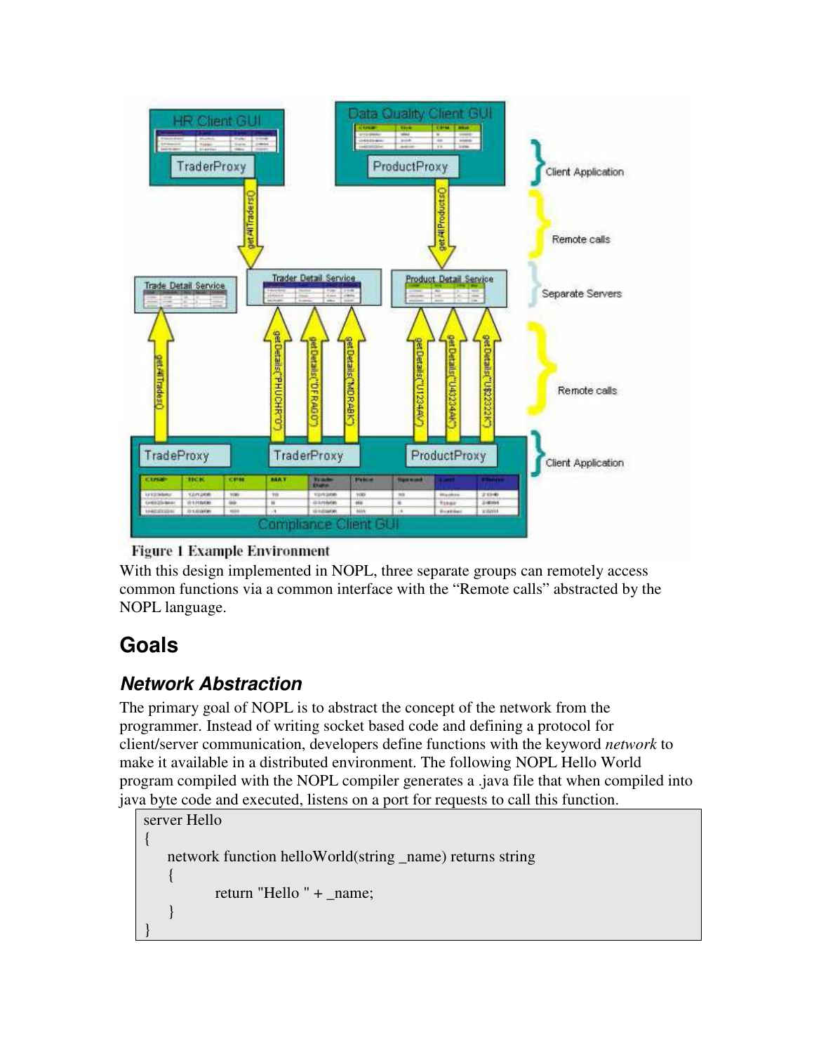HR Client GUI

TraderProxy

Data Quality Client GUI

ProductProxy

Client Application

getAllTraders()

getAllProducts()

Remote calls

Trade Detail Service

Trader Detail Service

Product Detail Service

Separate Servers

getAllTrades()

getDetails("PHUCHRO")

getDetails("DFRAGO")

getDetails("MDRABK")

getDetails("U1234A")

getDetails("U42234A")

getDetails("U$2322K")

Remote calls

TradeProxy

TraderProxy

ProductProxy

Client Application

Compliance Client GUI

**Figure 1 Example Environment**

With this design implemented in NOPL, three separate groups can remotely access common functions via a common interface with the "Remote calls" abstracted by the NOPL language.

## Goals

### *Network Abstraction*

The primary goal of NOPL is to abstract the concept of the network from the programmer. Instead of writing socket based code and defining a protocol for client/server communication, developers define functions with the keyword *network* to make it available in a distributed environment. The following NOPL Hello World program compiled with the NOPL compiler generates a .java file that when compiled into java byte code and executed, listens on a port for requests to call this function.

```
server Hello
{
    network function helloWorld(string _name) returns string
    {
            return "Hello " + _name;
    }
}
```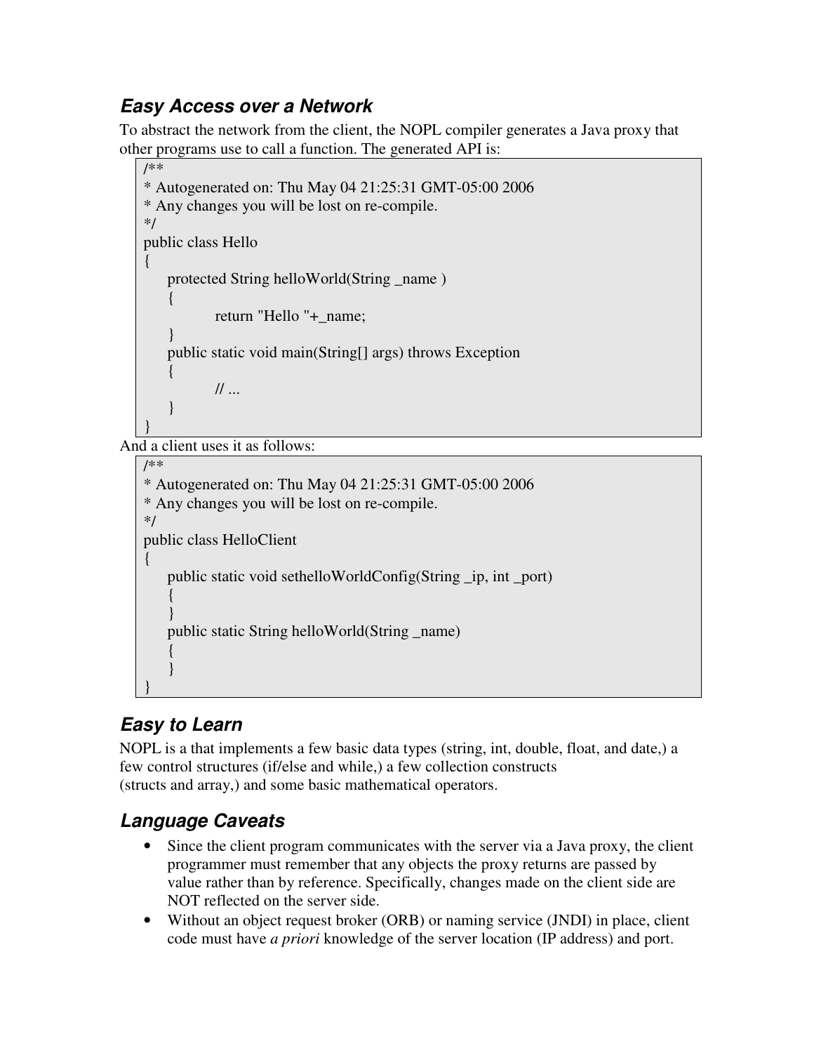## Easy Access over a Network

To abstract the network from the client, the NOPL compiler generates a Java proxy that other programs use to call a function. The generated API is:

```
/**
* Autogenerated on: Thu May 04 21:25:31 GMT-05:00 2006
* Any changes you will be lost on re-compile.
*/
public class Hello
{
    protected String helloWorld(String _name )
    {
        return "Hello "+_name;
    }
    public static void main(String[] args) throws Exception
    {
        // ...
    }
}
```

And a client uses it as follows:

```
/**
* Autogenerated on: Thu May 04 21:25:31 GMT-05:00 2006
* Any changes you will be lost on re-compile.
*/
public class HelloClient
{
    public static void sethelloWorldConfig(String _ip, int _port)
    {
    }
    public static String helloWorld(String _name)
    {
    }
}
```

## Easy to Learn

NOPL is a that implements a few basic data types (string, int, double, float, and date,) a few control structures (if/else and while,) a few collection constructs (structs and array,) and some basic mathematical operators.

## Language Caveats

- Since the client program communicates with the server via a Java proxy, the client programmer must remember that any objects the proxy returns are passed by value rather than by reference. Specifically, changes made on the client side are NOT reflected on the server side.
- Without an object request broker (ORB) or naming service (JNDI) in place, client code must have *a priori* knowledge of the server location (IP address) and port.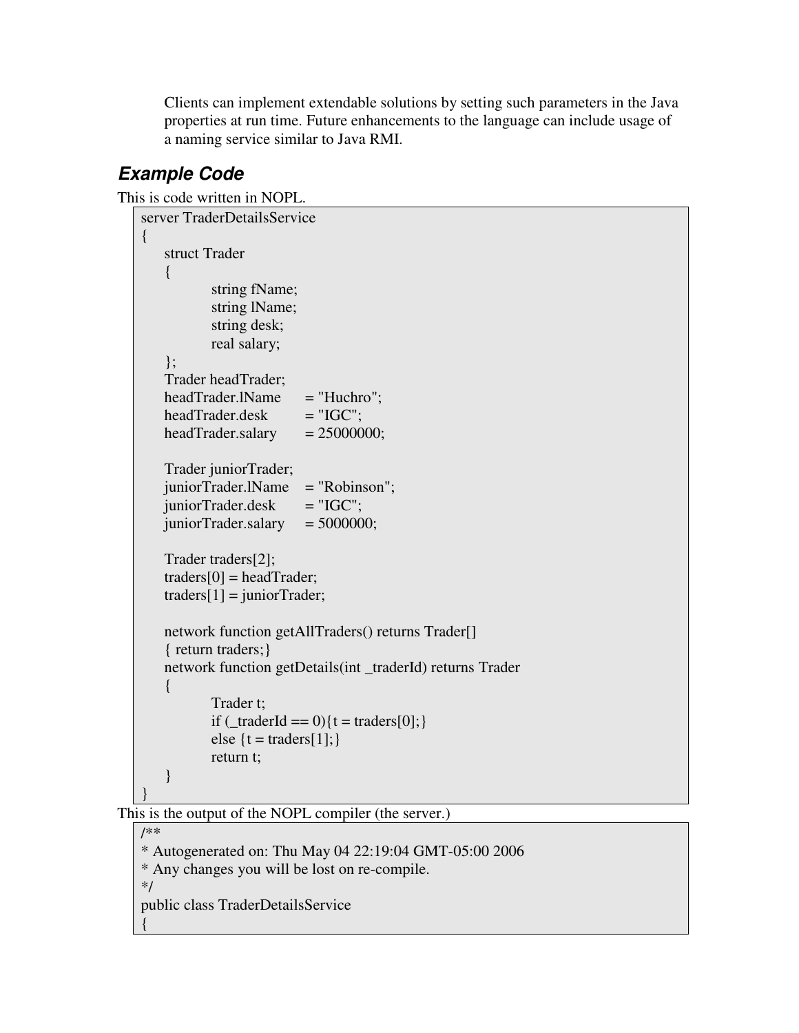Clients can implement extendable solutions by setting such parameters in the Java properties at run time. Future enhancements to the language can include usage of a naming service similar to Java RMI.

### *Example Code*

This is code written in NOPL.

```
server TraderDetailsService
{
    struct Trader
    {
            string fName;
            string lName;
            string desk;
            real salary;
    };
    Trader headTrader;
    headTrader.lName     = "Huchro";
    headTrader.desk      = "IGC";
    headTrader.salary    = 25000000;

    Trader juniorTrader;
    juniorTrader.lName   = "Robinson";
    juniorTrader.desk    = "IGC";
    juniorTrader.salary  = 5000000;

    Trader traders[2];
    traders[0] = headTrader;
    traders[1] = juniorTrader;

    network function getAllTraders() returns Trader[]
    { return traders;}
    network function getDetails(int _traderId) returns Trader
    {
            Trader t;
            if (_traderId == 0){t = traders[0];}
            else {t = traders[1];}
            return t;
    }
}
```

This is the output of the NOPL compiler (the server.)

```
/**
* Autogenerated on: Thu May 04 22:19:04 GMT-05:00 2006
* Any changes you will be lost on re-compile.
*/
public class TraderDetailsService
{
```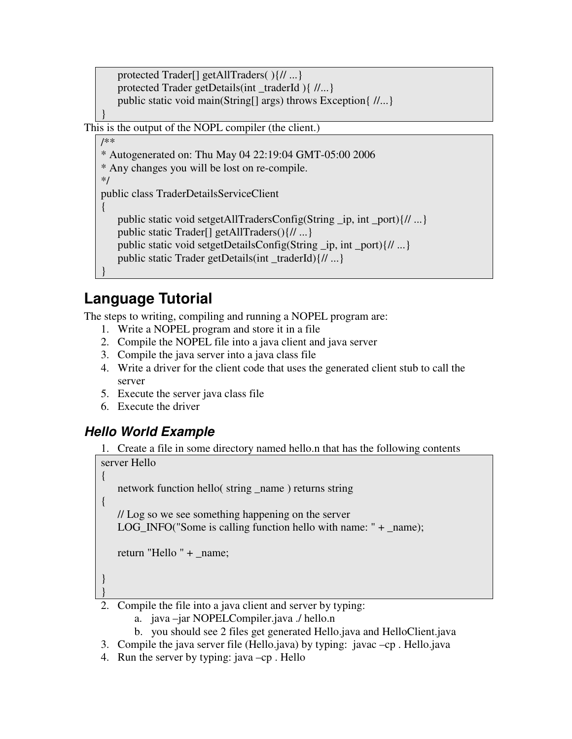```
    protected Trader[] getAllTraders( ){// ...}
    protected Trader getDetails(int _traderId ){ //...}
    public static void main(String[] args) throws Exception{ //...}
}
```

This is the output of the NOPL compiler (the client.)

```
/**
* Autogenerated on: Thu May 04 22:19:04 GMT-05:00 2006
* Any changes you will be lost on re-compile.
*/
public class TraderDetailsServiceClient
{
    public static void setgetAllTradersConfig(String _ip, int _port){// ...}
    public static Trader[] getAllTraders(){// ...}
    public static void setgetDetailsConfig(String _ip, int _port){// ...}
    public static Trader getDetails(int _traderId){// ...}
}
```

# Language Tutorial

The steps to writing, compiling and running a NOPEL program are:

1. Write a NOPEL program and store it in a file
2. Compile the NOPEL file into a java client and java server
3. Compile the java server into a java class file
4. Write a driver for the client code that uses the generated client stub to call the server
5. Execute the server java class file
6. Execute the driver

## *Hello World Example*

1. Create a file in some directory named hello.n that has the following contents

```
server Hello
{
    network function hello( string _name ) returns string
{
    // Log so we see something happening on the server
    LOG_INFO("Some is calling function hello with name: " + _name);

    return "Hello " + _name;

}
}
```

2. Compile the file into a java client and server by typing:
   a. java –jar NOPELCompiler.java ./ hello.n
   b. you should see 2 files get generated Hello.java and HelloClient.java
3. Compile the java server file (Hello.java) by typing: javac –cp . Hello.java
4. Run the server by typing: java –cp . Hello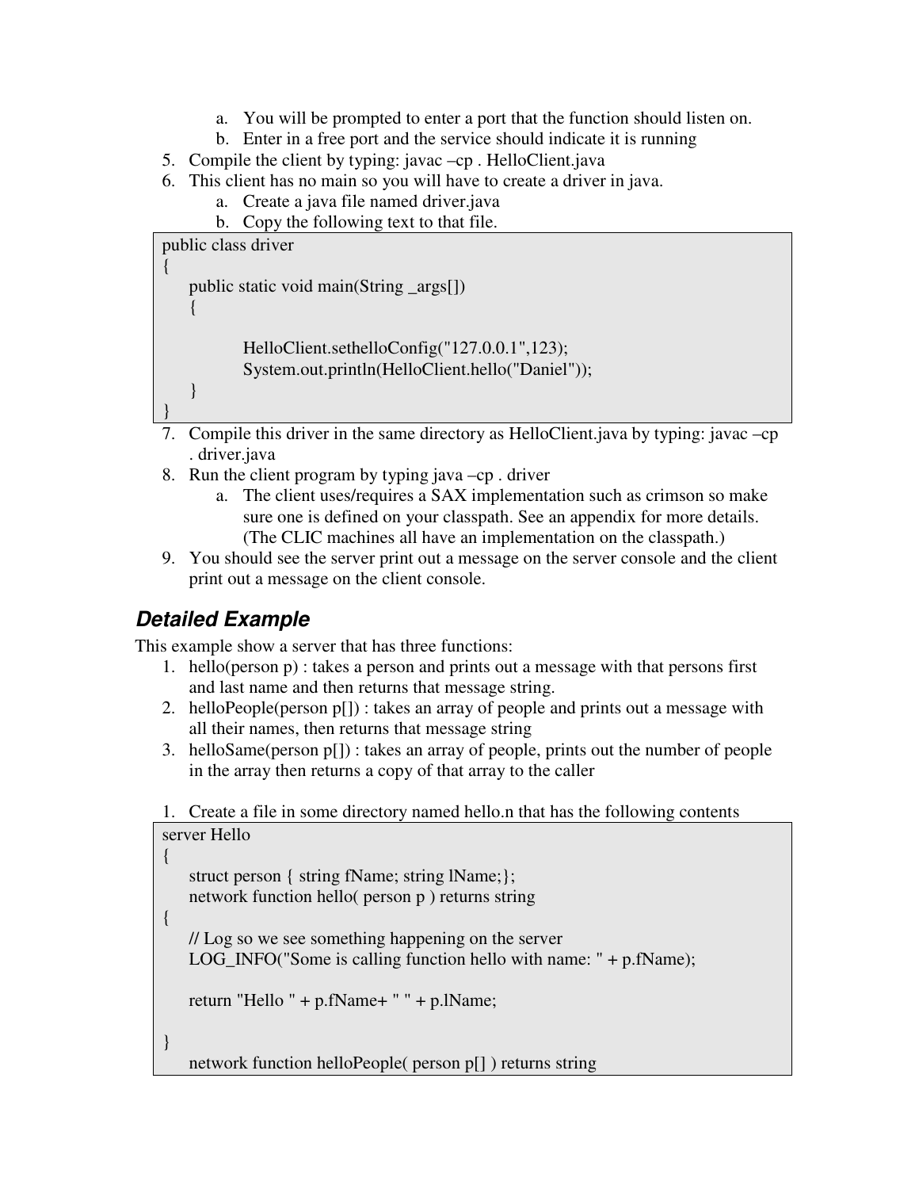a. You will be prompted to enter a port that the function should listen on.
   b. Enter in a free port and the service should indicate it is running
5. Compile the client by typing: javac –cp . HelloClient.java
6. This client has no main so you will have to create a driver in java.
   a. Create a java file named driver.java
   b. Copy the following text to that file.

```
public class driver
{
    public static void main(String _args[])
    {

            HelloClient.sethelloConfig("127.0.0.1",123);
            System.out.println(HelloClient.hello("Daniel"));
    }
}
```

7. Compile this driver in the same directory as HelloClient.java by typing: javac –cp . driver.java
8. Run the client program by typing java –cp . driver
   a. The client uses/requires a SAX implementation such as crimson so make sure one is defined on your classpath. See an appendix for more details. (The CLIC machines all have an implementation on the classpath.)
9. You should see the server print out a message on the server console and the client print out a message on the client console.

## *Detailed Example*

This example show a server that has three functions:

1. hello(person p) : takes a person and prints out a message with that persons first and last name and then returns that message string.
2. helloPeople(person p[]) : takes an array of people and prints out a message with all their names, then returns that message string
3. helloSame(person p[]) : takes an array of people, prints out the number of people in the array then returns a copy of that array to the caller

1. Create a file in some directory named hello.n that has the following contents

```
server Hello
{
    struct person { string fName; string lName;};
    network function hello( person p ) returns string
{
    // Log so we see something happening on the server
    LOG_INFO("Some is calling function hello with name: " + p.fName);

    return "Hello " + p.fName+ " " + p.lName;

}
    network function helloPeople( person p[] ) returns string
```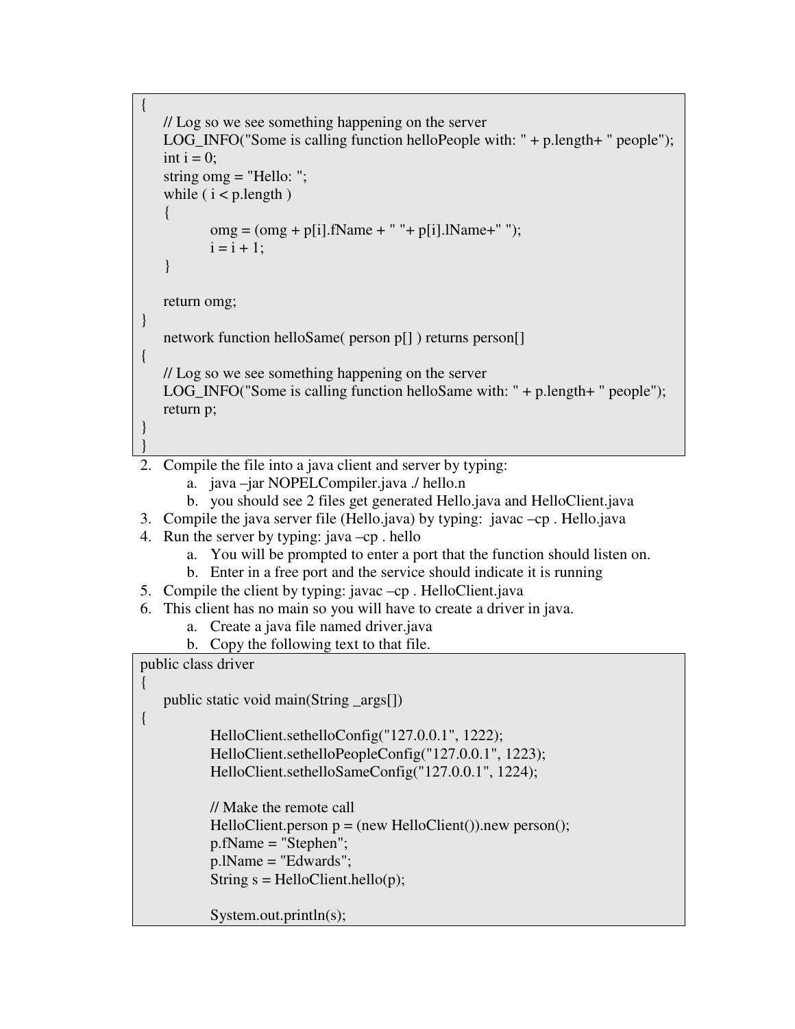```
{
    // Log so we see something happening on the server
    LOG_INFO("Some is calling function helloPeople with: " + p.length+ " people");
    int i = 0;
    string omg = "Hello: ";
    while ( i < p.length )
    {
            omg = (omg + p[i].fName + " "+ p[i].lName+" ");
            i = i + 1;
    }

    return omg;
}
    network function helloSame( person p[] ) returns person[]
{
    // Log so we see something happening on the server
    LOG_INFO("Some is calling function helloSame with: " + p.length+ " people");
    return p;
}
}
```

2. Compile the file into a java client and server by typing:
   a. java –jar NOPELCompiler.java ./ hello.n
   b. you should see 2 files get generated Hello.java and HelloClient.java
3. Compile the java server file (Hello.java) by typing: javac –cp . Hello.java
4. Run the server by typing: java –cp . hello
   a. You will be prompted to enter a port that the function should listen on.
   b. Enter in a free port and the service should indicate it is running
5. Compile the client by typing: javac –cp . HelloClient.java
6. This client has no main so you will have to create a driver in java.
   a. Create a java file named driver.java
   b. Copy the following text to that file.

```
public class driver
{
    public static void main(String _args[])
{
            HelloClient.sethelloConfig("127.0.0.1", 1222);
            HelloClient.sethelloPeopleConfig("127.0.0.1", 1223);
            HelloClient.sethelloSameConfig("127.0.0.1", 1224);

            // Make the remote call
            HelloClient.person p = (new HelloClient()).new person();
            p.fName = "Stephen";
            p.lName = "Edwards";
            String s = HelloClient.hello(p);

            System.out.println(s);
```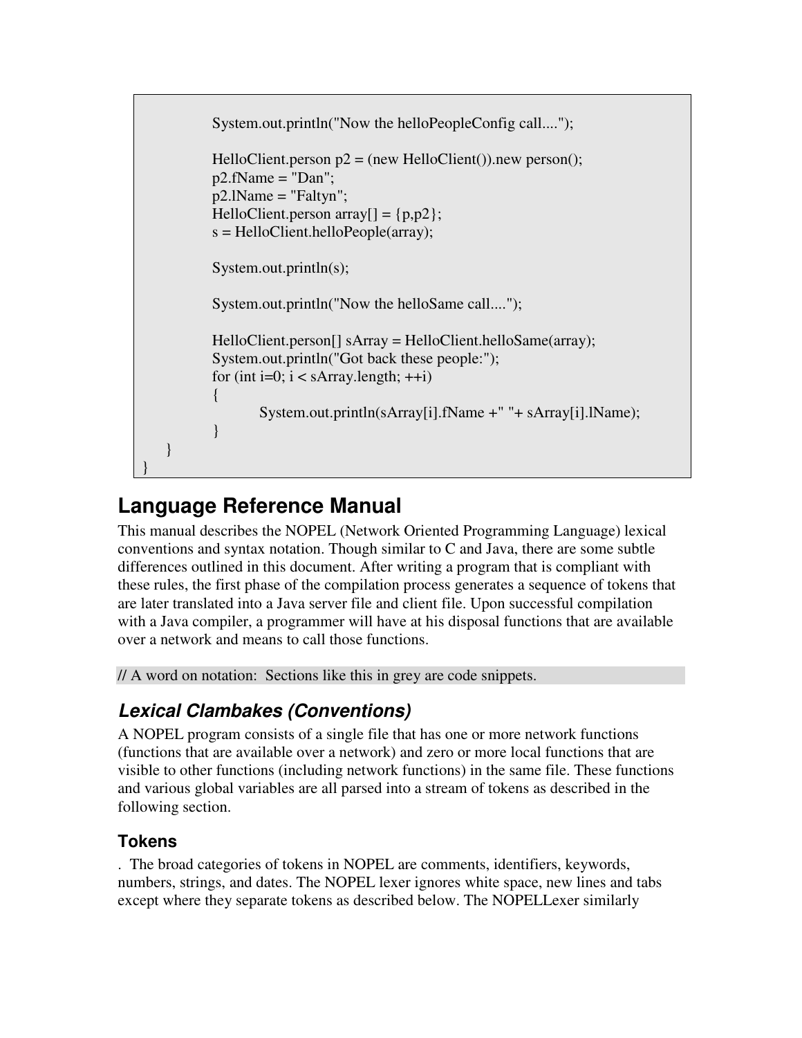```
            System.out.println("Now the helloPeopleConfig call....");

            HelloClient.person p2 = (new HelloClient()).new person();
            p2.fName = "Dan";
            p2.lName = "Faltyn";
            HelloClient.person array[] = {p,p2};
            s = HelloClient.helloPeople(array);

            System.out.println(s);

            System.out.println("Now the helloSame call....");

            HelloClient.person[] sArray = HelloClient.helloSame(array);
            System.out.println("Got back these people:");
            for (int i=0; i < sArray.length; ++i)
            {
                    System.out.println(sArray[i].fName +" "+ sArray[i].lName);
            }
     }
}
```

# Language Reference Manual

This manual describes the NOPEL (Network Oriented Programming Language) lexical conventions and syntax notation. Though similar to C and Java, there are some subtle differences outlined in this document. After writing a program that is compliant with these rules, the first phase of the compilation process generates a sequence of tokens that are later translated into a Java server file and client file. Upon successful compilation with a Java compiler, a programmer will have at his disposal functions that are available over a network and means to call those functions.

```
// A word on notation:  Sections like this in grey are code snippets.
```

## *Lexical Clambakes (Conventions)*

A NOPEL program consists of a single file that has one or more network functions (functions that are available over a network) and zero or more local functions that are visible to other functions (including network functions) in the same file. These functions and various global variables are all parsed into a stream of tokens as described in the following section.

### Tokens

. The broad categories of tokens in NOPEL are comments, identifiers, keywords, numbers, strings, and dates. The NOPEL lexer ignores white space, new lines and tabs except where they separate tokens as described below. The NOPELLexer similarly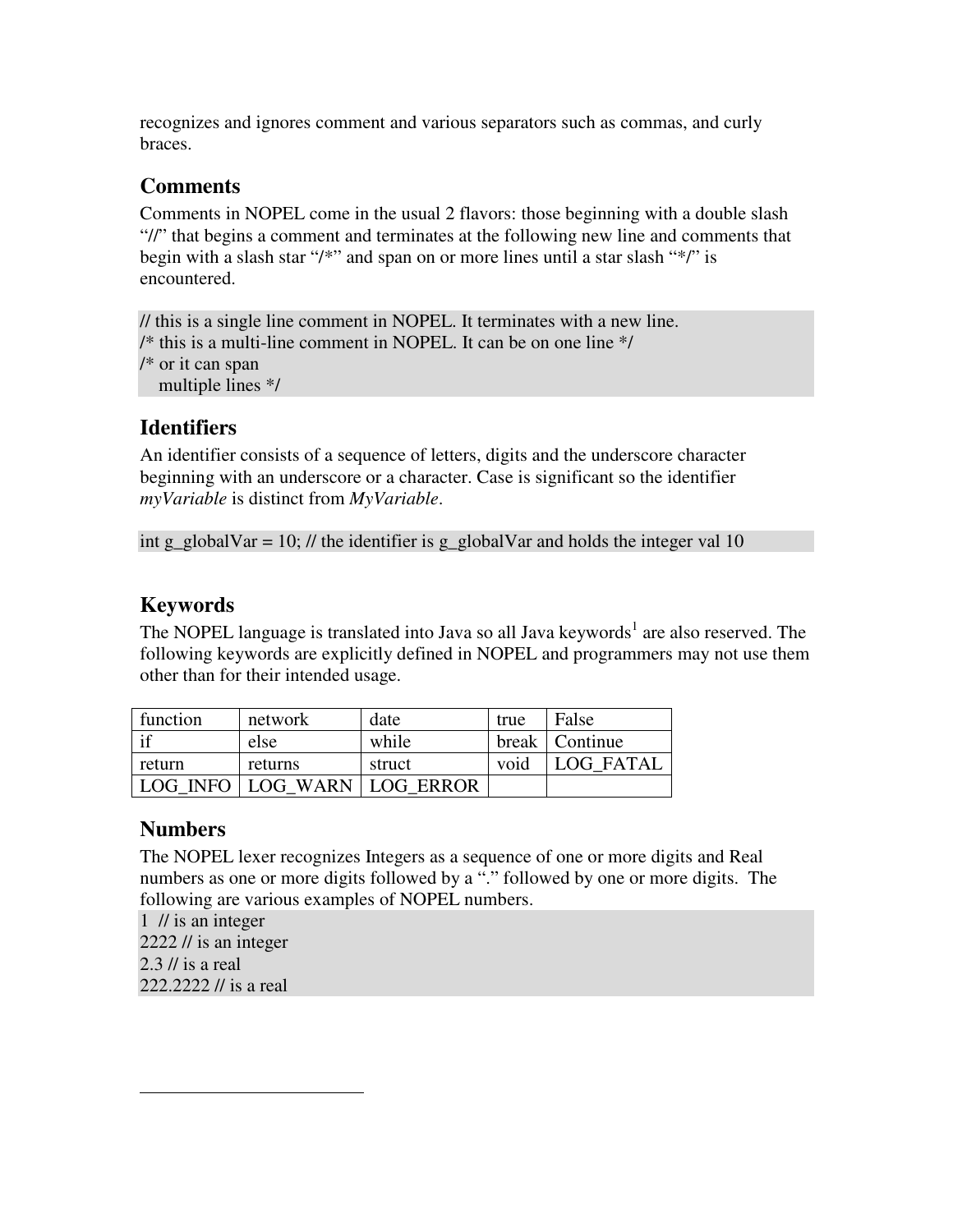recognizes and ignores comment and various separators such as commas, and curly braces.

## Comments

Comments in NOPEL come in the usual 2 flavors: those beginning with a double slash "//" that begins a comment and terminates at the following new line and comments that begin with a slash star "/*" and span on or more lines until a star slash "*/" is encountered.

```
// this is a single line comment in NOPEL. It terminates with a new line.
/* this is a multi-line comment in NOPEL. It can be on one line */
/* or it can span
   multiple lines */
```

## Identifiers

An identifier consists of a sequence of letters, digits and the underscore character beginning with an underscore or a character. Case is significant so the identifier *myVariable* is distinct from *MyVariable*.

```
int g_globalVar = 10; // the identifier is g_globalVar and holds the integer val 10
```

## Keywords

The NOPEL language is translated into Java so all Java keywords[1] are also reserved. The following keywords are explicitly defined in NOPEL and programmers may not use them other than for their intended usage.

| | | | | |
|---|---|---|---|---|
| function | network | date | true | False |
| if | else | while | break | Continue |
| return | returns | struct | void | LOG_FATAL |
| LOG_INFO | LOG_WARN | LOG_ERROR | | |

## Numbers

The NOPEL lexer recognizes Integers as a sequence of one or more digits and Real numbers as one or more digits followed by a "." followed by one or more digits. The following are various examples of NOPEL numbers.

```
1  // is an integer
2222 // is an integer
2.3 // is a real
222.2222 // is a real
```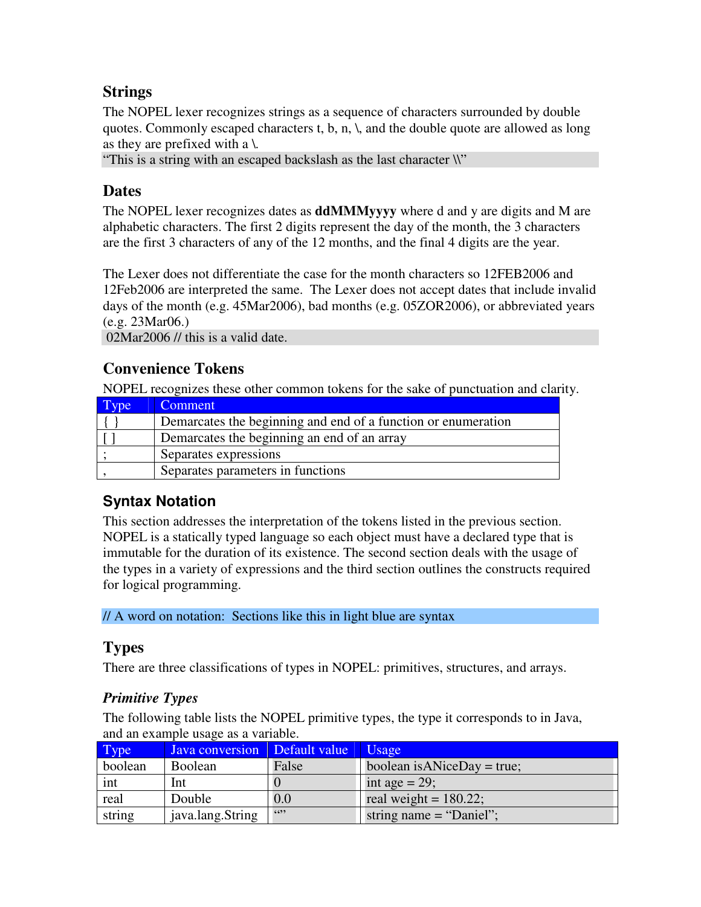## Strings

The NOPEL lexer recognizes strings as a sequence of characters surrounded by double quotes. Commonly escaped characters t, b, n, \, and the double quote are allowed as long as they are prefixed with a \.

```
"This is a string with an escaped backslash as the last character \\"
```

## Dates

The NOPEL lexer recognizes dates as **ddMMMyyyy** where d and y are digits and M are alphabetic characters. The first 2 digits represent the day of the month, the 3 characters are the first 3 characters of any of the 12 months, and the final 4 digits are the year.

The Lexer does not differentiate the case for the month characters so 12FEB2006 and 12Feb2006 are interpreted the same. The Lexer does not accept dates that include invalid days of the month (e.g. 45Mar2006), bad months (e.g. 05ZOR2006), or abbreviated years (e.g. 23Mar06.)

```
02Mar2006 // this is a valid date.
```

## Convenience Tokens

NOPEL recognizes these other common tokens for the sake of punctuation and clarity.

| Type | Comment |
|---|---|
| { } | Demarcates the beginning and end of a function or enumeration |
| [ ] | Demarcates the beginning an end of an array |
| ; | Separates expressions |
| , | Separates parameters in functions |

# Syntax Notation

This section addresses the interpretation of the tokens listed in the previous section. NOPEL is a statically typed language so each object must have a declared type that is immutable for the duration of its existence. The second section deals with the usage of the types in a variety of expressions and the third section outlines the constructs required for logical programming.

```
// A word on notation:  Sections like this in light blue are syntax
```

## Types

There are three classifications of types in NOPEL: primitives, structures, and arrays.

### *Primitive Types*

The following table lists the NOPEL primitive types, the type it corresponds to in Java, and an example usage as a variable.

| Type | Java conversion | Default value | Usage |
|---|---|---|---|
| boolean | Boolean | False | boolean isANiceDay = true; |
| int | Int | 0 | int age = 29; |
| real | Double | 0.0 | real weight = 180.22; |
| string | java.lang.String | "" | string name = "Daniel"; |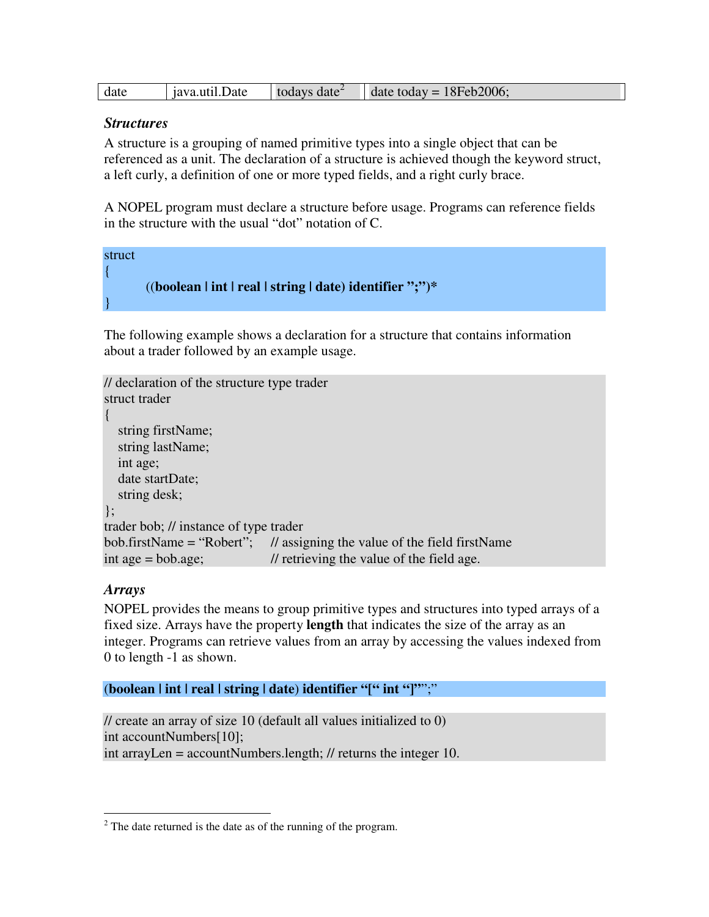| | | | |
|---|---|---|---|
| date | java.util.Date | todays date[2] | date today = 18Feb2006; |

### *Structures*

A structure is a grouping of named primitive types into a single object that can be referenced as a unit. The declaration of a structure is achieved though the keyword struct, a left curly, a definition of one or more typed fields, and a right curly brace.

A NOPEL program must declare a structure before usage. Programs can reference fields in the structure with the usual "dot" notation of C.

```
struct
{
        ((boolean | int | real | string | date) identifier ";")*
}
```

The following example shows a declaration for a structure that contains information about a trader followed by an example usage.

```
// declaration of the structure type trader
struct trader
{
   string firstName;
   string lastName;
   int age;
   date startDate;
   string desk;
};
trader bob; // instance of type trader
bob.firstName = "Robert";     // assigning the value of the field firstName
int age = bob.age;            // retrieving the value of the field age.
```

### *Arrays*

NOPEL provides the means to group primitive types and structures into typed arrays of a fixed size. Arrays have the property **length** that indicates the size of the array as an integer. Programs can retrieve values from an array by accessing the values indexed from 0 to length -1 as shown.

```
(boolean | int | real | string | date) identifier "[" int "]"";"
```

```
// create an array of size 10 (default all values initialized to 0)
int accountNumbers[10];
int arrayLen = accountNumbers.length; // returns the integer 10.
```

[2] The date returned is the date as of the running of the program.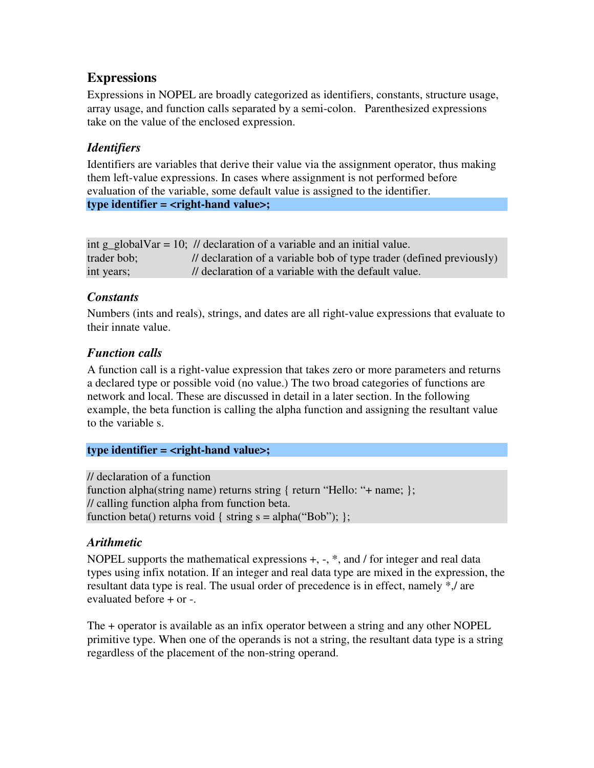## Expressions

Expressions in NOPEL are broadly categorized as identifiers, constants, structure usage, array usage, and function calls separated by a semi-colon. Parenthesized expressions take on the value of the enclosed expression.

### *Identifiers*

Identifiers are variables that derive their value via the assignment operator, thus making them left-value expressions. In cases where assignment is not performed before evaluation of the variable, some default value is assigned to the identifier.

**type identifier = <right-hand value>;**

```
int g_globalVar = 10;  // declaration of a variable and an initial value.
trader bob;            // declaration of a variable bob of type trader (defined previously)
int years;             // declaration of a variable with the default value.
```

### *Constants*

Numbers (ints and reals), strings, and dates are all right-value expressions that evaluate to their innate value.

### *Function calls*

A function call is a right-value expression that takes zero or more parameters and returns a declared type or possible void (no value.) The two broad categories of functions are network and local. These are discussed in detail in a later section. In the following example, the beta function is calling the alpha function and assigning the resultant value to the variable s.

**type identifier = <right-hand value>;**

```
// declaration of a function
function alpha(string name) returns string { return "Hello: "+ name; };
// calling function alpha from function beta.
function beta() returns void { string s = alpha("Bob"); };
```

### *Arithmetic*

NOPEL supports the mathematical expressions +, -, *, and / for integer and real data types using infix notation. If an integer and real data type are mixed in the expression, the resultant data type is real. The usual order of precedence is in effect, namely *,/ are evaluated before + or -.

The + operator is available as an infix operator between a string and any other NOPEL primitive type. When one of the operands is not a string, the resultant data type is a string regardless of the placement of the non-string operand.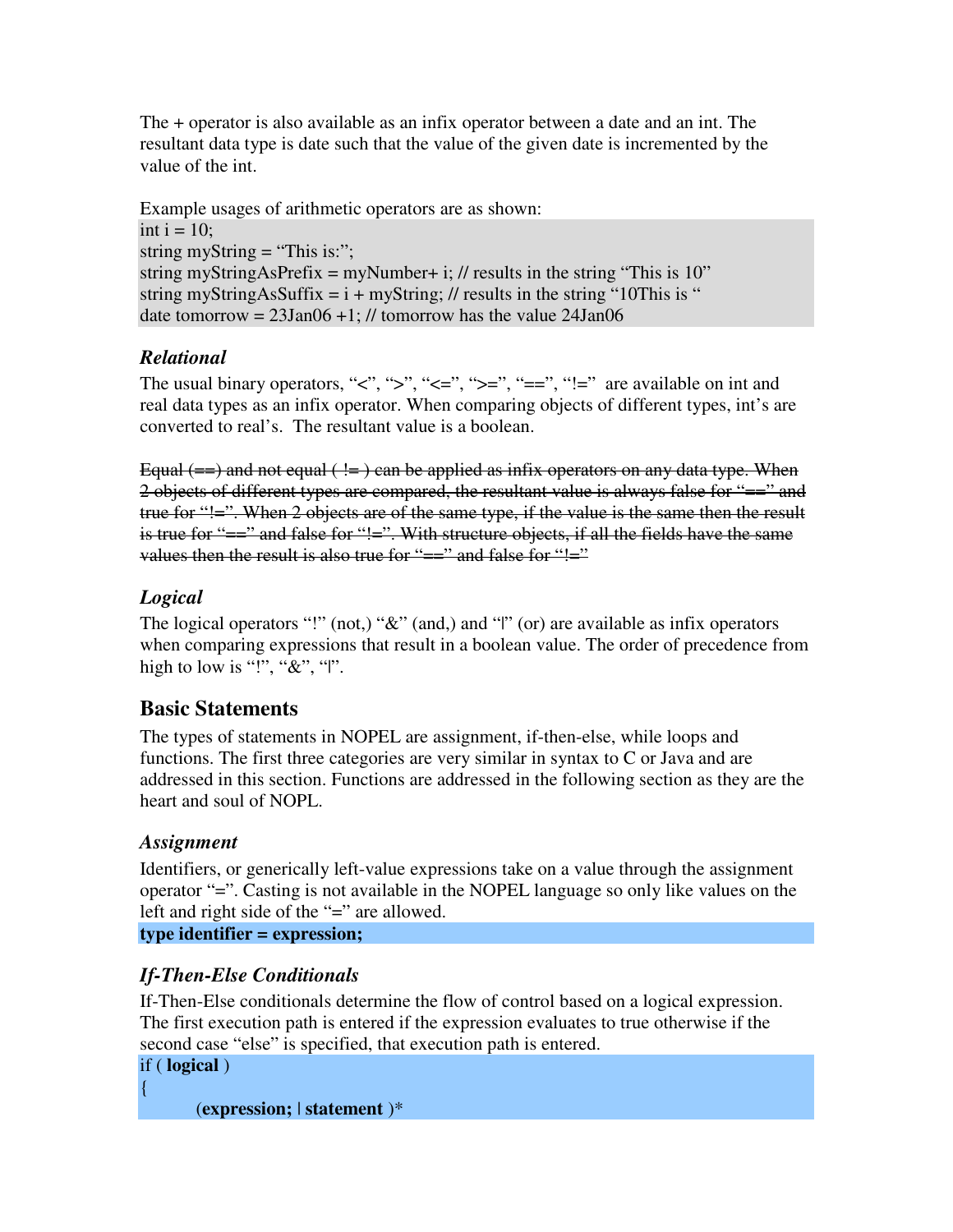The + operator is also available as an infix operator between a date and an int. The resultant data type is date such that the value of the given date is incremented by the value of the int.

Example usages of arithmetic operators are as shown:

```
int i = 10;
string myString = “This is:”;
string myStringAsPrefix = myNumber+ i; // results in the string “This is 10”
string myStringAsSuffix = i + myString; // results in the string “10This is “
date tomorrow = 23Jan06 +1; // tomorrow has the value 24Jan06
```

### *Relational*

The usual binary operators, “<”, “>”, “<=”, “>=”, “==”, “!=” are available on int and real data types as an infix operator. When comparing objects of different types, int’s are converted to real’s. The resultant value is a boolean.

~~Equal (==) and not equal ( != ) can be applied as infix operators on any data type. When 2 objects of different types are compared, the resultant value is always false for “==” and true for “!=”. When 2 objects are of the same type, if the value is the same then the result is true for “==” and false for “!=”. With structure objects, if all the fields have the same values then the result is also true for “==” and false for “!=”~~

### *Logical*

The logical operators “!” (not,) “&” (and,) and “|” (or) are available as infix operators when comparing expressions that result in a boolean value. The order of precedence from high to low is “!”, “&”, “|”.

## Basic Statements

The types of statements in NOPEL are assignment, if-then-else, while loops and functions. The first three categories are very similar in syntax to C or Java and are addressed in this section. Functions are addressed in the following section as they are the heart and soul of NOPL.

### *Assignment*

Identifiers, or generically left-value expressions take on a value through the assignment operator “=”. Casting is not available in the NOPEL language so only like values on the left and right side of the “=” are allowed.

```
type identifier = expression;
```

### *If-Then-Else Conditionals*

If-Then-Else conditionals determine the flow of control based on a logical expression. The first execution path is entered if the expression evaluates to true otherwise if the second case “else” is specified, that execution path is entered.

```
if ( logical )
{
        (expression; | statement )*
```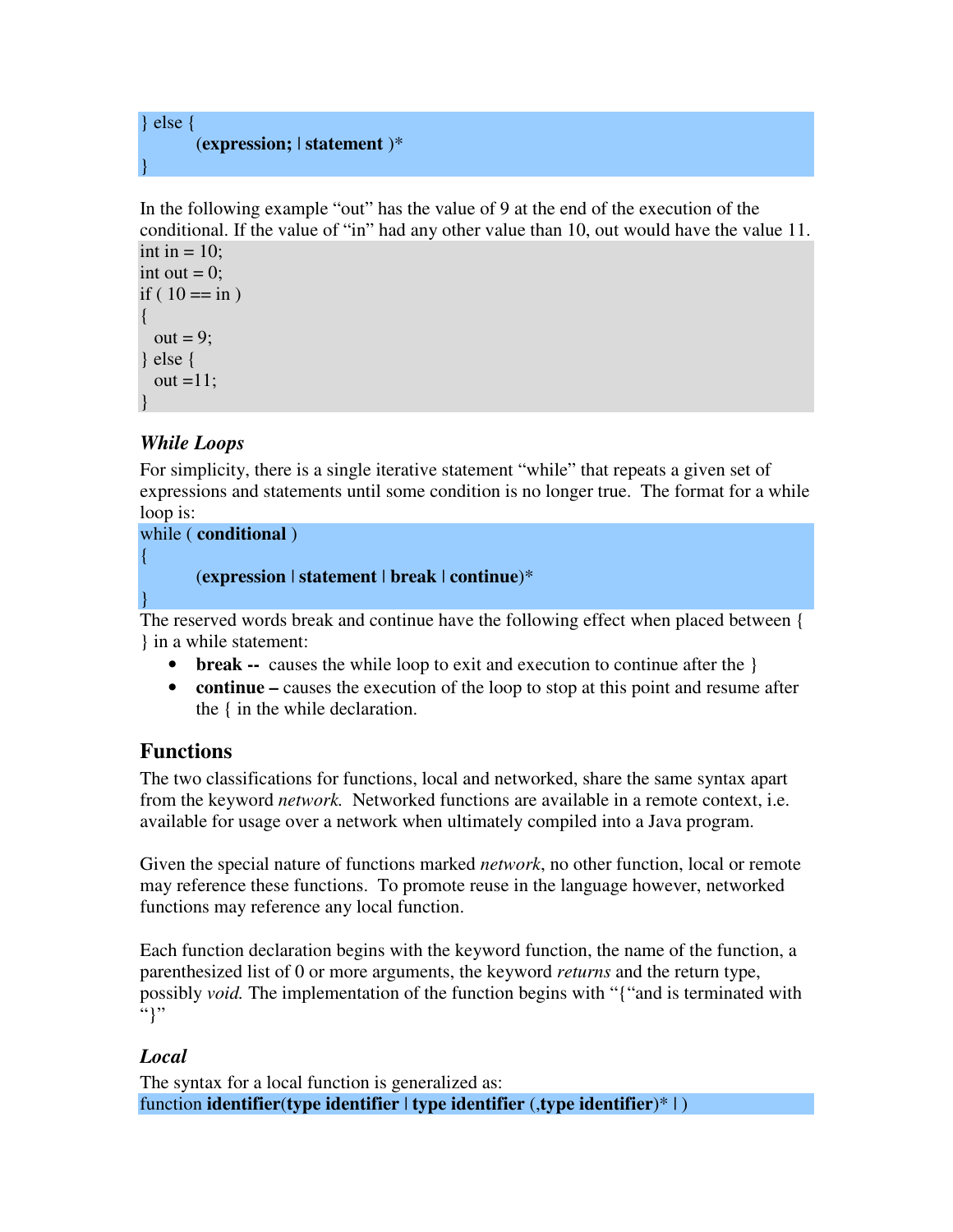```
} else {
        (expression; | statement )*
}
```

In the following example "out" has the value of 9 at the end of the execution of the conditional. If the value of "in" had any other value than 10, out would have the value 11.

```
int in = 10;
int out = 0;
if ( 10 == in )
{
  out = 9;
} else {
  out =11;
}
```

### *While Loops*

For simplicity, there is a single iterative statement "while" that repeats a given set of expressions and statements until some condition is no longer true. The format for a while loop is:

```
while ( conditional )
{
        (expression | statement | break | continue)*
}
```

The reserved words break and continue have the following effect when placed between { } in a while statement:

- **break --** causes the while loop to exit and execution to continue after the }
- **continue –** causes the execution of the loop to stop at this point and resume after the { in the while declaration.

## Functions

The two classifications for functions, local and networked, share the same syntax apart from the keyword *network.* Networked functions are available in a remote context, i.e. available for usage over a network when ultimately compiled into a Java program.

Given the special nature of functions marked *network*, no other function, local or remote may reference these functions. To promote reuse in the language however, networked functions may reference any local function.

Each function declaration begins with the keyword function, the name of the function, a parenthesized list of 0 or more arguments, the keyword *returns* and the return type, possibly *void.* The implementation of the function begins with "{"and is terminated with "}"

### *Local*

The syntax for a local function is generalized as:

```
function identifier(type identifier | type identifier (,type identifier)* | )
```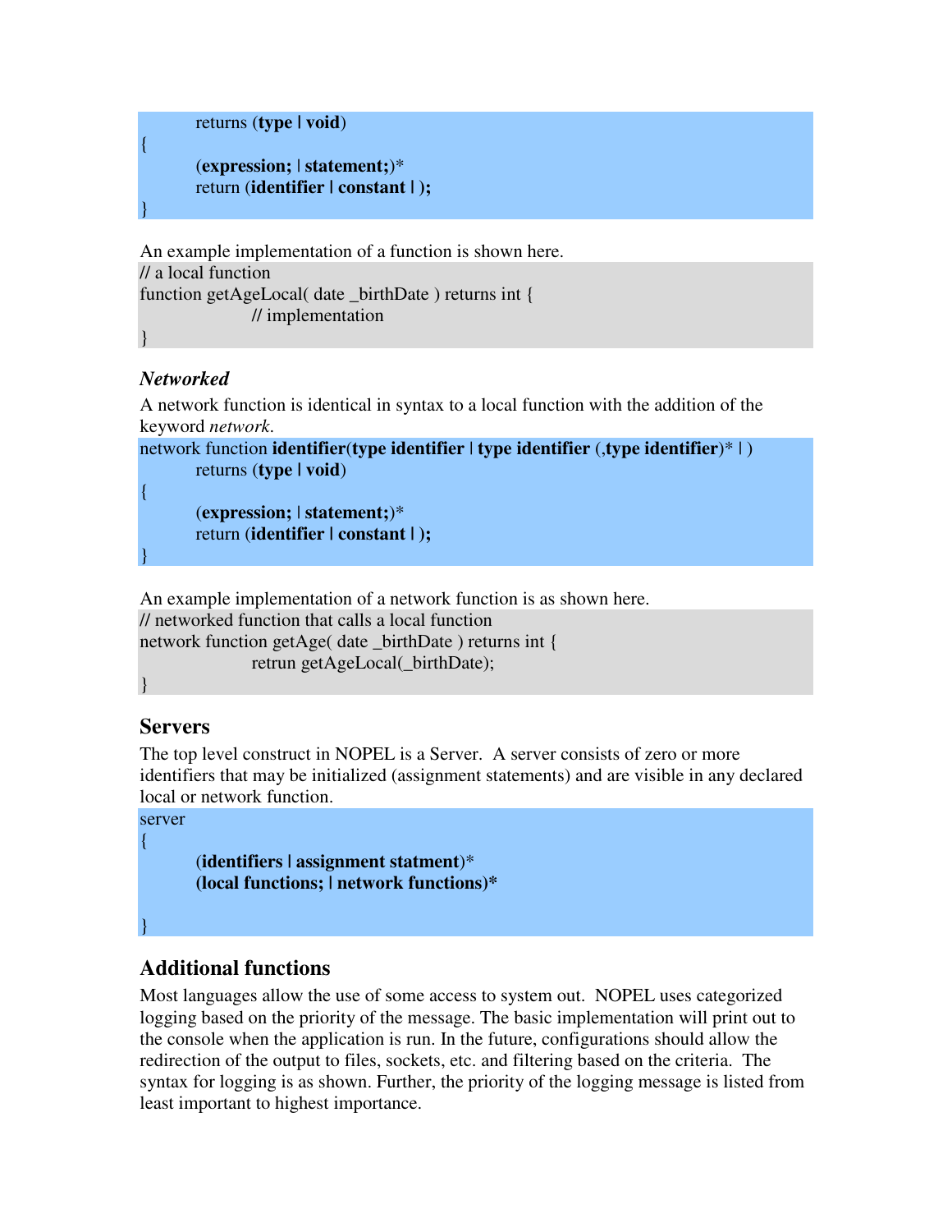```
        returns (type | void)
{
        (expression; | statement;)*
        return (identifier | constant | );
}
```

An example implementation of a function is shown here.

```
// a local function
function getAgeLocal( date _birthDate ) returns int {
                // implementation
}
```

### *Networked*

A network function is identical in syntax to a local function with the addition of the keyword *network*.

```
network function identifier(type identifier | type identifier (,type identifier)* | )
        returns (type | void)
{
        (expression; | statement;)*
        return (identifier | constant | );
}
```

An example implementation of a network function is as shown here.

```
// networked function that calls a local function
network function getAge( date _birthDate ) returns int {
                retrun getAgeLocal(_birthDate);
}
```

## Servers

The top level construct in NOPEL is a Server. A server consists of zero or more identifiers that may be initialized (assignment statements) and are visible in any declared local or network function.

```
server
{
        (identifiers | assignment statment)*
        (local functions; | network functions)*

}
```

## Additional functions

Most languages allow the use of some access to system out. NOPEL uses categorized logging based on the priority of the message. The basic implementation will print out to the console when the application is run. In the future, configurations should allow the redirection of the output to files, sockets, etc. and filtering based on the criteria. The syntax for logging is as shown. Further, the priority of the logging message is listed from least important to highest importance.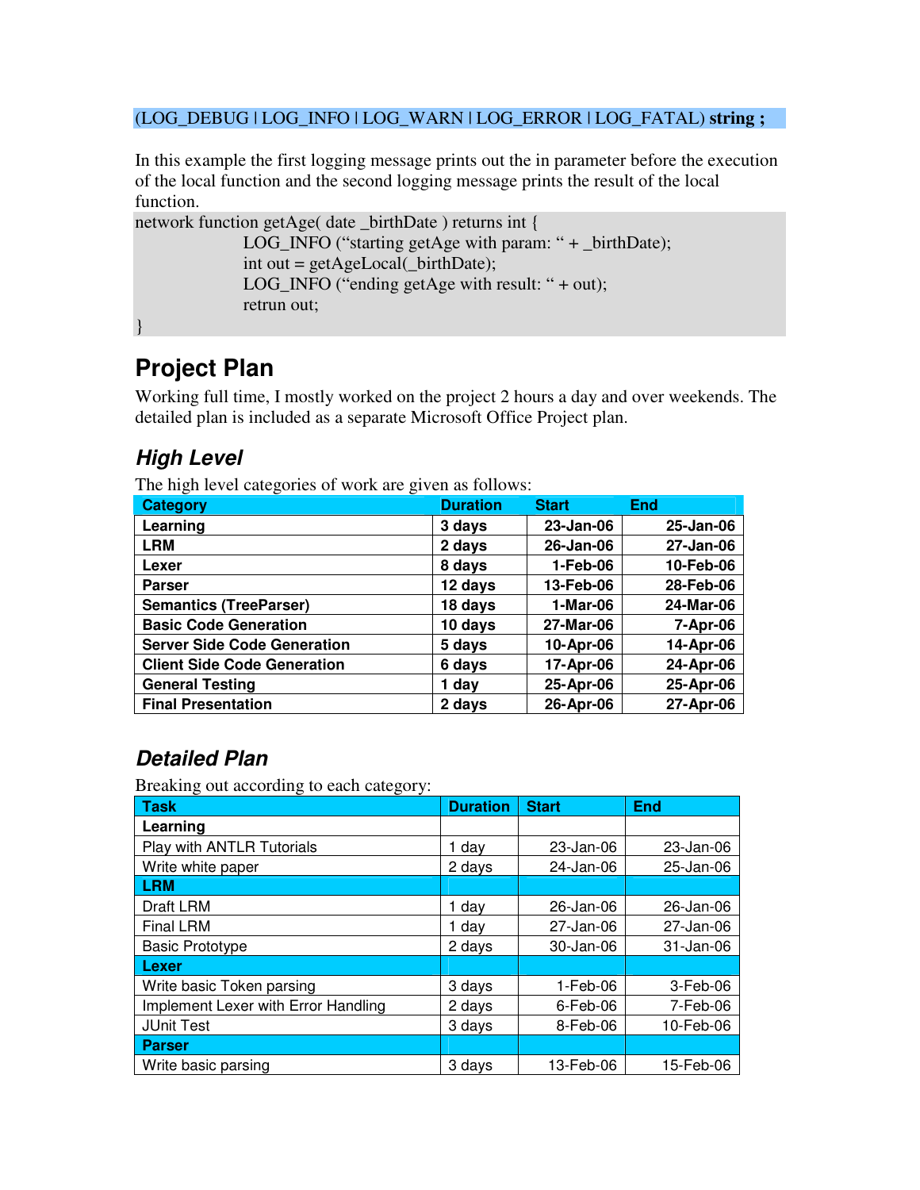```
(LOG_DEBUG | LOG_INFO | LOG_WARN | LOG_ERROR | LOG_FATAL) string ;
```

In this example the first logging message prints out the in parameter before the execution of the local function and the second logging message prints the result of the local function.

```
network function getAge( date _birthDate ) returns int {
                LOG_INFO (“starting getAge with param: “ + _birthDate);
                int out = getAgeLocal(_birthDate);
                LOG_INFO (“ending getAge with result: “ + out);
                retrun out;
}
```

# Project Plan

Working full time, I mostly worked on the project 2 hours a day and over weekends. The detailed plan is included as a separate Microsoft Office Project plan.

## *High Level*

The high level categories of work are given as follows:

| Category | Duration | Start | End |
|---|---|---|---|
| **Learning** | **3 days** | **23-Jan-06** | **25-Jan-06** |
| **LRM** | **2 days** | **26-Jan-06** | **27-Jan-06** |
| **Lexer** | **8 days** | **1-Feb-06** | **10-Feb-06** |
| **Parser** | **12 days** | **13-Feb-06** | **28-Feb-06** |
| **Semantics (TreeParser)** | **18 days** | **1-Mar-06** | **24-Mar-06** |
| **Basic Code Generation** | **10 days** | **27-Mar-06** | **7-Apr-06** |
| **Server Side Code Generation** | **5 days** | **10-Apr-06** | **14-Apr-06** |
| **Client Side Code Generation** | **6 days** | **17-Apr-06** | **24-Apr-06** |
| **General Testing** | **1 day** | **25-Apr-06** | **25-Apr-06** |
| **Final Presentation** | **2 days** | **26-Apr-06** | **27-Apr-06** |

## *Detailed Plan*

Breaking out according to each category:

| Task | Duration | Start | End |
|---|---|---|---|
| **Learning** | | | |
| Play with ANTLR Tutorials | 1 day | 23-Jan-06 | 23-Jan-06 |
| Write white paper | 2 days | 24-Jan-06 | 25-Jan-06 |
| **LRM** | | | |
| Draft LRM | 1 day | 26-Jan-06 | 26-Jan-06 |
| Final LRM | 1 day | 27-Jan-06 | 27-Jan-06 |
| Basic Prototype | 2 days | 30-Jan-06 | 31-Jan-06 |
| **Lexer** | | | |
| Write basic Token parsing | 3 days | 1-Feb-06 | 3-Feb-06 |
| Implement Lexer with Error Handling | 2 days | 6-Feb-06 | 7-Feb-06 |
| JUnit Test | 3 days | 8-Feb-06 | 10-Feb-06 |
| **Parser** | | | |
| Write basic parsing | 3 days | 13-Feb-06 | 15-Feb-06 |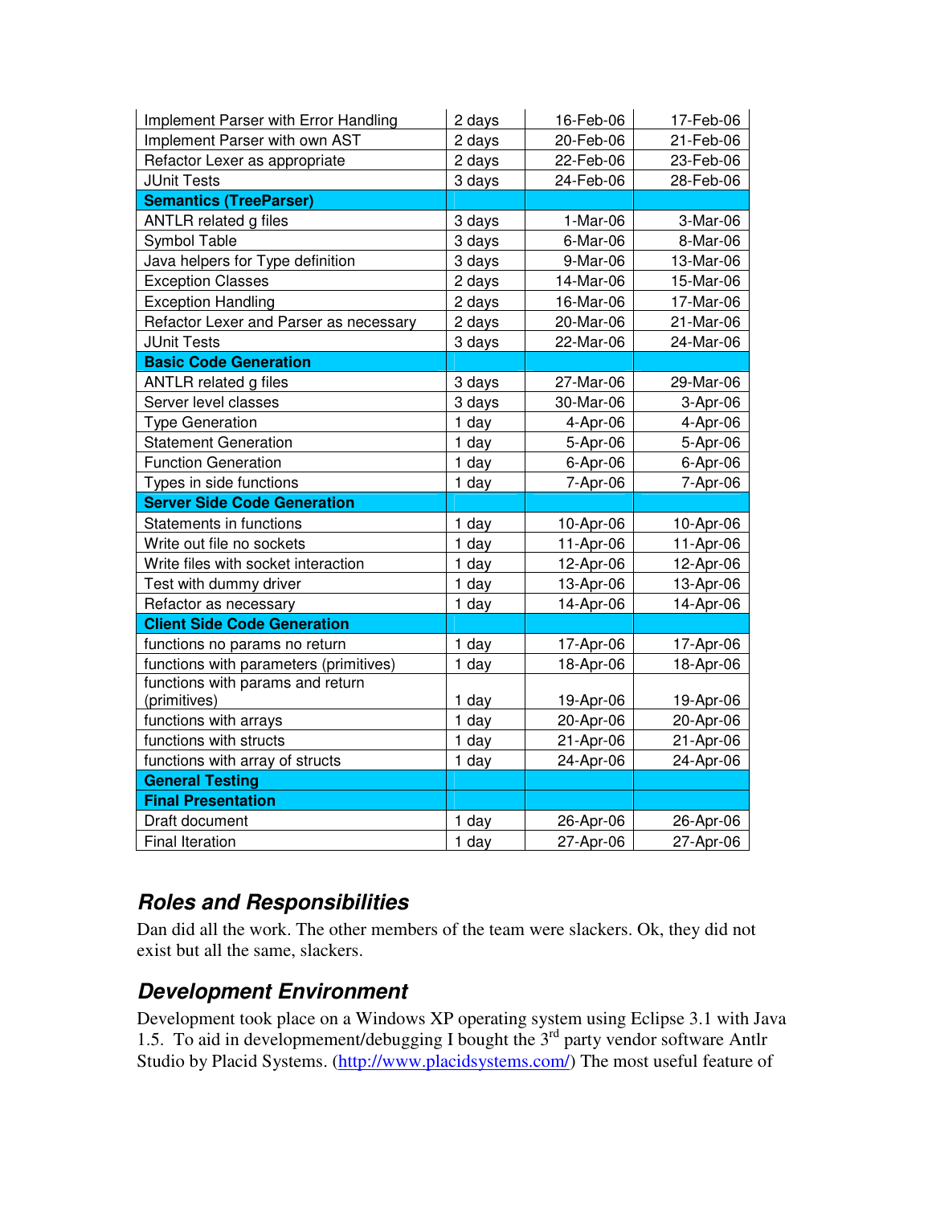| Implement Parser with Error Handling | 2 days | 16-Feb-06 | 17-Feb-06 |
|---|---|---|---|
| Implement Parser with own AST | 2 days | 20-Feb-06 | 21-Feb-06 |
| Refactor Lexer as appropriate | 2 days | 22-Feb-06 | 23-Feb-06 |
| JUnit Tests | 3 days | 24-Feb-06 | 28-Feb-06 |
| **Semantics (TreeParser)** | | | |
| ANTLR related g files | 3 days | 1-Mar-06 | 3-Mar-06 |
| Symbol Table | 3 days | 6-Mar-06 | 8-Mar-06 |
| Java helpers for Type definition | 3 days | 9-Mar-06 | 13-Mar-06 |
| Exception Classes | 2 days | 14-Mar-06 | 15-Mar-06 |
| Exception Handling | 2 days | 16-Mar-06 | 17-Mar-06 |
| Refactor Lexer and Parser as necessary | 2 days | 20-Mar-06 | 21-Mar-06 |
| JUnit Tests | 3 days | 22-Mar-06 | 24-Mar-06 |
| **Basic Code Generation** | | | |
| ANTLR related g files | 3 days | 27-Mar-06 | 29-Mar-06 |
| Server level classes | 3 days | 30-Mar-06 | 3-Apr-06 |
| Type Generation | 1 day | 4-Apr-06 | 4-Apr-06 |
| Statement Generation | 1 day | 5-Apr-06 | 5-Apr-06 |
| Function Generation | 1 day | 6-Apr-06 | 6-Apr-06 |
| Types in side functions | 1 day | 7-Apr-06 | 7-Apr-06 |
| **Server Side Code Generation** | | | |
| Statements in functions | 1 day | 10-Apr-06 | 10-Apr-06 |
| Write out file no sockets | 1 day | 11-Apr-06 | 11-Apr-06 |
| Write files with socket interaction | 1 day | 12-Apr-06 | 12-Apr-06 |
| Test with dummy driver | 1 day | 13-Apr-06 | 13-Apr-06 |
| Refactor as necessary | 1 day | 14-Apr-06 | 14-Apr-06 |
| **Client Side Code Generation** | | | |
| functions no params no return | 1 day | 17-Apr-06 | 17-Apr-06 |
| functions with parameters (primitives) | 1 day | 18-Apr-06 | 18-Apr-06 |
| functions with params and return (primitives) | 1 day | 19-Apr-06 | 19-Apr-06 |
| functions with arrays | 1 day | 20-Apr-06 | 20-Apr-06 |
| functions with structs | 1 day | 21-Apr-06 | 21-Apr-06 |
| functions with array of structs | 1 day | 24-Apr-06 | 24-Apr-06 |
| **General Testing** | | | |
| **Final Presentation** | | | |
| Draft document | 1 day | 26-Apr-06 | 26-Apr-06 |
| Final Iteration | 1 day | 27-Apr-06 | 27-Apr-06 |

## Roles and Responsibilities

Dan did all the work. The other members of the team were slackers. Ok, they did not exist but all the same, slackers.

## Development Environment

Development took place on a Windows XP operating system using Eclipse 3.1 with Java 1.5. To aid in developmement/debugging I bought the 3rd party vendor software Antlr Studio by Placid Systems. (http://www.placidsystems.com/) The most useful feature of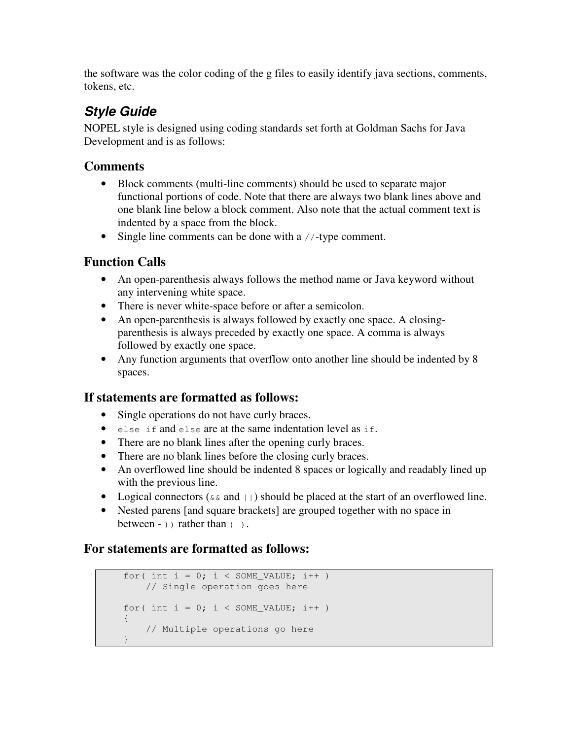the software was the color coding of the g files to easily identify java sections, comments, tokens, etc.

## *Style Guide*

NOPEL style is designed using coding standards set forth at Goldman Sachs for Java Development and is as follows:

### Comments

- Block comments (multi-line comments) should be used to separate major functional portions of code. Note that there are always two blank lines above and one blank line below a block comment. Also note that the actual comment text is indented by a space from the block.
- Single line comments can be done with a `//`-type comment.

### Function Calls

- An open-parenthesis always follows the method name or Java keyword without any intervening white space.
- There is never white-space before or after a semicolon.
- An open-parenthesis is always followed by exactly one space. A closing-parenthesis is always preceded by exactly one space. A comma is always followed by exactly one space.
- Any function arguments that overflow onto another line should be indented by 8 spaces.

### If statements are formatted as follows:

- Single operations do not have curly braces.
- `else if` and `else` are at the same indentation level as `if`.
- There are no blank lines after the opening curly braces.
- There are no blank lines before the closing curly braces.
- An overflowed line should be indented 8 spaces or logically and readably lined up with the previous line.
- Logical connectors (`&&` and `||`) should be placed at the start of an overflowed line.
- Nested parens [and square brackets] are grouped together with no space in between - `))` rather than `) )`.

### For statements are formatted as follows:

```
for( int i = 0; i < SOME_VALUE; i++ )
    // Single operation goes here

for( int i = 0; i < SOME_VALUE; i++ )
{
    // Multiple operations go here
}
```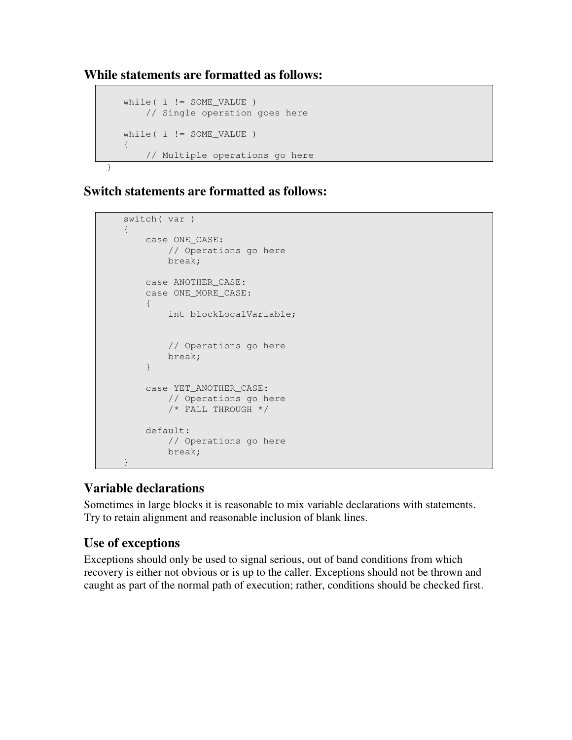### While statements are formatted as follows:

```
while( i != SOME_VALUE )
    // Single operation goes here

while( i != SOME_VALUE )
{
    // Multiple operations go here
}
```

### Switch statements are formatted as follows:

```
switch( var )
{
    case ONE_CASE:
        // Operations go here
        break;

    case ANOTHER_CASE:
    case ONE_MORE_CASE:
    {
        int blockLocalVariable;


        // Operations go here
        break;
    }

    case YET_ANOTHER_CASE:
        // Operations go here
        /* FALL THROUGH */

    default:
        // Operations go here
        break;
}
```

## Variable declarations

Sometimes in large blocks it is reasonable to mix variable declarations with statements. Try to retain alignment and reasonable inclusion of blank lines.

## Use of exceptions

Exceptions should only be used to signal serious, out of band conditions from which recovery is either not obvious or is up to the caller. Exceptions should not be thrown and caught as part of the normal path of execution; rather, conditions should be checked first.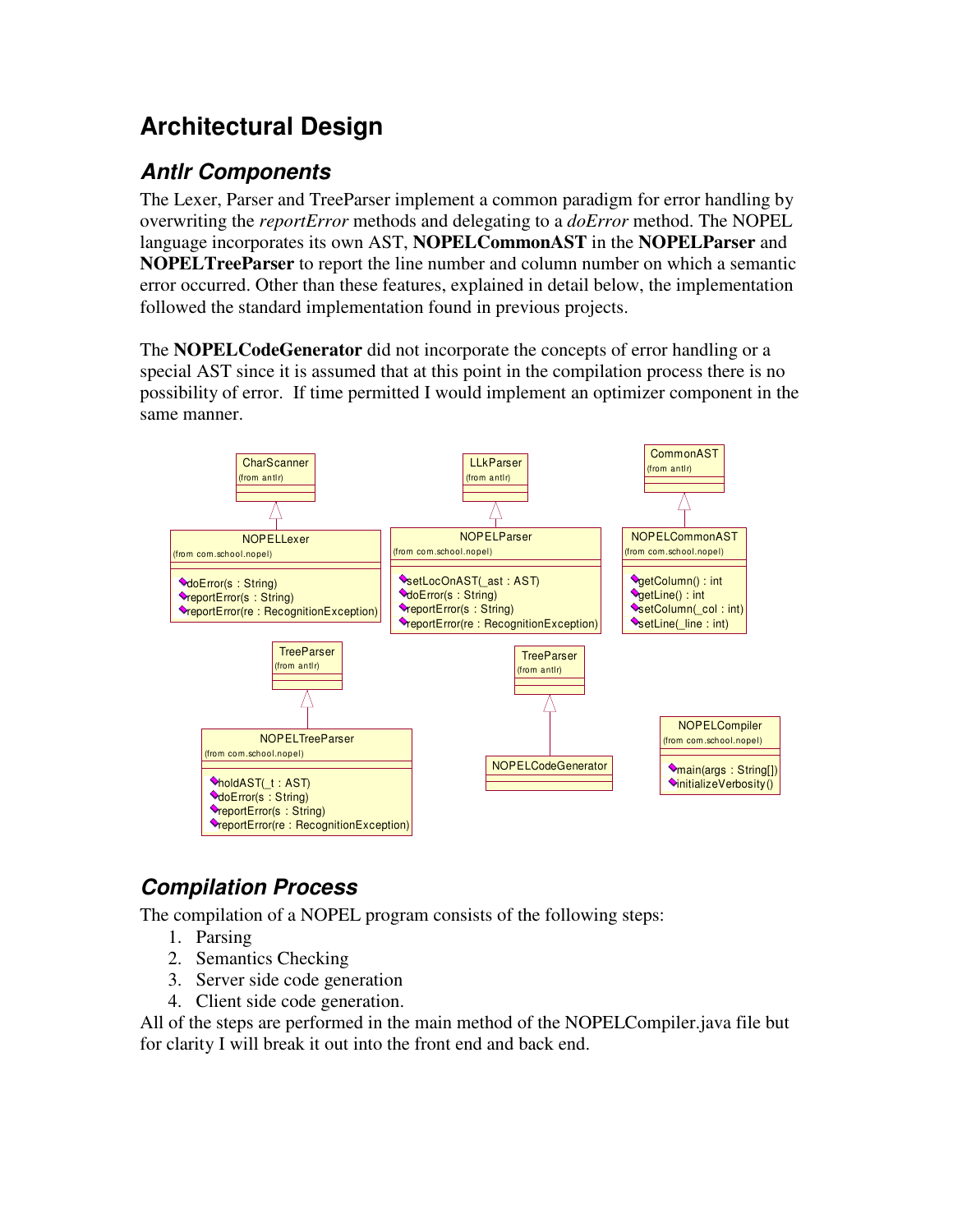# Architectural Design

## Antlr Components

The Lexer, Parser and TreeParser implement a common paradigm for error handling by overwriting the *reportError* methods and delegating to a *doError* method. The NOPEL language incorporates its own AST, **NOPELCommonAST** in the **NOPELParser** and **NOPELTreeParser** to report the line number and column number on which a semantic error occurred. Other than these features, explained in detail below, the implementation followed the standard implementation found in previous projects.

The **NOPELCodeGenerator** did not incorporate the concepts of error handling or a special AST since it is assumed that at this point in the compilation process there is no possibility of error. If time permitted I would implement an optimizer component in the same manner.

CharScanner (from antlr)

NOPELLexer (from com.school.nopel)
- doError(s : String)
- reportError(s : String)
- reportError(re : RecognitionException)

LLkParser (from antlr)

NOPELParser (from com.school.nopel)
- setLocOnAST(_ast : AST)
- doError(s : String)
- reportError(s : String)
- reportError(re : RecognitionException)

CommonAST (from antlr)

NOPELCommonAST (from com.school.nopel)
- getColumn() : int
- getLine() : int
- setColumn(_col : int)
- setLine(_line : int)

TreeParser (from antlr)

NOPELTreeParser (from com.school.nopel)
- holdAST(_t : AST)
- doError(s : String)
- reportError(s : String)
- reportError(re : RecognitionException)

TreeParser (from antlr)

NOPELCodeGenerator

NOPELCompiler (from com.school.nopel)
- main(args : String[])
- initializeVerbosity()

## Compilation Process

The compilation of a NOPEL program consists of the following steps:

1. Parsing
2. Semantics Checking
3. Server side code generation
4. Client side code generation.

All of the steps are performed in the main method of the NOPELCompiler.java file but for clarity I will break it out into the front end and back end.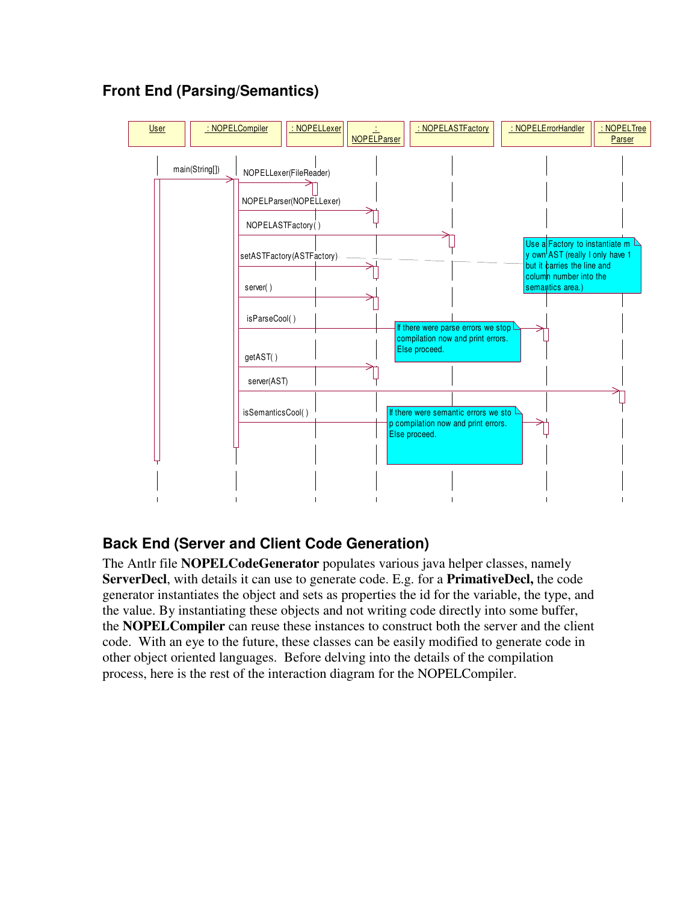## Front End (Parsing/Semantics)

User

: NOPELCompiler

: NOPELLexer

: NOPELParser

: NOPELASTFactory

: NOPELErrorHandler

: NOPELTreeParser

main(String[])

NOPELLexer(FileReader)

NOPELParser(NOPELLexer)

NOPELASTFactory( )

setASTFactory(ASTFactory)

Use a Factory to instantiate my own AST (really I only have 1 but it carries the line and column number into the semantics area.)

server( )

isParseCool( )

If there were parse errors we stop compilation now and print errors. Else proceed.

getAST( )

server(AST)

isSemanticsCool( )

If there were semantic errors we stop compilation now and print errors. Else proceed.

## Back End (Server and Client Code Generation)

The Antlr file **NOPELCodeGenerator** populates various java helper classes, namely **ServerDecl**, with details it can use to generate code. E.g. for a **PrimativeDecl,** the code generator instantiates the object and sets as properties the id for the variable, the type, and the value. By instantiating these objects and not writing code directly into some buffer, the **NOPELCompiler** can reuse these instances to construct both the server and the client code. With an eye to the future, these classes can be easily modified to generate code in other object oriented languages. Before delving into the details of the compilation process, here is the rest of the interaction diagram for the NOPELCompiler.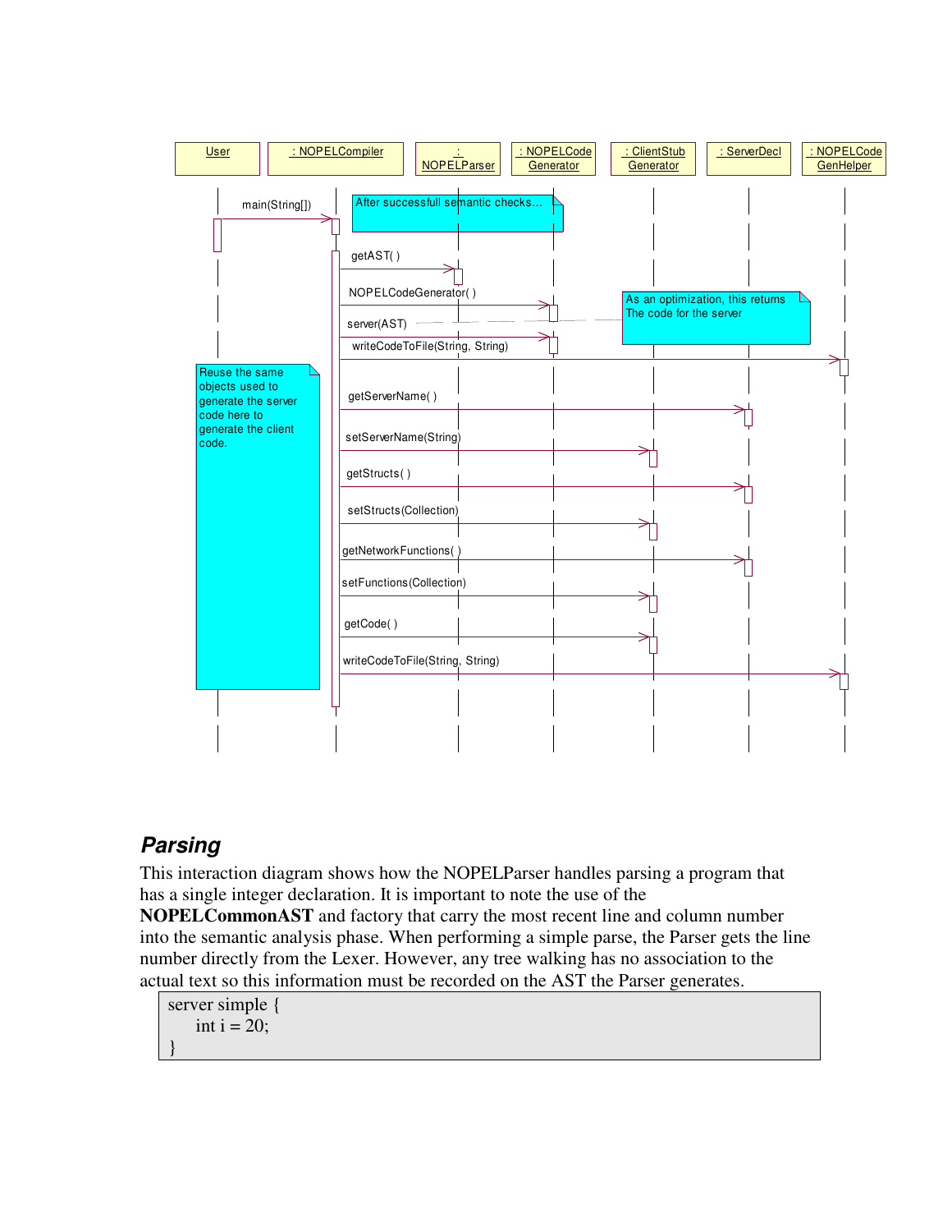User

: NOPELCompiler

: NOPELParser

: NOPELCode Generator

: ClientStub Generator

: ServerDecl

: NOPELCode GenHelper

main(String[])

After successfull semantic checks...

getAST( )

NOPELCodeGenerator( )

As an optimization, this returns The code for the server

server(AST)

writeCodeToFile(String, String)

Reuse the same objects used to generate the server code here to generate the client code.

getServerName( )

setServerName(String)

getStructs( )

setStructs(Collection)

getNetworkFunctions( )

setFunctions(Collection)

getCode( )

writeCodeToFile(String, String)

## Parsing

This interaction diagram shows how the NOPELParser handles parsing a program that has a single integer declaration. It is important to note the use of the **NOPELCommonAST** and factory that carry the most recent line and column number into the semantic analysis phase. When performing a simple parse, the Parser gets the line number directly from the Lexer. However, any tree walking has no association to the actual text so this information must be recorded on the AST the Parser generates.

```
server simple {
    int i = 20;
}
```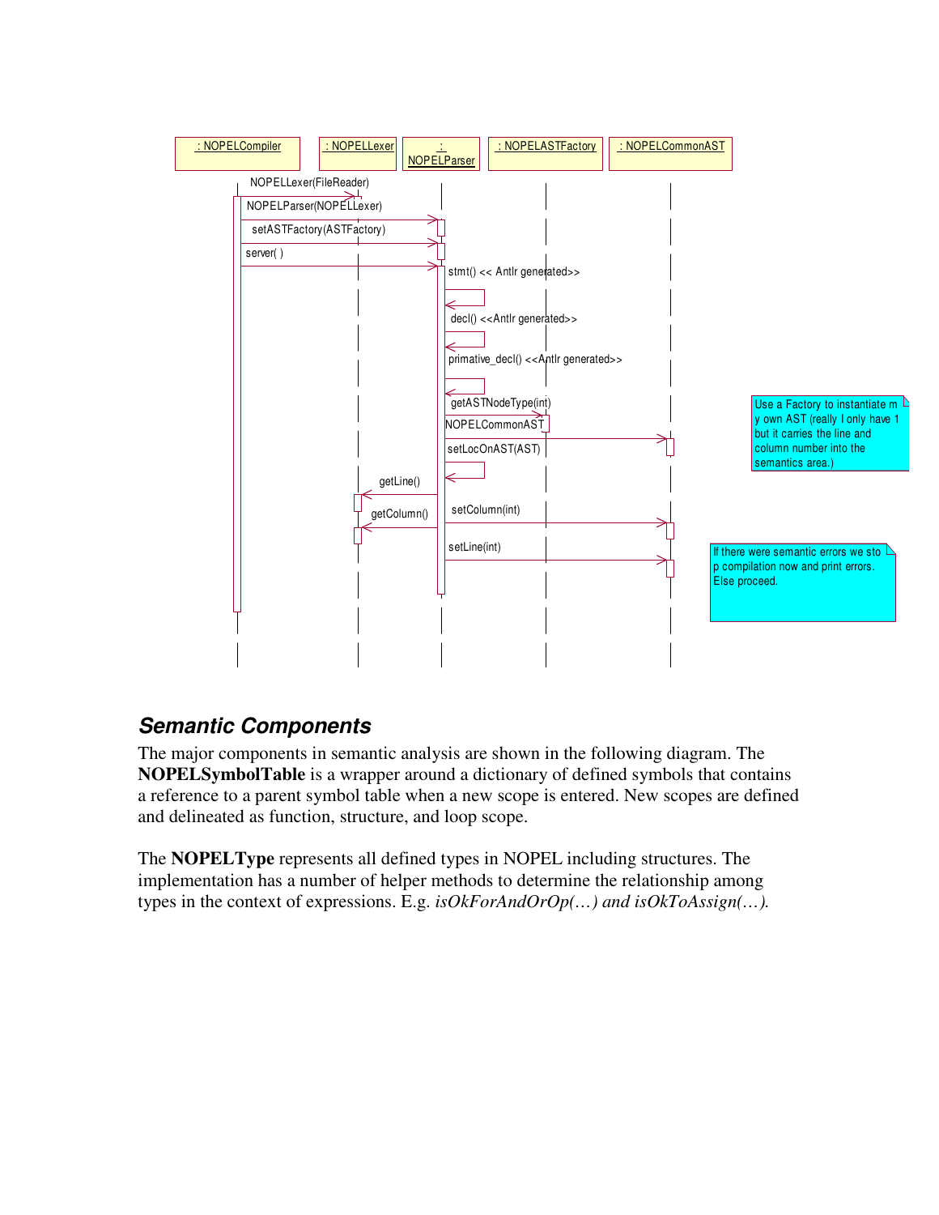: NOPELCompiler

: NOPELLexer

: NOPELParser

: NOPELASTFactory

: NOPELCommonAST

NOPELLexer(FileReader)

NOPELParser(NOPELLexer)

setASTFactory(ASTFactory)

server( )

stmt() << Antlr generated>>

decl() <<Antlr generated>>

primative_decl() <<Antlr generated>>

getASTNodeType(int)

NOPELCommonAST

setLocOnAST(AST)

getLine()

getColumn()

setColumn(int)

setLine(int)

Use a Factory to instantiate my own AST (really I only have 1 but it carries the line and column number into the semantics area.)

If there were semantic errors we stop compilation now and print errors. Else proceed.

## Semantic Components

The major components in semantic analysis are shown in the following diagram. The **NOPELSymbolTable** is a wrapper around a dictionary of defined symbols that contains a reference to a parent symbol table when a new scope is entered. New scopes are defined and delineated as function, structure, and loop scope.

The **NOPELType** represents all defined types in NOPEL including structures. The implementation has a number of helper methods to determine the relationship among types in the context of expressions. E.g. *isOkForAndOrOp(…) and isOkToAssign(…).*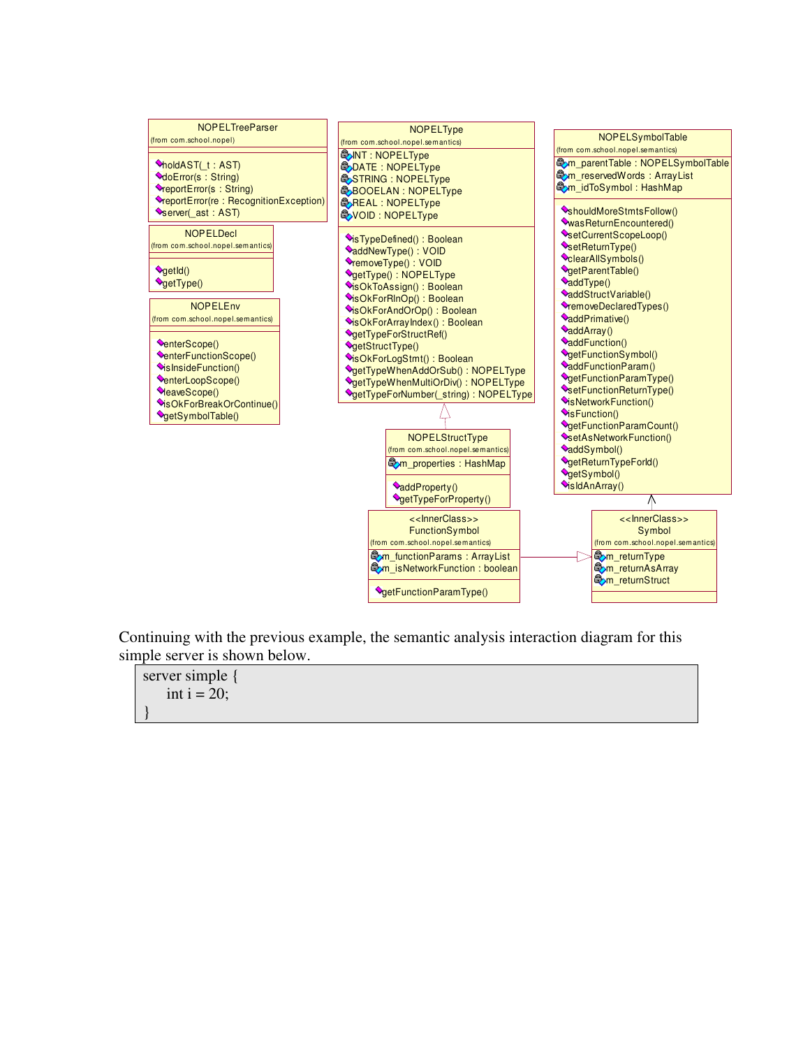NOPELTreeParser
(from com.school.nopel)

holdAST(_t : AST)
doError(s : String)
reportError(s : String)
reportError(re : RecognitionException)
server(_ast : AST)

NOPELDecl
(from com.school.nopel.semantics)

getId()
getType()

NOPELEnv
(from com.school.nopel.semantics)

enterScope()
enterFunctionScope()
isInsideFunction()
enterLoopScope()
leaveScope()
isOkForBreakOrContinue()
getSymbolTable()

NOPELType
(from com.school.nopel.semantics)

INT : NOPELType
DATE : NOPELType
STRING : NOPELType
BOOELAN : NOPELType
REAL : NOPELType
VOID : NOPELType

isTypeDefined() : Boolean
addNewType() : VOID
removeType() : VOID
getType() : NOPELType
isOkToAssign() : Boolean
isOkForRlnOp() : Boolean
isOkForAndOrOp() : Boolean
isOkForArrayIndex() : Boolean
getTypeForStructRef()
getStructType()
isOkForLogStmt() : Boolean
getTypeWhenAddOrSub() : NOPELType
getTypeWhenMultiOrDiv() : NOPELType
getTypeForNumber(_string) : NOPELType

NOPELStructType
(from com.school.nopel.semantics)

m_properties : HashMap

addProperty()
getTypeForProperty()

NOPELSymbolTable
(from com.school.nopel.semantics)

m_parentTable : NOPELSymbolTable
m_reservedWords : ArrayList
m_idToSymbol : HashMap

shouldMoreStmtsFollow()
wasReturnEncountered()
setCurrentScopeLoop()
setReturnType()
clearAllSymbols()
getParentTable()
addType()
addStructVariable()
removeDeclaredTypes()
addPrimative()
addArray()
addFunction()
getFunctionSymbol()
addFunctionParam()
getFunctionParamType()
setFunctionReturnType()
isNetworkFunction()
isFunction()
getFunctionParamCount()
setAsNetworkFunction()
addSymbol()
getReturnTypeForId()
getSymbol()
isIdAnArray()

<<InnerClass>>
FunctionSymbol
(from com.school.nopel.semantics)

m_functionParams : ArrayList
m_isNetworkFunction : boolean

getFunctionParamType()

<<InnerClass>>
Symbol
(from com.school.nopel.semantics)

m_returnType
m_returnAsArray
m_returnStruct

Continuing with the previous example, the semantic analysis interaction diagram for this simple server is shown below.

```
server simple {
    int i = 20;
}
```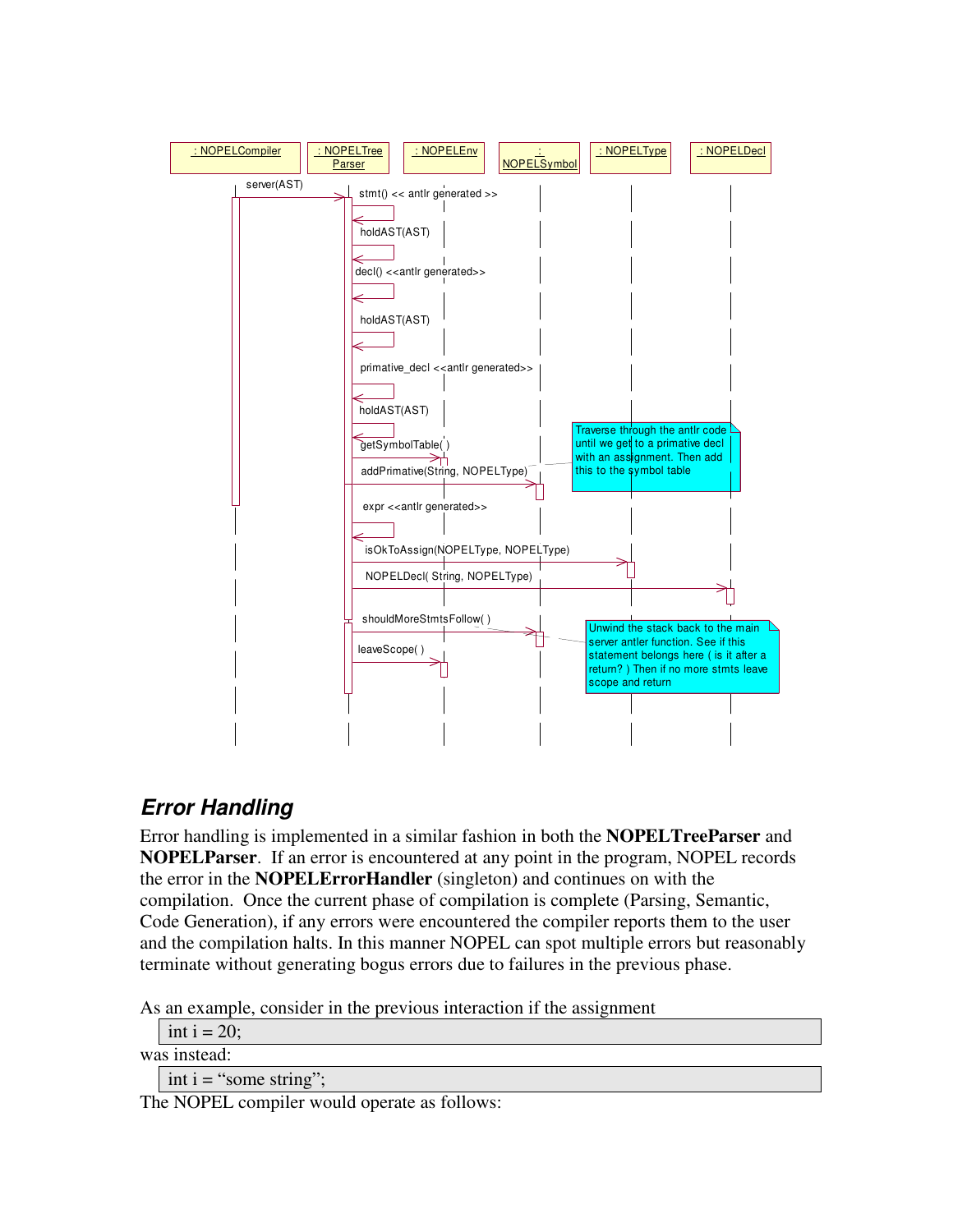: NOPELCompiler
: NOPELTree Parser
: NOPELEnv
: NOPELSymbol
: NOPELType
: NOPELDecl

server(AST)
stmt() << antlr generated >>
holdAST(AST)
decl() <<antlr generated>>
holdAST(AST)
primative_decl <<antlr generated>>
holdAST(AST)
getSymbolTable( )
addPrimative(String, NOPELType)
Traverse through the antlr code until we get to a primative decl with an assignment. Then add this to the symbol table
expr <<antlr generated>>
isOkToAssign(NOPELType, NOPELType)
NOPELDecl( String, NOPELType)
shouldMoreStmtsFollow( )
leaveScope( )
Unwind the stack back to the main server antler function. See if this statement belongs here ( is it after a return? ) Then if no more stmts leave scope and return

## *Error Handling*

Error handling is implemented in a similar fashion in both the **NOPELTreeParser** and **NOPELParser**. If an error is encountered at any point in the program, NOPEL records the error in the **NOPELErrorHandler** (singleton) and continues on with the compilation. Once the current phase of compilation is complete (Parsing, Semantic, Code Generation), if any errors were encountered the compiler reports them to the user and the compilation halts. In this manner NOPEL can spot multiple errors but reasonably terminate without generating bogus errors due to failures in the previous phase.

As an example, consider in the previous interaction if the assignment

```
int i = 20;
```

was instead:

```
int i = "some string";
```

The NOPEL compiler would operate as follows: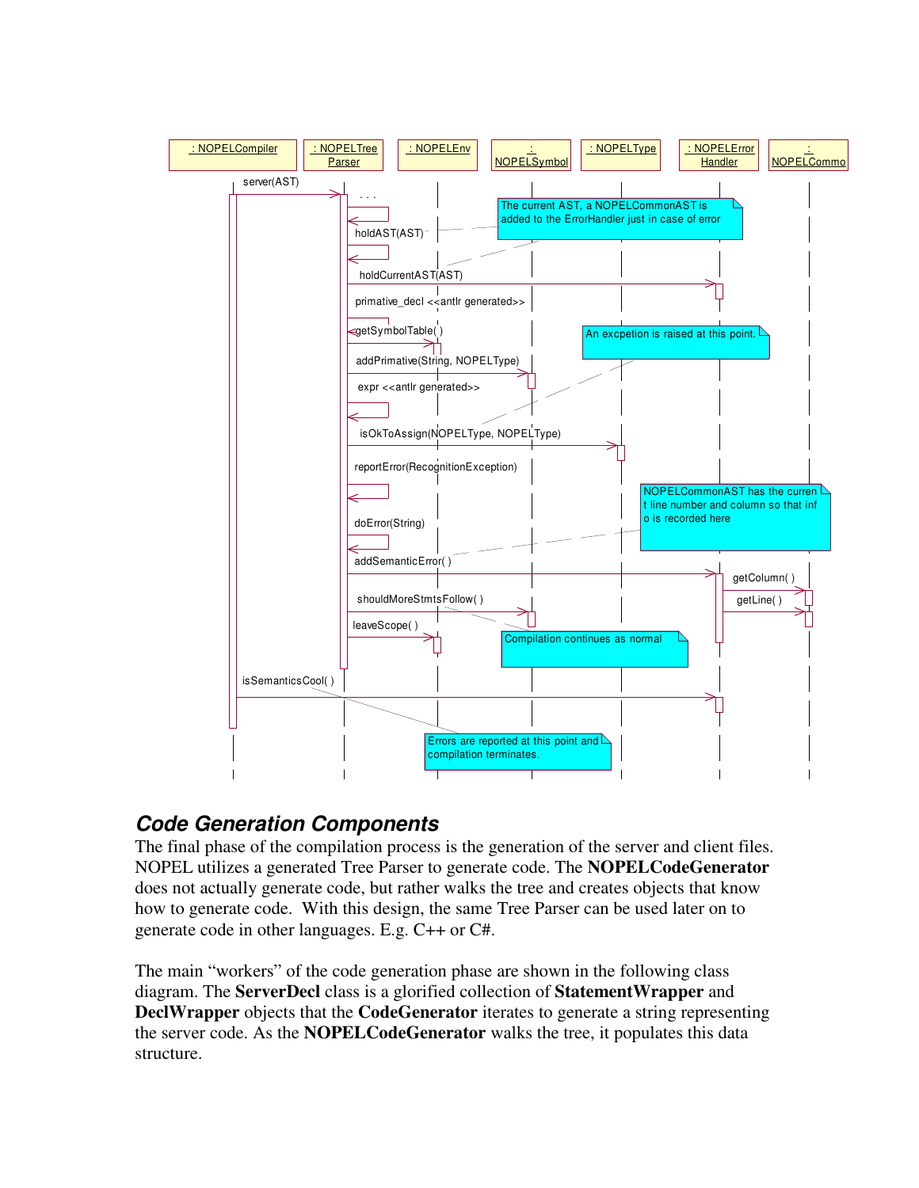: NOPELCompiler
: NOPELTree Parser
: NOPELEnv
: NOPELSymbol
: NOPELType
: NOPELError Handler
: NOPELCommo

server(AST)

. . .

The current AST, a NOPELCommonAST is added to the ErrorHandler just in case of error

holdAST(AST)

holdCurrentAST(AST)

primative_decl <<antlr generated>>

getSymbolTable( )

An excpetion is raised at this point.

addPrimative(String, NOPELType)

expr <<antlr generated>>

isOkToAssign(NOPELType, NOPELType)

reportError(RecognitionException)

NOPELCommonAST has the curren t line number and column so that inf o is recorded here

doError(String)

addSemanticError( )

getColumn( )

getLine( )

shouldMoreStmtsFollow( )

leaveScope( )

Compilation continues as normal

isSemanticsCool( )

Errors are reported at this point and compilation terminates.

## *Code Generation Components*

The final phase of the compilation process is the generation of the server and client files. NOPEL utilizes a generated Tree Parser to generate code. The **NOPELCodeGenerator** does not actually generate code, but rather walks the tree and creates objects that know how to generate code. With this design, the same Tree Parser can be used later on to generate code in other languages. E.g. C++ or C#.

The main "workers" of the code generation phase are shown in the following class diagram. The **ServerDecl** class is a glorified collection of **StatementWrapper** and **DeclWrapper** objects that the **CodeGenerator** iterates to generate a string representing the server code. As the **NOPELCodeGenerator** walks the tree, it populates this data structure.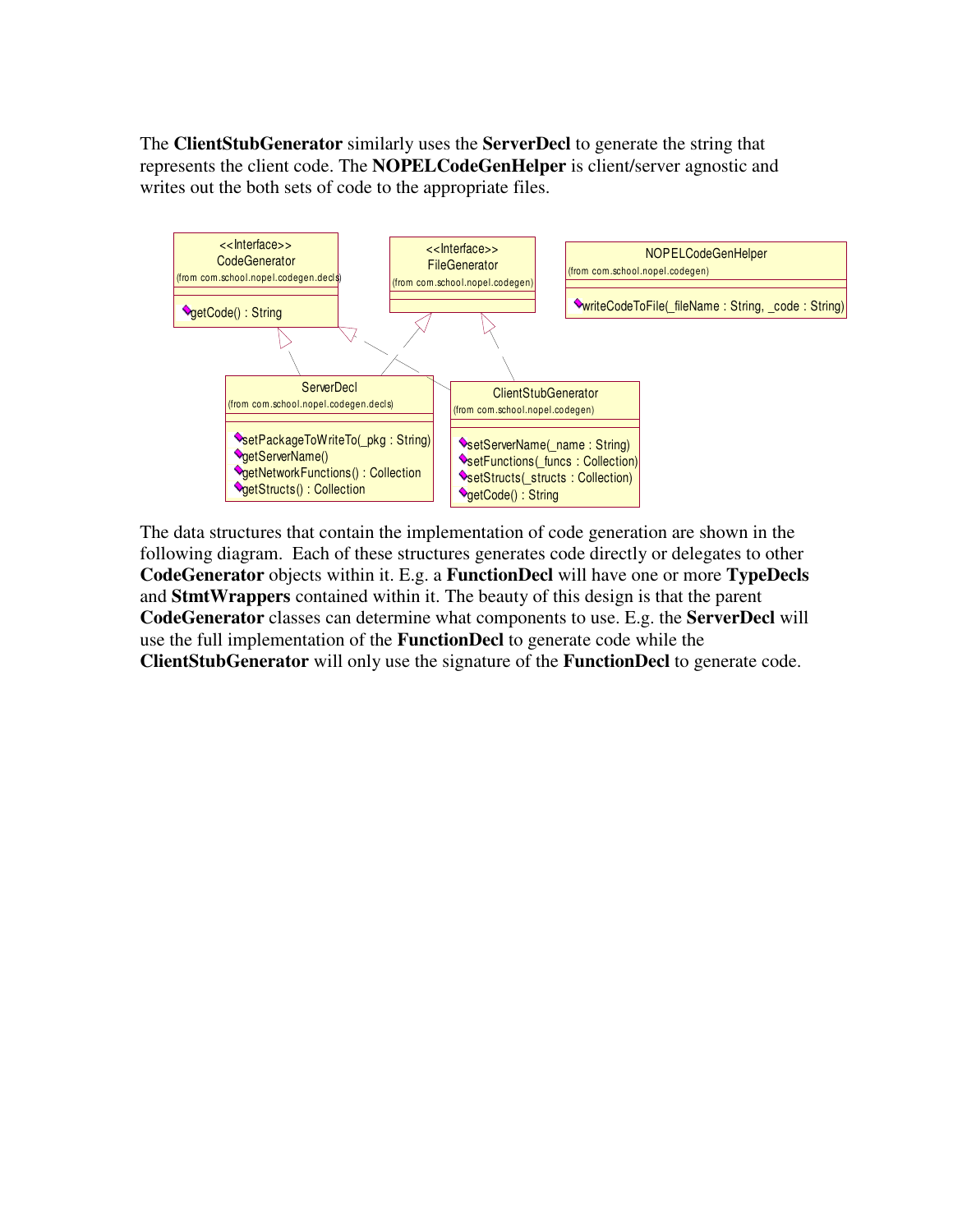The **ClientStubGenerator** similarly uses the **ServerDecl** to generate the string that represents the client code. The **NOPELCodeGenHelper** is client/server agnostic and writes out the both sets of code to the appropriate files.

<<Interface>>
CodeGenerator
(from com.school.nopel.codegen.decls)
getCode() : String

<<Interface>>
FileGenerator
(from com.school.nopel.codegen)

NOPELCodeGenHelper
(from com.school.nopel.codegen)
writeCodeToFile(_fileName : String, _code : String)

ServerDecl
(from com.school.nopel.codegen.decls)
setPackageToWriteTo(_pkg : String)
getServerName()
getNetworkFunctions() : Collection
getStructs() : Collection

ClientStubGenerator
(from com.school.nopel.codegen)
setServerName(_name : String)
setFunctions(_funcs : Collection)
setStructs(_structs : Collection)
getCode() : String

The data structures that contain the implementation of code generation are shown in the following diagram. Each of these structures generates code directly or delegates to other **CodeGenerator** objects within it. E.g. a **FunctionDecl** will have one or more **TypeDecls** and **StmtWrappers** contained within it. The beauty of this design is that the parent **CodeGenerator** classes can determine what components to use. E.g. the **ServerDecl** will use the full implementation of the **FunctionDecl** to generate code while the **ClientStubGenerator** will only use the signature of the **FunctionDecl** to generate code.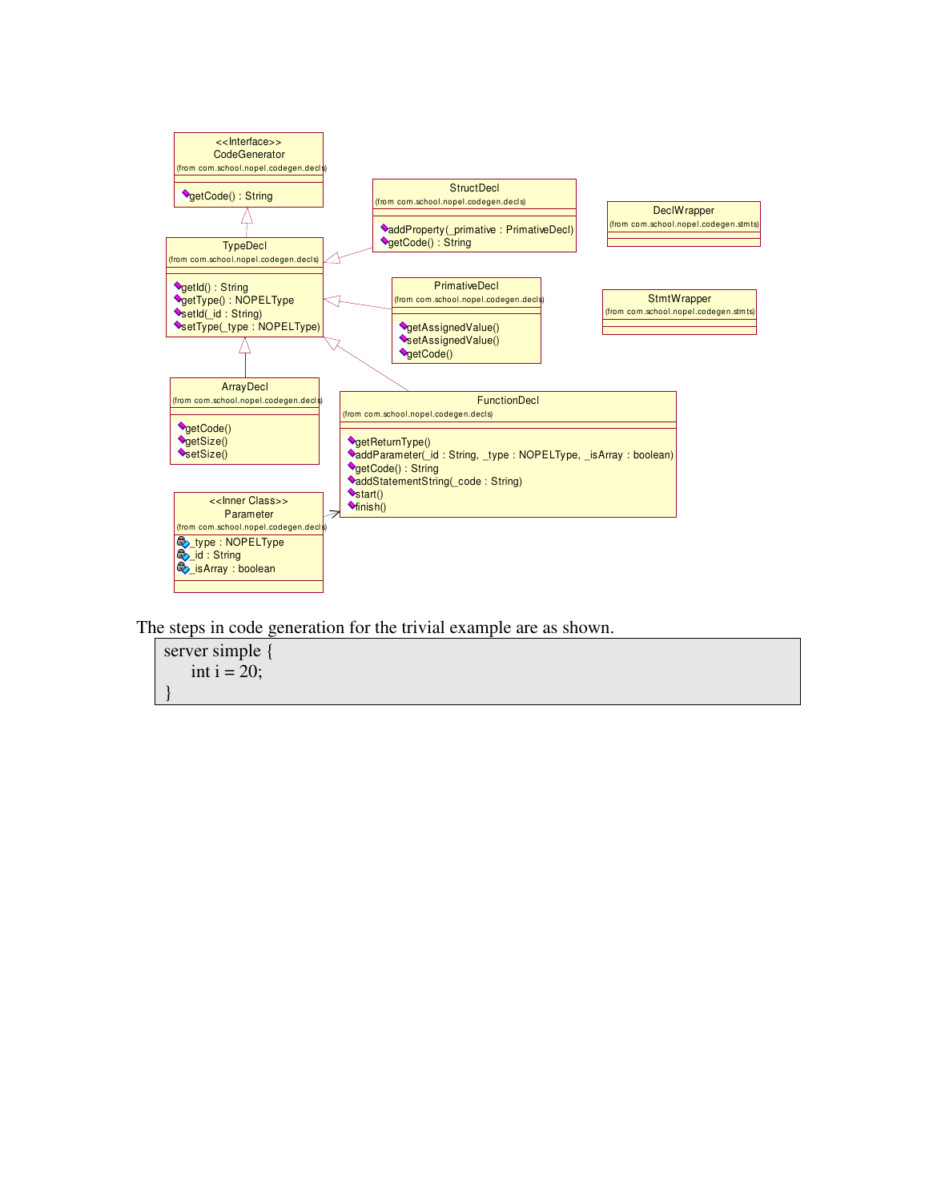```
<<Interface>>
CodeGenerator
(from com.school.nopel.codegen.decls)
---
getCode() : String

TypeDecl
(from com.school.nopel.codegen.decls)
---
getId() : String
getType() : NOPELType
setId(_id : String)
setType(_type : NOPELType)

StructDecl
(from com.school.nopel.codegen.decls)
---
addProperty(_primative : PrimativeDecl)
getCode() : String

PrimativeDecl
(from com.school.nopel.codegen.decls)
---
getAssignedValue()
setAssignedValue()
getCode()

DeclWrapper
(from com.school.nopel.codegen.stmts)

StmtWrapper
(from com.school.nopel.codegen.stmts)

ArrayDecl
(from com.school.nopel.codegen.decls)
---
getCode()
getSize()
setSize()

FunctionDecl
(from com.school.nopel.codegen.decls)
---
getReturnType()
addParameter(_id : String, _type : NOPELType, _isArray : boolean)
getCode() : String
addStatementString(_code : String)
start()
finish()

<<Inner Class>>
Parameter
(from com.school.nopel.codegen.decls)
---
_type : NOPELType
_id : String
_isArray : boolean
```

The steps in code generation for the trivial example are as shown.

```
server simple {
    int i = 20;
}
```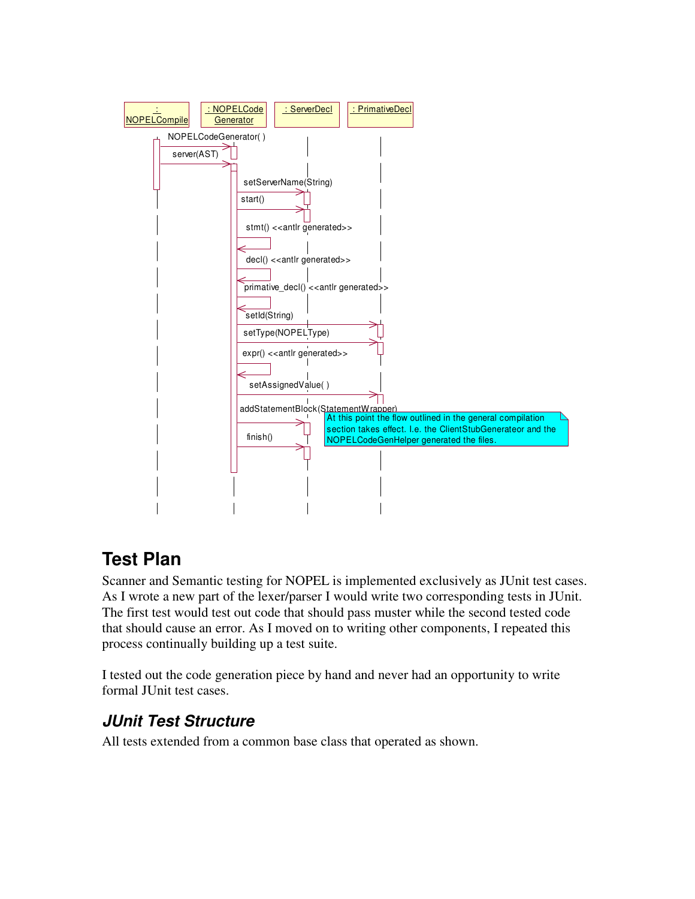: NOPELCompile

: NOPELCode Generator

: ServerDecl

: PrimativeDecl

NOPELCodeGenerator( )

server(AST)

setServerName(String)

start()

stmt() <<antlr generated>>

decl() <<antlr generated>>

primative_decl() <<antlr generated>>

setId(String)

setType(NOPELType)

expr() <<antlr generated>>

setAssignedValue( )

addStatementBlock(StatementWrapper)

finish()

At this point the flow outlined in the general compilation section takes effect. I.e. the ClientStubGenerateor and the NOPELCodeGenHelper generated the files.

## Test Plan

Scanner and Semantic testing for NOPEL is implemented exclusively as JUnit test cases. As I wrote a new part of the lexer/parser I would write two corresponding tests in JUnit. The first test would test out code that should pass muster while the second tested code that should cause an error. As I moved on to writing other components, I repeated this process continually building up a test suite.

I tested out the code generation piece by hand and never had an opportunity to write formal JUnit test cases.

### *JUnit Test Structure*

All tests extended from a common base class that operated as shown.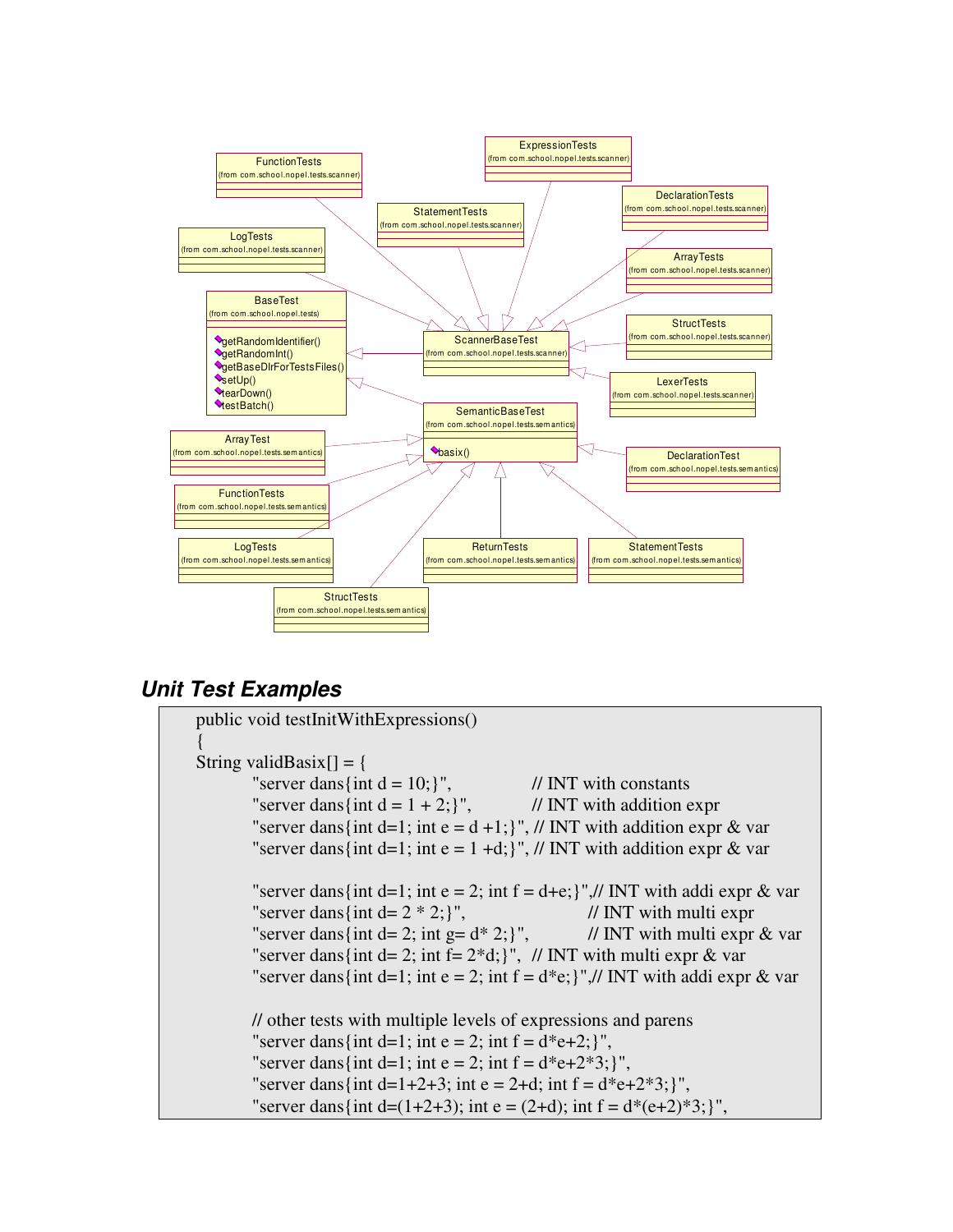FunctionTests
(from com.school.nopel.tests.scanner)

ExpressionTests
(from com.school.nopel.tests.scanner)

StatementTests
(from com.school.nopel.tests.scanner)

DeclarationTests
(from com.school.nopel.tests.scanner)

LogTests
(from com.school.nopel.tests.scanner)

ArrayTests
(from com.school.nopel.tests.scanner)

BaseTest
(from com.school.nopel.tests)
getRandomIdentifier()
getRandomInt()
getBaseDirForTestsFiles()
setUp()
tearDown()
testBatch()

ScannerBaseTest
(from com.school.nopel.tests.scanner)

StructTests
(from com.school.nopel.tests.scanner)

LexerTests
(from com.school.nopel.tests.scanner)

SemanticBaseTest
(from com.school.nopel.tests.semantics)
basix()

ArrayTest
(from com.school.nopel.tests.semantics)

DeclarationTest
(from com.school.nopel.tests.semantics)

FunctionTests
(from com.school.nopel.tests.semantics)

LogTests
(from com.school.nopel.tests.semantics)

ReturnTests
(from com.school.nopel.tests.semantics)

StatementTests
(from com.school.nopel.tests.semantics)

StructTests
(from com.school.nopel.tests.semantics)

## Unit Test Examples

```
public void testInitWithExpressions()
{
String validBasix[] = {
        "server dans{int d = 10;}",              // INT with constants
        "server dans{int d = 1 + 2;}",           // INT with addition expr
        "server dans{int d=1; int e = d +1;}", // INT with addition expr & var
        "server dans{int d=1; int e = 1 +d;}", // INT with addition expr & var

        "server dans{int d=1; int e = 2; int f = d+e;}",// INT with addi expr & var
        "server dans{int d= 2 * 2;}",                   // INT with multi expr
        "server dans{int d= 2; int g= d* 2;}",          // INT with multi expr & var
        "server dans{int d= 2; int f= 2*d;}",  // INT with multi expr & var
        "server dans{int d=1; int e = 2; int f = d*e;}",// INT with addi expr & var

        // other tests with multiple levels of expressions and parens
        "server dans{int d=1; int e = 2; int f = d*e+2;}",
        "server dans{int d=1; int e = 2; int f = d*e+2*3;}",
        "server dans{int d=1+2+3; int e = 2+d; int f = d*e+2*3;}",
        "server dans{int d=(1+2+3); int e = (2+d); int f = d*(e+2)*3;}",
```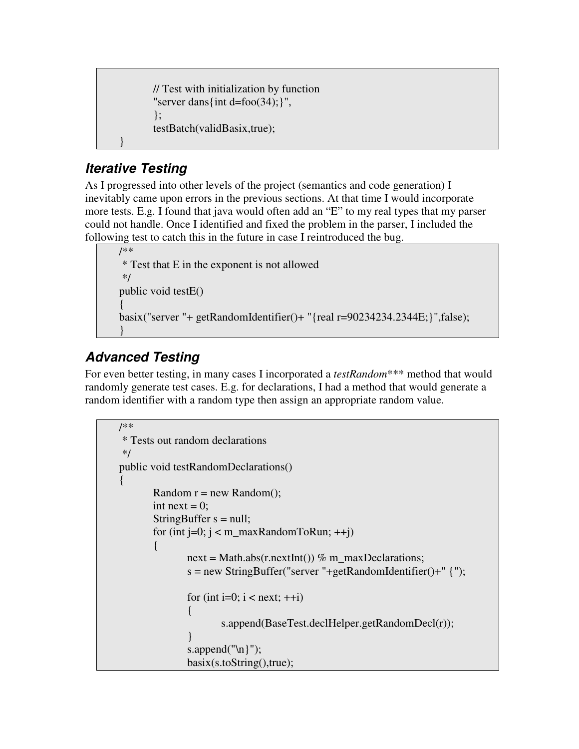```
        // Test with initialization by function
        "server dans{int d=foo(34);}",
        };
        testBatch(validBasix,true);
}
```

## Iterative Testing

As I progressed into other levels of the project (semantics and code generation) I inevitably came upon errors in the previous sections. At that time I would incorporate more tests. E.g. I found that java would often add an "E" to my real types that my parser could not handle. Once I identified and fixed the problem in the parser, I included the following test to catch this in the future in case I reintroduced the bug.

```
/**
 * Test that E in the exponent is not allowed
 */
public void testE()
{
basix("server "+ getRandomIdentifier()+ "{real r=90234234.2344E;}",false);
}
```

## Advanced Testing

For even better testing, in many cases I incorporated a *testRandom*** method that would randomly generate test cases. E.g. for declarations, I had a method that would generate a random identifier with a random type then assign an appropriate random value.

```
/**
 * Tests out random declarations
 */
public void testRandomDeclarations()
{
        Random r = new Random();
        int next = 0;
        StringBuffer s = null;
        for (int j=0; j < m_maxRandomToRun; ++j)
        {
                next = Math.abs(r.nextInt()) % m_maxDeclarations;
                s = new StringBuffer("server "+getRandomIdentifier()+" {");

                for (int i=0; i < next; ++i)
                {
                        s.append(BaseTest.declHelper.getRandomDecl(r));
                }
                s.append("\n}");
                basix(s.toString(),true);
```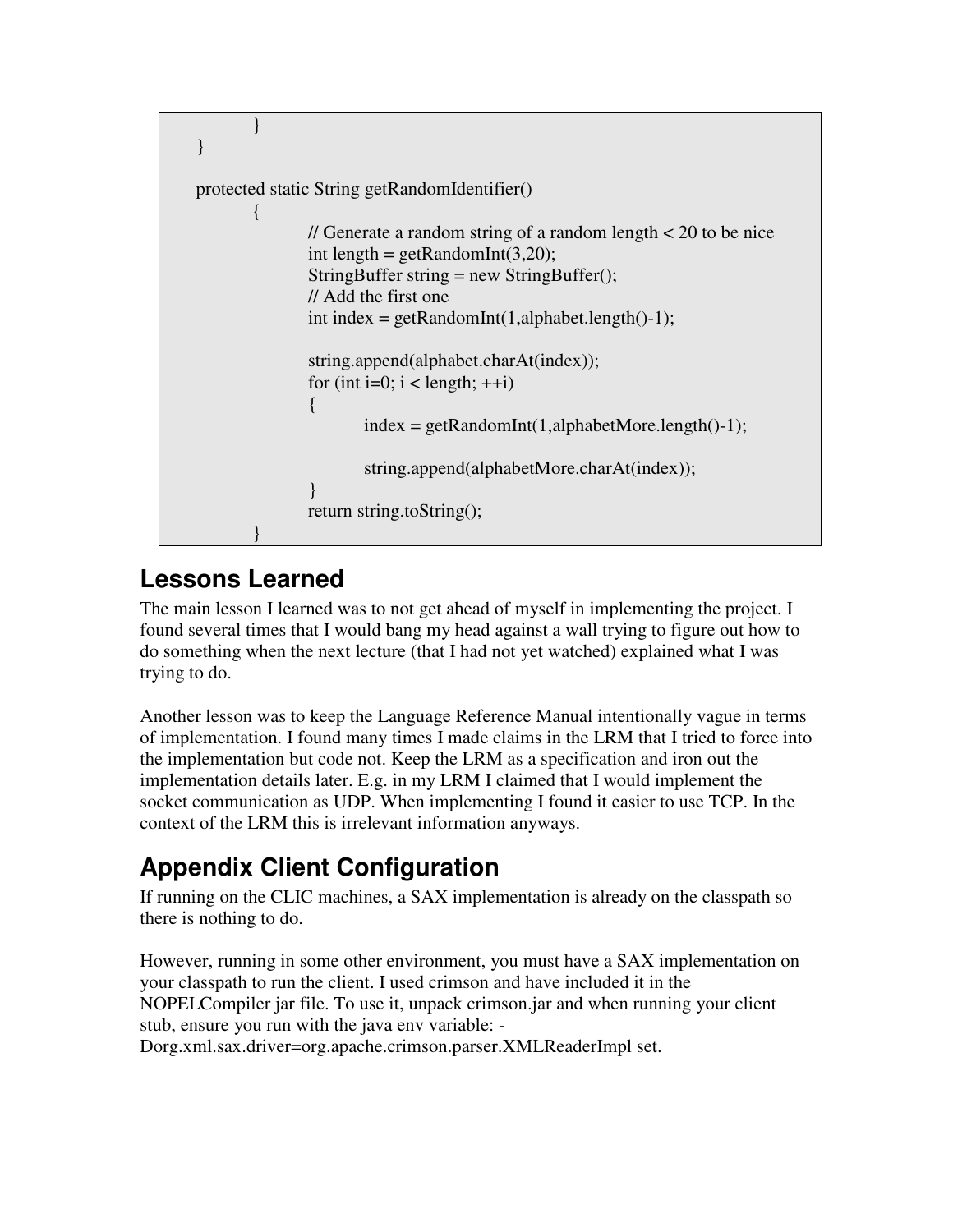```
        }
    }

    protected static String getRandomIdentifier()
        {
            // Generate a random string of a random length < 20 to be nice
            int length = getRandomInt(3,20);
            StringBuffer string = new StringBuffer();
            // Add the first one
            int index = getRandomInt(1,alphabet.length()-1);

            string.append(alphabet.charAt(index));
            for (int i=0; i < length; ++i)
            {
                index = getRandomInt(1,alphabetMore.length()-1);

                string.append(alphabetMore.charAt(index));
            }
            return string.toString();
        }
```

## Lessons Learned

The main lesson I learned was to not get ahead of myself in implementing the project. I found several times that I would bang my head against a wall trying to figure out how to do something when the next lecture (that I had not yet watched) explained what I was trying to do.

Another lesson was to keep the Language Reference Manual intentionally vague in terms of implementation. I found many times I made claims in the LRM that I tried to force into the implementation but code not. Keep the LRM as a specification and iron out the implementation details later. E.g. in my LRM I claimed that I would implement the socket communication as UDP. When implementing I found it easier to use TCP. In the context of the LRM this is irrelevant information anyways.

## Appendix Client Configuration

If running on the CLIC machines, a SAX implementation is already on the classpath so there is nothing to do.

However, running in some other environment, you must have a SAX implementation on your classpath to run the client. I used crimson and have included it in the NOPELCompiler jar file. To use it, unpack crimson.jar and when running your client stub, ensure you run with the java env variable: -Dorg.xml.sax.driver=org.apache.crimson.parser.XMLReaderImpl set.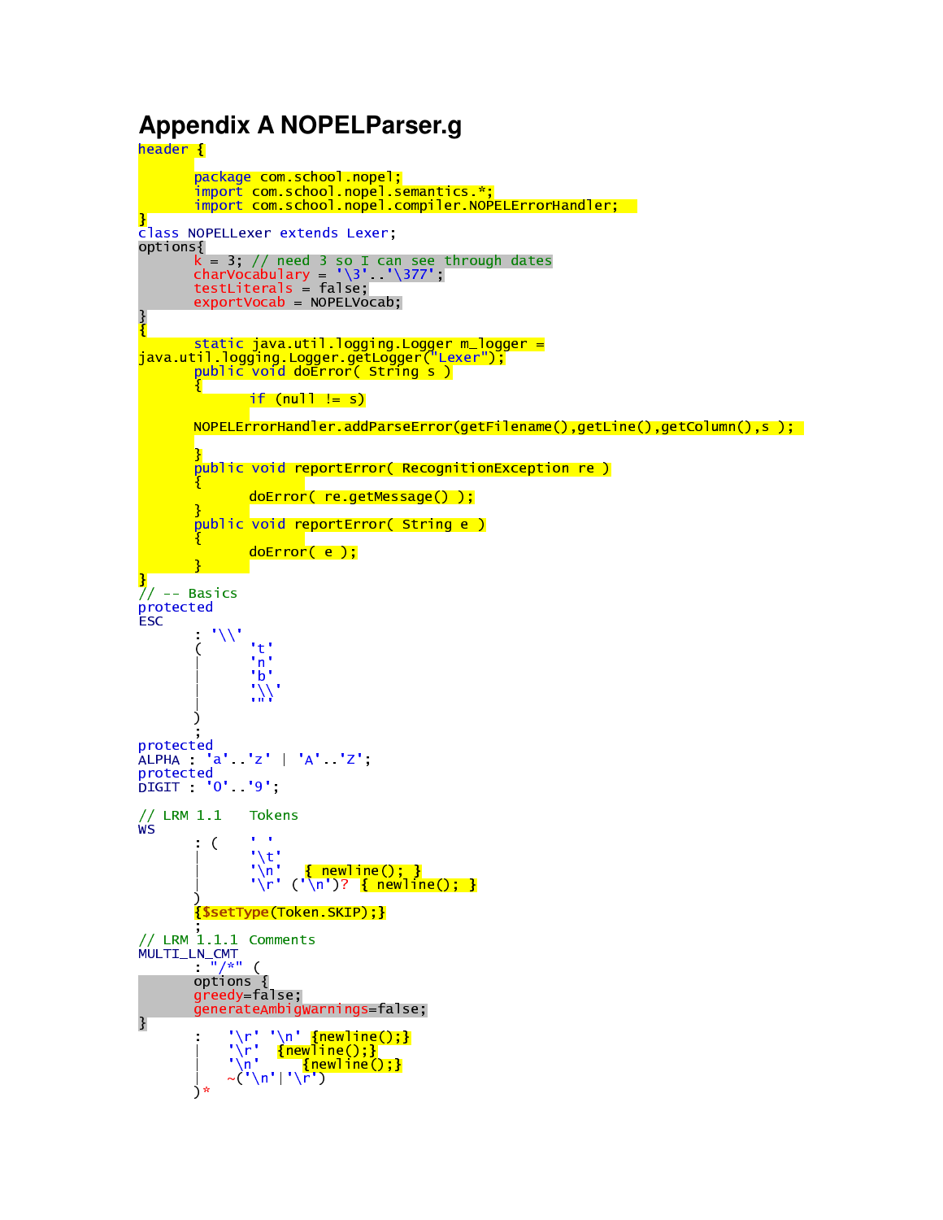# Appendix A NOPELParser.g

```
header {

	package com.school.nopel;
	import com.school.nopel.semantics.*;
	import com.school.nopel.compiler.NOPELErrorHandler;
}
class NOPELLexer extends Lexer;
options{
	k = 3; // need 3 so I can see through dates
	charVocabulary = '\3'..'\377';
	testLiterals = false;
	exportVocab = NOPELVocab;
}
{
	static java.util.logging.Logger m_logger =
java.util.logging.Logger.getLogger("Lexer");
	public void doError( String s )
	{
		if (null != s)

	NOPELErrorHandler.addParseError(getFilename(),getLine(),getColumn(),s );

	}
	public void reportError( RecognitionException re )
	{
		doError( re.getMessage() );
	}
	public void reportError( String e )
	{
		doError( e );
	}
}
// -- Basics
protected
ESC
	: '\\'
	(	't'
	|	'n'
	|	'b'
	|	'\\'
	|	'"'
	)
	;
protected
ALPHA : 'a'..'z' | 'A'..'Z';
protected
DIGIT : '0'..'9';

// LRM 1.1   Tokens
WS
	: (	' '
	|	'\t'
	|	'\n'   { newline(); }
	|	'\r' ('\n')? { newline(); }
	)
	{$setType(Token.SKIP);}
	;
// LRM 1.1.1 Comments
MULTI_LN_CMT
	: "/*" (
	options {
	greedy=false;
	generateAmbigWarnings=false;
}
	:   '\r' '\n' {newline();}
	|   '\r'  {newline();}
	|   '\n'     {newline();}
	|   ~('\n'|'\r')
	)*
```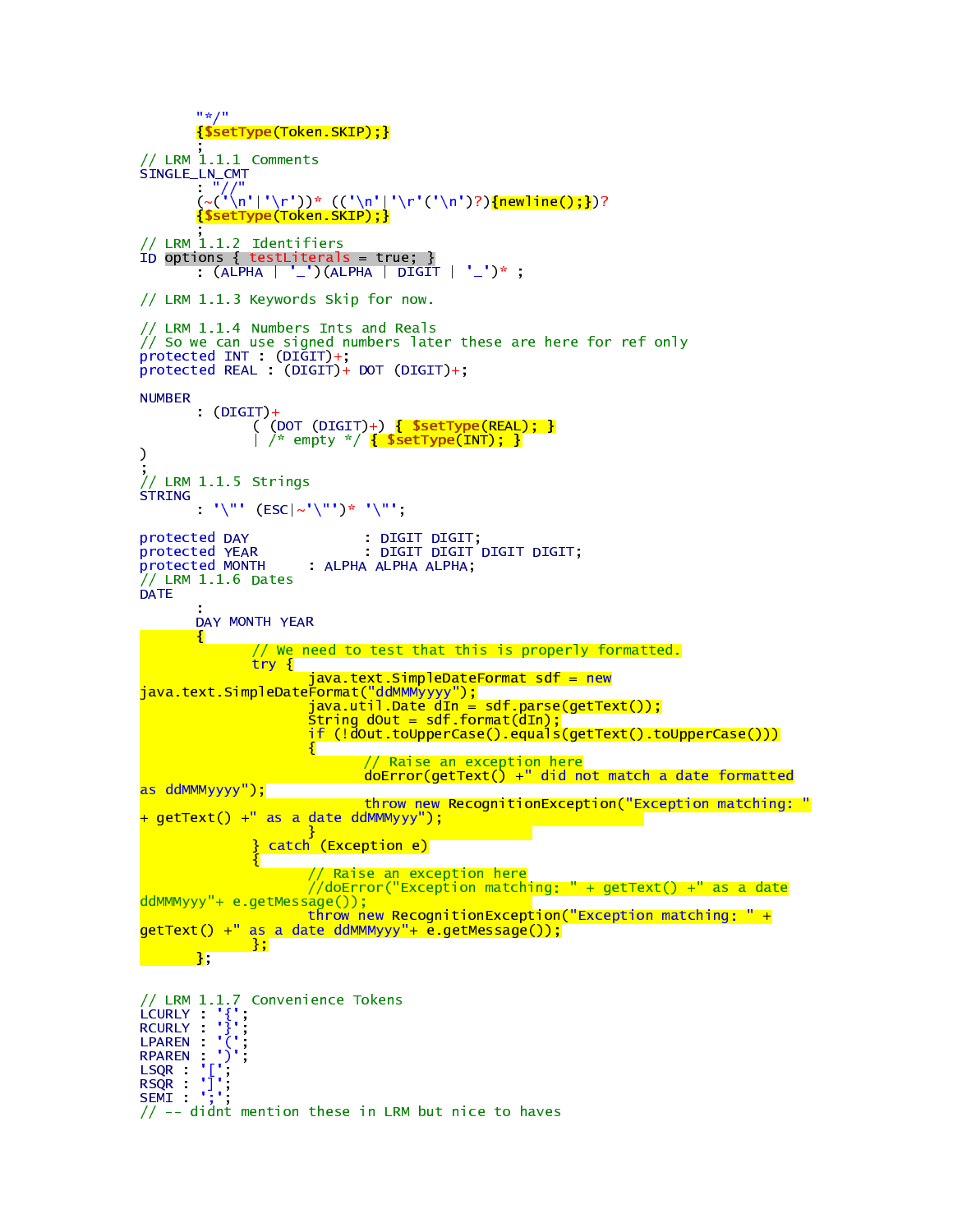```
        "*/"
        {$setType(Token.SKIP);}
        ;
// LRM 1.1.1 Comments
SINGLE_LN_CMT
        : "//"
        (~('\n'|'\r'))* (('\n'|'\r'('\n')?){newline();})?
        {$setType(Token.SKIP);}
        ;
// LRM 1.1.2 Identifiers
ID options { testLiterals = true; }
        : (ALPHA | '_')(ALPHA | DIGIT | '_')* ;

// LRM 1.1.3 Keywords Skip for now.

// LRM 1.1.4 Numbers Ints and Reals
// So we can use signed numbers later these are here for ref only
protected INT : (DIGIT)+;
protected REAL : (DIGIT)+ DOT (DIGIT)+;

NUMBER
        : (DIGIT)+
              ( (DOT (DIGIT)+) { $setType(REAL); }
              | /* empty */ { $setType(INT); }
)
;
// LRM 1.1.5 Strings
STRING
        : '\"' (ESC|~'\"')* '\"';

protected DAY           : DIGIT DIGIT;
protected YEAR          : DIGIT DIGIT DIGIT DIGIT;
protected MONTH     : ALPHA ALPHA ALPHA;
// LRM 1.1.6 Dates
DATE
        :
        DAY MONTH YEAR
        {
              // We need to test that this is properly formatted.
              try {
                    java.text.SimpleDateFormat sdf = new
java.text.SimpleDateFormat("ddMMMyyyy");
                    java.util.Date dIn = sdf.parse(getText());
                    String dOut = sdf.format(dIn);
                    if (!dOut.toUpperCase().equals(getText().toUpperCase()))
                    {
                          // Raise an exception here
                          doError(getText() +" did not match a date formatted
as ddMMMyyyy");
                          throw new RecognitionException("Exception matching: "
+ getText() +" as a date ddMMMyyy");
                    }
              } catch (Exception e)
              {
                    // Raise an exception here
                    //doError("Exception matching: " + getText() +" as a date
ddMMMyyy"+ e.getMessage());
                    throw new RecognitionException("Exception matching: " +
getText() +" as a date ddMMMyyy"+ e.getMessage());
              };
        };


// LRM 1.1.7 Convenience Tokens
LCURLY : '{';
RCURLY : '}';
LPAREN : '(';
RPAREN : ')';
LSQR : '[';
RSQR : ']';
SEMI : ';';
// -- didnt mention these in LRM but nice to haves
```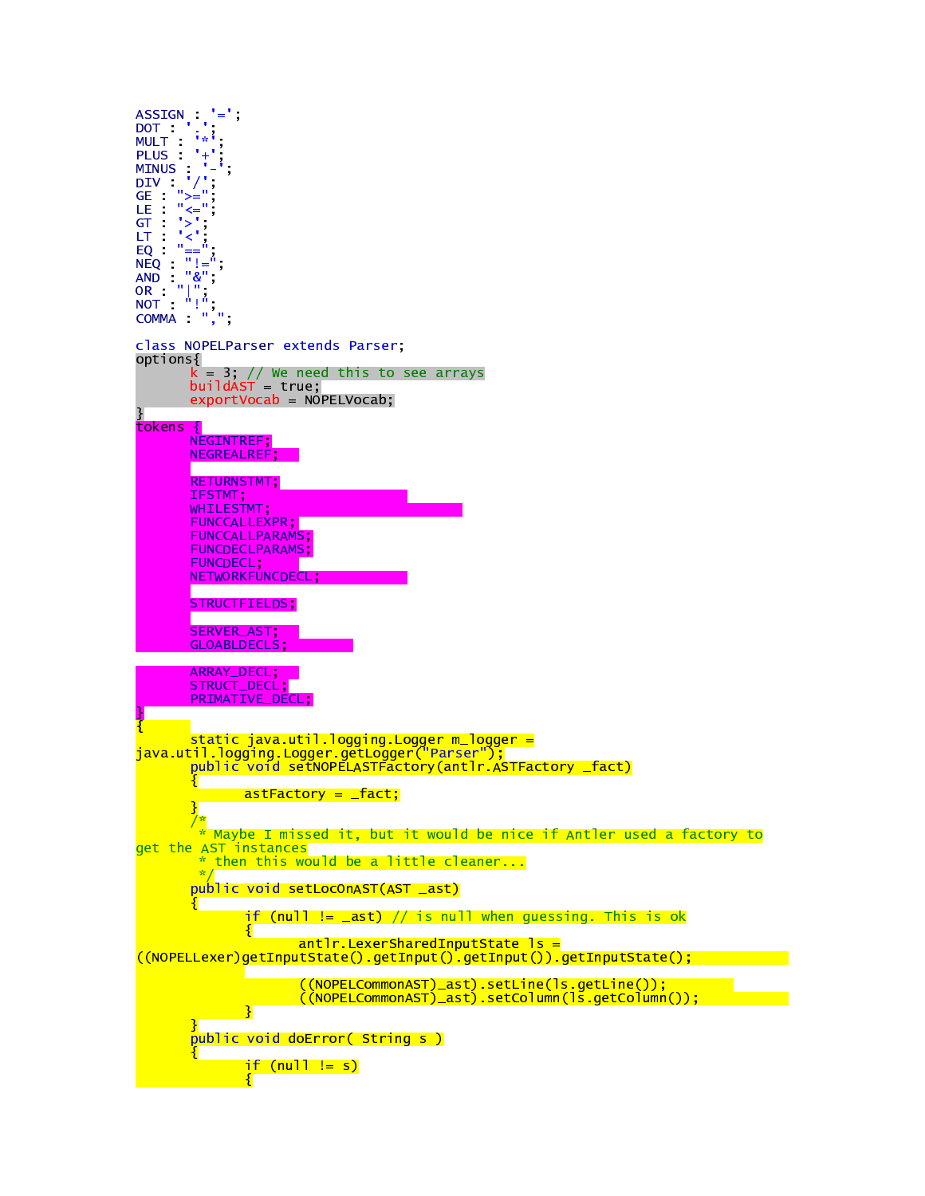```
ASSIGN : '=';
DOT : '.';
MULT : '*';
PLUS : '+';
MINUS : '-';
DIV : '/';
GE : ">=";
LE : "<=";
GT : '>';
LT : '<';
EQ : "==";
NEQ : "!=";
AND : "&";
OR : "|";
NOT : "!";
COMMA : ",";

class NOPELParser extends Parser;
options{
        k = 3; // We need this to see arrays
        buildAST = true;
        exportVocab = NOPELVocab;
}
tokens {
        NEGINTREF;
        NEGREALREF;

        RETURNSTMT;
        IFSTMT;
        WHILESTMT;
        FUNCCALLEXPR;
        FUNCCALLPARAMS;
        FUNCDECLPARAMS;
        FUNCDECL;
        NETWORKFUNCDECL;

        STRUCTFIELDS;

        SERVER_AST;
        GLOABLDECLS;

        ARRAY_DECL;
        STRUCT_DECL;
        PRIMATIVE_DECL;
}
{
        static java.util.logging.Logger m_logger =
java.util.logging.Logger.getLogger("Parser");
        public void setNOPELASTFactory(antlr.ASTFactory _fact)
        {
                astFactory = _fact;
        }
        /*
         * Maybe I missed it, but it would be nice if Antler used a factory to
get the AST instances
         * then this would be a little cleaner...
         */
        public void setLocOnAST(AST _ast)
        {
                if (null != _ast) // is null when guessing. This is ok
                {
                        antlr.LexerSharedInputState ls =
((NOPELLexer)getInputState().getInput().getInput()).getInputState();

                        ((NOPELCommonAST)_ast).setLine(ls.getLine());
                        ((NOPELCommonAST)_ast).setColumn(ls.getColumn());
                }
        }
        public void doError( String s )
        {
                if (null != s)
                {
```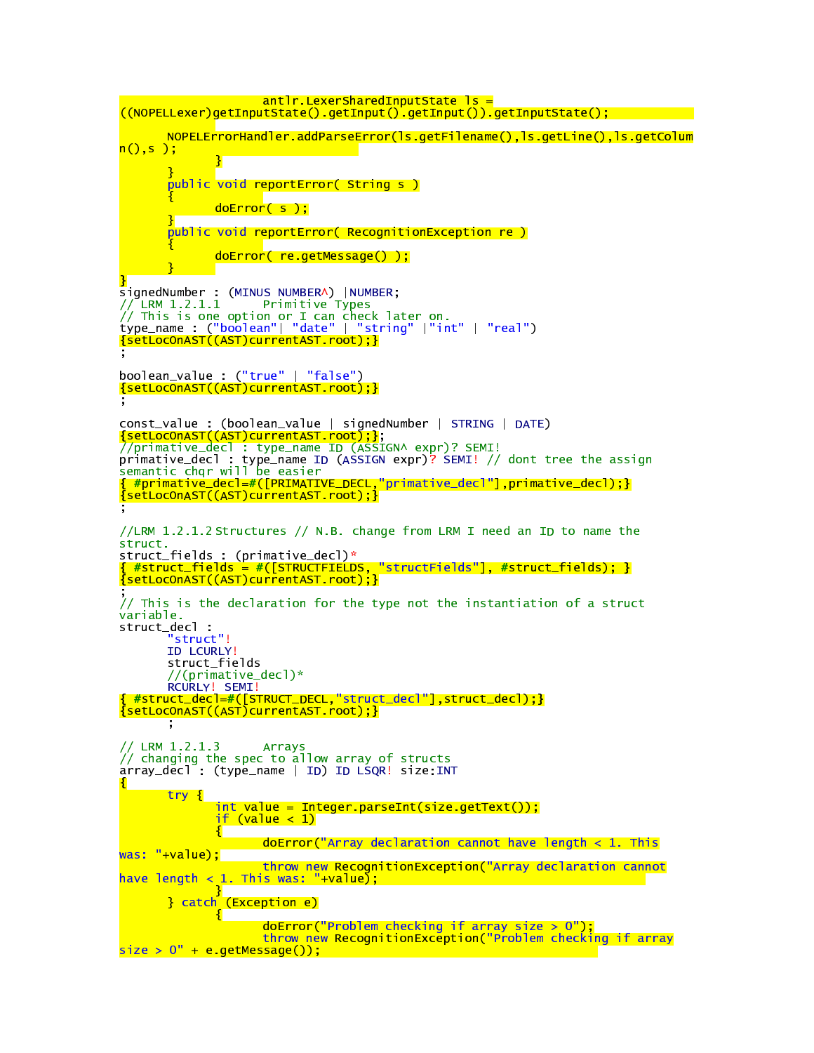```
                antlr.LexerSharedInputState ls =
((NOPELLexer)getInputState().getInput().getInput()).getInputState();

        NOPELErrorHandler.addParseError(ls.getFilename(),ls.getLine(),ls.getColum
n(),s );
            }
        }
        public void reportError( String s )
        {
            doError( s );
        }
        public void reportError( RecognitionException re )
        {
            doError( re.getMessage() );
        }
}
signedNumber : (MINUS NUMBER^) |NUMBER;
// LRM 1.2.1.1      Primitive Types
// This is one option or I can check later on.
type_name : ("boolean"| "date" | "string" |"int" | "real")
{setLocOnAST((AST)currentAST.root);}
;

boolean_value : ("true" | "false")
{setLocOnAST((AST)currentAST.root);}
;

const_value : (boolean_value | signedNumber | STRING | DATE)
{setLocOnAST((AST)currentAST.root);};
//primative_decl : type_name ID (ASSIGN^ expr)? SEMI!
primative_decl : type_name ID (ASSIGN expr)? SEMI! // dont tree the assign
semantic chgr will be easier
{ #primative_decl=#([PRIMATIVE_DECL,"primative_decl"],primative_decl);}
{setLocOnAST((AST)currentAST.root);}
;

//LRM 1.2.1.2 Structures // N.B. change from LRM I need an ID to name the
struct.
struct_fields : (primative_decl)*
{ #struct_fields = #([STRUCTFIELDS, "structFields"], #struct_fields); }
{setLocOnAST((AST)currentAST.root);}
;
// This is the declaration for the type not the instantiation of a struct
variable.
struct_decl :
        "struct"!
        ID LCURLY!
        struct_fields
        //(primative_decl)*
        RCURLY! SEMI!
{ #struct_decl=#([STRUCT_DECL,"struct_decl"],struct_decl);}
{setLocOnAST((AST)currentAST.root);}
        ;

// LRM 1.2.1.3      Arrays
// changing the spec to allow array of structs
array_decl : (type_name | ID) ID LSQR! size:INT
{
        try {
            int value = Integer.parseInt(size.getText());
            if (value < 1)
            {
                doError("Array declaration cannot have length < 1. This
was: "+value);
                throw new RecognitionException("Array declaration cannot
have length < 1. This was: "+value);
            }
        } catch (Exception e)
            {
                doError("Problem checking if array size > 0");
                throw new RecognitionException("Problem checking if array
size > 0" + e.getMessage());
```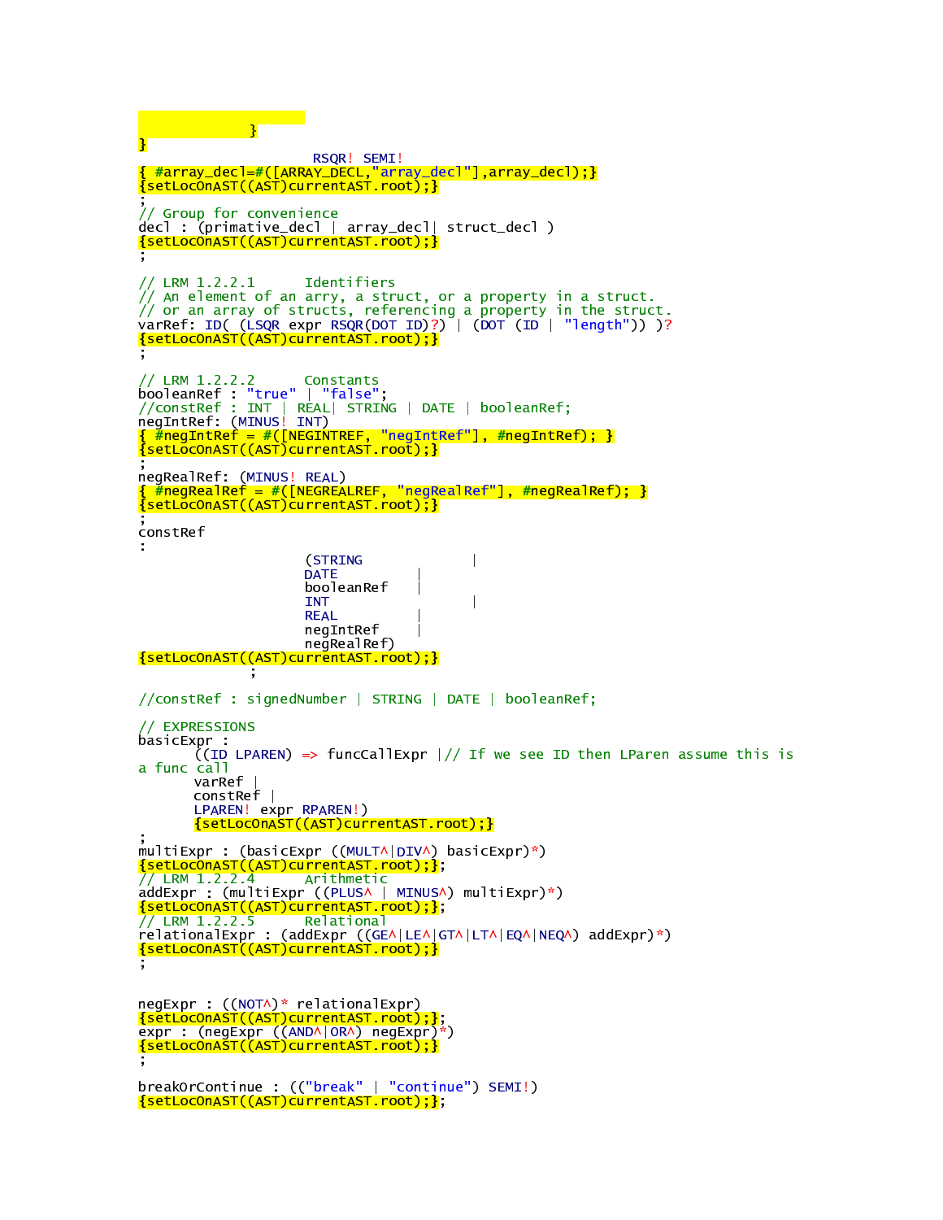```
            }
}
                    RSQR! SEMI!
{ #array_decl=#([ARRAY_DECL,"array_decl"],array_decl);}
{setLocOnAST((AST)currentAST.root);}
;
// Group for convenience
decl : (primative_decl | array_decl| struct_decl )
{setLocOnAST((AST)currentAST.root);}
;

// LRM 1.2.2.1      Identifiers
// An element of an arry, a struct, or a property in a struct.
// or an array of structs, referencing a property in the struct.
varRef: ID( (LSQR expr RSQR(DOT ID)?) | (DOT (ID | "length")) )?
{setLocOnAST((AST)currentAST.root);}
;

// LRM 1.2.2.2      Constants
booleanRef : "true" | "false";
//constRef : INT | REAL| STRING | DATE | booleanRef;
negIntRef: (MINUS! INT)
{ #negIntRef = #([NEGINTREF, "negIntRef"], #negIntRef); }
{setLocOnAST((AST)currentAST.root);}
;
negRealRef: (MINUS! REAL)
{ #negRealRef = #([NEGREALREF, "negRealRef"], #negRealRef); }
{setLocOnAST((AST)currentAST.root);}
;
constRef
:
                   (STRING             |
                   DATE         |
                   booleanRef   |
                   INT                 |
                   REAL         |
                   negIntRef    |
                   negRealRef)
{setLocOnAST((AST)currentAST.root);}
            ;

//constRef : signedNumber | STRING | DATE | booleanRef;

// EXPRESSIONS
basicExpr :
       ((ID LPAREN) => funcCallExpr |// If we see ID then LParen assume this is
a func call
       varRef |
       constRef |
       LPAREN! expr RPAREN!)
       {setLocOnAST((AST)currentAST.root);}
;
multiExpr : (basicExpr ((MULT^|DIV^) basicExpr)*)
{setLocOnAST((AST)currentAST.root);};
// LRM 1.2.2.4      Arithmetic
addExpr : (multiExpr ((PLUS^ | MINUS^) multiExpr)*)
{setLocOnAST((AST)currentAST.root);};
// LRM 1.2.2.5      Relational
relationalExpr : (addExpr ((GE^|LE^|GT^|LT^|EQ^|NEQ^) addExpr)*)
{setLocOnAST((AST)currentAST.root);}
;


negExpr : ((NOT^)* relationalExpr)
{setLocOnAST((AST)currentAST.root);};
expr : (negExpr ((AND^|OR^) negExpr)*)
{setLocOnAST((AST)currentAST.root);}
;

breakOrContinue : (("break" | "continue") SEMI!)
{setLocOnAST((AST)currentAST.root);};
```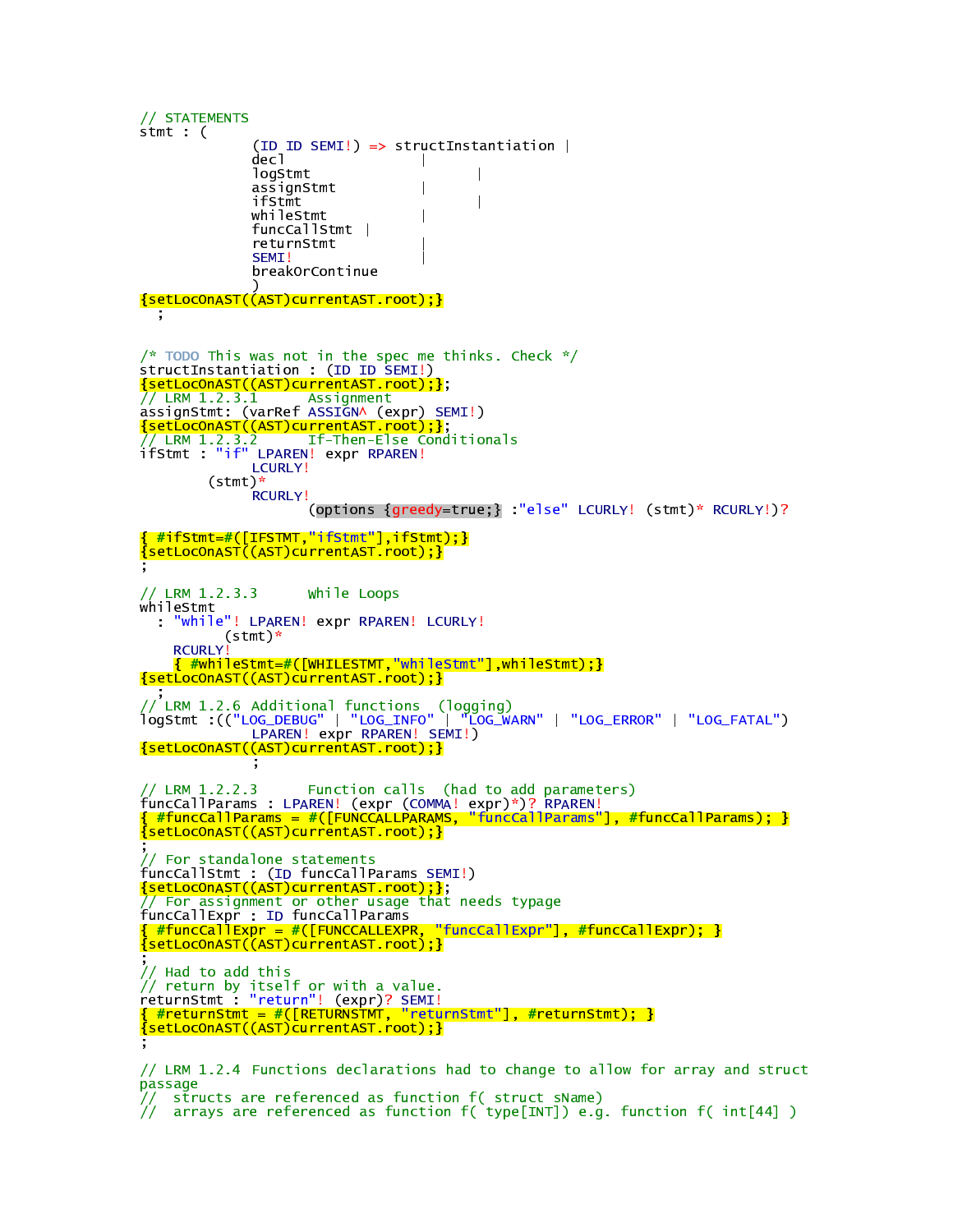```
// STATEMENTS
stmt : (
            (ID ID SEMI!) => structInstantiation |
            decl                |
            logStmt                   |
            assignStmt          |
            ifStmt                    |
            whileStmt           |
            funcCallStmt |
            returnStmt          |
            SEMI!               |
            breakOrContinue
            )
{setLocOnAST((AST)currentAST.root);}
  ;


/* TODO This was not in the spec me thinks. Check */
structInstantiation : (ID ID SEMI!)
{setLocOnAST((AST)currentAST.root);};
// LRM 1.2.3.1      Assignment
assignStmt: (varRef ASSIGN^ (expr) SEMI!)
{setLocOnAST((AST)currentAST.root);};
// LRM 1.2.3.2      If-Then-Else Conditionals
ifStmt : "if" LPAREN! expr RPAREN!
            LCURLY!
        (stmt)*
            RCURLY!
                  (options {greedy=true;} :"else" LCURLY! (stmt)* RCURLY!)?

{ #ifStmt=#([IFSTMT,"ifStmt"],ifStmt);}
{setLocOnAST((AST)currentAST.root);}
;

// LRM 1.2.3.3      While Loops
whileStmt
  : "while"! LPAREN! expr RPAREN! LCURLY!
          (stmt)*
    RCURLY!
    { #whileStmt=#([WHILESTMT,"whileStmt"],whileStmt);}
{setLocOnAST((AST)currentAST.root);}
  ;
// LRM 1.2.6 Additional functions  (logging)
logStmt :(("LOG_DEBUG" | "LOG_INFO" | "LOG_WARN" | "LOG_ERROR" | "LOG_FATAL")
            LPAREN! expr RPAREN! SEMI!)
{setLocOnAST((AST)currentAST.root);}
            ;

// LRM 1.2.2.3      Function calls  (had to add parameters)
funcCallParams : LPAREN! (expr (COMMA! expr)*)? RPAREN!
{ #funcCallParams = #([FUNCCALLPARAMS, "funcCallParams"], #funcCallParams); }
{setLocOnAST((AST)currentAST.root);}
;
// For standalone statements
funcCallStmt : (ID funcCallParams SEMI!)
{setLocOnAST((AST)currentAST.root);};
// For assignment or other usage that needs typage
funcCallExpr : ID funcCallParams
{ #funcCallExpr = #([FUNCCALLEXPR, "funcCallExpr"], #funcCallExpr); }
{setLocOnAST((AST)currentAST.root);}
;
// Had to add this
// return by itself or with a value.
returnStmt : "return"! (expr)? SEMI!
{ #returnStmt = #([RETURNSTMT, "returnStmt"], #returnStmt); }
{setLocOnAST((AST)currentAST.root);}
;

// LRM 1.2.4 Functions declarations had to change to allow for array and struct
passage
//  structs are referenced as function f( struct sName)
//  arrays are referenced as function f( type[INT]) e.g. function f( int[44] )
```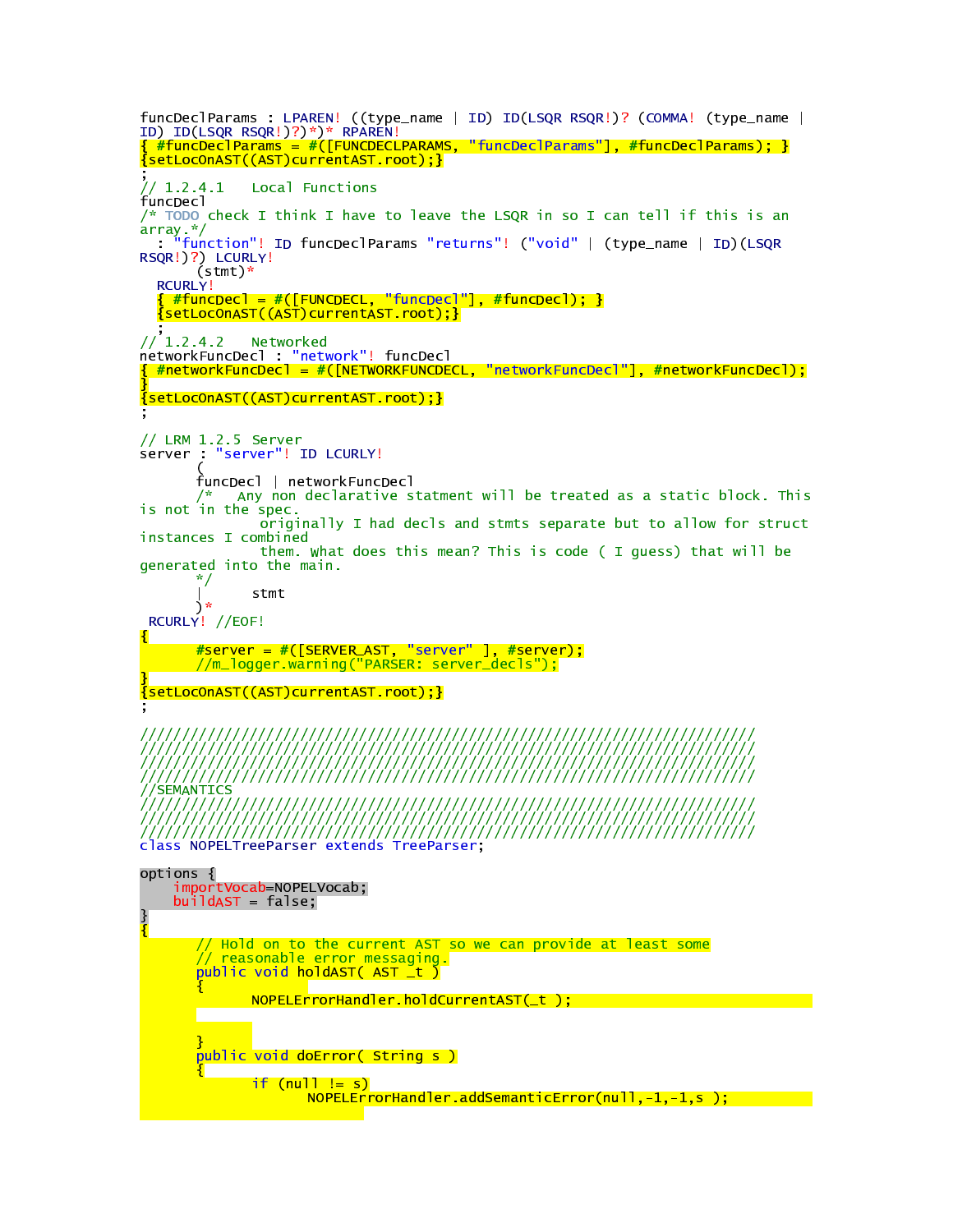```
funcDeclParams : LPAREN! ((type_name | ID) ID(LSQR RSQR!)? (COMMA! (type_name |
ID) ID(LSQR RSQR!)?)*)* RPAREN!
{ #funcDeclParams = #([FUNCDECLPARAMS, "funcDeclParams"], #funcDeclParams); }
{setLocOnAST((AST)currentAST.root);}
;
// 1.2.4.1   Local Functions
funcDecl
/* TODO check I think I have to leave the LSQR in so I can tell if this is an
array.*/
  : "function"! ID funcDeclParams "returns"! ("void" | (type_name | ID)(LSQR
RSQR!)?) LCURLY!
        (stmt)*
  RCURLY!
  { #funcDecl = #([FUNCDECL, "funcDecl"], #funcDecl); }
  {setLocOnAST((AST)currentAST.root);}
  ;
// 1.2.4.2   Networked
networkFuncDecl : "network"! funcDecl
{ #networkFuncDecl = #([NETWORKFUNCDECL, "networkFuncDecl"], #networkFuncDecl);
}
{setLocOnAST((AST)currentAST.root);}
;

// LRM 1.2.5 Server
server : "server"! ID LCURLY!
        (
        funcDecl | networkFuncDecl
        /*   Any non declarative statment will be treated as a static block. This
is not in the spec.
               originally I had decls and stmts separate but to allow for struct
instances I combined
               them. What does this mean? This is code ( I guess) that will be
generated into the main.
        */
        |      stmt
        )*
 RCURLY! //EOF!
{
        #server = #([SERVER_AST, "server" ], #server);
        //m_logger.warning("PARSER: server_decls");
}
{setLocOnAST((AST)currentAST.root);}
;

////////////////////////////////////////////////////////////////////////
////////////////////////////////////////////////////////////////////////
////////////////////////////////////////////////////////////////////////
////////////////////////////////////////////////////////////////////////
//SEMANTICS
////////////////////////////////////////////////////////////////////////
////////////////////////////////////////////////////////////////////////
////////////////////////////////////////////////////////////////////////
class NOPELTreeParser extends TreeParser;

options {
    importVocab=NOPELVocab;
    buildAST = false;
}
{
        // Hold on to the current AST so we can provide at least some
        // reasonable error messaging.
        public void holdAST( AST _t )
        {
                NOPELErrorHandler.holdCurrentAST(_t );


        }
        public void doError( String s )
        {
                if (null != s)
                        NOPELErrorHandler.addSemanticError(null,-1,-1,s );
```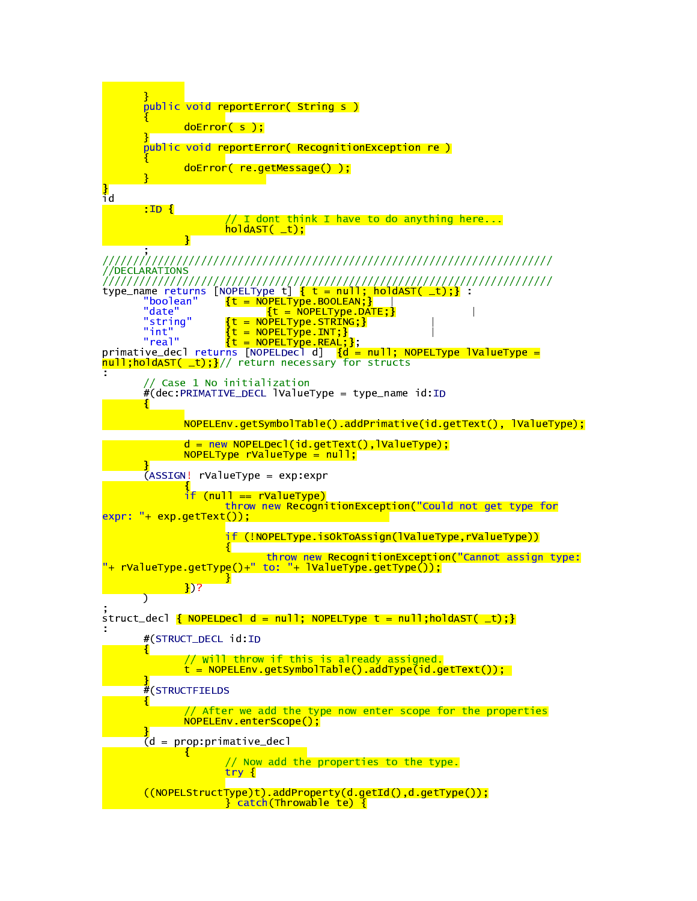```
	}
	public void reportError( String s )
	{
		doError( s );
	}
	public void reportError( RecognitionException re )
	{
		doError( re.getMessage() );
	}
}
id
	:ID {
			// I dont think I have to do anything here...
			holdAST( _t);
		}
	;
///////////////////////////////////////////////////////////////////////
//DECLARATIONS
///////////////////////////////////////////////////////////////////////
type_name returns [NOPELType t] { t = null; holdAST( _t);} :
	"boolean"	{t = NOPELType.BOOLEAN;}	|
	"date"			{t = NOPELType.DATE;}		|
	"string"	{t = NOPELType.STRING;}		|
	"int"		{t = NOPELType.INT;}		|
	"real"		{t = NOPELType.REAL;};
primative_decl returns [NOPELDecl d]  {d = null; NOPELType lValueType =
null;holdAST( _t);}// return necessary for structs
:
	// Case 1 No initialization
	#(dec:PRIMATIVE_DECL lValueType = type_name id:ID
	{

		NOPELEnv.getSymbolTable().addPrimative(id.getText(), lValueType);

		d = new NOPELDecl(id.getText(),lValueType);
		NOPELType rValueType = null;
	}
	(ASSIGN! rValueType = exp:expr
		{
		if (null == rValueType)
			throw new RecognitionException("Could not get type for
expr: "+ exp.getText());

			if (!NOPELType.isOkToAssign(lValueType,rValueType))
			{
				throw new RecognitionException("Cannot assign type:
"+ rValueType.getType()+" to: "+ lValueType.getType());
			}
		})?
	)
;
struct_decl { NOPELDecl d = null; NOPELType t = null;holdAST( _t);}
:
	#(STRUCT_DECL id:ID
	{
		// Will throw if this is already assigned.
		t = NOPELEnv.getSymbolTable().addType(id.getText());
	}
	#(STRUCTFIELDS
	{
		// After we add the type now enter scope for the properties
		NOPELEnv.enterScope();
	}
	(d = prop:primative_decl
		{
			// Now add the properties to the type.
			try {

	((NOPELStructType)t).addProperty(d.getId(),d.getType());
			} catch(Throwable te) {
```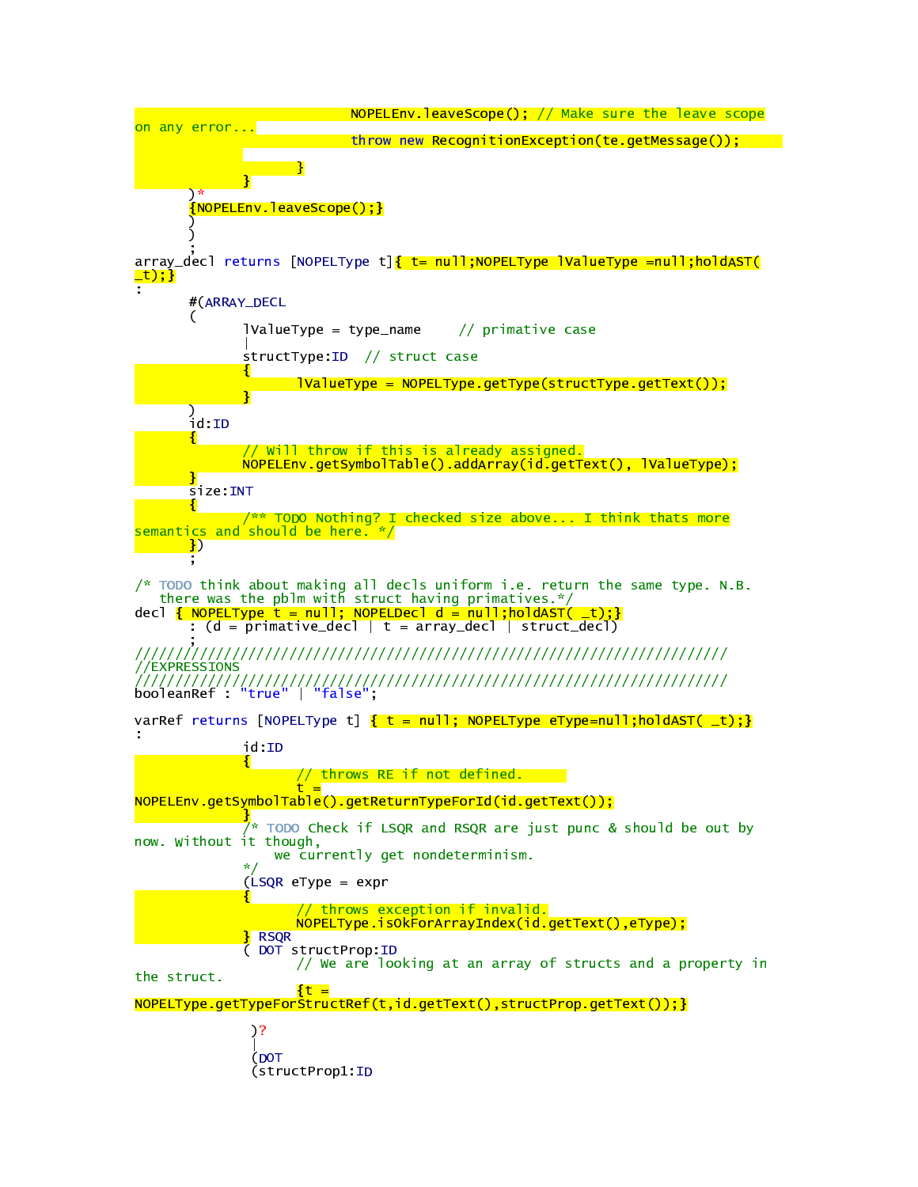```
                        NOPELEnv.leaveScope(); // Make sure the leave scope
on any error...
                        throw new RecognitionException(te.getMessage());
                    }
            }
        )*
        {NOPELEnv.leaveScope();}
        )
        )
        ;
array_decl returns [NOPELType t]{ t= null;NOPELType lValueType =null;holdAST(
_t);}
:
        #(ARRAY_DECL
        (
                lValueType = type_name     // primative case
                |
                structType:ID  // struct case
                {
                        lValueType = NOPELType.getType(structType.getText());
                }
        )
        id:ID
        {
                // Will throw if this is already assigned.
                NOPELEnv.getSymbolTable().addArray(id.getText(), lValueType);
        }
        size:INT
        {
                /** TODO Nothing? I checked size above... I think thats more
semantics and should be here. */
        })
        ;

/* TODO think about making all decls uniform i.e. return the same type. N.B.
   there was the pblm with struct having primatives.*/
decl { NOPELType t = null; NOPELDecl d = null;holdAST( _t);}
        : (d = primative_decl | t = array_decl | struct_decl)
        ;
//////////////////////////////////////////////////////////////////////
//EXPRESSIONS
//////////////////////////////////////////////////////////////////////
booleanRef : "true" | "false";

varRef returns [NOPELType t] { t = null; NOPELType eType=null;holdAST( _t);}
:
                id:ID
                {
                        // throws RE if not defined.
                        t =
NOPELEnv.getSymbolTable().getReturnTypeForId(id.getText());
                }
                /* TODO Check if LSQR and RSQR are just punc & should be out by
now. Without it though,
                    we currently get nondeterminism.
                */
                (LSQR eType = expr
                {
                        // throws exception if invalid.
                        NOPELType.isOkForArrayIndex(id.getText(),eType);
                } RSQR
                ( DOT structProp:ID
                        // We are looking at an array of structs and a property in
the struct.
                        {t =
NOPELType.getTypeForStructRef(t,id.getText(),structProp.getText());}

                 )?
                 |
                 (DOT
                 (structProp1:ID
```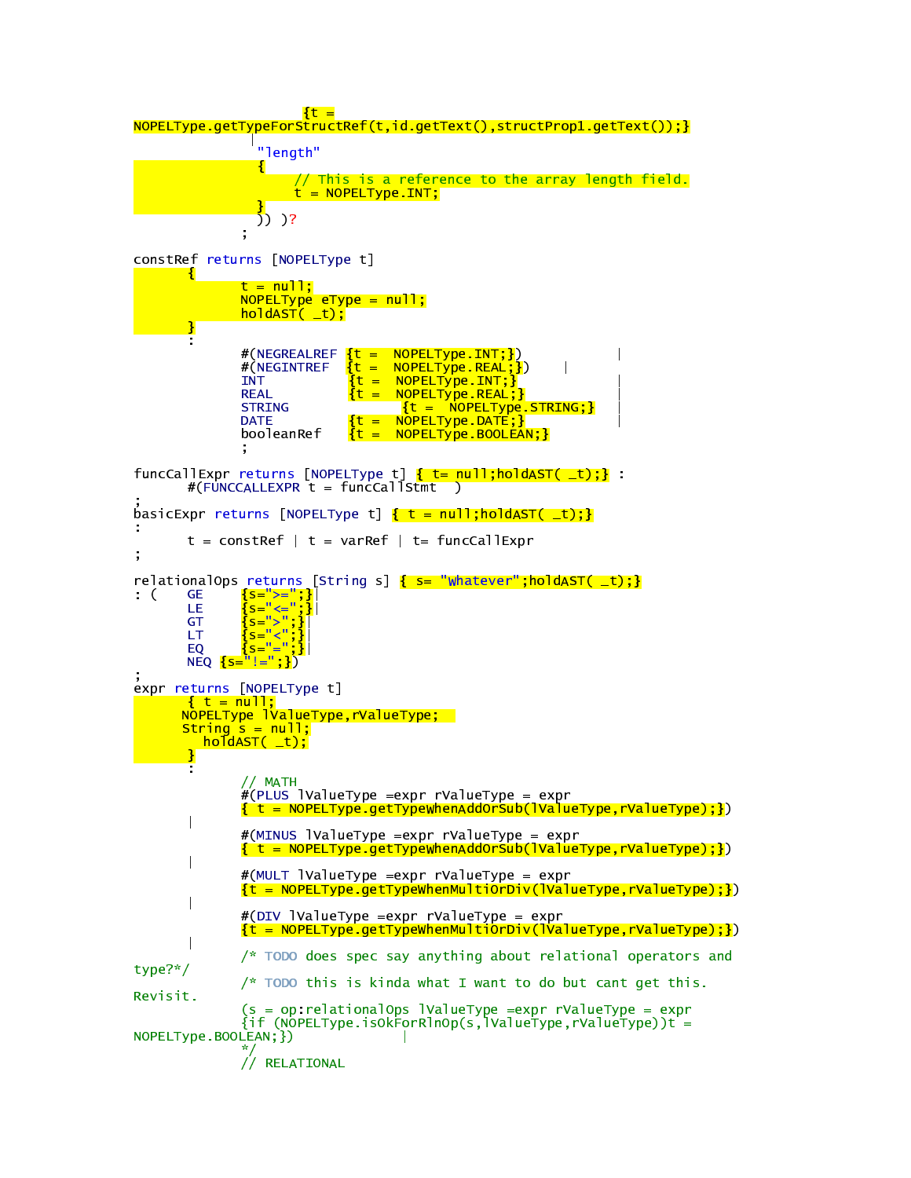```
                    {t =
NOPELType.getTypeForStructRef(t,id.getText(),structProp1.getText());}
              |
               "length"
               {
                    // This is a reference to the array length field.
                    t = NOPELType.INT;
               }
               )) )?
              ;

constRef returns [NOPELType t]
       {
              t = null;
              NOPELType eType = null;
              holdAST( _t);
       }
       :
              #(NEGREALREF {t =  NOPELType.INT;})            |
              #(NEGINTREF  {t =  NOPELType.REAL;})    |
              INT          {t =  NOPELType.INT;}             |
              REAL         {t =  NOPELType.REAL;}            |
              STRING                {t =  NOPELType.STRING;}   |
              DATE         {t =  NOPELType.DATE;}            |
              booleanRef   {t =  NOPELType.BOOLEAN;}
              ;

funcCallExpr returns [NOPELType t] { t= null;holdAST( _t);} :
       #(FUNCCALLEXPR t = funcCallStmt  )
;
basicExpr returns [NOPELType t] { t = null;holdAST( _t);}
:
       t = constRef | t = varRef | t= funcCallExpr
;

relationalOps returns [String s] { s= "whatever";holdAST( _t);}
: (    GE     {s=">=";}|
       LE     {s="<=";}|
       GT     {s=">";}|
       LT     {s="<";}|
       EQ     {s="=";}|
       NEQ {s="!=";})
;
expr returns [NOPELType t]
       { t = null;
      NOPELType lValueType,rValueType;
      String s = null;
         holdAST( _t);
       }
       :
              // MATH
              #(PLUS lValueType =expr rValueType = expr
              { t = NOPELType.getTypeWhenAddOrSub(lValueType,rValueType);})
       |
              #(MINUS lValueType =expr rValueType = expr
              { t = NOPELType.getTypeWhenAddOrSub(lValueType,rValueType);})
       |
              #(MULT lValueType =expr rValueType = expr
              {t = NOPELType.getTypeWhenMultiOrDiv(lValueType,rValueType);})
       |
              #(DIV lValueType =expr rValueType = expr
              {t = NOPELType.getTypeWhenMultiOrDiv(lValueType,rValueType);})
       |
              /* TODO does spec say anything about relational operators and
type?*/
              /* TODO this is kinda what I want to do but cant get this.
Revisit.
              (s = op:relationalOps lValueType =expr rValueType = expr
              {if (NOPELType.isOkForRlnOp(s,lValueType,rValueType))t =
NOPELType.BOOLEAN;})              |
              */
              // RELATIONAL
```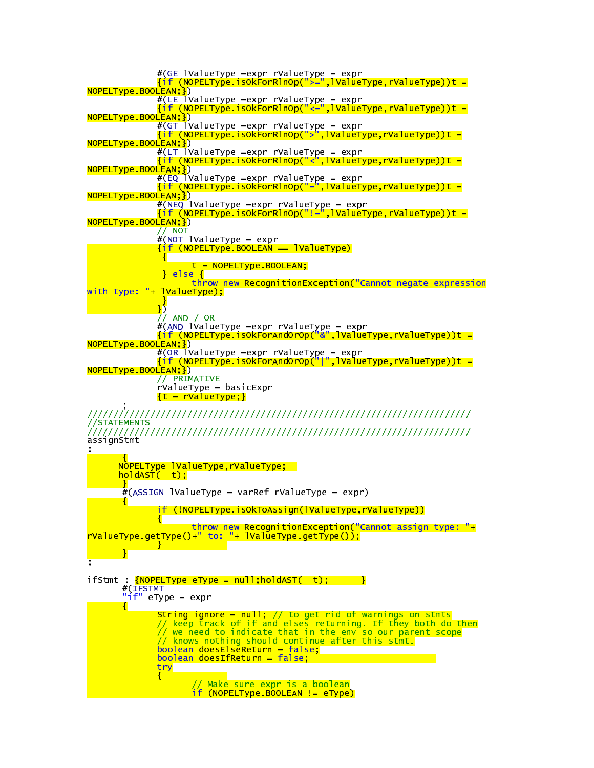```
            #(GE lValueType =expr rValueType = expr
            {if (NOPELType.isOkForRlnOp(">=",lValueType,rValueType))t =
NOPELType.BOOLEAN;})            |
            #(LE lValueType =expr rValueType = expr
            {if (NOPELType.isOkForRlnOp("<=",lValueType,rValueType))t =
NOPELType.BOOLEAN;})            |
            #(GT lValueType =expr rValueType = expr
            {if (NOPELType.isOkForRlnOp(">",lValueType,rValueType))t =
NOPELType.BOOLEAN;})                    |
            #(LT lValueType =expr rValueType = expr
            {if (NOPELType.isOkForRlnOp("<",lValueType,rValueType))t =
NOPELType.BOOLEAN;})                    |
            #(EQ lValueType =expr rValueType = expr
            {if (NOPELType.isOkForRlnOp("=",lValueType,rValueType))t =
NOPELType.BOOLEAN;})                    |
            #(NEQ lValueType =expr rValueType = expr
            {if (NOPELType.isOkForRlnOp("!=",lValueType,rValueType))t =
NOPELType.BOOLEAN;})            |
            // NOT
            #(NOT lValueType = expr
            {if (NOPELType.BOOLEAN == lValueType)
             {
                    t = NOPELType.BOOLEAN;
             } else {
                    throw new RecognitionException("Cannot negate expression
with type: "+ lValueType);
             }
            })          |
            // AND / OR
            #(AND lValueType =expr rValueType = expr
            {if (NOPELType.isOkForAndOrOp("&",lValueType,rValueType))t =
NOPELType.BOOLEAN;})            |
            #(OR lValueType =expr rValueType = expr
            {if (NOPELType.isOkForAndOrOp("|",lValueType,rValueType))t =
NOPELType.BOOLEAN;})            |
            // PRIMATIVE
            rValueType = basicExpr
            {t = rValueType;}
        ;
////////////////////////////////////////////////////////////////////
//STATEMENTS
////////////////////////////////////////////////////////////////////
assignStmt
:
       {
      NOPELType lValueType,rValueType;
      holdAST( _t);
       }
       #(ASSIGN lValueType = varRef rValueType = expr)
       {
            if (!NOPELType.isOkToAssign(lValueType,rValueType))
            {
                    throw new RecognitionException("Cannot assign type: "+
rValueType.getType()+" to: "+ lValueType.getType());
            }
       }
;

ifStmt : {NOPELType eType = null;holdAST( _t);      }
       #(IFSTMT
       "if" eType = expr
       {
            String ignore = null; // to get rid of warnings on stmts
            // keep track of if and elses returning. If they both do then
            // we need to indicate that in the env so our parent scope
            // knows nothing should continue after this stmt.
            boolean doesElseReturn = false;
            boolean doesIfReturn = false;
            try
            {
                    // Make sure expr is a boolean
                    if (NOPELType.BOOLEAN != eType)
```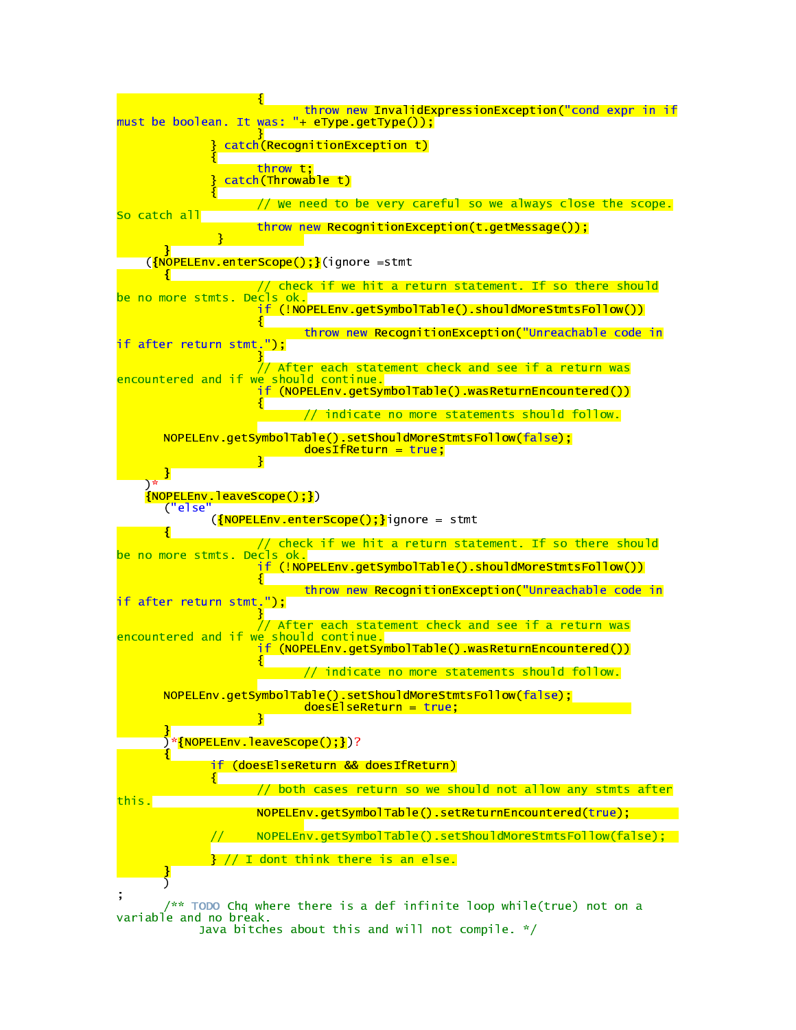```
                        {
                                throw new InvalidExpressionException("cond expr in if
must be boolean. It was: "+ eType.getType());
                        }
                } catch(RecognitionException t)
                {
                        throw t;
                } catch(Throwable t)
                {
                        // We need to be very careful so we always close the scope.
So catch all
                        throw new RecognitionException(t.getMessage());
                 }
        }
     ({NOPELEnv.enterScope();}(ignore =stmt
        {
                        // check if we hit a return statement. If so there should
be no more stmts. Decls ok.
                        if (!NOPELEnv.getSymbolTable().shouldMoreStmtsFollow())
                        {
                                throw new RecognitionException("Unreachable code in
if after return stmt.");
                        }
                        // After each statement check and see if a return was
encountered and if we should continue.
                        if (NOPELEnv.getSymbolTable().wasReturnEncountered())
                        {
                                // indicate no more statements should follow.

        NOPELEnv.getSymbolTable().setShouldMoreStmtsFollow(false);
                                doesIfReturn = true;
                        }
        }
     )*
     {NOPELEnv.leaveScope();})
        ("else"
                ({NOPELEnv.enterScope();}ignore = stmt
        {
                        // check if we hit a return statement. If so there should
be no more stmts. Decls ok.
                        if (!NOPELEnv.getSymbolTable().shouldMoreStmtsFollow())
                        {
                                throw new RecognitionException("Unreachable code in
if after return stmt.");
                        }
                        // After each statement check and see if a return was
encountered and if we should continue.
                        if (NOPELEnv.getSymbolTable().wasReturnEncountered())
                        {
                                // indicate no more statements should follow.

        NOPELEnv.getSymbolTable().setShouldMoreStmtsFollow(false);
                                doesElseReturn = true;
                        }
        }
        )*{NOPELEnv.leaveScope();})?
        {
                if (doesElseReturn && doesIfReturn)
                {
                        // both cases return so we should not allow any stmts after
this.
                        NOPELEnv.getSymbolTable().setReturnEncountered(true);

                //      NOPELEnv.getSymbolTable().setShouldMoreStmtsFollow(false);

                } // I dont think there is an else.
        }
        )
;
        /** TODO Chq where there is a def infinite loop while(true) not on a
variable and no break.
             Java bitches about this and will not compile. */
```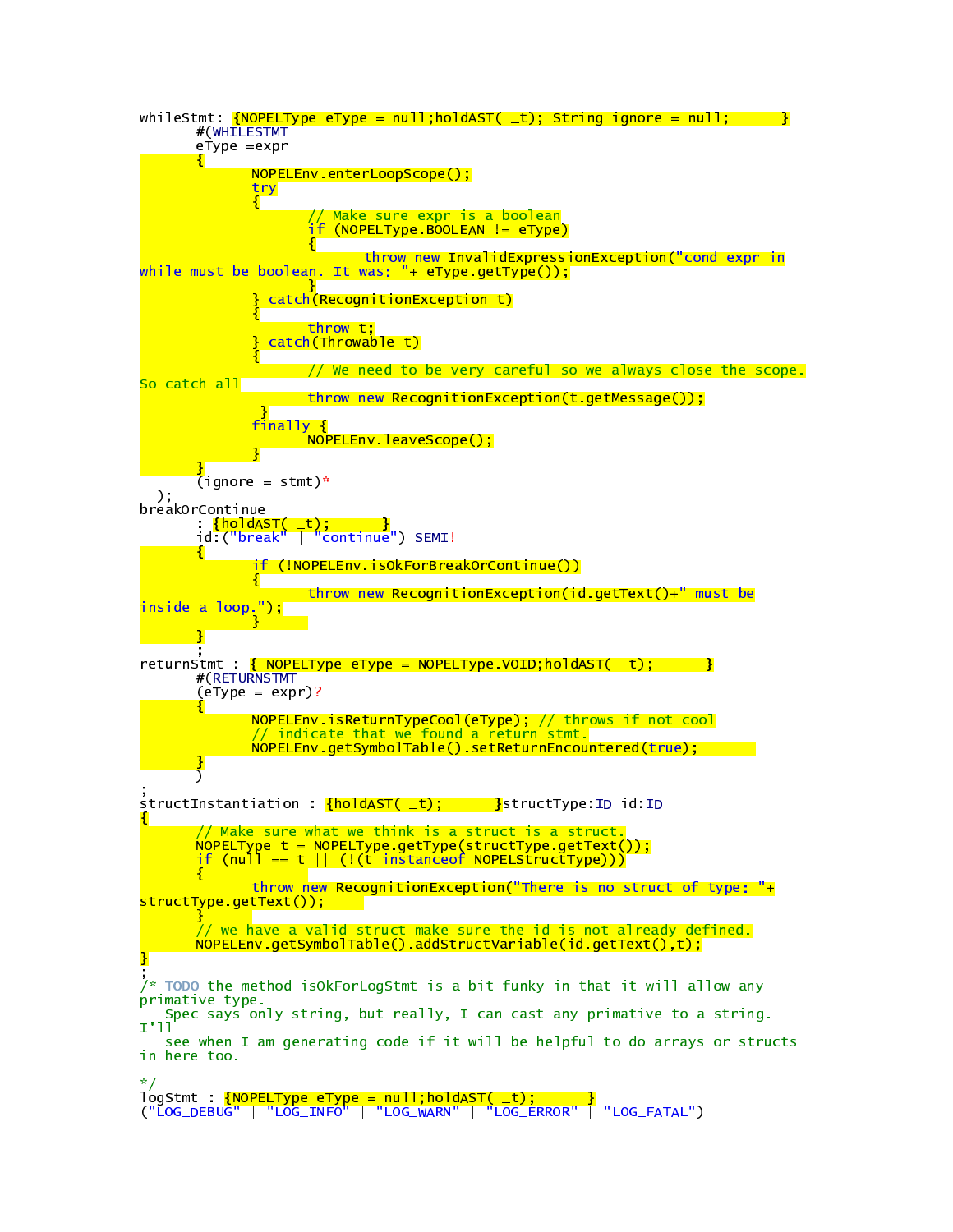```
whileStmt: {NOPELType eType = null;holdAST( _t); String ignore = null;      }
       #(WHILESTMT
       eType =expr
       {
              NOPELEnv.enterLoopScope();
              try
              {
                     // Make sure expr is a boolean
                     if (NOPELType.BOOLEAN != eType)
                     {
                            throw new InvalidExpressionException("cond expr in
while must be boolean. It was: "+ eType.getType());
                     }
              } catch(RecognitionException t)
              {
                     throw t;
              } catch(Throwable t)
              {
                     // We need to be very careful so we always close the scope.
So catch all
                     throw new RecognitionException(t.getMessage());
               }
              finally {
                     NOPELEnv.leaveScope();
              }
       }
       (ignore = stmt)*
  );
breakOrContinue
       : {holdAST( _t);      }
       id:("break" | "continue") SEMI!
       {
              if (!NOPELEnv.isOkForBreakOrContinue())
              {
                     throw new RecognitionException(id.getText()+" must be
inside a loop.");
              }
       }
       ;
returnStmt : { NOPELType eType = NOPELType.VOID;holdAST( _t);      }
       #(RETURNSTMT
       (eType = expr)?
       {
              NOPELEnv.isReturnTypeCool(eType); // throws if not cool
              // indicate that we found a return stmt.
              NOPELEnv.getSymbolTable().setReturnEncountered(true);
       }
       )
;
structInstantiation : {holdAST( _t);      }structType:ID id:ID
{
       // Make sure what we think is a struct is a struct.
       NOPELType t = NOPELType.getType(structType.getText());
       if (null == t || (!(t instanceof NOPELStructType)))
       {
              throw new RecognitionException("There is no struct of type: "+
structType.getText());
       }
       // we have a valid struct make sure the id is not already defined.
       NOPELEnv.getSymbolTable().addStructVariable(id.getText(),t);
}
;
/* TODO the method isOkForLogStmt is a bit funky in that it will allow any
primative type.
   Spec says only string, but really, I can cast any primative to a string.
I'll
   see when I am generating code if it will be helpful to do arrays or structs
in here too.

*/
logStmt : {NOPELType eType = null;holdAST( _t);      }
("LOG_DEBUG" | "LOG_INFO" | "LOG_WARN" | "LOG_ERROR" | "LOG_FATAL")
```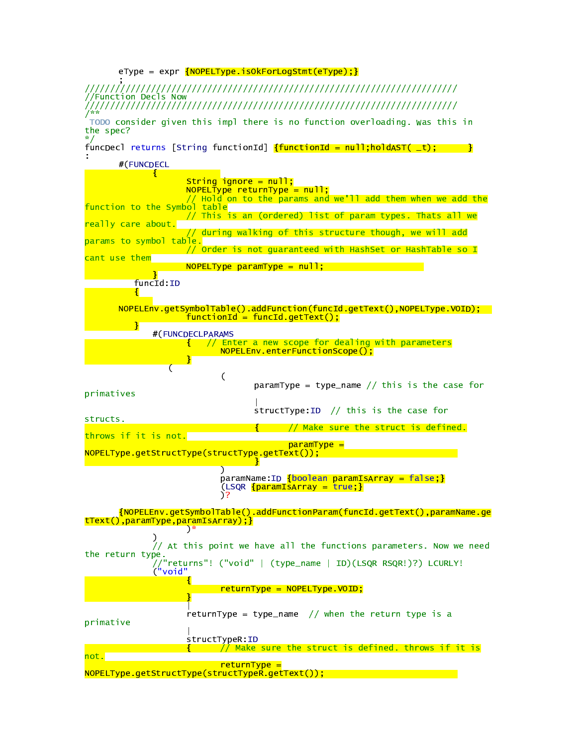```
	eType = expr {NOPELType.isOkForLogStmt(eType);}
	;
/////////////////////////////////////////////////////////////////////
//Function Decls Now
/////////////////////////////////////////////////////////////////////
/**
 TODO consider given this impl there is no function overloading. Was this in
the spec?
*/
funcDecl returns [String functionId] {functionId = null;holdAST( _t);	}
:
	#(FUNCDECL
		{
			String ignore = null;
			NOPELType returnType = null;
			// Hold on to the params and we'll add them when we add the
function to the Symbol table
			// This is an (ordered) list of param types. Thats all we
really care about.
			// during walking of this structure though, we will add
params to symbol table.
			// Order is not guaranteed with HashSet or HashTable so I
cant use them
			NOPELType paramType = null;
		}
	   funcId:ID
	   {
	
	NOPELEnv.getSymbolTable().addFunction(funcId.getText(),NOPELType.VOID);
			functionId = funcId.getText();
	   }
		#(FUNCDECLPARAMS
			{	// Enter a new scope for dealing with parameters
				NOPELEnv.enterFunctionScope();
			}
		   (
				(
					paramType = type_name // this is the case for
primatives
					|
					structType:ID  // this is the case for
structs.
					{	// Make sure the struct is defined.
throws if it is not.
						paramType =
NOPELType.getStructType(structType.getText());
					}
				)
				paramName:ID {boolean paramIsArray = false;}
				(LSQR {paramIsArray = true;}
				)?

	{NOPELEnv.getSymbolTable().addFunctionParam(funcId.getText(),paramName.ge
tText(),paramType,paramIsArray);}
			)*
		)
		// At this point we have all the functions parameters. Now we need
the return type.
		//"returns"! ("void" | (type_name | ID)(LSQR RSQR!)?) LCURLY!
		("void"
			{
				returnType = NOPELType.VOID;
			}
			|
			returnType = type_name  // when the return type is a
primative
			|
			structTypeR:ID
			{	// Make sure the struct is defined. throws if it is
not.
				returnType =
NOPELType.getStructType(structTypeR.getText());
```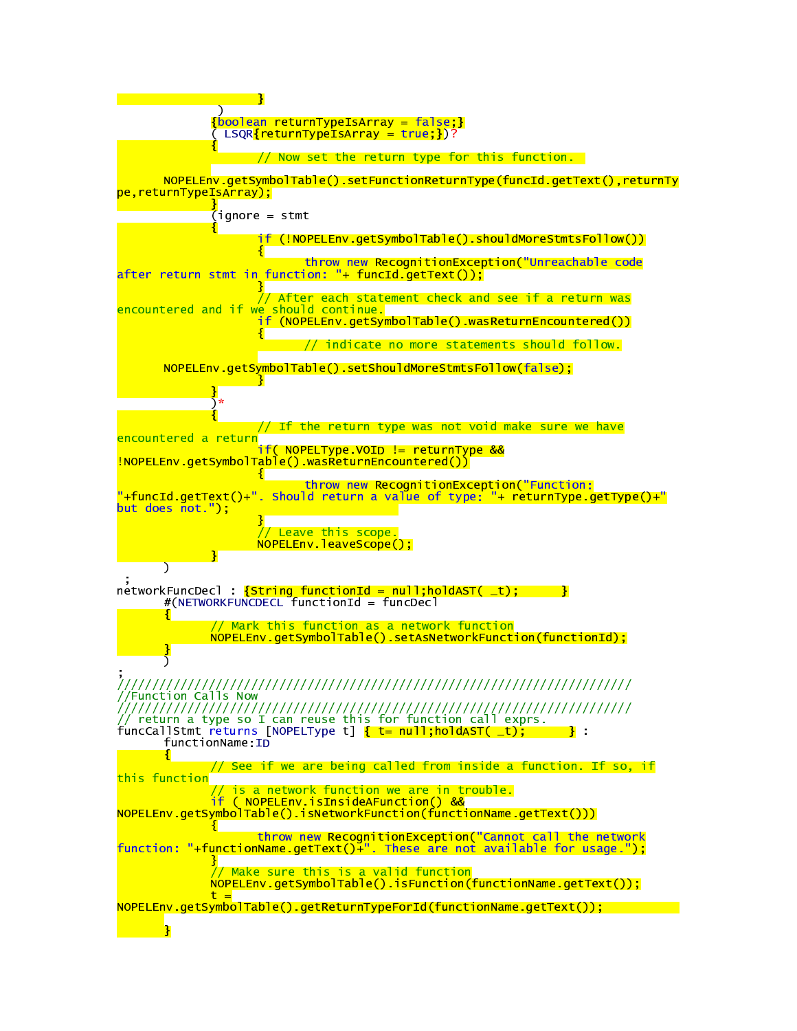```
                        }
                  )
                 {boolean returnTypeIsArray = false;}
                 ( LSQR{returnTypeIsArray = true;})?
                 {
                        // Now set the return type for this function.

       NOPELEnv.getSymbolTable().setFunctionReturnType(funcId.getText(),returnTy
pe,returnTypeIsArray);
                 }
                 (ignore = stmt
                 {
                        if (!NOPELEnv.getSymbolTable().shouldMoreStmtsFollow())
                        {
                               throw new RecognitionException("Unreachable code
after return stmt in function: "+ funcId.getText());
                        }
                        // After each statement check and see if a return was
encountered and if we should continue.
                        if (NOPELEnv.getSymbolTable().wasReturnEncountered())
                        {
                               // indicate no more statements should follow.

       NOPELEnv.getSymbolTable().setShouldMoreStmtsFollow(false);
                        }
                 }
                 )*
                 {
                        // If the return type was not void make sure we have
encountered a return
                        if( NOPELType.VOID != returnType &&
!NOPELEnv.getSymbolTable().wasReturnEncountered())
                        {
                               throw new RecognitionException("Function:
"+funcId.getText()+". Should return a value of type: "+ returnType.getType()+"
but does not.");
                        }
                        // Leave this scope.
                        NOPELEnv.leaveScope();
                 }
       )
  ;
networkFuncDecl : {String functionId = null;holdAST( _t);      }
       #(NETWORKFUNCDECL functionId = funcDecl
       {
              // Mark this function as a network function
              NOPELEnv.getSymbolTable().setAsNetworkFunction(functionId);
       }
       )
;
/////////////////////////////////////////////////////////////////////
//Function Calls Now
/////////////////////////////////////////////////////////////////////
// return a type so I can reuse this for function call exprs.
funcCallStmt returns [NOPELType t] { t= null;holdAST( _t);      } :
       functionName:ID
       {
              // See if we are being called from inside a function. If so, if
this function
              // is a network function we are in trouble.
              if ( NOPELEnv.isInsideAFunction() &&
NOPELEnv.getSymbolTable().isNetworkFunction(functionName.getText()))
              {
                     throw new RecognitionException("Cannot call the network
function: "+functionName.getText()+". These are not available for usage.");
              }
              // Make sure this is a valid function
              NOPELEnv.getSymbolTable().isFunction(functionName.getText());
              t =
NOPELEnv.getSymbolTable().getReturnTypeForId(functionName.getText());

       }
```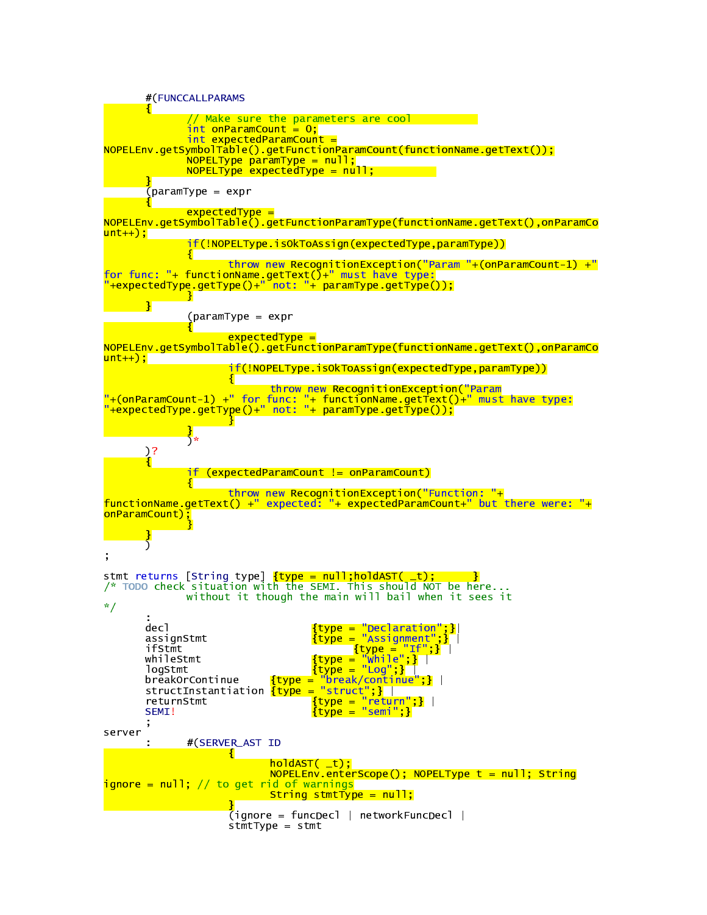```
	#(FUNCCALLPARAMS
	{
		// Make sure the parameters are cool
		int onParamCount = 0;
		int expectedParamCount =
NOPELEnv.getSymbolTable().getFunctionParamCount(functionName.getText());
		NOPELType paramType = null;
		NOPELType expectedType = null;
	}
	(paramType = expr
	{
		expectedType =
NOPELEnv.getSymbolTable().getFunctionParamType(functionName.getText(),onParamCo
unt++);
		if(!NOPELType.isOkToAssign(expectedType,paramType))
		{
			throw new RecognitionException("Param "+(onParamCount-1) +"
for func: "+ functionName.getText()+" must have type:
"+expectedType.getType()+" not: "+ paramType.getType());
		}
	}
		(paramType = expr
		{
			expectedType =
NOPELEnv.getSymbolTable().getFunctionParamType(functionName.getText(),onParamCo
unt++);
			if(!NOPELType.isOkToAssign(expectedType,paramType))
			{
				throw new RecognitionException("Param
"+(onParamCount-1) +" for func: "+ functionName.getText()+" must have type:
"+expectedType.getType()+" not: "+ paramType.getType());
			}
		}
		)*
	)?
	{
		if (expectedParamCount != onParamCount)
		{
			throw new RecognitionException("Function: "+
functionName.getText() +" expected: "+ expectedParamCount+" but there were: "+
onParamCount);
		}
	}
	)
;

stmt returns [String type] {type = null;holdAST( _t);	}
/* TODO check situation with the SEMI. This should NOT be here...
		without it though the main will bail when it sees it
*/
	:
	decl			{type = "Declaration";}|
	assignStmt		{type = "Assignment";} |
	ifStmt				{type = "If";} |
	whileStmt		{type = "While";} |
	logStmt			{type = "Log";} |
	breakOrContinue	{type = "break/continue";} |
	structInstantiation {type = "struct";} |
	returnStmt		{type = "return";} |
	SEMI!			{type = "semi";}
	;
server
	:	#(SERVER_AST ID
			{
				holdAST( _t);
				NOPELEnv.enterScope(); NOPELType t = null; String
ignore = null; // to get rid of warnings
				String stmtType = null;
			}
			(ignore = funcDecl | networkFuncDecl |
			stmtType = stmt
```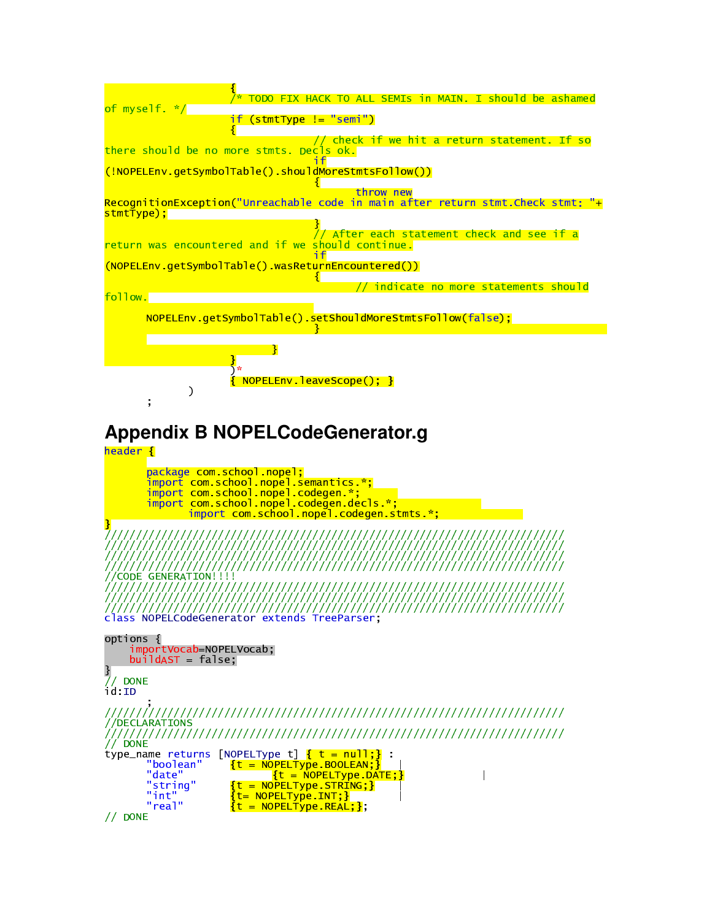```
                    {
                    /* TODO FIX HACK TO ALL SEMIs in MAIN. I should be ashamed
of myself. */
                    if (stmtType != "semi")
                    {
                                    // check if we hit a return statement. If so
there should be no more stmts. Decls ok.
                                    if
(!NOPELEnv.getSymbolTable().shouldMoreStmtsFollow())
                                    {
                                            throw new
RecognitionException("Unreachable code in main after return stmt.Check stmt: "+
stmtType);
                                    }
                                    // After each statement check and see if a
return was encountered and if we should continue.
                                    if
(NOPELEnv.getSymbolTable().wasReturnEncountered())
                                    {
                                            // indicate no more statements should
follow.

      NOPELEnv.getSymbolTable().setShouldMoreStmtsFollow(false);
                                    }

                            }
                    }
                    )*
                    { NOPELEnv.leaveScope(); }
            )
      ;
```

## Appendix B NOPELCodeGenerator.g

```
header {

      package com.school.nopel;
      import com.school.nopel.semantics.*;
      import com.school.nopel.codegen.*;
      import com.school.nopel.codegen.decls.*;
            import com.school.nopel.codegen.stmts.*;
}
//////////////////////////////////////////////////////////////////////
//////////////////////////////////////////////////////////////////////
//////////////////////////////////////////////////////////////////////
//////////////////////////////////////////////////////////////////////
//CODE GENERATION!!!!
//////////////////////////////////////////////////////////////////////
//////////////////////////////////////////////////////////////////////
//////////////////////////////////////////////////////////////////////
class NOPELCodeGenerator extends TreeParser;

options {
    importVocab=NOPELVocab;
    buildAST = false;
}
// DONE
id:ID
      ;
//////////////////////////////////////////////////////////////////////
//DECLARATIONS
//////////////////////////////////////////////////////////////////////
// DONE
type_name returns [NOPELType t] { t = null;} :
      "boolean"     {t = NOPELType.BOOLEAN;}    |
      "date"              {t = NOPELType.DATE;}              |
      "string"      {t = NOPELType.STRING;}     |
      "int"         {t= NOPELType.INT;}         |
      "real"        {t = NOPELType.REAL;};
// DONE
```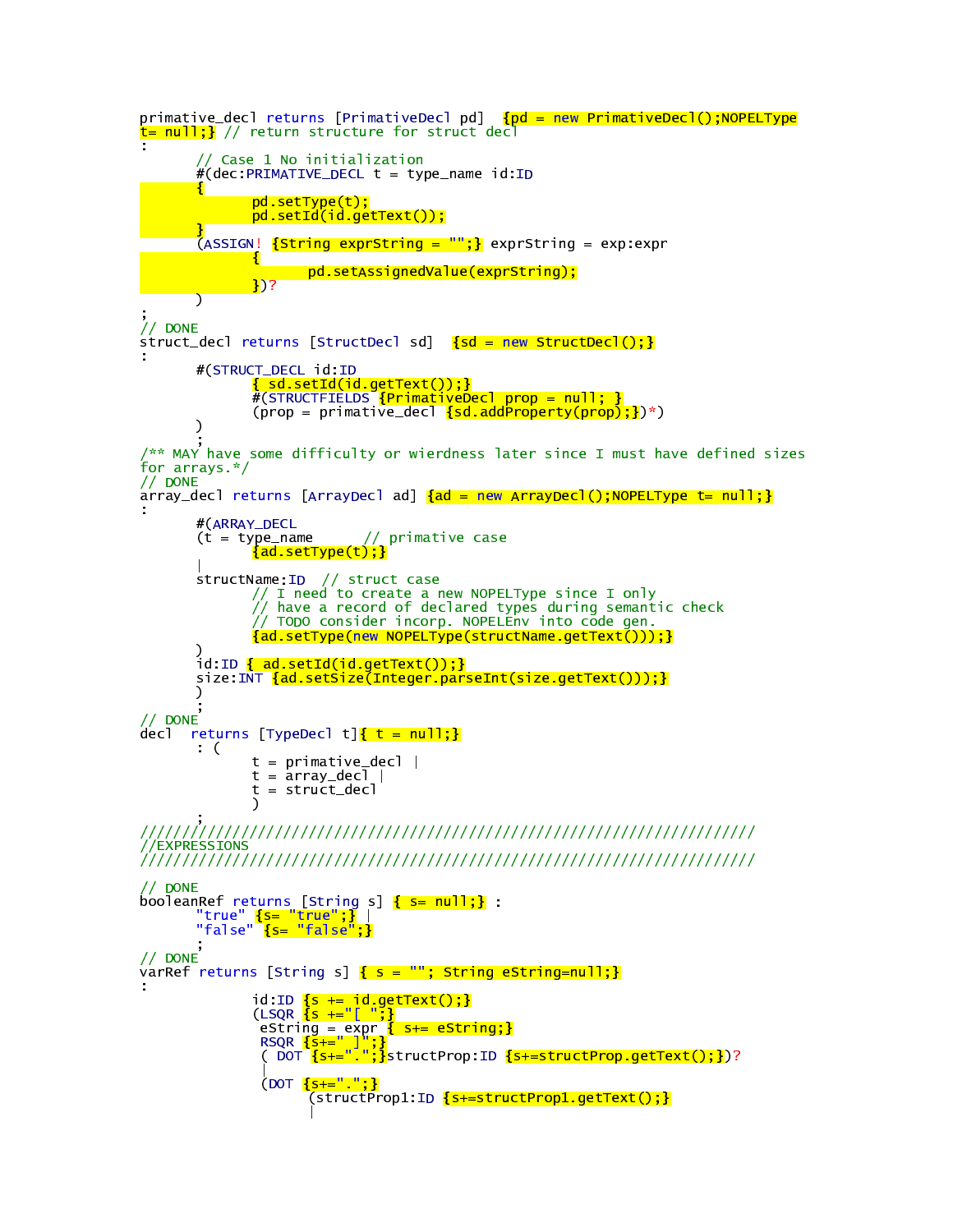```
primative_decl returns [PrimativeDecl pd]  {pd = new PrimativeDecl();NOPELType
t= null;} // return structure for struct decl
:
       // Case 1 No initialization
       #(dec:PRIMATIVE_DECL t = type_name id:ID
       {
              pd.setType(t);
              pd.setId(id.getText());
       }
       (ASSIGN! {String exprString = "";} exprString = exp:expr
              {
                     pd.setAssignedValue(exprString);
              })?
       )
;
// DONE
struct_decl returns [StructDecl sd]  {sd = new StructDecl();}
:
       #(STRUCT_DECL id:ID
              { sd.setId(id.getText());}
              #(STRUCTFIELDS {PrimativeDecl prop = null; }
              (prop = primative_decl {sd.addProperty(prop);})*)
       )
       ;
/** MAY have some difficulty or wierdness later since I must have defined sizes
for arrays.*/
// DONE
array_decl returns [ArrayDecl ad] {ad = new ArrayDecl();NOPELType t= null;}
:
       #(ARRAY_DECL
       (t = type_name      // primative case
              {ad.setType(t);}
       |
       structName:ID  // struct case
              // I need to create a new NOPELType since I only
              // have a record of declared types during semantic check
              // TODO consider incorp. NOPELEnv into code gen.
              {ad.setType(new NOPELType(structName.getText()));}
       )
       id:ID { ad.setId(id.getText());}
       size:INT {ad.setSize(Integer.parseInt(size.getText()));}
       )
       ;
// DONE
decl  returns [TypeDecl t]{ t = null;}
       : (
              t = primative_decl |
              t = array_decl |
              t = struct_decl
              )
       ;
////////////////////////////////////////////////////////////////////
//EXPRESSIONS
////////////////////////////////////////////////////////////////////

// DONE
booleanRef returns [String s] { s= null;} :
       "true" {s= "true";} |
       "false" {s= "false";}
       ;
// DONE
varRef returns [String s] { s = ""; String eString=null;}
:
              id:ID {s += id.getText();}
              (LSQR {s +="[ ";}
               eString = expr { s+= eString;}
               RSQR {s+=" ]";}
               ( DOT {s+=".";}structProp:ID {s+=structProp.getText();})?
               |
               (DOT {s+=".";}
                     (structProp1:ID {s+=structProp1.getText();}
                     |
```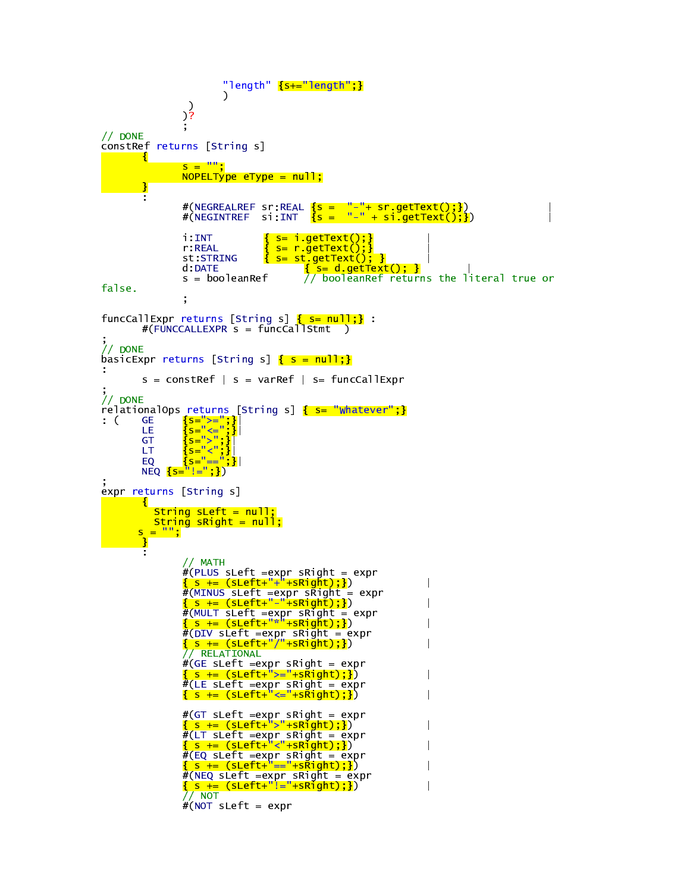```
                    "length" {s+="length";}
                    )
             )
            )?
            ;
// DONE
constRef returns [String s]
      {
            s = "";
            NOPELType eType = null;
      }
      :
            #(NEGREALREF sr:REAL {s =  "-"+ sr.getText();})            |
            #(NEGINTREF  si:INT  {s =  "-" + si.getText();})           |

            i:INT        { s= i.getText();}        |
            r:REAL       { s= r.getText();}        |
            st:STRING    { s= st.getText(); }      |
            d:DATE              { s= d.getText(); }        |
            s = booleanRef      // booleanRef returns the literal true or
false.
            ;

funcCallExpr returns [String s] { s= null;} :
      #(FUNCCALLEXPR s = funcCallStmt  )
;
// DONE
basicExpr returns [String s] { s = null;}
:
      s = constRef | s = varRef | s= funcCallExpr
;
// DONE
relationalOps returns [String s] { s= "Whatever";}
: (   GE     {s=">=";}|
      LE     {s="<=";}|
      GT     {s=">";}|
      LT     {s="<";}|
      EQ     {s="==";}|
      NEQ {s="!=";})
;
expr returns [String s]
      {
        String sLeft = null;
        String sRight = null;
       s = "";
      }
      :
            // MATH
            #(PLUS sLeft =expr sRight = expr
            { s += (sLeft+"+"+sRight);})           |
            #(MINUS sLeft =expr sRight = expr
            { s += (sLeft+"-"+sRight);})           |
            #(MULT sLeft =expr sRight = expr
            { s += (sLeft+"*"+sRight);})           |
            #(DIV sLeft =expr sRight = expr
            { s += (sLeft+"/"+sRight);})           |
            // RELATIONAL
            #(GE sLeft =expr sRight = expr
            { s += (sLeft+">="+sRight);})          |
            #(LE sLeft =expr sRight = expr
            { s += (sLeft+"<="+sRight);})          |

            #(GT sLeft =expr sRight = expr
            { s += (sLeft+">"+sRight);})           |
            #(LT sLeft =expr sRight = expr
            { s += (sLeft+"<"+sRight);})           |
            #(EQ sLeft =expr sRight = expr
            { s += (sLeft+"=="+sRight);})          |
            #(NEQ sLeft =expr sRight = expr
            { s += (sLeft+"!="+sRight);})          |
            // NOT
            #(NOT sLeft = expr
```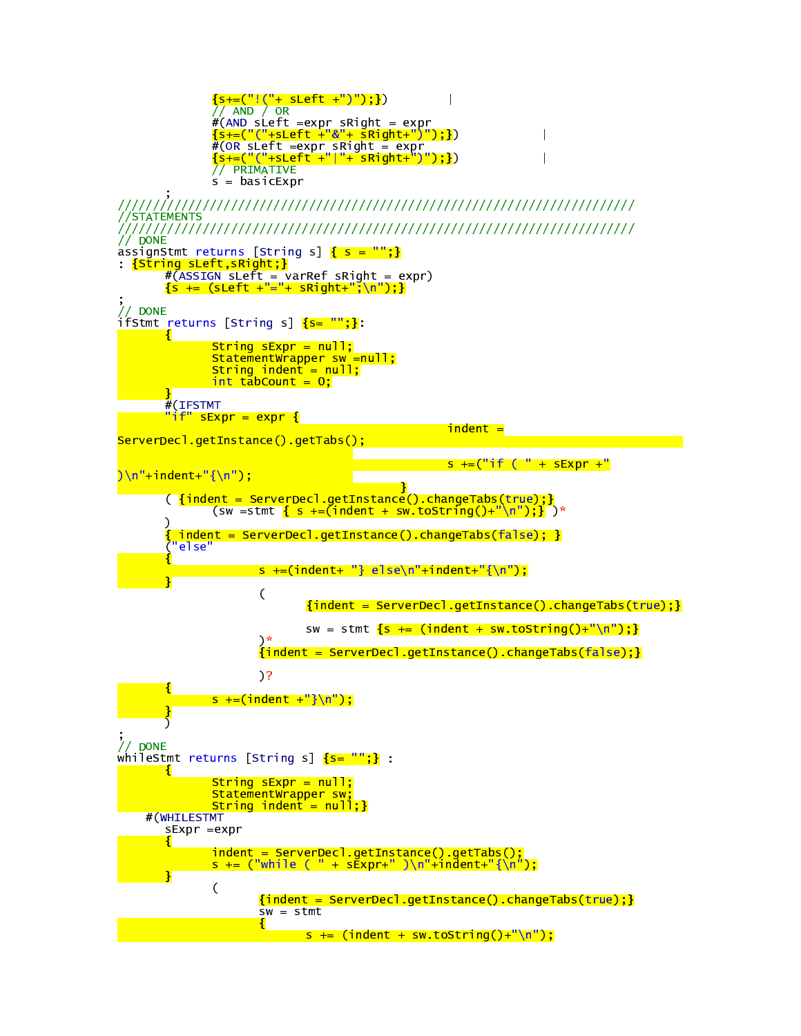```
			{s+=("!("+ sLeft +")");})		|
			// AND / OR
			#(AND sLeft =expr sRight = expr
			{s+=("("+sLeft +"&"+ sRight+")");})		|
			#(OR sLeft =expr sRight = expr
			{s+=("("+sLeft +"|"+ sRight+")");})		|
			// PRIMATIVE
			s = basicExpr
		;
//////////////////////////////////////////////////////////////////////
//STATEMENTS
//////////////////////////////////////////////////////////////////////
// DONE
assignStmt returns [String s] { s = "";}
: {String sLeft,sRight;}
	#(ASSIGN sLeft = varRef sRight = expr)
	{s += (sLeft +"="+ sRight+";\n");}
;
// DONE
ifStmt returns [String s] {s= "";}:
	{
		String sExpr = null;
		StatementWrapper sw =null;
		String indent = null;
		int tabCount = 0;
	}
	#(IFSTMT
	"if" sExpr = expr {
						indent =
ServerDecl.getInstance().getTabs();

						s +=("if ( " + sExpr +"
)\n"+indent+"{\n");
					}
	( {indent = ServerDecl.getInstance().changeTabs(true);}
		(sw =stmt { s +=(indent + sw.toString()+"\n");} )*
	)
	{ indent = ServerDecl.getInstance().changeTabs(false); }
	("else"
	{
			s +=(indent+ "} else\n"+indent+"{\n");
	}
			(
				{indent = ServerDecl.getInstance().changeTabs(true);}

				sw = stmt {s += (indent + sw.toString()+"\n");}
			)*
			{indent = ServerDecl.getInstance().changeTabs(false);}

			)?
	{
		s +=(indent +"}\n");
	}
	)
;
// DONE
whileStmt returns [String s] {s= "";} :
	{
		String sExpr = null;
		StatementWrapper sw;
		String indent = null;}
    #(WHILESTMT
	sExpr =expr
	{
		indent = ServerDecl.getInstance().getTabs();
		s += ("while ( " + sExpr+" )\n"+indent+"{\n");
	}
		(
			{indent = ServerDecl.getInstance().changeTabs(true);}
			sw = stmt
			{
				s += (indent + sw.toString()+"\n");
```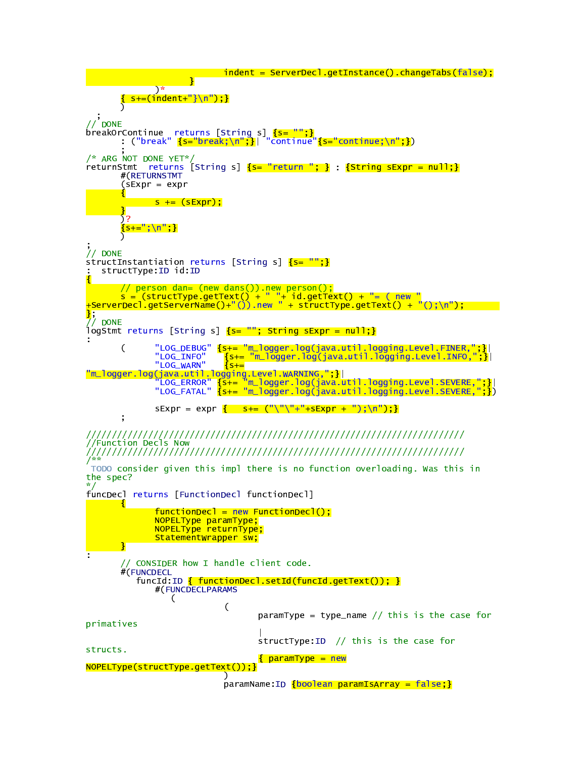```
                            indent = ServerDecl.getInstance().changeTabs(false);
                    }
            )*
        { s+=(indent+"}\n");}
        )
    ;
// DONE
breakOrContinue  returns [String s] {s= "";}
        : ("break" {s="break;\n";}| "continue"{s="continue;\n";})
        ;
/* ARG NOT DONE YET*/
returnStmt  returns [String s] {s= "return "; } : {String sExpr = null;}
        #(RETURNSTMT
        (sExpr = expr
        {
                s += (sExpr);
        }
        )?
        {s+=";\n";}
        )
;
// DONE
structInstantiation returns [String s] {s= "";}
:  structType:ID id:ID
{
        // person dan= (new dans()).new person();
        s = (structType.getText() + " "+ id.getText() + "= ( new "
+ServerDecl.getServerName()+"()).new " + structType.getText() + "();\n");
};
// DONE
logStmt returns [String s] {s= ""; String sExpr = null;}
:
        (       "LOG_DEBUG" {s+= "m_logger.log(java.util.logging.Level.FINER,";}|
                "LOG_INFO"    {s+= "m_logger.log(java.util.logging.Level.INFO,";}|
                "LOG_WARN"    {s+=
"m_logger.log(java.util.logging.Level.WARNING,";}|
                "LOG_ERROR" {s+= "m_logger.log(java.util.logging.Level.SEVERE,";}|
                "LOG_FATAL" {s+= "m_logger.log(java.util.logging.Level.SEVERE,";})

                sExpr = expr {   s+= ("\"\"+"+sExpr + ");\n");}
        ;

////////////////////////////////////////////////////////////////////
//Function Decls Now
////////////////////////////////////////////////////////////////////
/**
 TODO consider given this impl there is no function overloading. Was this in
the spec?
*/
funcDecl returns [FunctionDecl functionDecl]
        {
                functionDecl = new FunctionDecl();
                NOPELType paramType;
                NOPELType returnType;
                StatementWrapper sw;
        }
:
        // CONSIDER how I handle client code.
        #(FUNCDECL
           funcId:ID { functionDecl.setId(funcId.getText()); }
                #(FUNCDECLPARAMS
                   (
                                (
                                        paramType = type_name // this is the case for
primatives
                                        |
                                        structType:ID  // this is the case for
structs.
                                        { paramType = new
NOPELType(structType.getText());}
                                )
                                paramName:ID {boolean paramIsArray = false;}
```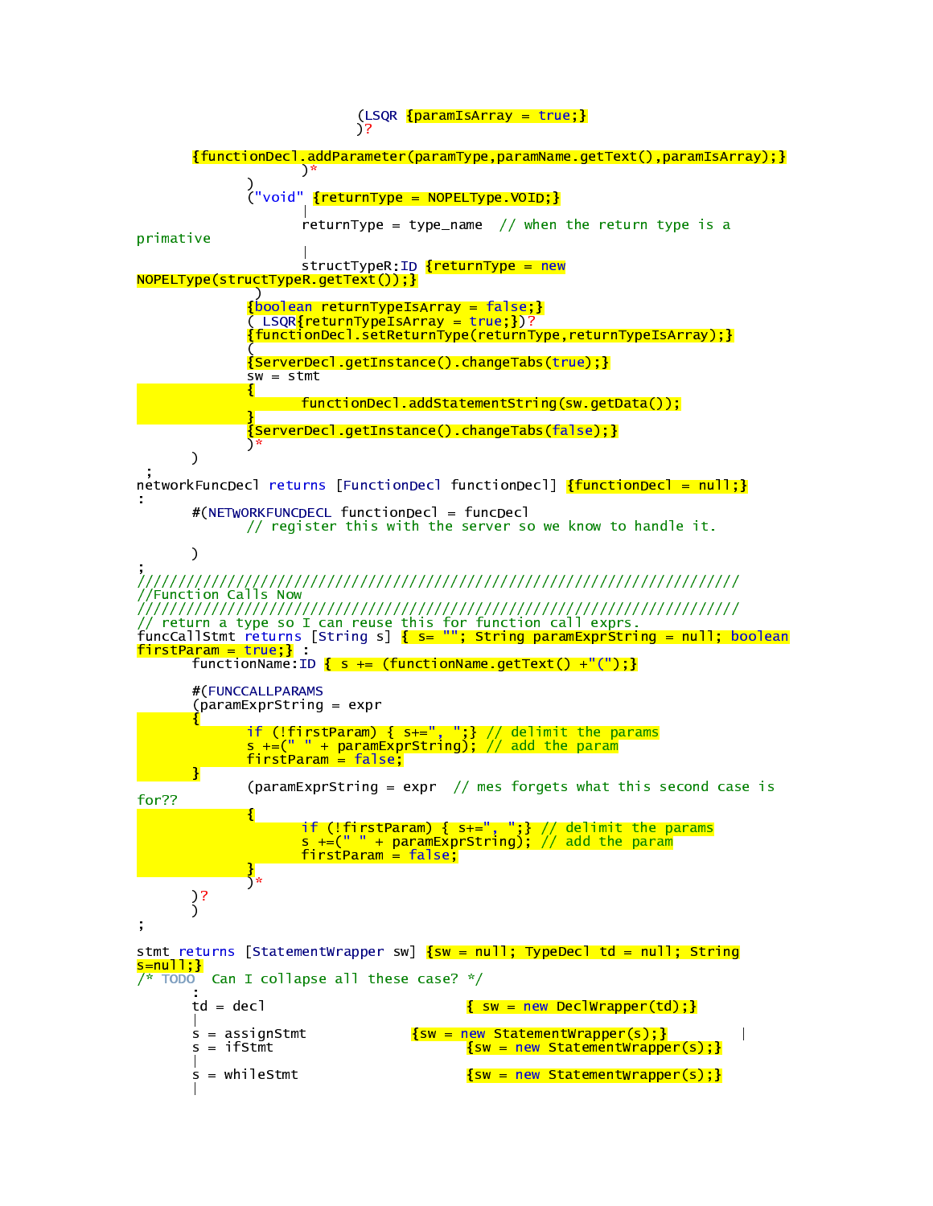```
                        (LSQR {paramIsArray = true;}
                        )?

        {functionDecl.addParameter(paramType,paramName.getText(),paramIsArray);}
                    )*
                )
                ("void" {returnType = NOPELType.VOID;}
                    |
                    returnType = type_name  // when the return type is a
primative
                    |
                    structTypeR:ID {returnType = new
NOPELType(structTypeR.getText());}
                 )
                {boolean returnTypeIsArray = false;}
                ( LSQR{returnTypeIsArray = true;})?
                {functionDecl.setReturnType(returnType,returnTypeIsArray);}
                (
                {ServerDecl.getInstance().changeTabs(true);}
                sw = stmt
                {
                    functionDecl.addStatementString(sw.getData());
                }
                {ServerDecl.getInstance().changeTabs(false);}
                )*
        )
 ;
networkFuncDecl returns [FunctionDecl functionDecl] {functionDecl = null;}
:
        #(NETWORKFUNCDECL functionDecl = funcDecl
                // register this with the server so we know to handle it.

        )
;
//////////////////////////////////////////////////////////////////////
//Function Calls Now
//////////////////////////////////////////////////////////////////////
// return a type so I can reuse this for function call exprs.
funcCallStmt returns [String s] { s= ""; String paramExprString = null; boolean
firstParam = true;} :
        functionName:ID { s += (functionName.getText() +"(");}

        #(FUNCCALLPARAMS
        (paramExprString = expr
        {
                if (!firstParam) { s+=", ";} // delimit the params
                s +=(" " + paramExprString); // add the param
                firstParam = false;
        }
                (paramExprString = expr  // mes forgets what this second case is
for??
                {
                    if (!firstParam) { s+=", ";} // delimit the params
                    s +=(" " + paramExprString); // add the param
                    firstParam = false;
                }
                )*
        )?
        )
;

stmt returns [StatementWrapper sw] {sw = null; TypeDecl td = null; String
s=null;}
/* TODO  Can I collapse all these case? */
        :
        td = decl                       { sw = new DeclWrapper(td);}
        |
        s = assignStmt             {sw = new StatementWrapper(s);}         |
        s = ifStmt                      {sw = new StatementWrapper(s);}
        |
        s = whileStmt                   {sw = new StatementWrapper(s);}
        |
```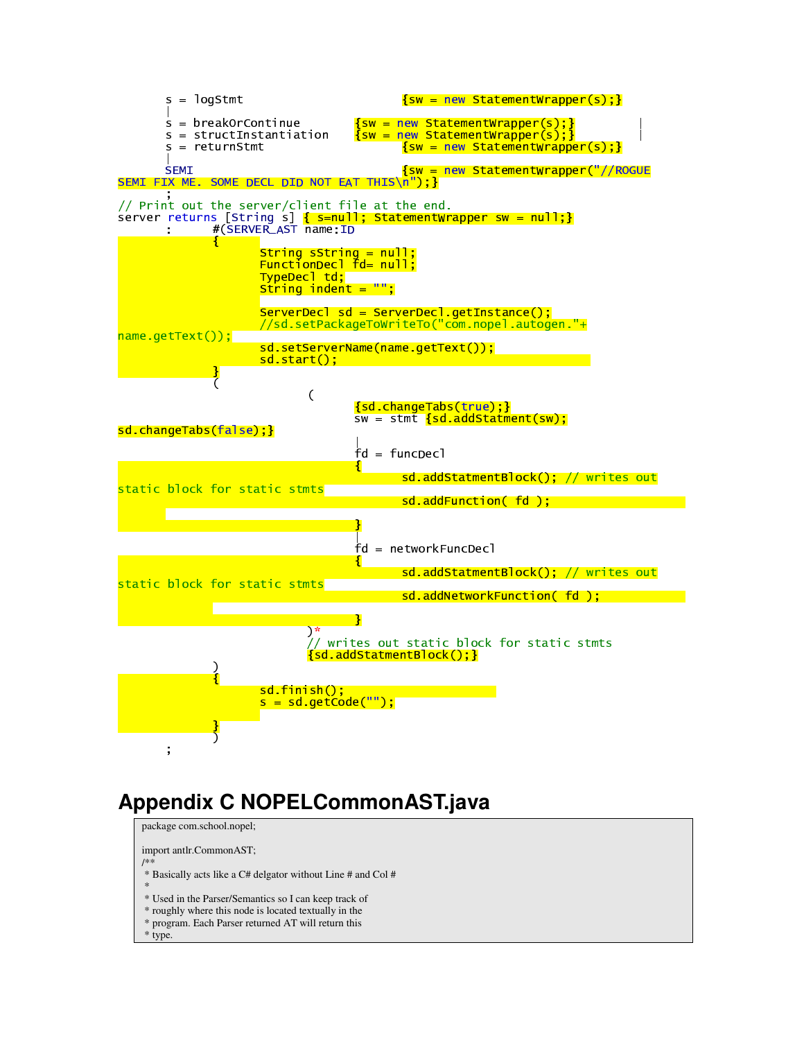```
        s = logStmt                         {sw = new StatementWrapper(s);}
        |
        s = breakOrContinue       {sw = new StatementWrapper(s);}          |
        s = structInstantiation   {sw = new StatementWrapper(s);}          |
        s = returnStmt                      {sw = new StatementWrapper(s);}
        |
        SEMI                                {sw = new StatementWrapper("//ROGUE
SEMI FIX ME. SOME DECL DID NOT EAT THIS\n");}
        ;
// Print out the server/client file at the end.
server returns [String s] { s=null; StatementWrapper sw = null;}
        :       #(SERVER_AST name:ID
                {
                        String sString = null;
                        FunctionDecl fd= null;
                        TypeDecl td;
                        String indent = "";

                        ServerDecl sd = ServerDecl.getInstance();
                        //sd.setPackageToWriteTo("com.nopel.autogen."+
name.getText());
                        sd.setServerName(name.getText());
                        sd.start();
                }
                (
                                (
                                        {sd.changeTabs(true);}
                                        sw = stmt {sd.addStatment(sw);
sd.changeTabs(false);}
                                        |
                                        fd = funcDecl
                                        {
                                                sd.addStatmentBlock(); // writes out
static block for static stmts
                                                sd.addFunction( fd );

                                        }
                                        |
                                        fd = networkFuncDecl
                                        {
                                                sd.addStatmentBlock(); // writes out
static block for static stmts
                                                sd.addNetworkFunction( fd );

                                        }
                                )*
                                // writes out static block for static stmts
                                {sd.addStatmentBlock();}
                )
                {
                        sd.finish();
                        s = sd.getCode("");

                }
                )
        ;
```

# Appendix C NOPELCommonAST.java

```
package com.school.nopel;

import antlr.CommonAST;
/**
 * Basically acts like a C# delgator without Line # and Col #
 *
 * Used in the Parser/Semantics so I can keep track of
 * roughly where this node is located textually in the
 * program. Each Parser returned AT will return this
 * type.
```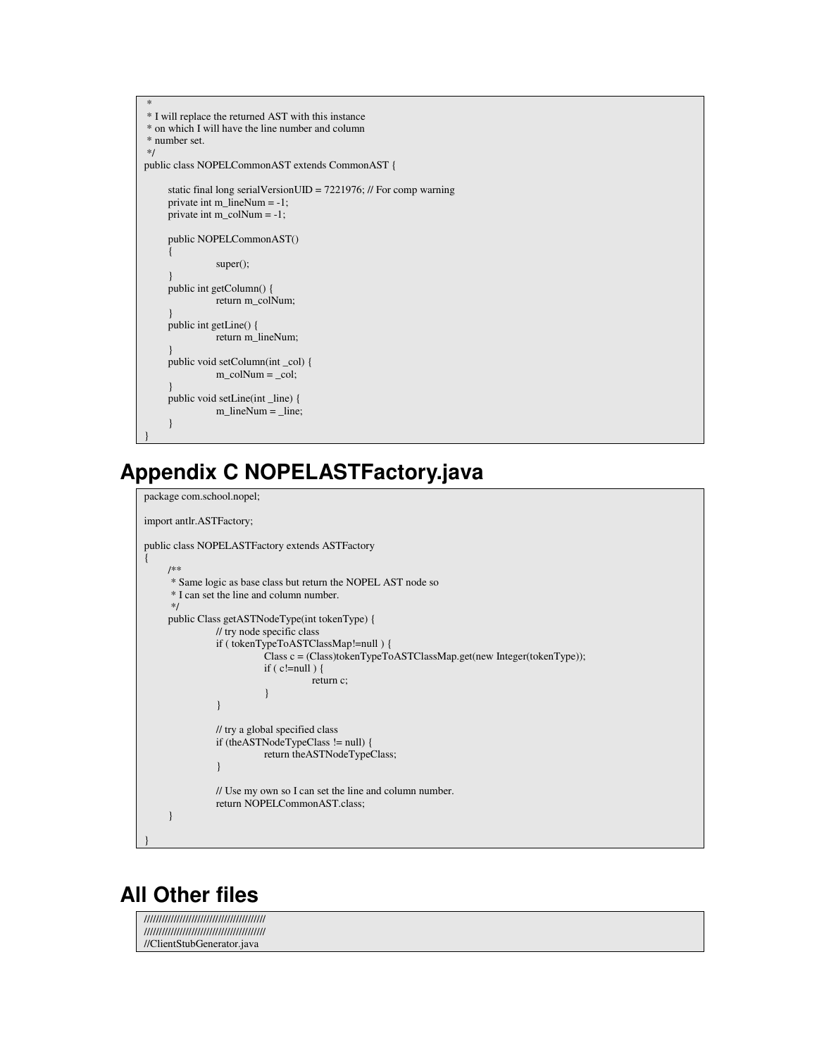```
 *
 * I will replace the returned AST with this instance
 * on which I will have the line number and column
 * number set.
 */
public class NOPELCommonAST extends CommonAST {

	static final long serialVersionUID = 7221976; // For comp warning
	private int m_lineNum = -1;
	private int m_colNum = -1;

	public NOPELCommonAST()
	{
			super();
	}
	public int getColumn() {
			return m_colNum;
	}
	public int getLine() {
			return m_lineNum;
	}
	public void setColumn(int _col) {
			m_colNum = _col;
	}
	public void setLine(int _line) {
			m_lineNum = _line;
	}
}
```

## Appendix C NOPELASTFactory.java

```
package com.school.nopel;

import antlr.ASTFactory;

public class NOPELASTFactory extends ASTFactory
{
	/**
	 * Same logic as base class but return the NOPEL AST node so
	 * I can set the line and column number.
	 */
	public Class getASTNodeType(int tokenType) {
			// try node specific class
			if ( tokenTypeToASTClassMap!=null ) {
					Class c = (Class)tokenTypeToASTClassMap.get(new Integer(tokenType));
					if ( c!=null ) {
							return c;
					}
			}

			// try a global specified class
			if (theASTNodeTypeClass != null) {
					return theASTNodeTypeClass;
			}

			// Use my own so I can set the line and column number.
			return NOPELCommonAST.class;
	}

}
```

## All Other files

```
//////////////////////////////////////////
//////////////////////////////////////////
//ClientStubGenerator.java
```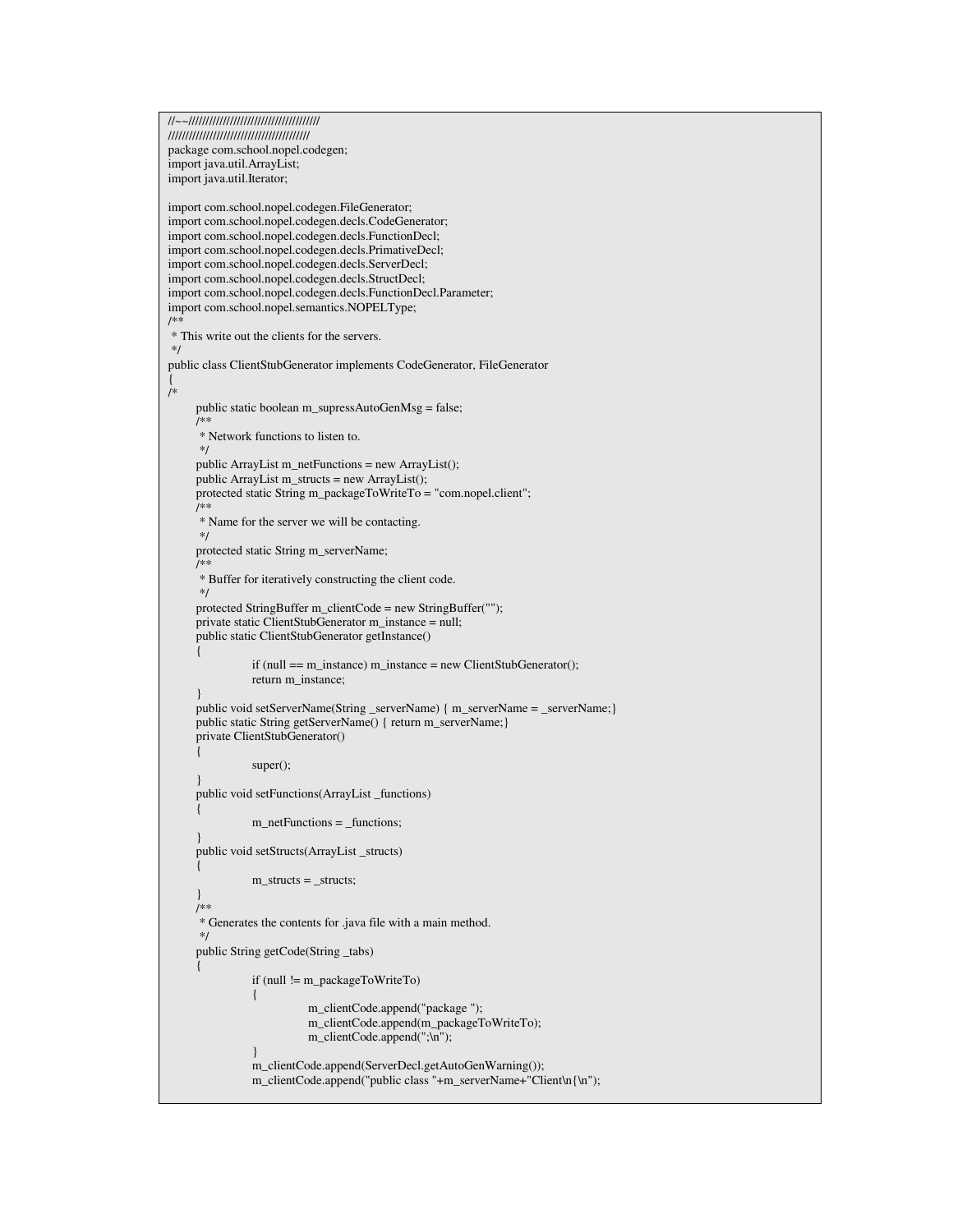```
//~~/////////////////////////////////////
/////////////////////////////////////////
package com.school.nopel.codegen;
import java.util.ArrayList;
import java.util.Iterator;

import com.school.nopel.codegen.FileGenerator;
import com.school.nopel.codegen.decls.CodeGenerator;
import com.school.nopel.codegen.decls.FunctionDecl;
import com.school.nopel.codegen.decls.PrimativeDecl;
import com.school.nopel.codegen.decls.ServerDecl;
import com.school.nopel.codegen.decls.StructDecl;
import com.school.nopel.codegen.decls.FunctionDecl.Parameter;
import com.school.nopel.semantics.NOPELType;
/**
 * This write out the clients for the servers.
 */
public class ClientStubGenerator implements CodeGenerator, FileGenerator
{
/*
        public static boolean m_supressAutoGenMsg = false;
        /**
         * Network functions to listen to.
         */
        public ArrayList m_netFunctions = new ArrayList();
        public ArrayList m_structs = new ArrayList();
        protected static String m_packageToWriteTo = "com.nopel.client";
        /**
         * Name for the server we will be contacting.
         */
        protected static String m_serverName;
        /**
         * Buffer for iteratively constructing the client code.
         */
        protected StringBuffer m_clientCode = new StringBuffer("");
        private static ClientStubGenerator m_instance = null;
        public static ClientStubGenerator getInstance()
        {
                if (null == m_instance) m_instance = new ClientStubGenerator();
                return m_instance;
        }
        public void setServerName(String _serverName) { m_serverName = _serverName;}
        public static String getServerName() { return m_serverName;}
        private ClientStubGenerator()
        {
                super();
        }
        public void setFunctions(ArrayList _functions)
        {
                m_netFunctions = _functions;
        }
        public void setStructs(ArrayList _structs)
        {
                m_structs = _structs;
        }
        /**
         * Generates the contents for .java file with a main method.
         */
        public String getCode(String _tabs)
        {
                if (null != m_packageToWriteTo)
                {
                        m_clientCode.append("package ");
                        m_clientCode.append(m_packageToWriteTo);
                        m_clientCode.append(";\n");
                }
                m_clientCode.append(ServerDecl.getAutoGenWarning());
                m_clientCode.append("public class "+m_serverName+"Client\n{\n");
```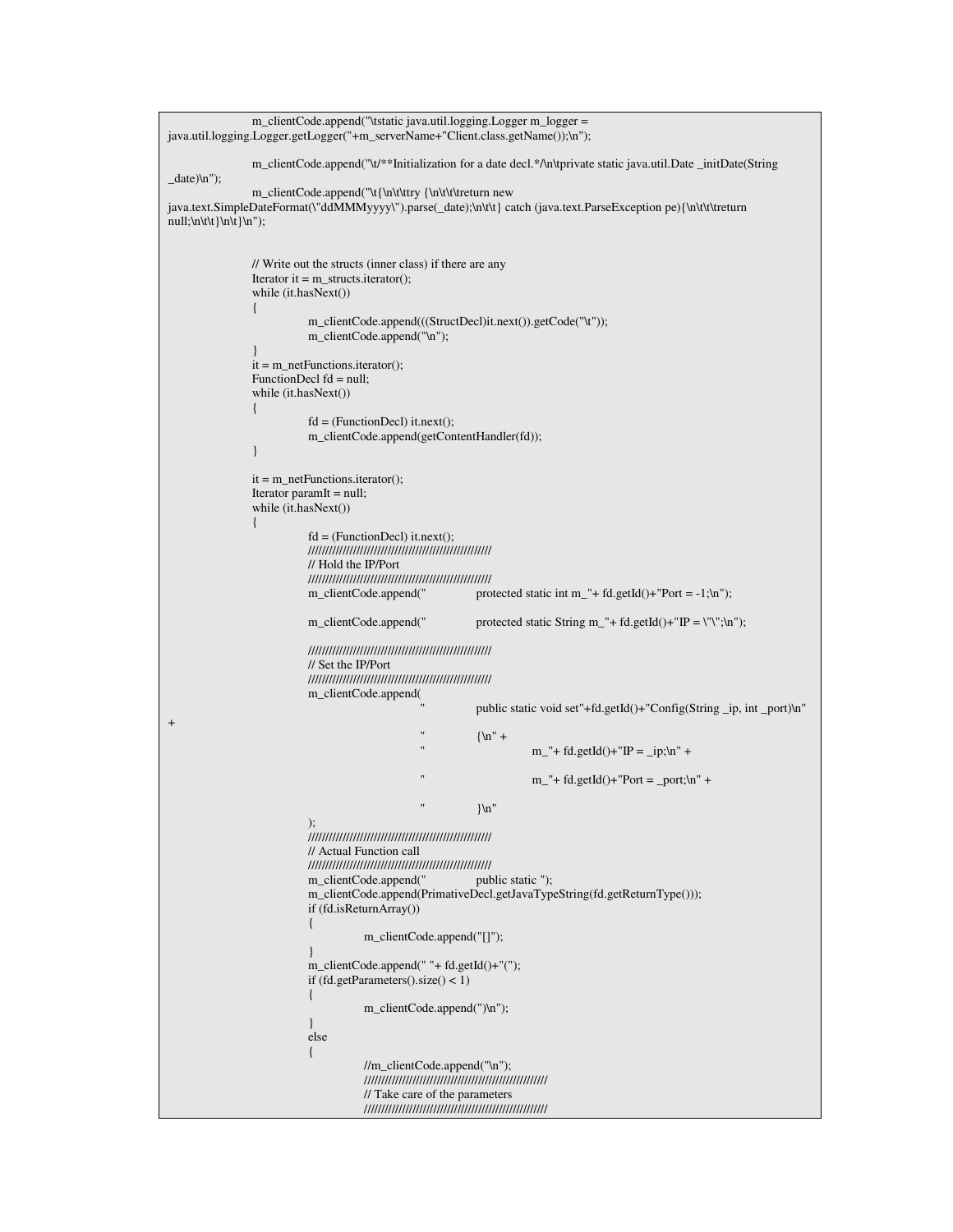```
			m_clientCode.append("\tstatic java.util.logging.Logger m_logger = 
java.util.logging.Logger.getLogger("+m_serverName+"Client.class.getName());\n");

			m_clientCode.append("\t/**Initialization for a date decl.*/\n\tprivate static java.util.Date _initDate(String 
_date)\n");
			m_clientCode.append("\t{\n\t\ttry {\n\t\t\treturn new 
java.text.SimpleDateFormat(\"ddMMMyyyy\").parse(_date);\n\t\t} catch (java.text.ParseException pe){\n\t\t\treturn 
null;\n\t\t}\n\t}\n");


			// Write out the structs (inner class) if there are any
			Iterator it = m_structs.iterator();
			while (it.hasNext())
			{
				m_clientCode.append(((StructDecl)it.next()).getCode("\t"));
				m_clientCode.append("\n");
			}
			it = m_netFunctions.iterator();
			FunctionDecl fd = null;
			while (it.hasNext())
			{
				fd = (FunctionDecl) it.next();
				m_clientCode.append(getContentHandler(fd));
			}

			it = m_netFunctions.iterator();
			Iterator paramIt = null;
			while (it.hasNext())
			{
				fd = (FunctionDecl) it.next();
				//////////////////////////////////////////////////////
				// Hold the IP/Port
				//////////////////////////////////////////////////////
				m_clientCode.append("		protected static int m_"+ fd.getId()+"Port = -1;\n");

				m_clientCode.append("		protected static String m_"+ fd.getId()+"IP = \"\";\n");

				//////////////////////////////////////////////////////
				// Set the IP/Port
				//////////////////////////////////////////////////////
				m_clientCode.append(
						"		public static void set"+fd.getId()+"Config(String _ip, int _port)\n" 
+
						"		{\n" +
						"			m_"+ fd.getId()+"IP = _ip;\n" +

						"			m_"+ fd.getId()+"Port = _port;\n" +

						"		}\n"
				);
				//////////////////////////////////////////////////////
				// Actual Function call
				//////////////////////////////////////////////////////
				m_clientCode.append("		public static ");
				m_clientCode.append(PrimativeDecl.getJavaTypeString(fd.getReturnType()));
				if (fd.isReturnArray())
				{
					m_clientCode.append("[]");
				}
				m_clientCode.append(" "+ fd.getId()+"(");
				if (fd.getParameters().size() < 1)
				{
					m_clientCode.append(")\n");
				}
				else
				{
					//m_clientCode.append("\n");
					//////////////////////////////////////////////////////
					// Take care of the parameters
					//////////////////////////////////////////////////////
```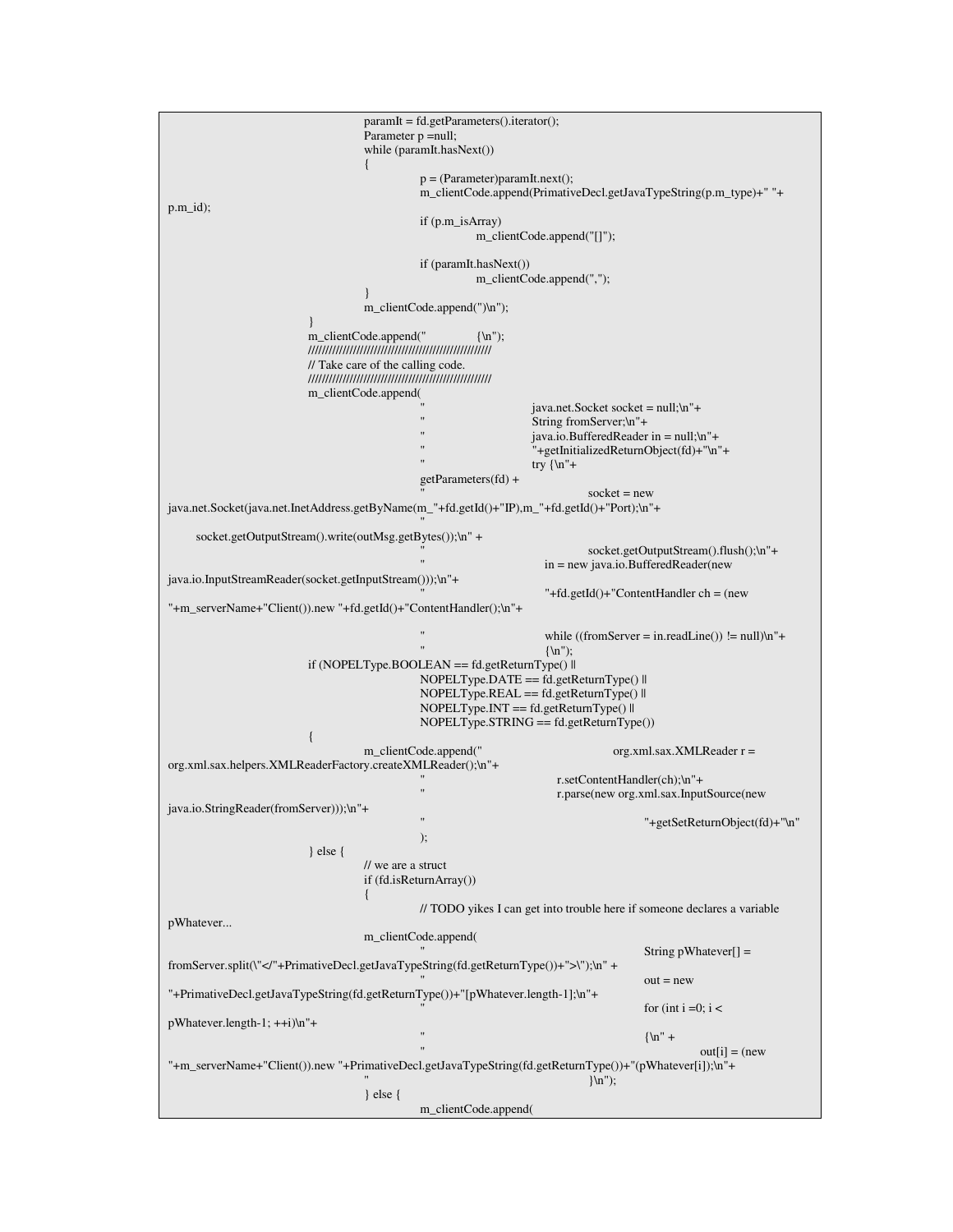```
                    paramIt = fd.getParameters().iterator();
                    Parameter p =null;
                    while (paramIt.hasNext())
                    {
                        p = (Parameter)paramIt.next();
                        m_clientCode.append(PrimativeDecl.getJavaTypeString(p.m_type)+" "+
p.m_id);
                        if (p.m_isArray)
                            m_clientCode.append("[]");

                        if (paramIt.hasNext())
                            m_clientCode.append(",");
                    }
                    m_clientCode.append(")\n");
                }
                m_clientCode.append("            {\n");
                ///////////////////////////////////////////////////
                // Take care of the calling code.
                ///////////////////////////////////////////////////
                m_clientCode.append(
                        "                        java.net.Socket socket = null;\n"+
                        "                        String fromServer;\n"+
                        "                        java.io.BufferedReader in = null;\n"+
                        "                        "+getInitializedReturnObject(fd)+"\n"+
                        "                        try {\n"+
                        getParameters(fd) +
                        "                                socket = new
java.net.Socket(java.net.InetAddress.getByName(m_"+fd.getId()+"IP),m_"+fd.getId()+"Port);\n"+
                        "
    socket.getOutputStream().write(outMsg.getBytes());\n" +
                        "                                socket.getOutputStream().flush();\n"+
                        "                            in = new java.io.BufferedReader(new
java.io.InputStreamReader(socket.getInputStream()));\n"+
                        "                            "+fd.getId()+"ContentHandler ch = (new
"+m_serverName+"Client()).new "+fd.getId()+"ContentHandler();\n"+

                        "                            while ((fromServer = in.readLine()) != null)\n"+
                        "                            {\n");
                if (NOPELType.BOOLEAN == fd.getReturnType() ||
                        NOPELType.DATE == fd.getReturnType() ||
                        NOPELType.REAL == fd.getReturnType() ||
                        NOPELType.INT == fd.getReturnType() ||
                        NOPELType.STRING == fd.getReturnType())
                {
                    m_clientCode.append("                            org.xml.sax.XMLReader r =
org.xml.sax.helpers.XMLReaderFactory.createXMLReader();\n"+
                        "                            r.setContentHandler(ch);\n"+
                        "                            r.parse(new org.xml.sax.InputSource(new
java.io.StringReader(fromServer)));\n"+
                        "                                    "+getSetReturnObject(fd)+"\n"
                        );
                } else {
                    // we are a struct
                    if (fd.isReturnArray())
                    {
                        // TODO yikes I can get into trouble here if someone declares a variable
pWhatever...
                    m_clientCode.append(
                        "                                    String pWhatever[] =
fromServer.split(\"</"+PrimativeDecl.getJavaTypeString(fd.getReturnType())+">\");\n" +
                        "                                    out = new
"+PrimativeDecl.getJavaTypeString(fd.getReturnType())+"[pWhatever.length-1];\n"+
                        "                                    for (int i =0; i <
pWhatever.length-1; ++i)\n"+
                        "                                    {\n" +
                        "                                        out[i] = (new
"+m_serverName+"Client()).new "+PrimativeDecl.getJavaTypeString(fd.getReturnType())+"(pWhatever[i]);\n"+
                    "                                    }\n");
                    } else {
                        m_clientCode.append(
```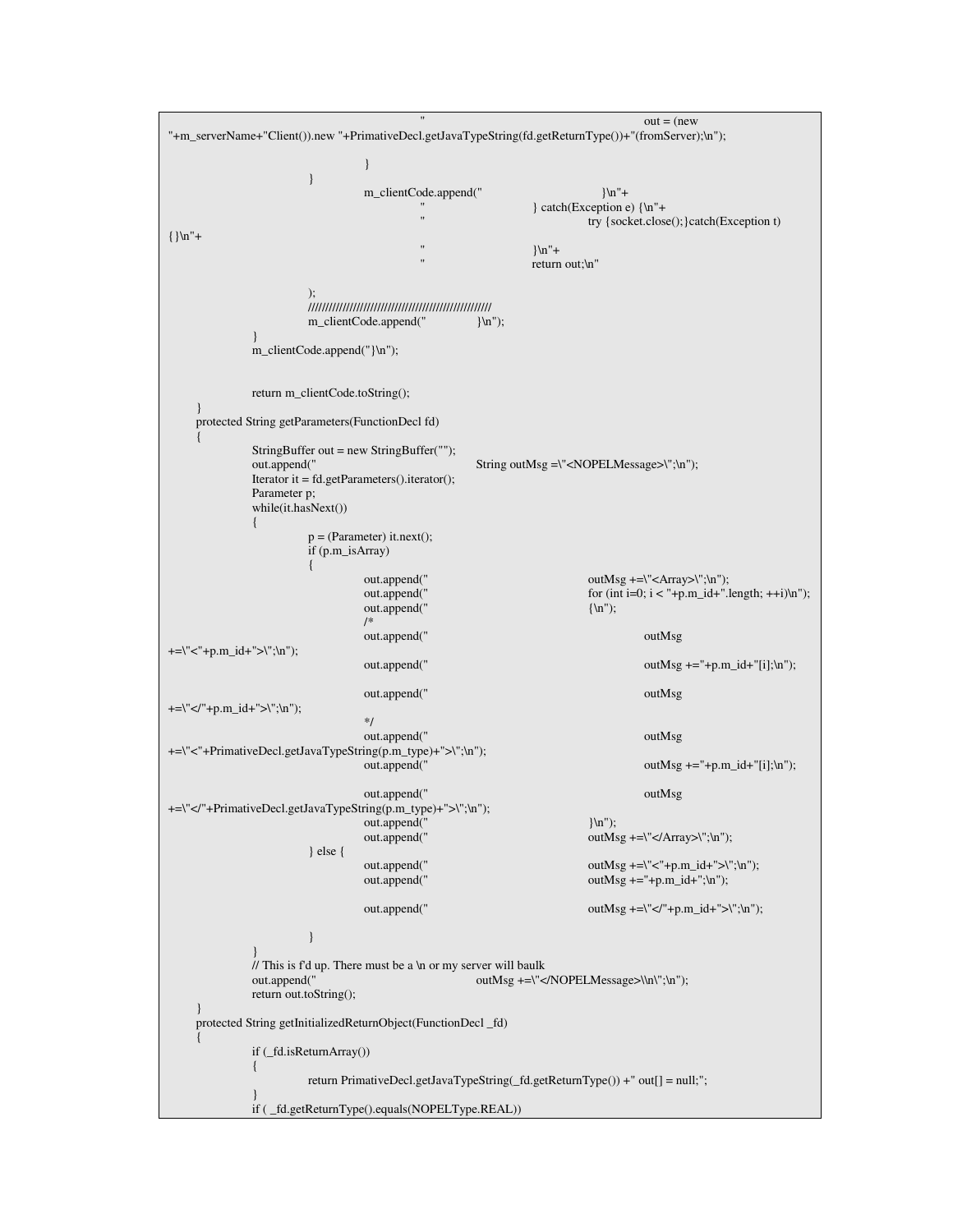```
                                        "                                                   out = (new
"+m_serverName+"Client()).new "+PrimativeDecl.getJavaTypeString(fd.getReturnType())+"(fromServer);\n");

                                }
                        }
                                m_clientCode.append("                           }\n"+
                                        "                       } catch(Exception e) {\n"+
                                        "                               try {socket.close();}catch(Exception t)
{}\n"+
                                        "                       }\n"+
                                        "                       return out;\n"

                        );
                        ///////////////////////////////////////////////////////
                        m_clientCode.append("           }\n");
                }
                m_clientCode.append("}\n");


                return m_clientCode.toString();
        }
        protected String getParameters(FunctionDecl fd)
        {
                StringBuffer out = new StringBuffer("");
                out.append("                    String outMsg =\"<NOPELMessage>\";\n");
                Iterator it = fd.getParameters().iterator();
                Parameter p;
                while(it.hasNext())
                {
                        p = (Parameter) it.next();
                        if (p.m_isArray)
                        {
                                out.append("                    outMsg +=\"<Array>\";\n");
                                out.append("                    for (int i=0; i < "+p.m_id+".length; ++i)\n");
                                out.append("                    {\n");
                                /*
                                out.append("                            outMsg
+=\"<"+p.m_id+">\";\n");
                                out.append("                            outMsg +="+p.m_id+"[i];\n");

                                out.append("                            outMsg
+=\"</"+p.m_id+">\";\n");
                                */
                                out.append("                            outMsg
+=\"<"+PrimativeDecl.getJavaTypeString(p.m_type)+">\";\n");
                                out.append("                            outMsg +="+p.m_id+"[i];\n");

                                out.append("                            outMsg
+=\"</"+PrimativeDecl.getJavaTypeString(p.m_type)+">\";\n");
                                out.append("                    }\n");
                                out.append("                    outMsg +=\"</Array>\";\n");
                        } else {
                                out.append("                    outMsg +=\"<"+p.m_id+">\";\n");
                                out.append("                    outMsg +="+p.m_id+";\n");

                                out.append("                    outMsg +=\"</"+p.m_id+">\";\n");

                        }
                }
                // This is f'd up. There must be a \n or my server will baulk
                out.append("                    outMsg +=\"</NOPELMessage>\\n\";\n");
                return out.toString();
        }
        protected String getInitializedReturnObject(FunctionDecl _fd)
        {
                if (_fd.isReturnArray())
                {
                        return PrimativeDecl.getJavaTypeString(_fd.getReturnType()) +" out[] = null;";
                }
                if ( _fd.getReturnType().equals(NOPELType.REAL))
```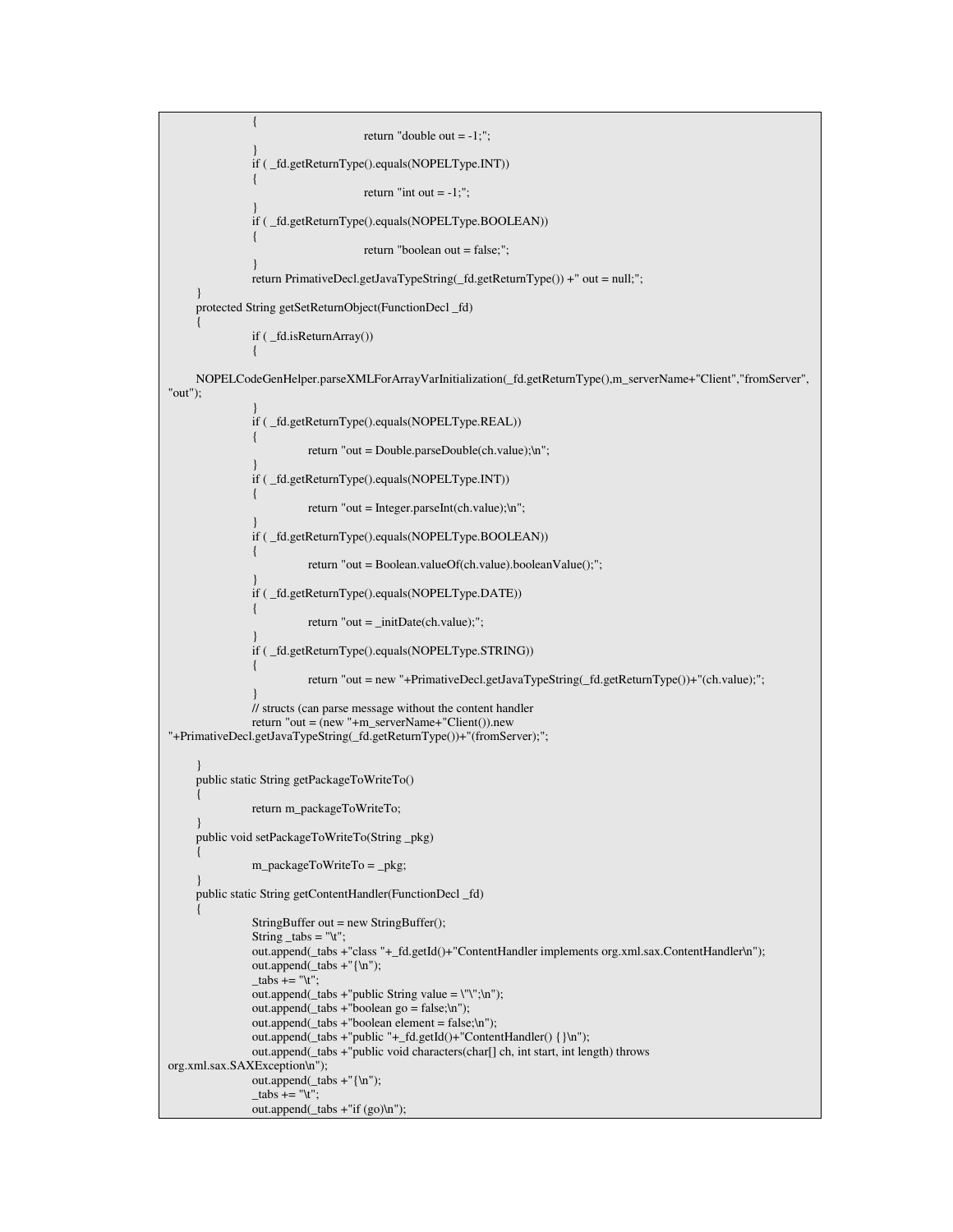```
			{
					return "double out = -1;";
			}
			if ( _fd.getReturnType().equals(NOPELType.INT))
			{
					return "int out = -1;";
			}
			if ( _fd.getReturnType().equals(NOPELType.BOOLEAN))
			{
					return "boolean out = false;";
			}
			return PrimativeDecl.getJavaTypeString(_fd.getReturnType()) +" out = null;";
	}
	protected String getSetReturnObject(FunctionDecl _fd)
	{
			if ( _fd.isReturnArray())
			{

	NOPELCodeGenHelper.parseXMLForArrayVarInitialization(_fd.getReturnType(),m_serverName+"Client","fromServer",
"out");
			}
			if ( _fd.getReturnType().equals(NOPELType.REAL))
			{
				return "out = Double.parseDouble(ch.value);\n";
			}
			if ( _fd.getReturnType().equals(NOPELType.INT))
			{
				return "out = Integer.parseInt(ch.value);\n";
			}
			if ( _fd.getReturnType().equals(NOPELType.BOOLEAN))
			{
				return "out = Boolean.valueOf(ch.value).booleanValue();";
			}
			if ( _fd.getReturnType().equals(NOPELType.DATE))
			{
				return "out = _initDate(ch.value);";
			}
			if ( _fd.getReturnType().equals(NOPELType.STRING))
			{
				return "out = new "+PrimativeDecl.getJavaTypeString(_fd.getReturnType())+"(ch.value);";
			}
			// structs (can parse message without the content handler
			return "out = (new "+m_serverName+"Client()).new
"+PrimativeDecl.getJavaTypeString(_fd.getReturnType())+"(fromServer);";

	}
	public static String getPackageToWriteTo()
	{
			return m_packageToWriteTo;
	}
	public void setPackageToWriteTo(String _pkg)
	{
			m_packageToWriteTo = _pkg;
	}
	public static String getContentHandler(FunctionDecl _fd)
	{
			StringBuffer out = new StringBuffer();
			String _tabs = "\t";
			out.append(_tabs +"class "+_fd.getId()+"ContentHandler implements org.xml.sax.ContentHandler\n");
			out.append(_tabs +"{\n");
			_tabs += "\t";
			out.append(_tabs +"public String value = \"\";\n");
			out.append(_tabs +"boolean go = false;\n");
			out.append(_tabs +"boolean element = false;\n");
			out.append(_tabs +"public "+_fd.getId()+"ContentHandler() {}\n");
			out.append(_tabs +"public void characters(char[] ch, int start, int length) throws
org.xml.sax.SAXException\n");
			out.append(_tabs +"{\n");
			_tabs += "\t";
			out.append(_tabs +"if (go)\n");
```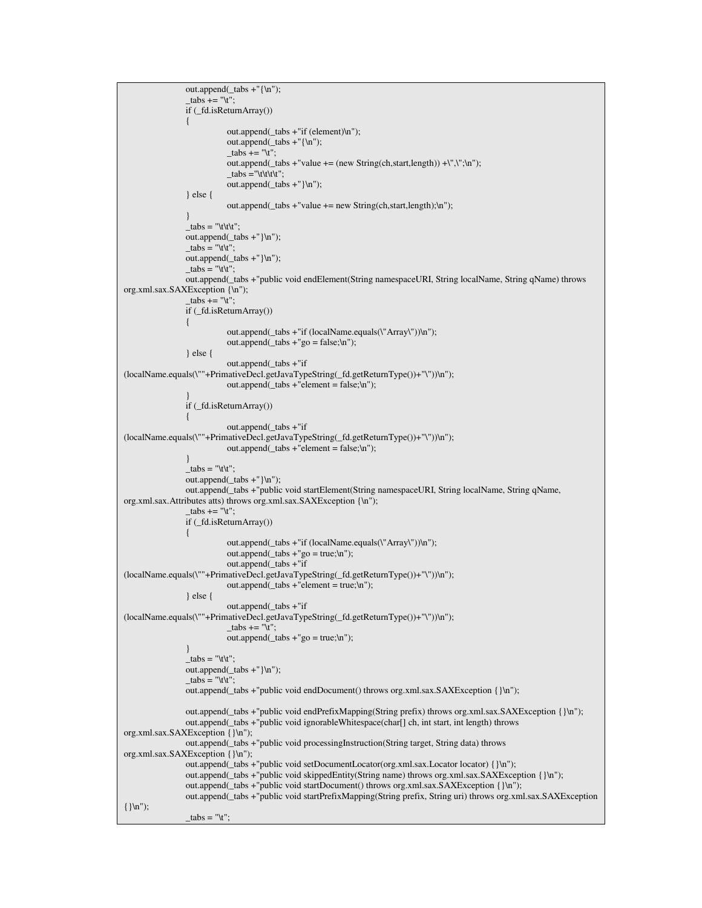```
			out.append(_tabs +"{\n");
			_tabs += "\t";
			if (_fd.isReturnArray())
			{
					out.append(_tabs +"if (element)\n");
					out.append(_tabs +"{\n");
					_tabs += "\t";
					out.append(_tabs +"value += (new String(ch,start,length)) +\",\";\n");
					_tabs ="\t\t\t\t";
					out.append(_tabs +"}\n");
			} else {
					out.append(_tabs +"value += new String(ch,start,length);\n");
			}
			_tabs = "\t\t\t";
			out.append(_tabs +"}\n");
			_tabs = "\t\t";
			out.append(_tabs +"}\n");
			_tabs = "\t\t";
			out.append(_tabs +"public void endElement(String namespaceURI, String localName, String qName) throws 
org.xml.sax.SAXException {\n");
			_tabs += "\t";
			if (_fd.isReturnArray())
			{
					out.append(_tabs +"if (localName.equals(\"Array\"))\n");
					out.append(_tabs +"go = false;\n");
			} else {
					out.append(_tabs +"if 
(localName.equals(\""+PrimativeDecl.getJavaTypeString(_fd.getReturnType())+"\"))\n");
					out.append(_tabs +"element = false;\n");
			}
			if (_fd.isReturnArray())
			{
					out.append(_tabs +"if 
(localName.equals(\""+PrimativeDecl.getJavaTypeString(_fd.getReturnType())+"\"))\n");
					out.append(_tabs +"element = false;\n");
			}
			_tabs = "\t\t";
			out.append(_tabs +"}\n");
			out.append(_tabs +"public void startElement(String namespaceURI, String localName, String qName, 
org.xml.sax.Attributes atts) throws org.xml.sax.SAXException {\n");
			_tabs += "\t";
			if (_fd.isReturnArray())
			{
					out.append(_tabs +"if (localName.equals(\"Array\"))\n");
					out.append(_tabs +"go = true;\n");
					out.append(_tabs +"if 
(localName.equals(\""+PrimativeDecl.getJavaTypeString(_fd.getReturnType())+"\"))\n");
					out.append(_tabs +"element = true;\n");
			} else {
					out.append(_tabs +"if 
(localName.equals(\""+PrimativeDecl.getJavaTypeString(_fd.getReturnType())+"\"))\n");
					_tabs += "\t";
					out.append(_tabs +"go = true;\n");
			}
			_tabs = "\t\t";
			out.append(_tabs +"}\n");
			_tabs = "\t\t";
			out.append(_tabs +"public void endDocument() throws org.xml.sax.SAXException {}\n");

			out.append(_tabs +"public void endPrefixMapping(String prefix) throws org.xml.sax.SAXException {}\n");
			out.append(_tabs +"public void ignorableWhitespace(char[] ch, int start, int length) throws 
org.xml.sax.SAXException {}\n");
			out.append(_tabs +"public void processingInstruction(String target, String data) throws 
org.xml.sax.SAXException {}\n");
			out.append(_tabs +"public void setDocumentLocator(org.xml.sax.Locator locator) {}\n");
			out.append(_tabs +"public void skippedEntity(String name) throws org.xml.sax.SAXException {}\n");
			out.append(_tabs +"public void startDocument() throws org.xml.sax.SAXException {}\n");
			out.append(_tabs +"public void startPrefixMapping(String prefix, String uri) throws org.xml.sax.SAXException 
{}\n");
			_tabs = "\t";
```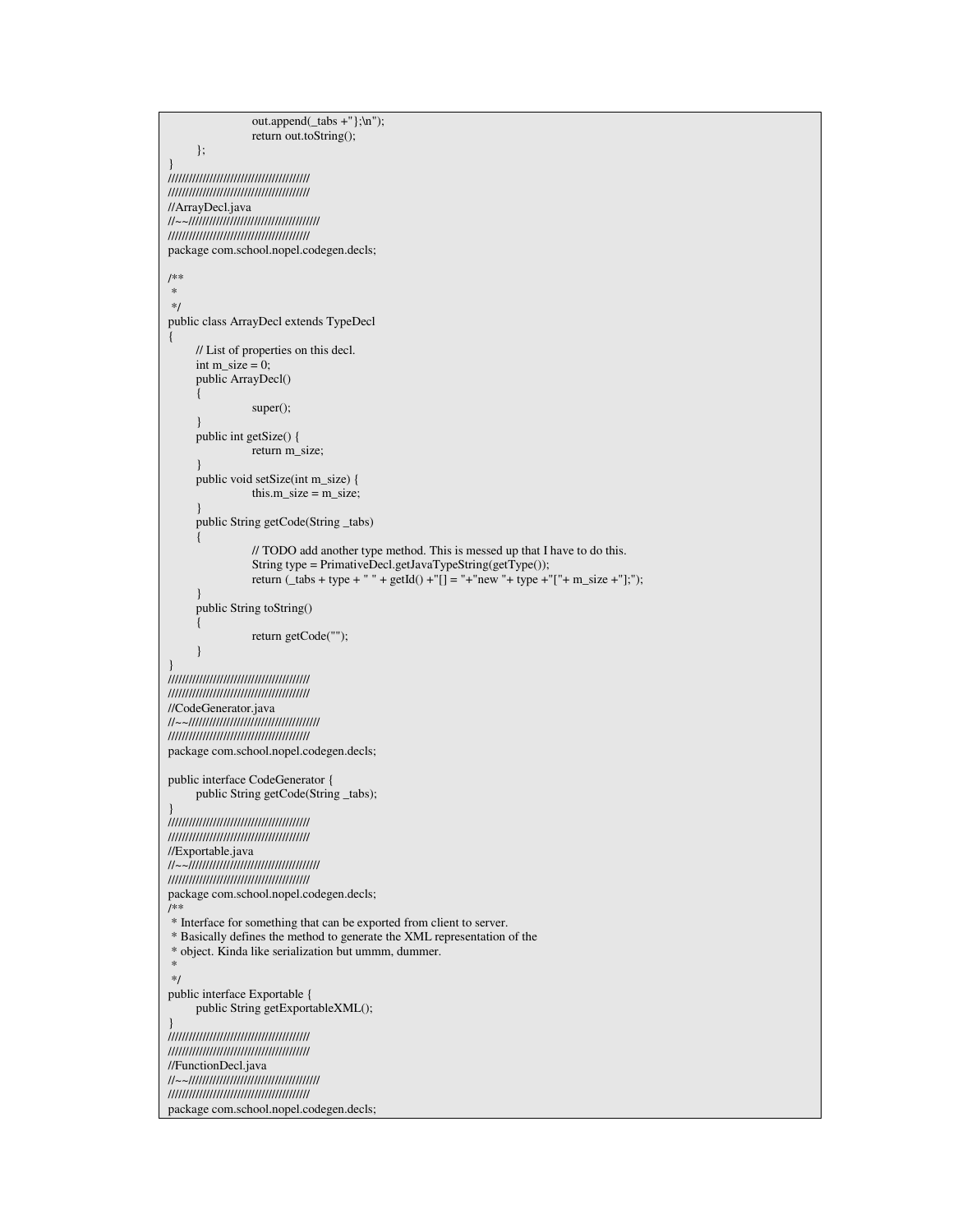```
                    out.append(_tabs +"};\n");
                    return out.toString();
        };
}
////////////////////////////////////////
////////////////////////////////////////
//ArrayDecl.java
//~~////////////////////////////////////
////////////////////////////////////////
package com.school.nopel.codegen.decls;

/**
 *
 */
public class ArrayDecl extends TypeDecl
{
        // List of properties on this decl.
        int m_size = 0;
        public ArrayDecl()
        {
                    super();
        }
        public int getSize() {
                    return m_size;
        }
        public void setSize(int m_size) {
                    this.m_size = m_size;
        }
        public String getCode(String _tabs)
        {
                    // TODO add another type method. This is messed up that I have to do this.
                    String type = PrimativeDecl.getJavaTypeString(getType());
                    return (_tabs + type + " " + getId() +"[] = "+"new "+ type +"["+ m_size +"];");
        }
        public String toString()
        {
                    return getCode("");
        }
}
////////////////////////////////////////
////////////////////////////////////////
//CodeGenerator.java
//~~////////////////////////////////////
////////////////////////////////////////
package com.school.nopel.codegen.decls;

public interface CodeGenerator {
        public String getCode(String _tabs);
}
////////////////////////////////////////
////////////////////////////////////////
//Exportable.java
//~~////////////////////////////////////
////////////////////////////////////////
package com.school.nopel.codegen.decls;
/**
 * Interface for something that can be exported from client to server.
 * Basically defines the method to generate the XML representation of the
 * object. Kinda like serialization but ummm, dummer.
 *
 */
public interface Exportable {
        public String getExportableXML();
}
////////////////////////////////////////
////////////////////////////////////////
//FunctionDecl.java
//~~////////////////////////////////////
////////////////////////////////////////
package com.school.nopel.codegen.decls;
```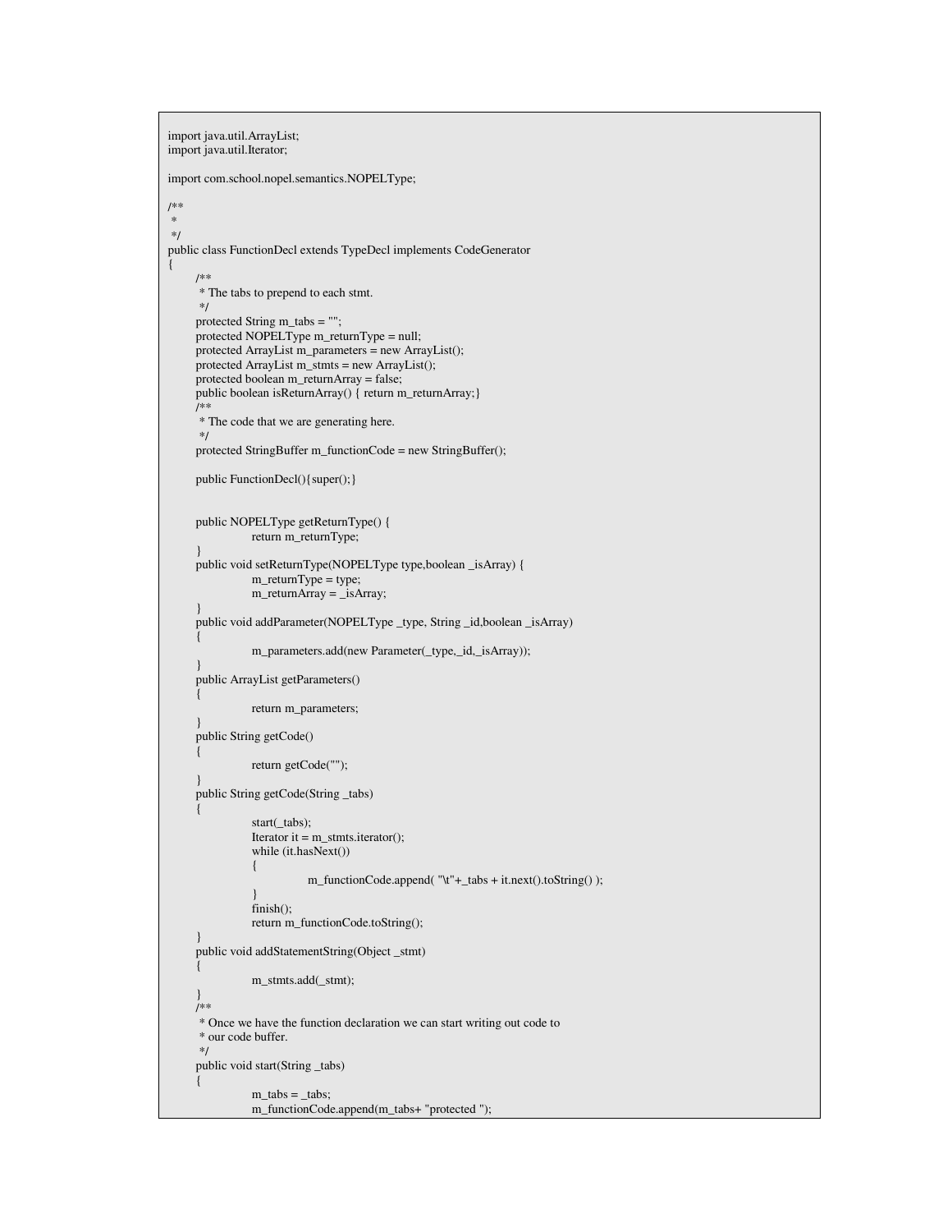```java
import java.util.ArrayList;
import java.util.Iterator;

import com.school.nopel.semantics.NOPELType;

/**
 *
 */
public class FunctionDecl extends TypeDecl implements CodeGenerator
{
	/**
	 * The tabs to prepend to each stmt.
	 */
	protected String m_tabs = "";
	protected NOPELType m_returnType = null;
	protected ArrayList m_parameters = new ArrayList();
	protected ArrayList m_stmts = new ArrayList();
	protected boolean m_returnArray = false;
	public boolean isReturnArray() { return m_returnArray;}
	/**
	 * The code that we are generating here.
	 */
	protected StringBuffer m_functionCode = new StringBuffer();

	public FunctionDecl(){super();}


	public NOPELType getReturnType() {
			return m_returnType;
	}
	public void setReturnType(NOPELType type,boolean _isArray) {
			m_returnType = type;
			m_returnArray = _isArray;
	}
	public void addParameter(NOPELType _type, String _id,boolean _isArray)
	{
			m_parameters.add(new Parameter(_type,_id,_isArray));
	}
	public ArrayList getParameters()
	{
			return m_parameters;
	}
	public String getCode()
	{
			return getCode("");
	}
	public String getCode(String _tabs)
	{
			start(_tabs);
			Iterator it = m_stmts.iterator();
			while (it.hasNext())
			{
					m_functionCode.append( "\t"+_tabs + it.next().toString() );
			}
			finish();
			return m_functionCode.toString();
	}
	public void addStatementString(Object _stmt)
	{
			m_stmts.add(_stmt);
	}
	/**
	 * Once we have the function declaration we can start writing out code to
	 * our code buffer.
	 */
	public void start(String _tabs)
	{
			m_tabs = _tabs;
			m_functionCode.append(m_tabs+ "protected ");
```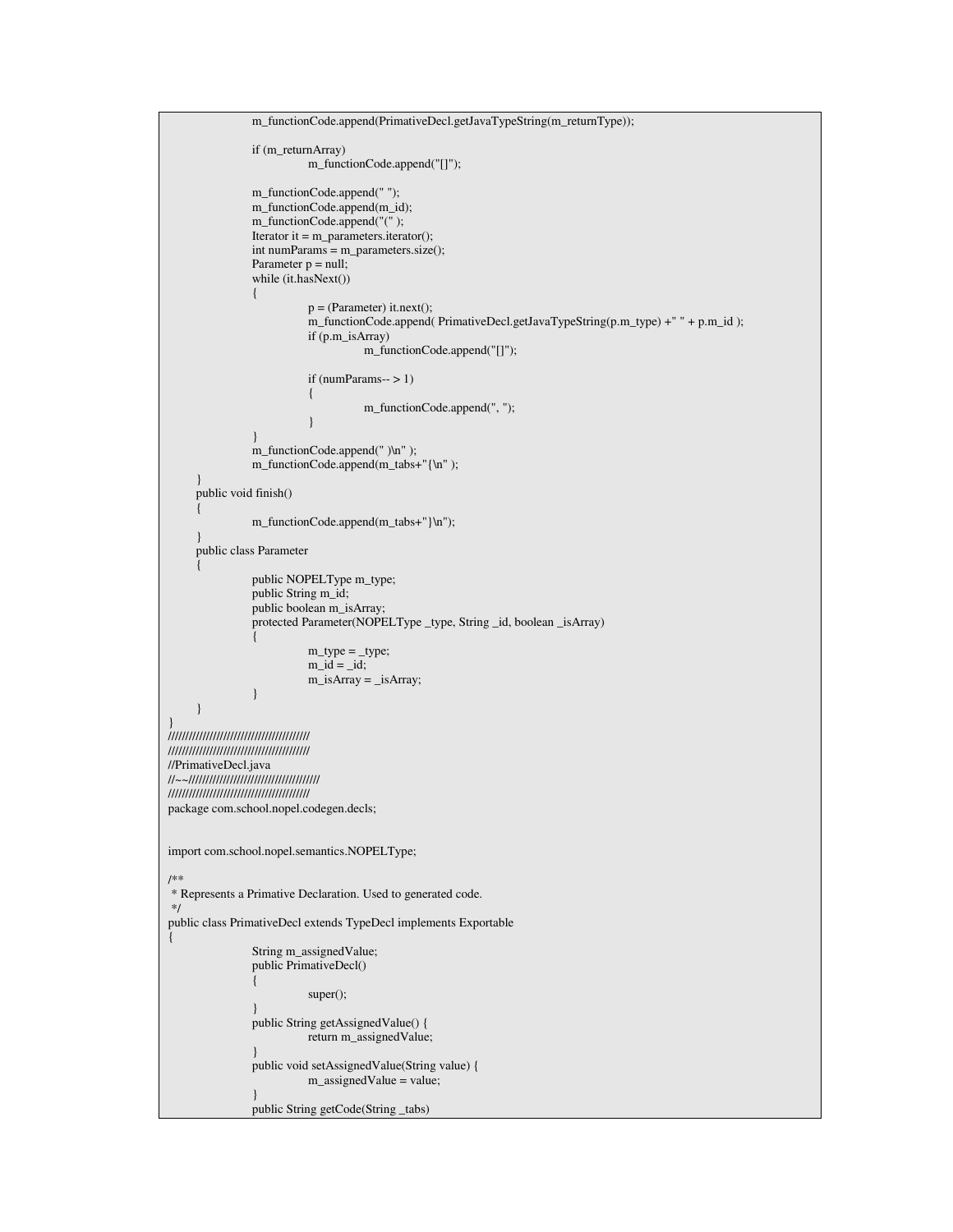```
			m_functionCode.append(PrimativeDecl.getJavaTypeString(m_returnType));

			if (m_returnArray)
				m_functionCode.append("[]");

			m_functionCode.append(" ");
			m_functionCode.append(m_id);
			m_functionCode.append("(" );
			Iterator it = m_parameters.iterator();
			int numParams = m_parameters.size();
			Parameter p = null;
			while (it.hasNext())
			{
				p = (Parameter) it.next();
				m_functionCode.append( PrimativeDecl.getJavaTypeString(p.m_type) +" " + p.m_id );
				if (p.m_isArray)
					m_functionCode.append("[]");

				if (numParams-- > 1)
				{
					m_functionCode.append(", ");
				}
			}
			m_functionCode.append(" )\n" );
			m_functionCode.append(m_tabs+"{\n" );
	}
	public void finish()
	{
			m_functionCode.append(m_tabs+"}\n");
	}
	public class Parameter
	{
			public NOPELType m_type;
			public String m_id;
			public boolean m_isArray;
			protected Parameter(NOPELType _type, String _id, boolean _isArray)
			{
				m_type = _type;
				m_id = _id;
				m_isArray = _isArray;
			}
	}
}
////////////////////////////////////////
////////////////////////////////////////
//PrimativeDecl.java
//~~////////////////////////////////////
////////////////////////////////////////
package com.school.nopel.codegen.decls;


import com.school.nopel.semantics.NOPELType;

/**
 * Represents a Primative Declaration. Used to generated code.
 */
public class PrimativeDecl extends TypeDecl implements Exportable
{
			String m_assignedValue;
			public PrimativeDecl()
			{
				super();
			}
			public String getAssignedValue() {
				return m_assignedValue;
			}
			public void setAssignedValue(String value) {
				m_assignedValue = value;
			}
			public String getCode(String _tabs)
```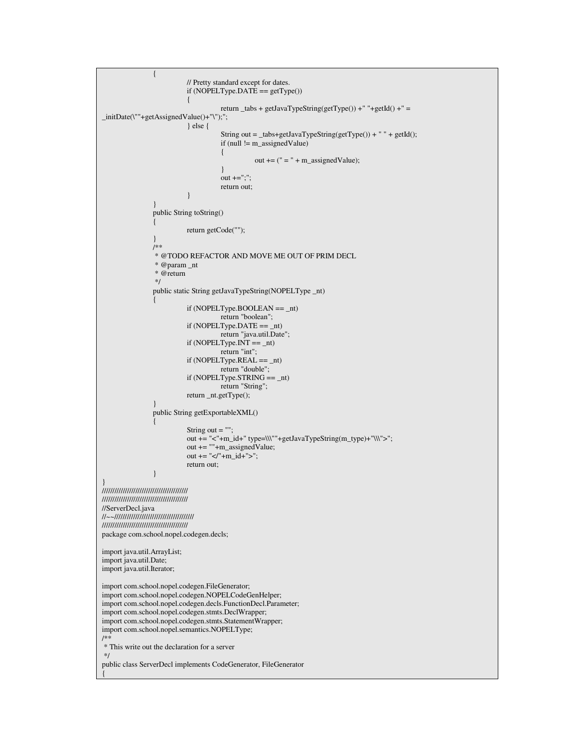```
		{
			// Pretty standard except for dates.
			if (NOPELType.DATE == getType())
			{
				return _tabs + getJavaTypeString(getType()) +" "+getId() +" =
_initDate(\""+getAssignedValue()+"\");";
			} else {
				String out = _tabs+getJavaTypeString(getType()) + " " + getId();
				if (null != m_assignedValue)
				{
					out += (" = " + m_assignedValue);
				}
				out +=";";
				return out;
			}
		}
		public String toString()
		{
			return getCode("");
		}
		/**
		 * @TODO REFACTOR AND MOVE ME OUT OF PRIM DECL
		 * @param _nt
		 * @return
		 */
		public static String getJavaTypeString(NOPELType _nt)
		{
			if (NOPELType.BOOLEAN == _nt)
				return "boolean";
			if (NOPELType.DATE == _nt)
				return "java.util.Date";
			if (NOPELType.INT == _nt)
				return "int";
			if (NOPELType.REAL == _nt)
				return "double";
			if (NOPELType.STRING == _nt)
				return "String";
			return _nt.getType();
		}
		public String getExportableXML()
		{
			String out = "";
			out += "<"+m_id+" type=\\\""+getJavaTypeString(m_type)+"\\\">";
			out += ""+m_assignedValue;
			out += "</"+m_id+">";
			return out;
		}
}
////////////////////////////////////////
////////////////////////////////////////
//ServerDecl.java
//~~////////////////////////////////////
////////////////////////////////////////
package com.school.nopel.codegen.decls;

import java.util.ArrayList;
import java.util.Date;
import java.util.Iterator;

import com.school.nopel.codegen.FileGenerator;
import com.school.nopel.codegen.NOPELCodeGenHelper;
import com.school.nopel.codegen.decls.FunctionDecl.Parameter;
import com.school.nopel.codegen.stmts.DeclWrapper;
import com.school.nopel.codegen.stmts.StatementWrapper;
import com.school.nopel.semantics.NOPELType;
/**
 * This write out the declaration for a server
 */
public class ServerDecl implements CodeGenerator, FileGenerator
{
```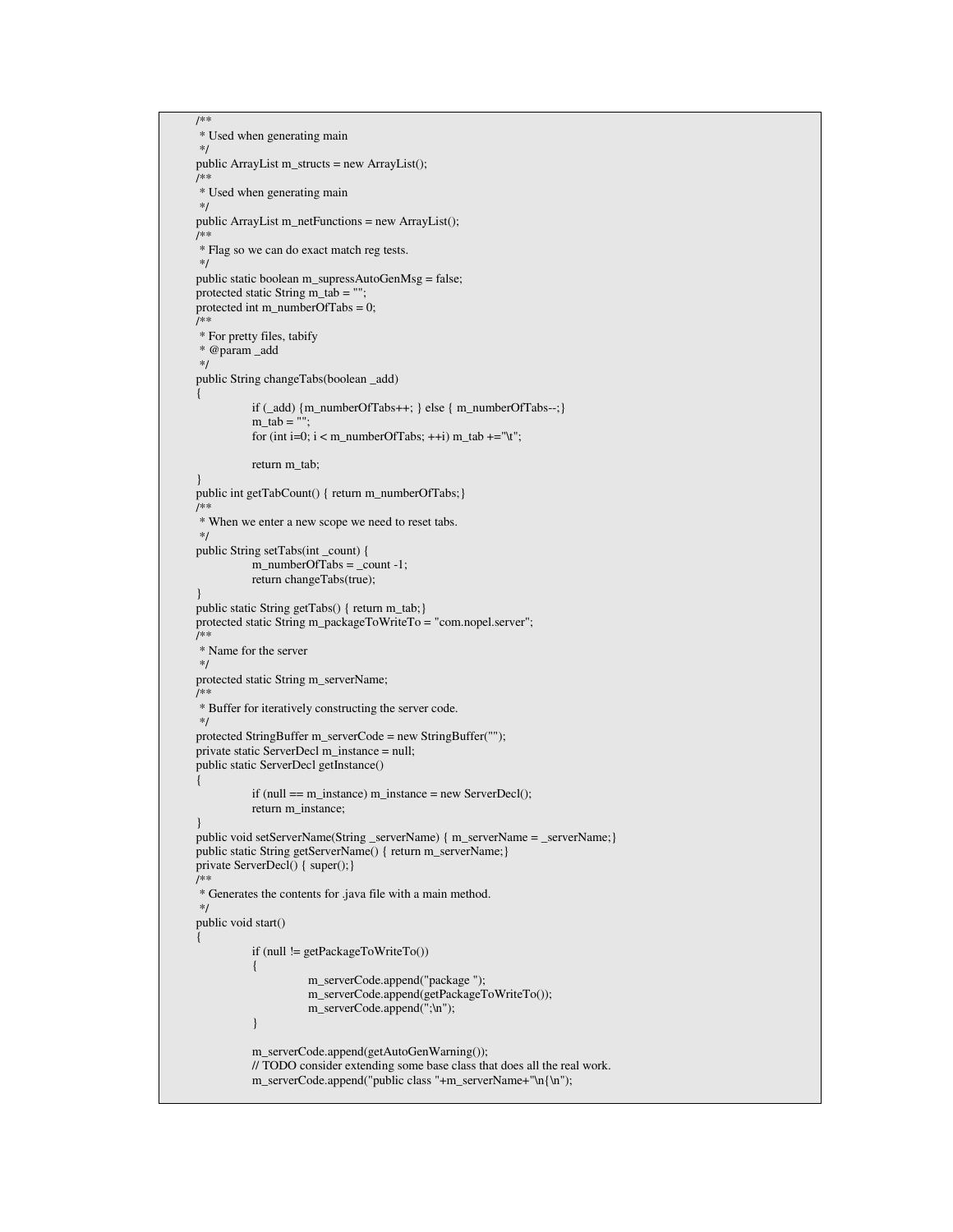```
/**
 * Used when generating main
 */
public ArrayList m_structs = new ArrayList();
/**
 * Used when generating main
 */
public ArrayList m_netFunctions = new ArrayList();
/**
 * Flag so we can do exact match reg tests.
 */
public static boolean m_supressAutoGenMsg = false;
protected static String m_tab = "";
protected int m_numberOfTabs = 0;
/**
 * For pretty files, tabify
 * @param _add
 */
public String changeTabs(boolean _add)
{
        if (_add) {m_numberOfTabs++; } else { m_numberOfTabs--;}
        m_tab = "";
        for (int i=0; i < m_numberOfTabs; ++i) m_tab +="\t";

        return m_tab;
}
public int getTabCount() { return m_numberOfTabs;}
/**
 * When we enter a new scope we need to reset tabs.
 */
public String setTabs(int _count) {
        m_numberOfTabs = _count -1;
        return changeTabs(true);
}
public static String getTabs() { return m_tab;}
protected static String m_packageToWriteTo = "com.nopel.server";
/**
 * Name for the server
 */
protected static String m_serverName;
/**
 * Buffer for iteratively constructing the server code.
 */
protected StringBuffer m_serverCode = new StringBuffer("");
private static ServerDecl m_instance = null;
public static ServerDecl getInstance()
{
        if (null == m_instance) m_instance = new ServerDecl();
        return m_instance;
}
public void setServerName(String _serverName) { m_serverName = _serverName;}
public static String getServerName() { return m_serverName;}
private ServerDecl() { super();}
/**
 * Generates the contents for .java file with a main method.
 */
public void start()
{
        if (null != getPackageToWriteTo())
        {
                m_serverCode.append("package ");
                m_serverCode.append(getPackageToWriteTo());
                m_serverCode.append(";\n");
        }

        m_serverCode.append(getAutoGenWarning());
        // TODO consider extending some base class that does all the real work.
        m_serverCode.append("public class "+m_serverName+"\n{\n");
```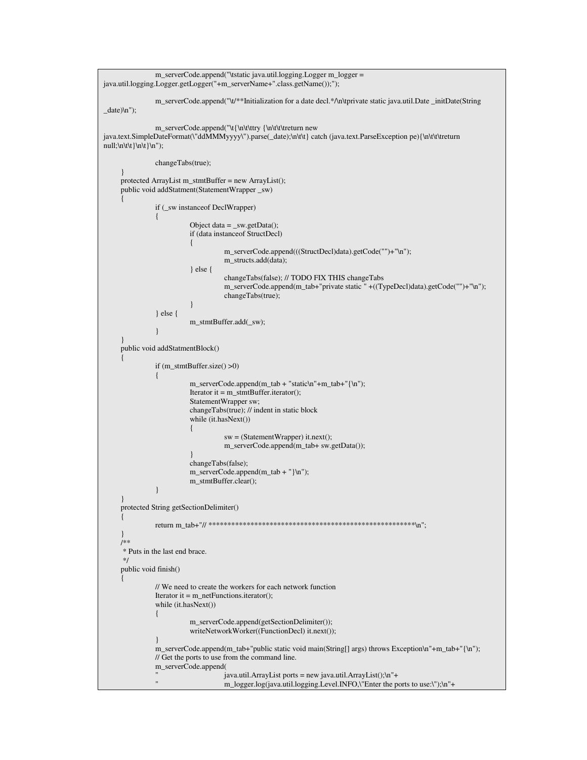```
			m_serverCode.append("\tstatic java.util.logging.Logger m_logger =
java.util.logging.Logger.getLogger("+m_serverName+".class.getName());");

			m_serverCode.append("\t/**Initialization for a date decl.*/\n\tprivate static java.util.Date _initDate(String
_date)\n");

			m_serverCode.append("\t{\n\t\ttry {\n\t\t\treturn new
java.text.SimpleDateFormat(\"ddMMMyyyy\").parse(_date);\n\t\t} catch (java.text.ParseException pe){\n\t\t\treturn
null;\n\t\t}\n\t}\n");

			changeTabs(true);
	}
	protected ArrayList m_stmtBuffer = new ArrayList();
	public void addStatment(StatementWrapper _sw)
	{
			if (_sw instanceof DeclWrapper)
			{
					Object data = _sw.getData();
					if (data instanceof StructDecl)
					{
							m_serverCode.append(((StructDecl)data).getCode("")+"\n");
							m_structs.add(data);
					} else {
							changeTabs(false); // TODO FIX THIS changeTabs
							m_serverCode.append(m_tab+"private static " +((TypeDecl)data).getCode("")+"\n");
							changeTabs(true);
					}
			} else {
					m_stmtBuffer.add(_sw);
			}
	}
	public void addStatmentBlock()
	{
			if (m_stmtBuffer.size() >0)
			{
					m_serverCode.append(m_tab + "static\n"+m_tab+"{\n");
					Iterator it = m_stmtBuffer.iterator();
					StatementWrapper sw;
					changeTabs(true); // indent in static block
					while (it.hasNext())
					{
							sw = (StatementWrapper) it.next();
							m_serverCode.append(m_tab+ sw.getData());
					}
					changeTabs(false);
					m_serverCode.append(m_tab + "}\n");
					m_stmtBuffer.clear();
			}
	}
	protected String getSectionDelimiter()
	{
			return m_tab+"// ******************************************************\n";
	}
	/**
	 * Puts in the last end brace.
	 */
	public void finish()
	{
			// We need to create the workers for each network function
			Iterator it = m_netFunctions.iterator();
			while (it.hasNext())
			{
					m_serverCode.append(getSectionDelimiter());
					writeNetworkWorker((FunctionDecl) it.next());
			}
			m_serverCode.append(m_tab+"public static void main(String[] args) throws Exception\n"+m_tab+"{\n");
			// Get the ports to use from the command line.
			m_serverCode.append(
			"				java.util.ArrayList ports = new java.util.ArrayList();\n"+
			"				m_logger.log(java.util.logging.Level.INFO,\"Enter the ports to use:\");\n"+
```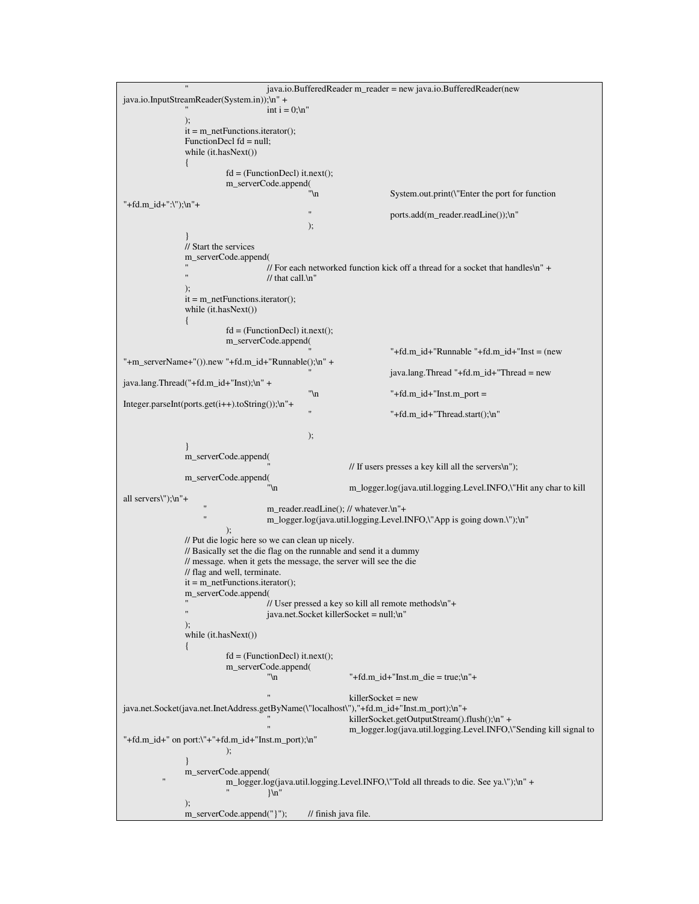```
                    "                    java.io.BufferedReader m_reader = new java.io.BufferedReader(new
java.io.InputStreamReader(System.in));\n" +
                    "                    int i = 0;\n"
                    );
                    it = m_netFunctions.iterator();
                    FunctionDecl fd = null;
                    while (it.hasNext())
                    {
                              fd = (FunctionDecl) it.next();
                              m_serverCode.append(
                                        "\n                    System.out.print(\"Enter the port for function
"+fd.m_id+":\");\n"+
                                        "                    ports.add(m_reader.readLine());\n"
                                        );
                    }
                    // Start the services
                    m_serverCode.append(
                    "                    // For each networked function kick off a thread for a socket that handles\n" +
                    "                    // that call.\n"
                    );
                    it = m_netFunctions.iterator();
                    while (it.hasNext())
                    {
                              fd = (FunctionDecl) it.next();
                              m_serverCode.append(
                                        "                    "+fd.m_id+"Runnable "+fd.m_id+"Inst = (new
"+m_serverName+"()).new "+fd.m_id+"Runnable();\n" +
                                        "                    java.lang.Thread "+fd.m_id+"Thread = new
java.lang.Thread("+fd.m_id+"Inst);\n" +
                                        "\n                    "+fd.m_id+"Inst.m_port =
Integer.parseInt(ports.get(i++).toString());\n"+
                                        "                    "+fd.m_id+"Thread.start();\n"

                                        );
                    }
                    m_serverCode.append(
                              "                    // If users presses a key kill all the servers\n");
                    m_serverCode.append(
                              "\n                    m_logger.log(java.util.logging.Level.INFO,\"Hit any char to kill
all servers\");\n"+
                         "                    m_reader.readLine(); // whatever.\n"+
                         "                    m_logger.log(java.util.logging.Level.INFO,\"App is going down.\");\n"
                              );
                    // Put die logic here so we can clean up nicely.
                    // Basically set the die flag on the runnable and send it a dummy
                    // message. when it gets the message, the server will see the die
                    // flag and well, terminate.
                    it = m_netFunctions.iterator();
                    m_serverCode.append(
                    "                    // User pressed a key so kill all remote methods\n"+
                    "                    java.net.Socket killerSocket = null;\n"
                    );
                    while (it.hasNext())
                    {
                              fd = (FunctionDecl) it.next();
                              m_serverCode.append(
                              "\n                    "+fd.m_id+"Inst.m_die = true;\n"+

                              "                    killerSocket = new
java.net.Socket(java.net.InetAddress.getByName(\"localhost\"),"+fd.m_id+"Inst.m_port);\n"+
                              "                    killerSocket.getOutputStream().flush();\n" +
                              "                    m_logger.log(java.util.logging.Level.INFO,\"Sending kill signal to
"+fd.m_id+" on port:\"+"+fd.m_id+"Inst.m_port);\n"
                              );
                    }
                    m_serverCode.append(
          "                    m_logger.log(java.util.logging.Level.INFO,\"Told all threads to die. See ya.\");\n" +
                    "                    }\n"
                    );
                    m_serverCode.append("}");          // finish java file.
```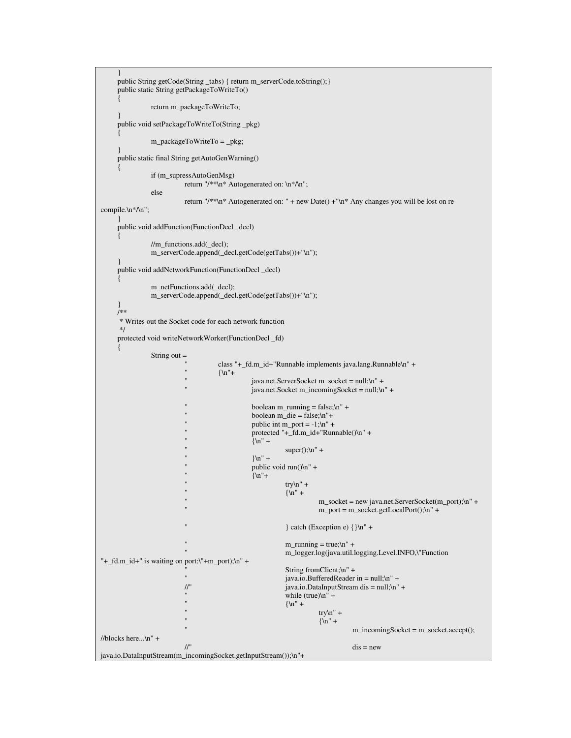```
	}
	public String getCode(String _tabs) { return m_serverCode.toString();}
	public static String getPackageToWriteTo()
	{
			return m_packageToWriteTo;
	}
	public void setPackageToWriteTo(String _pkg)
	{
			m_packageToWriteTo = _pkg;
	}
	public static final String getAutoGenWarning()
	{
			if (m_supressAutoGenMsg)
					return "/**\n* Autogenerated on: \n*/\n";
			else
					return "/**\n* Autogenerated on: " + new Date() +"\n* Any changes you will be lost on re-
compile.\n*/\n";
	}
	public void addFunction(FunctionDecl _decl)
	{
			//m_functions.add(_decl);
			m_serverCode.append(_decl.getCode(getTabs())+"\n");
	}
	public void addNetworkFunction(FunctionDecl _decl)
	{
			m_netFunctions.add(_decl);
			m_serverCode.append(_decl.getCode(getTabs())+"\n");
	}
	/**
	 * Writes out the Socket code for each network function
	 */
	protected void writeNetworkWorker(FunctionDecl _fd)
	{
			String out =
					"		class "+_fd.m_id+"Runnable implements java.lang.Runnable\n" +
					"		{\n"+
					"				java.net.ServerSocket m_socket = null;\n" +
					"				java.net.Socket m_incomingSocket = null;\n" +

					"				boolean m_running = false;\n" +
					"				boolean m_die = false;\n"+
					"				public int m_port = -1;\n" +
					"				protected "+_fd.m_id+"Runnable()\n" +
					"				{\n" +
					"						super();\n" +
					"				}\n" +
					"				public void run()\n" +
					"				{\n"+
					"						try\n" +
					"						{\n" +
					"								m_socket = new java.net.ServerSocket(m_port);\n" +
					"								m_port = m_socket.getLocalPort();\n" +

					"						} catch (Exception e) {}\n" +

					"						m_running = true;\n" +
					"						m_logger.log(java.util.logging.Level.INFO,\"Function
"+_fd.m_id+" is waiting on port:\"+m_port);\n" +
					"						String fromClient;\n" +
					"						java.io.BufferedReader in = null;\n" +
					//"						java.io.DataInputStream dis = null;\n" +
					"						while (true)\n" +
					"						{\n" +
					"								try\n" +
					"								{\n" +
					"										m_incomingSocket = m_socket.accept();
//blocks here...\n" +
					//"										dis = new
java.io.DataInputStream(m_incomingSocket.getInputStream());\n"+
```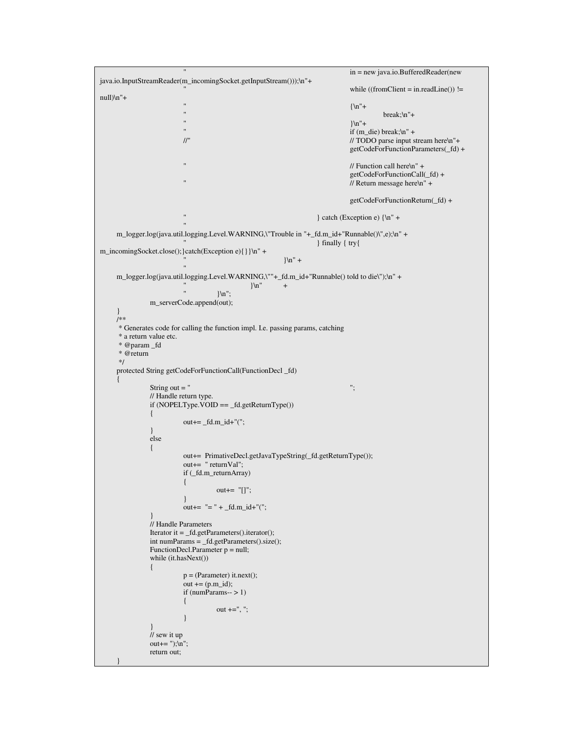```
                    "                                   in = new java.io.BufferedReader(new
java.io.InputStreamReader(m_incomingSocket.getInputStream()));\n"+
                    "                                   while ((fromClient = in.readLine()) !=
null)\n"+
                    "                                   {\n"+
                    "                                               break;\n"+
                    "                                   }\n"+
                    "                                   if (m_die) break;\n" +
                    //"                                 // TODO parse input stream here\n"+
                                                        getCodeForFunctionParameters(_fd) +

                    "                                   // Function call here\n" +
                                                        getCodeForFunctionCall(_fd) +
                    "                                   // Return message here\n" +

                                                        getCodeForFunctionReturn(_fd) +

                    "                          } catch (Exception e) {\n" +
                    "
        m_logger.log(java.util.logging.Level.WARNING,\"Trouble in "+_fd.m_id+"Runnable()\",e);\n" +
                    "                          } finally { try{
m_incomingSocket.close();}catch(Exception e){}}\n" +
                    "                       }\n" +
                    "
        m_logger.log(java.util.logging.Level.WARNING,\""+_fd.m_id+"Runnable() told to die\");\n" +
                    "                 }\n"          +
                    "           }\n";
                m_serverCode.append(out);
        }
        /**
         * Generates code for calling the function impl. I.e. passing params, catching
         * a return value etc.
         * @param _fd
         * @return
         */
        protected String getCodeForFunctionCall(FunctionDecl _fd)
        {
                String out = "                                  ";
                // Handle return type.
                if (NOPELType.VOID == _fd.getReturnType())
                {
                        out+= _fd.m_id+"(";
                }
                else
                {
                        out+=  PrimativeDecl.getJavaTypeString(_fd.getReturnType());
                        out+=  " returnVal";
                        if (_fd.m_returnArray)
                        {
                                out+=  "[]";
                        }
                        out+=  "= " + _fd.m_id+"(";
                }
                // Handle Parameters
                Iterator it = _fd.getParameters().iterator();
                int numParams = _fd.getParameters().size();
                FunctionDecl.Parameter p = null;
                while (it.hasNext())
                {
                        p = (Parameter) it.next();
                        out += (p.m_id);
                        if (numParams-- > 1)
                        {
                                out +=", ";
                        }
                }
                // sew it up
                out+= ");\n";
                return out;
        }
```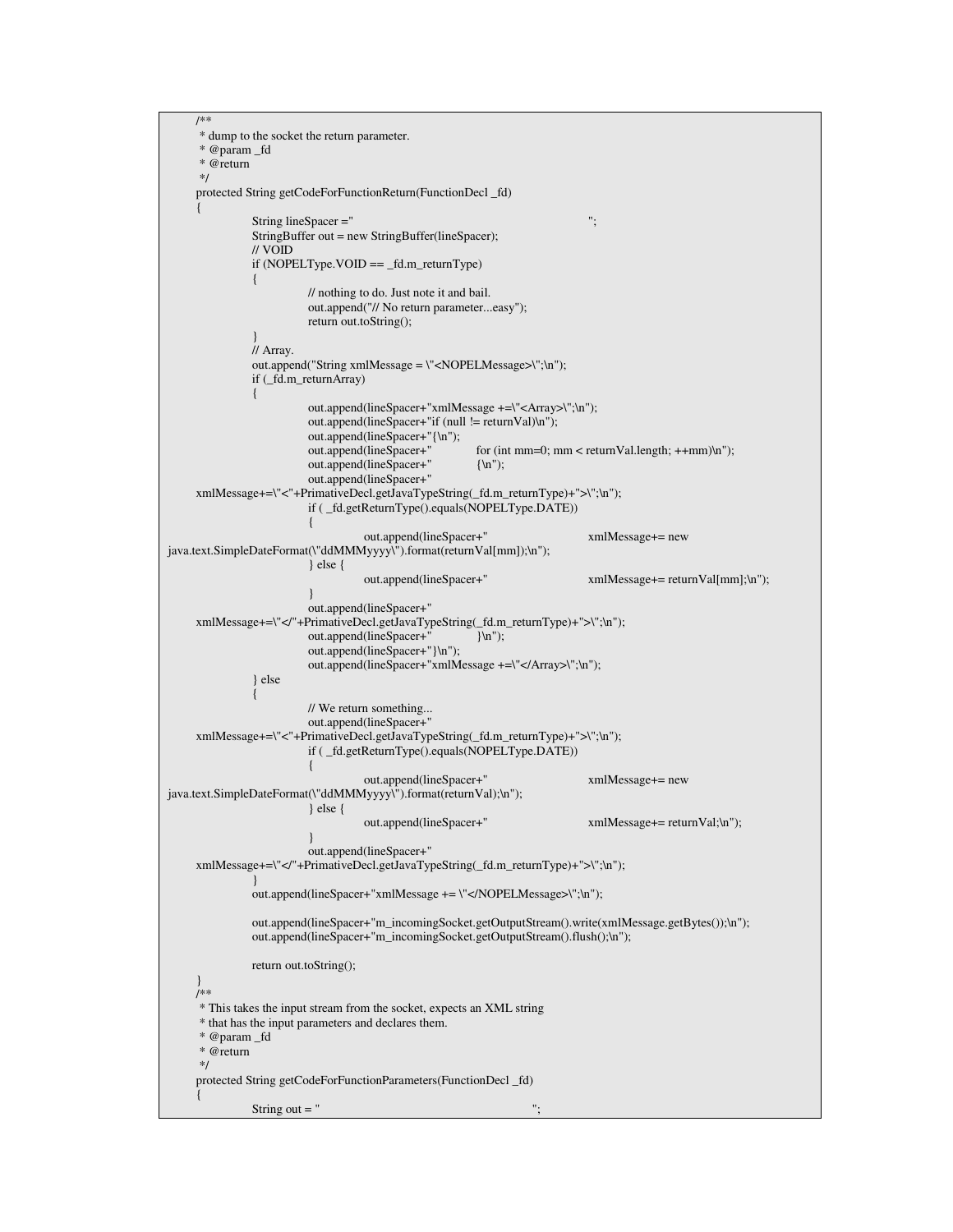```java
	/**
	 * dump to the socket the return parameter.
	 * @param _fd
	 * @return
	 */
	protected String getCodeForFunctionReturn(FunctionDecl _fd)
	{
			String lineSpacer ="								";
			StringBuffer out = new StringBuffer(lineSpacer);
			// VOID
			if (NOPELType.VOID == _fd.m_returnType)
			{
				// nothing to do. Just note it and bail.
				out.append("// No return parameter...easy");
				return out.toString();
			}
			// Array.
			out.append("String xmlMessage = \"<NOPELMessage>\";\n");
			if (_fd.m_returnArray)
			{
				out.append(lineSpacer+"xmlMessage +=\"<Array>\";\n");
				out.append(lineSpacer+"if (null != returnVal)\n");
				out.append(lineSpacer+"{\n");
				out.append(lineSpacer+"		for (int mm=0; mm < returnVal.length; ++mm)\n");
				out.append(lineSpacer+"		{\n");
				out.append(lineSpacer+"
	xmlMessage+=\"<"+PrimativeDecl.getJavaTypeString(_fd.m_returnType)+">\";\n");
				if ( _fd.getReturnType().equals(NOPELType.DATE))
				{
					out.append(lineSpacer+"				xmlMessage+= new 
java.text.SimpleDateFormat(\"ddMMMyyyy\").format(returnVal[mm]);\n");
				} else {
					out.append(lineSpacer+"				xmlMessage+= returnVal[mm];\n");
				}
				out.append(lineSpacer+"
	xmlMessage+=\"</"+PrimativeDecl.getJavaTypeString(_fd.m_returnType)+">\";\n");
				out.append(lineSpacer+"		}\n");
				out.append(lineSpacer+"}\n");
				out.append(lineSpacer+"xmlMessage +=\"</Array>\";\n");
			} else
			{
				// We return something...
				out.append(lineSpacer+"
	xmlMessage+=\"<"+PrimativeDecl.getJavaTypeString(_fd.m_returnType)+">\";\n");
				if ( _fd.getReturnType().equals(NOPELType.DATE))
				{
					out.append(lineSpacer+"				xmlMessage+= new 
java.text.SimpleDateFormat(\"ddMMMyyyy\").format(returnVal);\n");
				} else {
					out.append(lineSpacer+"				xmlMessage+= returnVal;\n");
				}
				out.append(lineSpacer+"
	xmlMessage+=\"</"+PrimativeDecl.getJavaTypeString(_fd.m_returnType)+">\";\n");
			}
			out.append(lineSpacer+"xmlMessage += \"</NOPELMessage>\";\n");

			out.append(lineSpacer+"m_incomingSocket.getOutputStream().write(xmlMessage.getBytes());\n");
			out.append(lineSpacer+"m_incomingSocket.getOutputStream().flush();\n");

			return out.toString();
	}
	/**
	 * This takes the input stream from the socket, expects an XML string
	 * that has the input parameters and declares them.
	 * @param _fd
	 * @return
	 */
	protected String getCodeForFunctionParameters(FunctionDecl _fd)
	{
			String out = "								";
```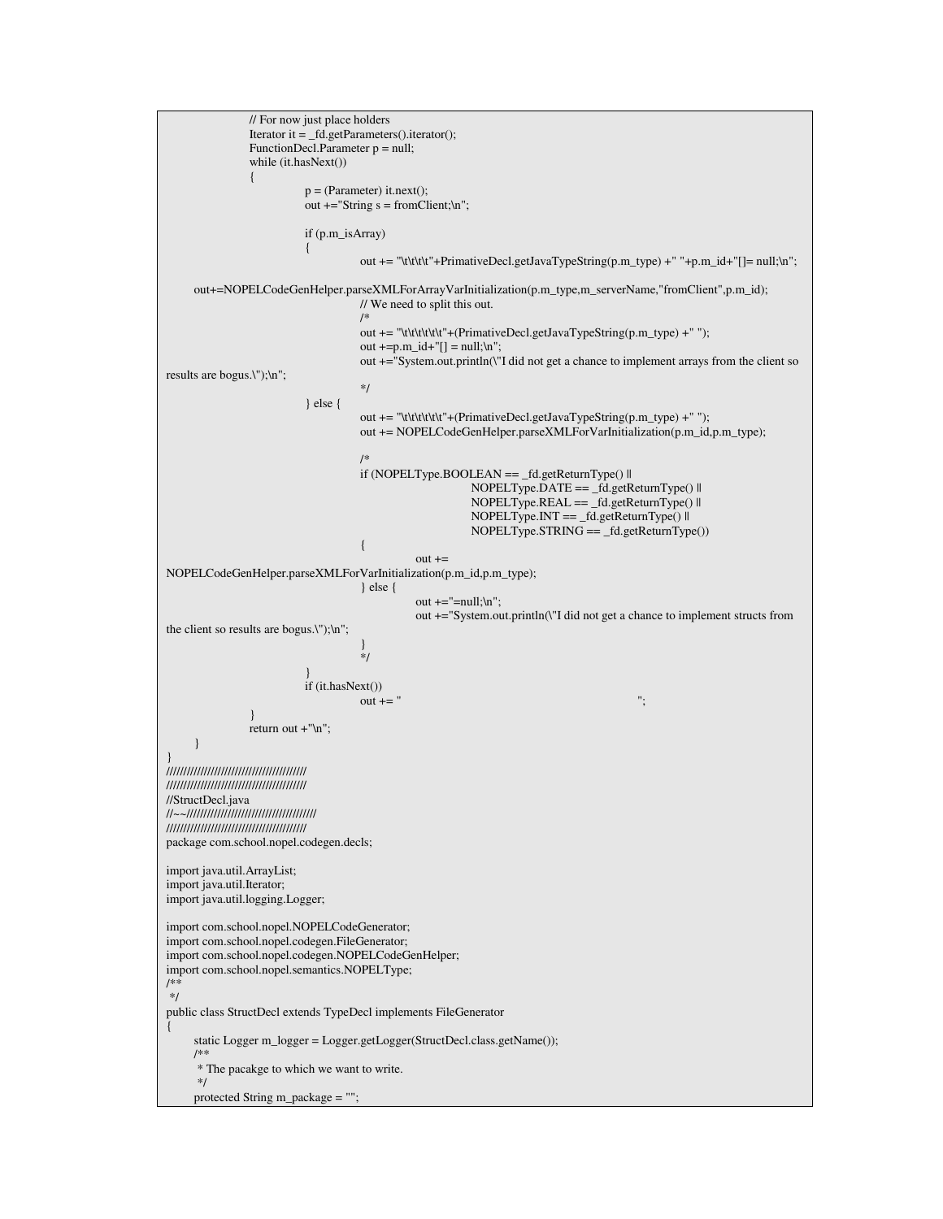```
			// For now just place holders
			Iterator it = _fd.getParameters().iterator();
			FunctionDecl.Parameter p = null;
			while (it.hasNext())
			{
				p = (Parameter) it.next();
				out +="String s = fromClient;\n";

				if (p.m_isArray)
				{
					out += "\t\t\t\t"+PrimativeDecl.getJavaTypeString(p.m_type) +" "+p.m_id+"[]= null;\n";

	out+=NOPELCodeGenHelper.parseXMLForArrayVarInitialization(p.m_type,m_serverName,"fromClient",p.m_id);
					// We need to split this out.
					/*
					out += "\t\t\t\t\t\t"+(PrimativeDecl.getJavaTypeString(p.m_type) +" ");
					out +=p.m_id+"[] = null;\n";
					out +="System.out.println(\"I did not get a chance to implement arrays from the client so
results are bogus.\");\n";
					*/
				} else {
					out += "\t\t\t\t\t\t"+(PrimativeDecl.getJavaTypeString(p.m_type) +" ");
					out += NOPELCodeGenHelper.parseXMLForVarInitialization(p.m_id,p.m_type);

					/*
					if (NOPELType.BOOLEAN == _fd.getReturnType() ||
								NOPELType.DATE == _fd.getReturnType() ||
								NOPELType.REAL == _fd.getReturnType() ||
								NOPELType.INT == _fd.getReturnType() ||
								NOPELType.STRING == _fd.getReturnType())
					{
						out +=
NOPELCodeGenHelper.parseXMLForVarInitialization(p.m_id,p.m_type);
					} else {
						out +="=null;\n";
						out +="System.out.println(\"I did not get a chance to implement structs from
the client so results are bogus.\");\n";
					}
					*/
				}
				if (it.hasNext())
					out += "								";
			}
			return out +"\n";
	}
}
////////////////////////////////////////
////////////////////////////////////////
//StructDecl.java
//~~//////////////////////////////////////
////////////////////////////////////////
package com.school.nopel.codegen.decls;

import java.util.ArrayList;
import java.util.Iterator;
import java.util.logging.Logger;

import com.school.nopel.NOPELCodeGenerator;
import com.school.nopel.codegen.FileGenerator;
import com.school.nopel.codegen.NOPELCodeGenHelper;
import com.school.nopel.semantics.NOPELType;
/**
 */
public class StructDecl extends TypeDecl implements FileGenerator
{
	static Logger m_logger = Logger.getLogger(StructDecl.class.getName());
	/**
	 * The pacakge to which we want to write.
	 */
	protected String m_package = "";
```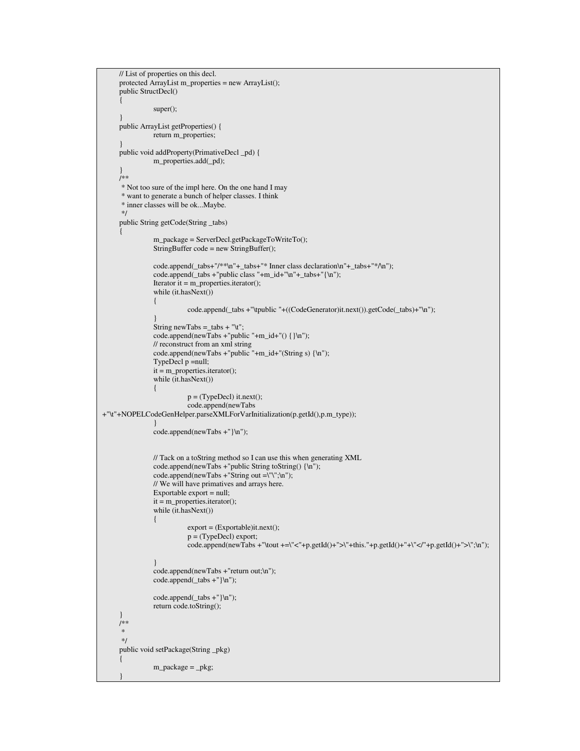```
	// List of properties on this decl.
	protected ArrayList m_properties = new ArrayList();
	public StructDecl()
	{
		super();
	}
	public ArrayList getProperties() {
		return m_properties;
	}
	public void addProperty(PrimativeDecl _pd) {
		m_properties.add(_pd);
	}
	/**
	 * Not too sure of the impl here. On the one hand I may
	 * want to generate a bunch of helper classes. I think
	 * inner classes will be ok...Maybe.
	 */
	public String getCode(String _tabs)
	{
		m_package = ServerDecl.getPackageToWriteTo();
		StringBuffer code = new StringBuffer();

		code.append(_tabs+"/**\n"+_tabs+"* Inner class declaration\n"+_tabs+"*/\n");
		code.append(_tabs +"public class "+m_id+"\n"+_tabs+"{\n");
		Iterator it = m_properties.iterator();
		while (it.hasNext())
		{
			code.append(_tabs +"\tpublic "+((CodeGenerator)it.next()).getCode(_tabs)+"\n");
		}
		String newTabs =_tabs + "\t";
		code.append(newTabs +"public "+m_id+"() {}\n");
		// reconstruct from an xml string
		code.append(newTabs +"public "+m_id+"(String s) {\n");
		TypeDecl p =null;
		it = m_properties.iterator();
		while (it.hasNext())
		{
			p = (TypeDecl) it.next();
			code.append(newTabs
+"\t"+NOPELCodeGenHelper.parseXMLForVarInitialization(p.getId(),p.m_type));
		}
		code.append(newTabs +"}\n");


		// Tack on a toString method so I can use this when generating XML
		code.append(newTabs +"public String toString() {\n");
		code.append(newTabs +"String out =\"\";\n");
		// We will have primatives and arrays here.
		Exportable export = null;
		it = m_properties.iterator();
		while (it.hasNext())
		{
			export = (Exportable)it.next();
			p = (TypeDecl) export;
			code.append(newTabs +"\tout +=\"<"+p.getId()+">\"+this."+p.getId()+"+\"</"+p.getId()+">\";\n");

		}
		code.append(newTabs +"return out;\n");
		code.append(_tabs +"}\n");

		code.append(_tabs +"}\n");
		return code.toString();
	}
	/**
	 *
	 */
	public void setPackage(String _pkg)
	{
		m_package = _pkg;
	}
```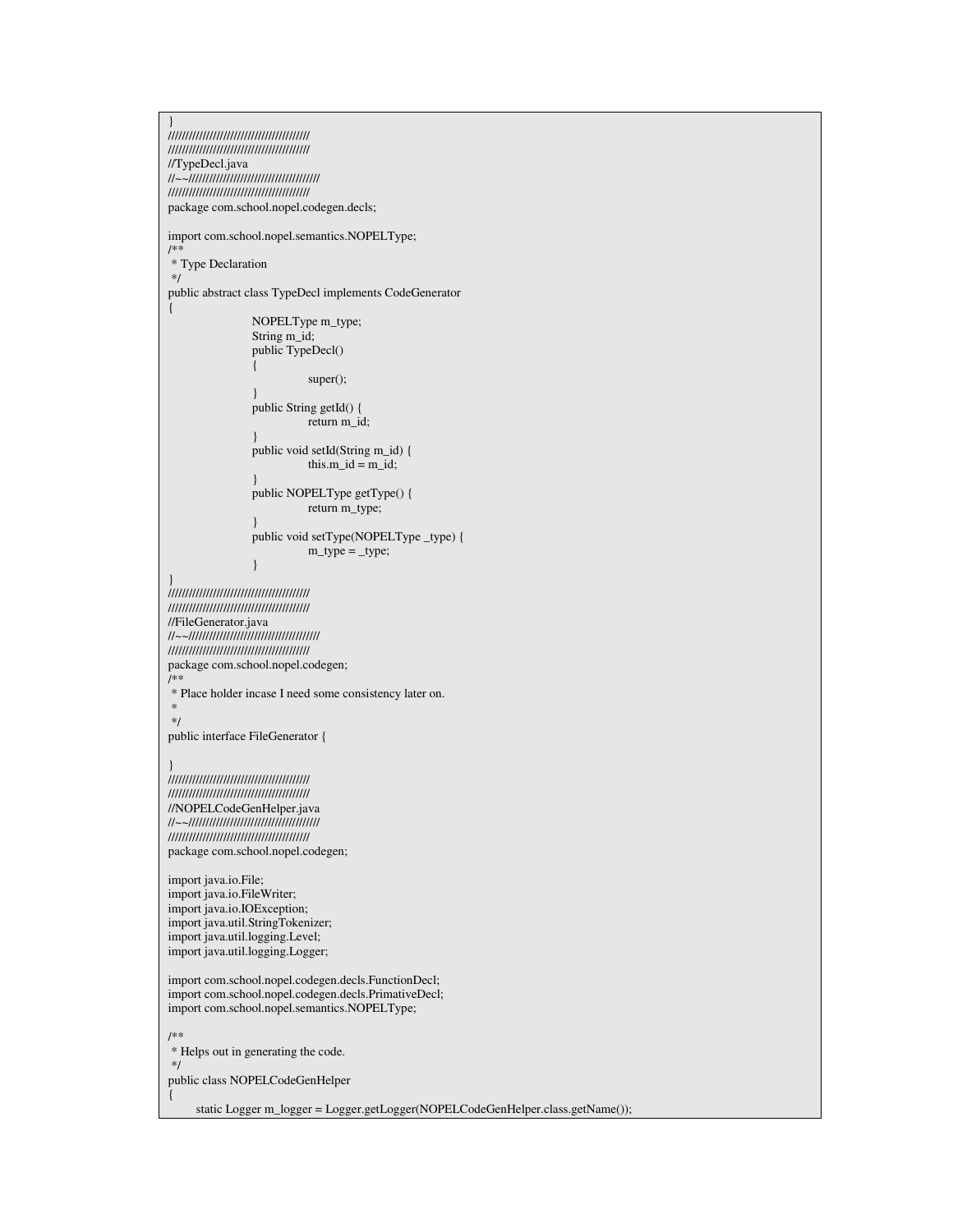```
}
////////////////////////////////////////
////////////////////////////////////////
//TypeDecl.java
//~~////////////////////////////////////
////////////////////////////////////////
package com.school.nopel.codegen.decls;

import com.school.nopel.semantics.NOPELType;
/**
 * Type Declaration
 */
public abstract class TypeDecl implements CodeGenerator
{
			NOPELType m_type;
			String m_id;
			public TypeDecl()
			{
					super();
			}
			public String getId() {
					return m_id;
			}
			public void setId(String m_id) {
					this.m_id = m_id;
			}
			public NOPELType getType() {
					return m_type;
			}
			public void setType(NOPELType _type) {
					m_type = _type;
			}
}
////////////////////////////////////////
////////////////////////////////////////
//FileGenerator.java
//~~////////////////////////////////////
////////////////////////////////////////
package com.school.nopel.codegen;
/**
 * Place holder incase I need some consistency later on.
 *
 */
public interface FileGenerator {

}
////////////////////////////////////////
////////////////////////////////////////
//NOPELCodeGenHelper.java
//~~////////////////////////////////////
////////////////////////////////////////
package com.school.nopel.codegen;

import java.io.File;
import java.io.FileWriter;
import java.io.IOException;
import java.util.StringTokenizer;
import java.util.logging.Level;
import java.util.logging.Logger;

import com.school.nopel.codegen.decls.FunctionDecl;
import com.school.nopel.codegen.decls.PrimativeDecl;
import com.school.nopel.semantics.NOPELType;

/**
 * Helps out in generating the code.
 */
public class NOPELCodeGenHelper
{
	static Logger m_logger = Logger.getLogger(NOPELCodeGenHelper.class.getName());
```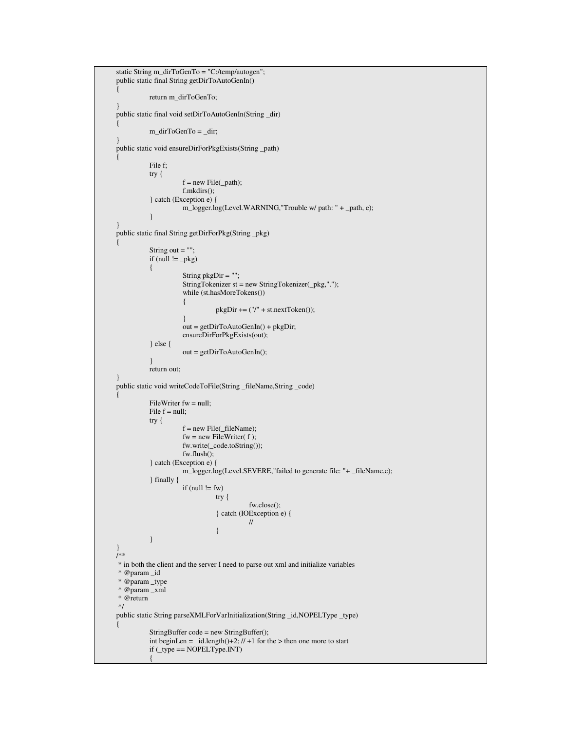```
static String m_dirToGenTo = "C:/temp/autogen";
public static final String getDirToAutoGenIn()
{
        return m_dirToGenTo;
}
public static final void setDirToAutoGenIn(String _dir)
{
        m_dirToGenTo = _dir;
}
public static void ensureDirForPkgExists(String _path)
{
        File f;
        try {
                f = new File(_path);
                f.mkdirs();
        } catch (Exception e) {
                m_logger.log(Level.WARNING,"Trouble w/ path: " + _path, e);
        }
}
public static final String getDirForPkg(String _pkg)
{
        String out = "";
        if (null != _pkg)
        {
                String pkgDir = "";
                StringTokenizer st = new StringTokenizer(_pkg,".");
                while (st.hasMoreTokens())
                {
                        pkgDir += ("/" + st.nextToken());
                }
                out = getDirToAutoGenIn() + pkgDir;
                ensureDirForPkgExists(out);
        } else {
                out = getDirToAutoGenIn();
        }
        return out;
}
public static void writeCodeToFile(String _fileName,String _code)
{
        FileWriter fw = null;
        File f = null;
        try {
                f = new File(_fileName);
                fw = new FileWriter( f );
                fw.write(_code.toString());
                fw.flush();
        } catch (Exception e) {
                m_logger.log(Level.SEVERE,"failed to generate file: "+ _fileName,e);
        } finally {
                if (null != fw)
                        try {
                                fw.close();
                        } catch (IOException e) {
                                //
                        }
        }
}
/**
 * in both the client and the server I need to parse out xml and initialize variables
 * @param _id
 * @param _type
 * @param _xml
 * @return
 */
public static String parseXMLForVarInitialization(String _id,NOPELType _type)
{
        StringBuffer code = new StringBuffer();
        int beginLen = _id.length()+2; // +1 for the > then one more to start
        if (_type == NOPELType.INT)
        {
```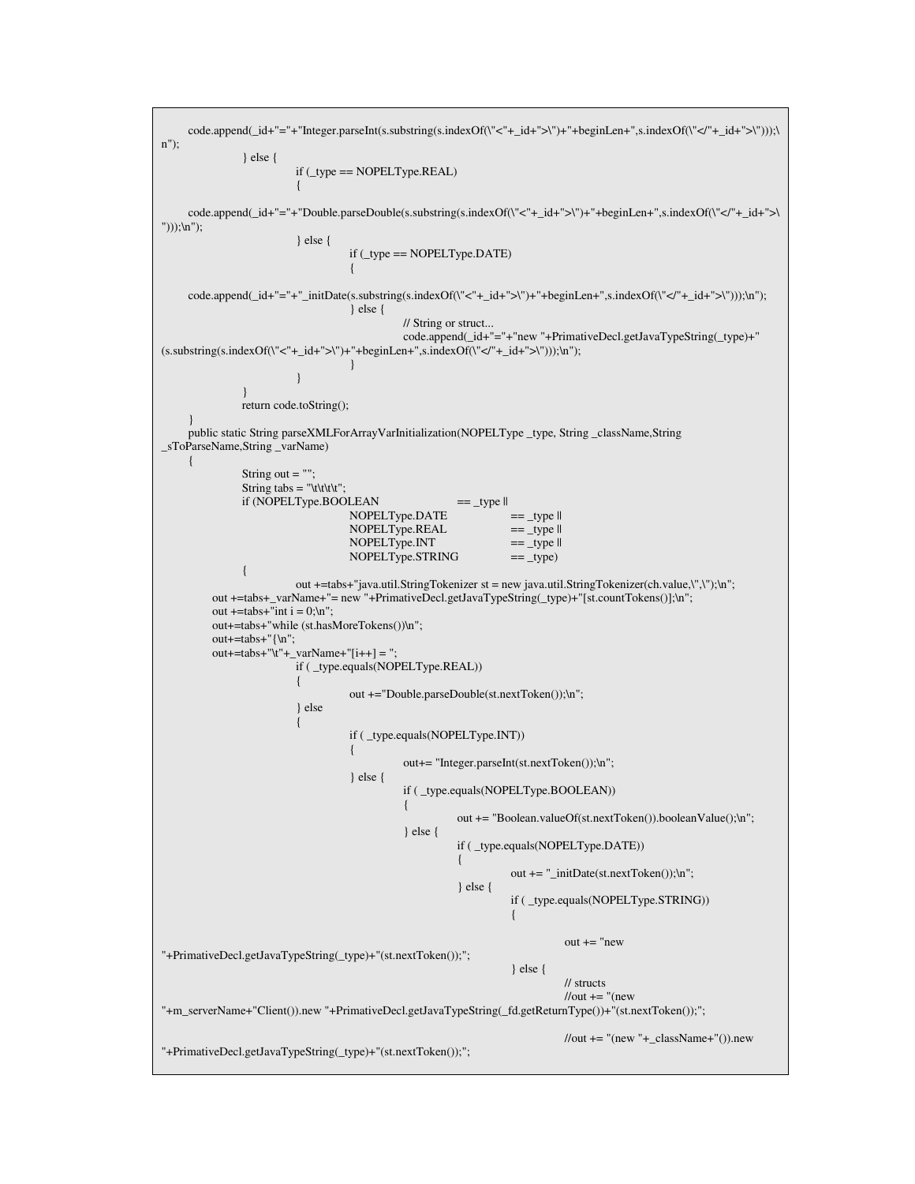```
		code.append(_id+"="+"Integer.parseInt(s.substring(s.indexOf(\"<"+_id+">\")+"+beginLen+",s.indexOf(\"</"+_id+">\")));\n");
			} else {
				if (_type == NOPELType.REAL)
				{

		code.append(_id+"="+"Double.parseDouble(s.substring(s.indexOf(\"<"+_id+">\")+"+beginLen+",s.indexOf(\"</"+_id+">\")));\n");
				} else {
					if (_type == NOPELType.DATE)
					{

		code.append(_id+"="+"_initDate(s.substring(s.indexOf(\"<"+_id+">\")+"+beginLen+",s.indexOf(\"</"+_id+">\")));\n");
					} else {
						// String or struct...
						code.append(_id+"="+"new "+PrimativeDecl.getJavaTypeString(_type)+"(s.substring(s.indexOf(\"<"+_id+">\")+"+beginLen+",s.indexOf(\"</"+_id+">\")));\n");
					}
				}
			}
			return code.toString();
	}
	public static String parseXMLForArrayVarInitialization(NOPELType _type, String _className,String _sToParseName,String _varName)
	{
			String out = "";
			String tabs = "\t\t\t\t";
			if (NOPELType.BOOLEAN		== _type ||
					NOPELType.DATE		== _type ||
					NOPELType.REAL		== _type ||
					NOPELType.INT		== _type ||
					NOPELType.STRING	== _type)
			{
				out +=tabs+"java.util.StringTokenizer st = new java.util.StringTokenizer(ch.value,\",\");\n";
		out +=tabs+_varName+"= new "+PrimativeDecl.getJavaTypeString(_type)+"[st.countTokens()];\n";
		out +=tabs+"int i = 0;\n";
		out+=tabs+"while (st.hasMoreTokens())\n";
		out+=tabs+"{\n";
		out+=tabs+"\t"+_varName+"[i++] = ";
				if ( _type.equals(NOPELType.REAL))
				{
					out +="Double.parseDouble(st.nextToken());\n";
				} else
				{
					if ( _type.equals(NOPELType.INT))
					{
						out+= "Integer.parseInt(st.nextToken());\n";
					} else {
						if ( _type.equals(NOPELType.BOOLEAN))
						{
							out += "Boolean.valueOf(st.nextToken()).booleanValue();\n";
						} else {
							if ( _type.equals(NOPELType.DATE))
							{
								out += "_initDate(st.nextToken());\n";
							} else {
								if ( _type.equals(NOPELType.STRING))
								{

									out += "new "+PrimativeDecl.getJavaTypeString(_type)+"(st.nextToken());";
								} else {
									// structs
									//out += "(new "+m_serverName+"Client()).new "+PrimativeDecl.getJavaTypeString(_fd.getReturnType())+"(st.nextToken());";

									//out += "(new "+_className+"()).new "+PrimativeDecl.getJavaTypeString(_type)+"(st.nextToken());";
```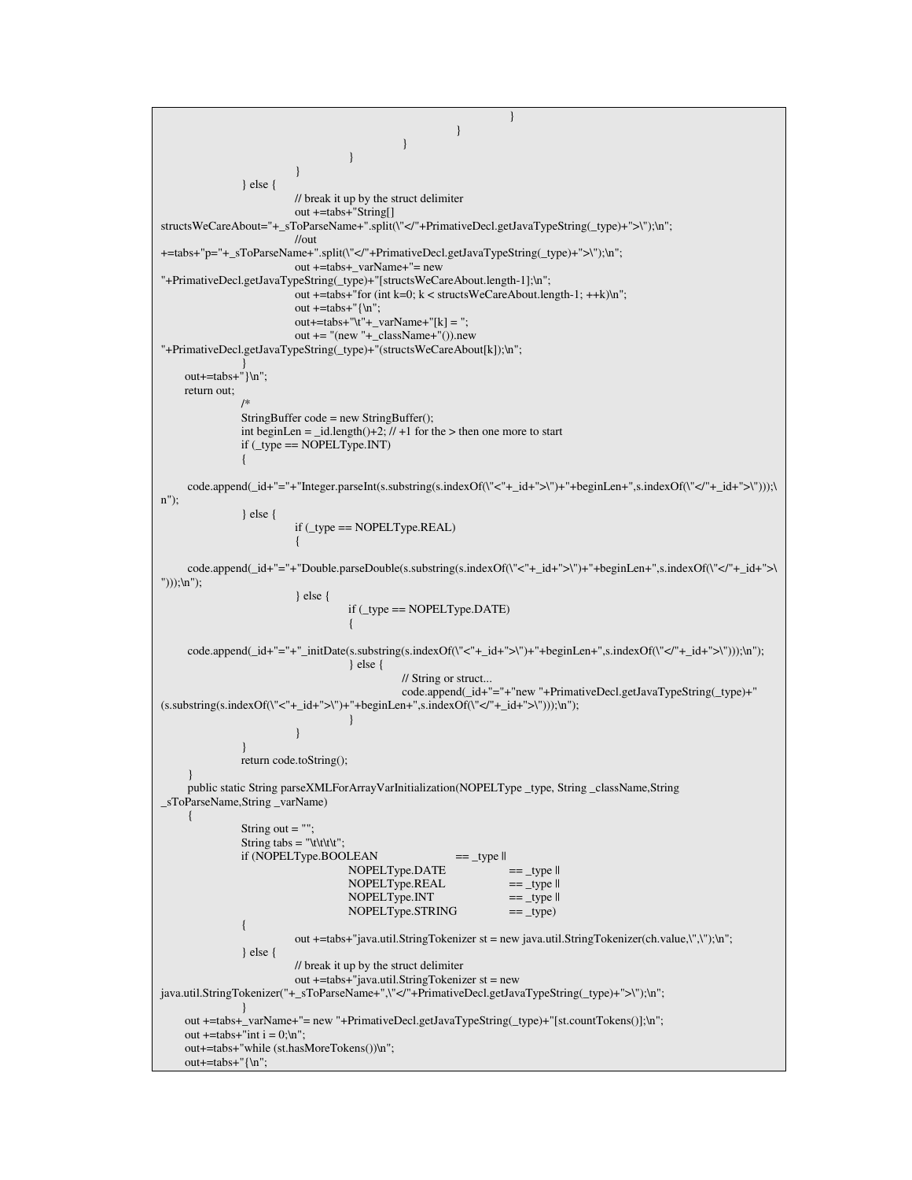```
                                                                                    }
                                                                        }
                                                            }
                                                }
                                    }
                        } else {
                                    // break it up by the struct delimiter
                                    out +=tabs+"String[]
structsWeCareAbout="+_sToParseName+".split(\"</"+PrimativeDecl.getJavaTypeString(_type)+">\");\n";
                                    //out
+=tabs+"p="+_sToParseName+".split(\"</"+PrimativeDecl.getJavaTypeString(_type)+">\");\n";
                                    out +=tabs+_varName+"= new
"+PrimativeDecl.getJavaTypeString(_type)+"[structsWeCareAbout.length-1];\n";
                                    out +=tabs+"for (int k=0; k < structsWeCareAbout.length-1; ++k)\n";
                                    out +=tabs+"{\n";
                                    out+=tabs+"\t"+_varName+"[k] = ";
                                    out += "(new "+_className+"()).new
"+PrimativeDecl.getJavaTypeString(_type)+"(structsWeCareAbout[k]);\n";
                        }
        out+=tabs+"}\n";
        return out;
                        /*
                        StringBuffer code = new StringBuffer();
                        int beginLen = _id.length()+2; // +1 for the > then one more to start
                        if (_type == NOPELType.INT)
                        {

         code.append(_id+"="+"Integer.parseInt(s.substring(s.indexOf(\"<"+_id+">\")+"+beginLen+",s.indexOf(\"</"+_id+">\")));\
n");
                        } else {
                                    if (_type == NOPELType.REAL)
                                    {

        code.append(_id+"="+"Double.parseDouble(s.substring(s.indexOf(\"<"+_id+">\")+"+beginLen+",s.indexOf(\"</"+_id+">\
")));\n");
                                    } else {
                                                if (_type == NOPELType.DATE)
                                                {

        code.append(_id+"="+"_initDate(s.substring(s.indexOf(\"<"+_id+">\")+"+beginLen+",s.indexOf(\"</"+_id+">\")));\n");
                                                } else {
                                                            // String or struct...
                                                            code.append(_id+"="+"new "+PrimativeDecl.getJavaTypeString(_type)+"
(s.substring(s.indexOf(\"<"+_id+">\")+"+beginLen+",s.indexOf(\"</"+_id+">\")));\n");
                                                }
                                    }
                        }
                        return code.toString();
        }
        public static String parseXMLForArrayVarInitialization(NOPELType _type, String _className,String
_sToParseName,String _varName)
        {
                        String out = "";
                        String tabs = "\t\t\t\t";
                        if (NOPELType.BOOLEAN                    == _type ||
                                                NOPELType.DATE                   == _type ||
                                                NOPELType.REAL                   == _type ||
                                                NOPELType.INT                    == _type ||
                                                NOPELType.STRING                 == _type)
                        {
                                    out +=tabs+"java.util.StringTokenizer st = new java.util.StringTokenizer(ch.value,\",\");\n";
                        } else {
                                    // break it up by the struct delimiter
                                    out +=tabs+"java.util.StringTokenizer st = new
java.util.StringTokenizer("+_sToParseName+",\"</"+PrimativeDecl.getJavaTypeString(_type)+">\");\n";
                        }
        out +=tabs+_varName+"= new "+PrimativeDecl.getJavaTypeString(_type)+"[st.countTokens()];\n";
        out +=tabs+"int i = 0;\n";
        out+=tabs+"while (st.hasMoreTokens())\n";
        out+=tabs+"{\n";
```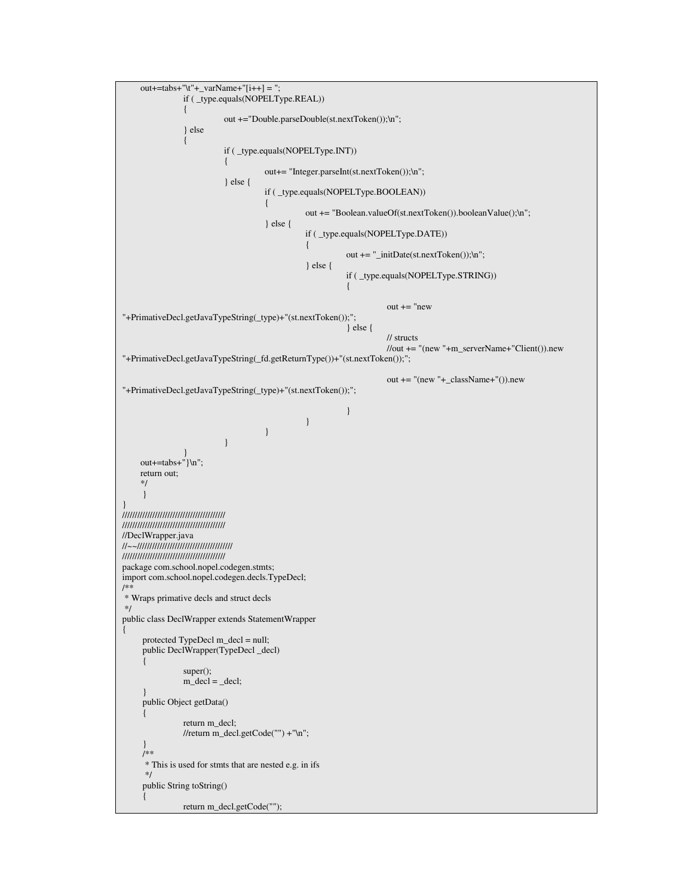```
	out+=tabs+"\t"+_varName+"[i++] = ";
			if ( _type.equals(NOPELType.REAL))
			{
				out +="Double.parseDouble(st.nextToken());\n";
			} else
			{
				if ( _type.equals(NOPELType.INT))
				{
					out+= "Integer.parseInt(st.nextToken());\n";
				} else {
					if ( _type.equals(NOPELType.BOOLEAN))
					{
						out += "Boolean.valueOf(st.nextToken()).booleanValue();\n";
					} else {
						if ( _type.equals(NOPELType.DATE))
						{
							out += "_initDate(st.nextToken());\n";
						} else {
							if ( _type.equals(NOPELType.STRING))
							{

								out += "new
"+PrimativeDecl.getJavaTypeString(_type)+"(st.nextToken());";
							} else {
								// structs
								//out += "(new "+m_serverName+"Client()).new
"+PrimativeDecl.getJavaTypeString(_fd.getReturnType())+"(st.nextToken());";

								out += "(new "+_className+"()).new
"+PrimativeDecl.getJavaTypeString(_type)+"(st.nextToken());";

							}
						}
					}
				}
			}
	out+=tabs+"}\n";
	return out;
	*/
	}
}
//////////////////////////////////////////
//////////////////////////////////////////
//DeclWrapper.java
//~~//////////////////////////////////////
//////////////////////////////////////////
package com.school.nopel.codegen.stmts;
import com.school.nopel.codegen.decls.TypeDecl;
/**
 * Wraps primative decls and struct decls
 */
public class DeclWrapper extends StatementWrapper
{
	protected TypeDecl m_decl = null;
	public DeclWrapper(TypeDecl _decl)
	{
			super();
			m_decl = _decl;
	}
	public Object getData()
	{
			return m_decl;
			//return m_decl.getCode("") +"\n";
	}
	/**
	 * This is used for stmts that are nested e.g. in ifs
	 */
	public String toString()
	{
			return m_decl.getCode("");
```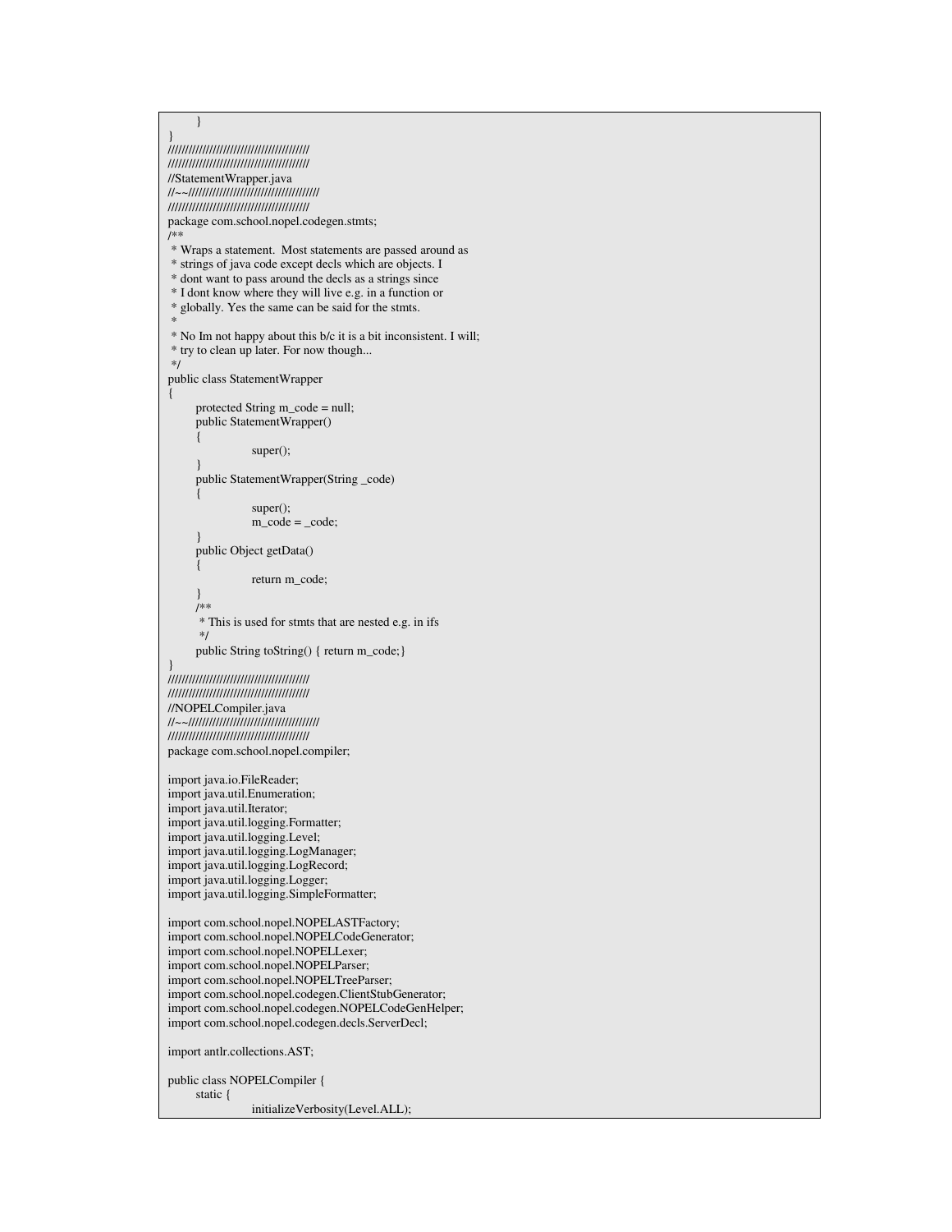```
        }
}
////////////////////////////////////////
////////////////////////////////////////
//StatementWrapper.java
//~~////////////////////////////////////
////////////////////////////////////////
package com.school.nopel.codegen.stmts;
/**
 * Wraps a statement.  Most statements are passed around as
 * strings of java code except decls which are objects. I
 * dont want to pass around the decls as a strings since
 * I dont know where they will live e.g. in a function or
 * globally. Yes the same can be said for the stmts.
 *
 * No Im not happy about this b/c it is a bit inconsistent. I will;
 * try to clean up later. For now though...
 */
public class StatementWrapper
{
        protected String m_code = null;
        public StatementWrapper()
        {
                super();
        }
        public StatementWrapper(String _code)
        {
                super();
                m_code = _code;
        }
        public Object getData()
        {
                return m_code;
        }
        /**
         * This is used for stmts that are nested e.g. in ifs
         */
        public String toString() { return m_code;}
}
////////////////////////////////////////
////////////////////////////////////////
//NOPELCompiler.java
//~~////////////////////////////////////
////////////////////////////////////////
package com.school.nopel.compiler;

import java.io.FileReader;
import java.util.Enumeration;
import java.util.Iterator;
import java.util.logging.Formatter;
import java.util.logging.Level;
import java.util.logging.LogManager;
import java.util.logging.LogRecord;
import java.util.logging.Logger;
import java.util.logging.SimpleFormatter;

import com.school.nopel.NOPELASTFactory;
import com.school.nopel.NOPELCodeGenerator;
import com.school.nopel.NOPELLexer;
import com.school.nopel.NOPELParser;
import com.school.nopel.NOPELTreeParser;
import com.school.nopel.codegen.ClientStubGenerator;
import com.school.nopel.codegen.NOPELCodeGenHelper;
import com.school.nopel.codegen.decls.ServerDecl;

import antlr.collections.AST;

public class NOPELCompiler {
        static {
                initializeVerbosity(Level.ALL);
```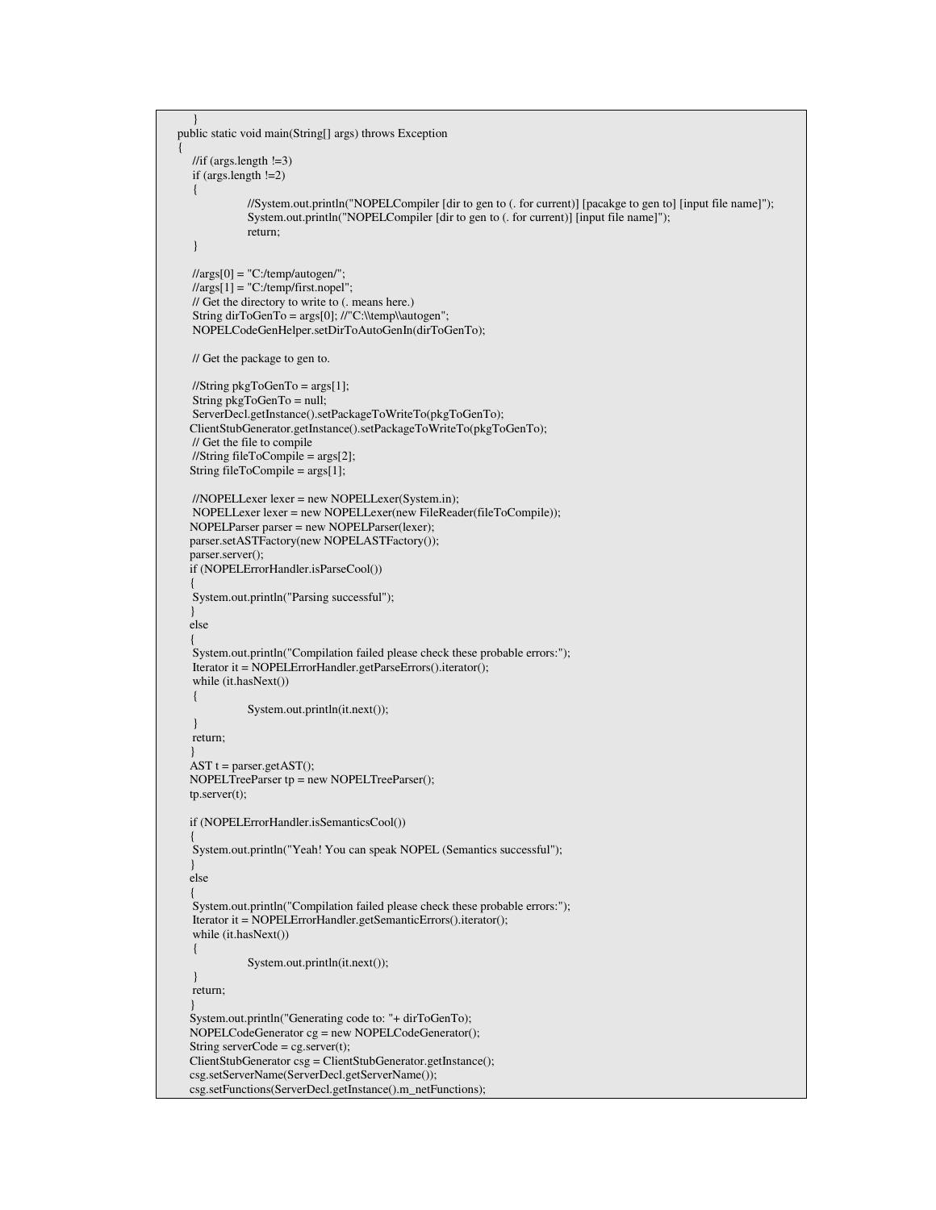```
    }
public static void main(String[] args) throws Exception
{
    //if (args.length !=3)
    if (args.length !=2)
    {
            //System.out.println("NOPELCompiler [dir to gen to (. for current)] [pacakge to gen to] [input file name]");
            System.out.println("NOPELCompiler [dir to gen to (. for current)] [input file name]");
            return;
    }

    //args[0] = "C:/temp/autogen/";
    //args[1] = "C:/temp/first.nopel";
    // Get the directory to write to (. means here.)
    String dirToGenTo = args[0]; //"C:\\temp\\autogen";
    NOPELCodeGenHelper.setDirToAutoGenIn(dirToGenTo);

    // Get the package to gen to.

    //String pkgToGenTo = args[1];
    String pkgToGenTo = null;
    ServerDecl.getInstance().setPackageToWriteTo(pkgToGenTo);
   ClientStubGenerator.getInstance().setPackageToWriteTo(pkgToGenTo);
    // Get the file to compile
    //String fileToCompile = args[2];
   String fileToCompile = args[1];

    //NOPELLexer lexer = new NOPELLexer(System.in);
    NOPELLexer lexer = new NOPELLexer(new FileReader(fileToCompile));
   NOPELParser parser = new NOPELParser(lexer);
   parser.setASTFactory(new NOPELASTFactory());
   parser.server();
   if (NOPELErrorHandler.isParseCool())
   {
    System.out.println("Parsing successful");
   }
   else
   {
    System.out.println("Compilation failed please check these probable errors:");
    Iterator it = NOPELErrorHandler.getParseErrors().iterator();
    while (it.hasNext())
    {
            System.out.println(it.next());
    }
    return;
   }
   AST t = parser.getAST();
   NOPELTreeParser tp = new NOPELTreeParser();
   tp.server(t);

   if (NOPELErrorHandler.isSemanticsCool())
   {
    System.out.println("Yeah! You can speak NOPEL (Semantics successful");
   }
   else
   {
    System.out.println("Compilation failed please check these probable errors:");
    Iterator it = NOPELErrorHandler.getSemanticErrors().iterator();
    while (it.hasNext())
    {
            System.out.println(it.next());
    }
    return;
   }
   System.out.println("Generating code to: "+ dirToGenTo);
   NOPELCodeGenerator cg = new NOPELCodeGenerator();
   String serverCode = cg.server(t);
   ClientStubGenerator csg = ClientStubGenerator.getInstance();
   csg.setServerName(ServerDecl.getServerName());
   csg.setFunctions(ServerDecl.getInstance().m_netFunctions);
```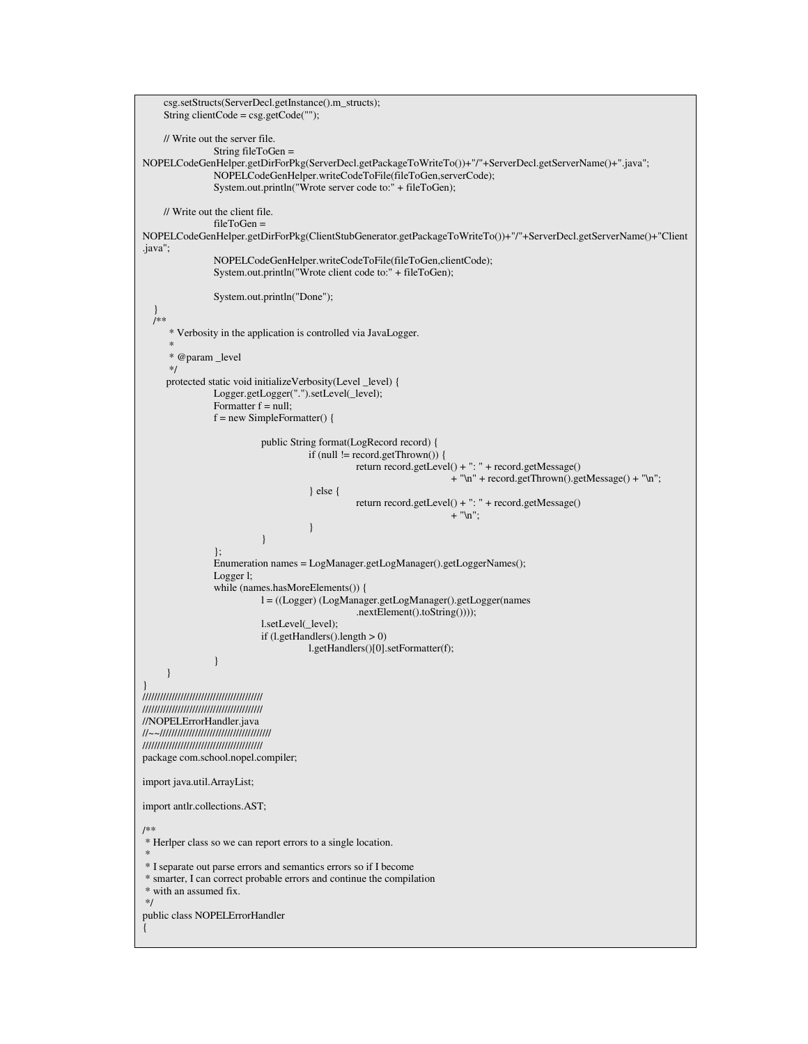```
        csg.setStructs(ServerDecl.getInstance().m_structs);
        String clientCode = csg.getCode("");

        // Write out the server file.
                        String fileToGen =
NOPELCodeGenHelper.getDirForPkg(ServerDecl.getPackageToWriteTo())+"/"+ServerDecl.getServerName()+".java";
                        NOPELCodeGenHelper.writeCodeToFile(fileToGen,serverCode);
                        System.out.println("Wrote server code to:" + fileToGen);

        // Write out the client file.
                        fileToGen =
NOPELCodeGenHelper.getDirForPkg(ClientStubGenerator.getPackageToWriteTo())+"/"+ServerDecl.getServerName()+"Client
.java";
                        NOPELCodeGenHelper.writeCodeToFile(fileToGen,clientCode);
                        System.out.println("Wrote client code to:" + fileToGen);

                        System.out.println("Done");
    }
    /**
         * Verbosity in the application is controlled via JavaLogger.
         *
         * @param _level
         */
        protected static void initializeVerbosity(Level _level) {
                        Logger.getLogger(".").setLevel(_level);
                        Formatter f = null;
                        f = new SimpleFormatter() {

                                        public String format(LogRecord record) {
                                                        if (null != record.getThrown()) {
                                                                        return record.getLevel() + ": " + record.getMessage()
                                                                                        + "\n" + record.getThrown().getMessage() + "\n";
                                                        } else {
                                                                        return record.getLevel() + ": " + record.getMessage()
                                                                                        + "\n";
                                                        }
                                        }
                        };
                        Enumeration names = LogManager.getLogManager().getLoggerNames();
                        Logger l;
                        while (names.hasMoreElements()) {
                                        l = ((Logger) (LogManager.getLogManager().getLogger(names
                                                                        .nextElement().toString())));
                                        l.setLevel(_level);
                                        if (l.getHandlers().length > 0)
                                                        l.getHandlers()[0].setFormatter(f);
                        }
        }
}
//////////////////////////////////////////
//////////////////////////////////////////
//NOPELErrorHandler.java
//~~//////////////////////////////////////
//////////////////////////////////////////
package com.school.nopel.compiler;

import java.util.ArrayList;

import antlr.collections.AST;

/**
 * Herlper class so we can report errors to a single location.
 *
 * I separate out parse errors and semantics errors so if I become
 * smarter, I can correct probable errors and continue the compilation
 * with an assumed fix.
 */
public class NOPELErrorHandler
{
```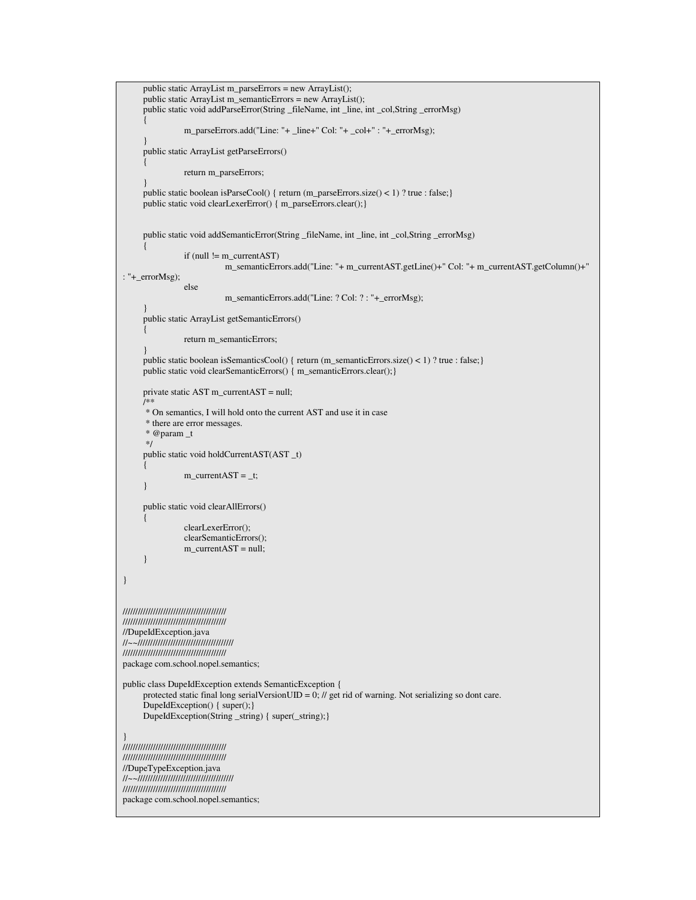```
	public static ArrayList m_parseErrors = new ArrayList();
	public static ArrayList m_semanticErrors = new ArrayList();
	public static void addParseError(String _fileName, int _line, int _col,String _errorMsg)
	{
			m_parseErrors.add("Line: "+ _line+" Col: "+ _col+" : "+_errorMsg);
	}
	public static ArrayList getParseErrors()
	{
			return m_parseErrors;
	}
	public static boolean isParseCool() { return (m_parseErrors.size() < 1) ? true : false;}
	public static void clearLexerError() { m_parseErrors.clear();}


	public static void addSemanticError(String _fileName, int _line, int _col,String _errorMsg)
	{
			if (null != m_currentAST)
					m_semanticErrors.add("Line: "+ m_currentAST.getLine()+" Col: "+ m_currentAST.getColumn()+"
: "+_errorMsg);
			else
					m_semanticErrors.add("Line: ? Col: ? : "+_errorMsg);
	}
	public static ArrayList getSemanticErrors()
	{
			return m_semanticErrors;
	}
	public static boolean isSemanticsCool() { return (m_semanticErrors.size() < 1) ? true : false;}
	public static void clearSemanticErrors() { m_semanticErrors.clear();}

	private static AST m_currentAST = null;
	/**
	 * On semantics, I will hold onto the current AST and use it in case
	 * there are error messages.
	 * @param _t
	 */
	public static void holdCurrentAST(AST _t)
	{
			m_currentAST = _t;
	}

	public static void clearAllErrors()
	{
			clearLexerError();
			clearSemanticErrors();
			m_currentAST = null;
	}

}


/////////////////////////////////////////
/////////////////////////////////////////
//DupeIdException.java
//~~/////////////////////////////////////
/////////////////////////////////////////
package com.school.nopel.semantics;

public class DupeIdException extends SemanticException {
	protected static final long serialVersionUID = 0; // get rid of warning. Not serializing so dont care.
	DupeIdException() { super();}
	DupeIdException(String _string) { super(_string);}

}
/////////////////////////////////////////
/////////////////////////////////////////
//DupeTypeException.java
//~~/////////////////////////////////////
/////////////////////////////////////////
package com.school.nopel.semantics;
```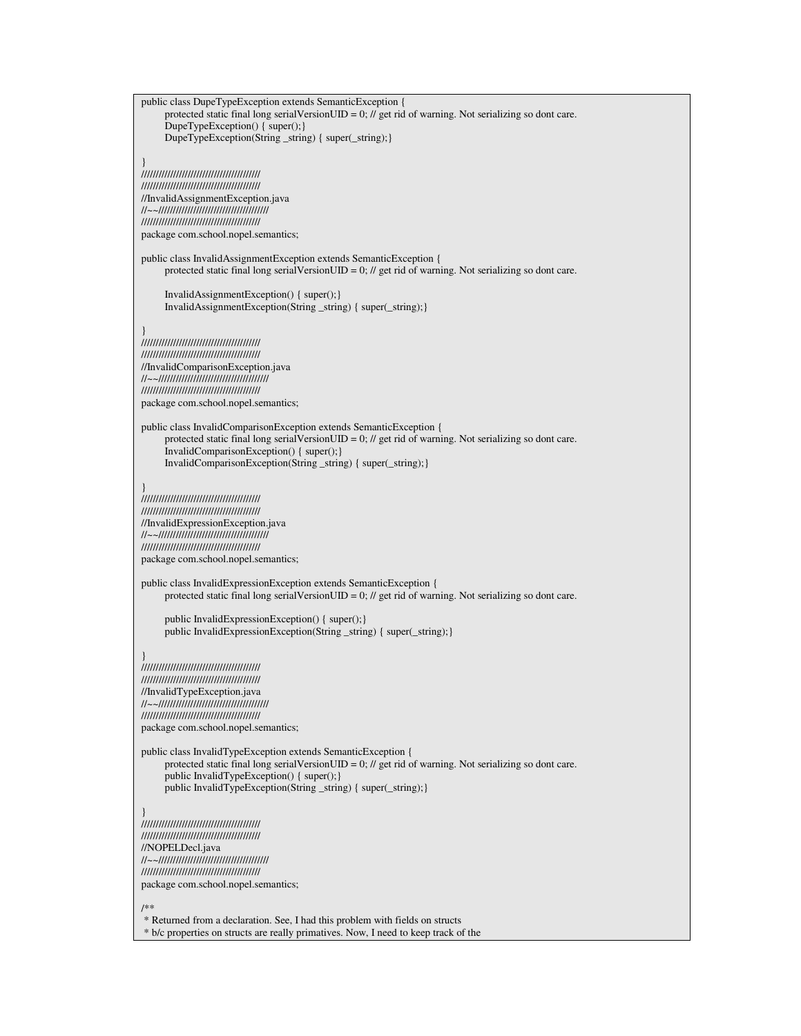```
public class DupeTypeException extends SemanticException {
	protected static final long serialVersionUID = 0; // get rid of warning. Not serializing so dont care.
	DupeTypeException() { super();}
	DupeTypeException(String _string) { super(_string);}

}
/////////////////////////////////////////
/////////////////////////////////////////
//InvalidAssignmentException.java
//~~/////////////////////////////////////
/////////////////////////////////////////
package com.school.nopel.semantics;

public class InvalidAssignmentException extends SemanticException {
	protected static final long serialVersionUID = 0; // get rid of warning. Not serializing so dont care.

	InvalidAssignmentException() { super();}
	InvalidAssignmentException(String _string) { super(_string);}

}
/////////////////////////////////////////
/////////////////////////////////////////
//InvalidComparisonException.java
//~~/////////////////////////////////////
/////////////////////////////////////////
package com.school.nopel.semantics;

public class InvalidComparisonException extends SemanticException {
	protected static final long serialVersionUID = 0; // get rid of warning. Not serializing so dont care.
	InvalidComparisonException() { super();}
	InvalidComparisonException(String _string) { super(_string);}

}
/////////////////////////////////////////
/////////////////////////////////////////
//InvalidExpressionException.java
//~~/////////////////////////////////////
/////////////////////////////////////////
package com.school.nopel.semantics;

public class InvalidExpressionException extends SemanticException {
	protected static final long serialVersionUID = 0; // get rid of warning. Not serializing so dont care.

	public InvalidExpressionException() { super();}
	public InvalidExpressionException(String _string) { super(_string);}

}
/////////////////////////////////////////
/////////////////////////////////////////
//InvalidTypeException.java
//~~/////////////////////////////////////
/////////////////////////////////////////
package com.school.nopel.semantics;

public class InvalidTypeException extends SemanticException {
	protected static final long serialVersionUID = 0; // get rid of warning. Not serializing so dont care.
	public InvalidTypeException() { super();}
	public InvalidTypeException(String _string) { super(_string);}

}
/////////////////////////////////////////
/////////////////////////////////////////
//NOPELDecl.java
//~~/////////////////////////////////////
/////////////////////////////////////////
package com.school.nopel.semantics;

/**
 * Returned from a declaration. See, I had this problem with fields on structs
 * b/c properties on structs are really primatives. Now, I need to keep track of the
```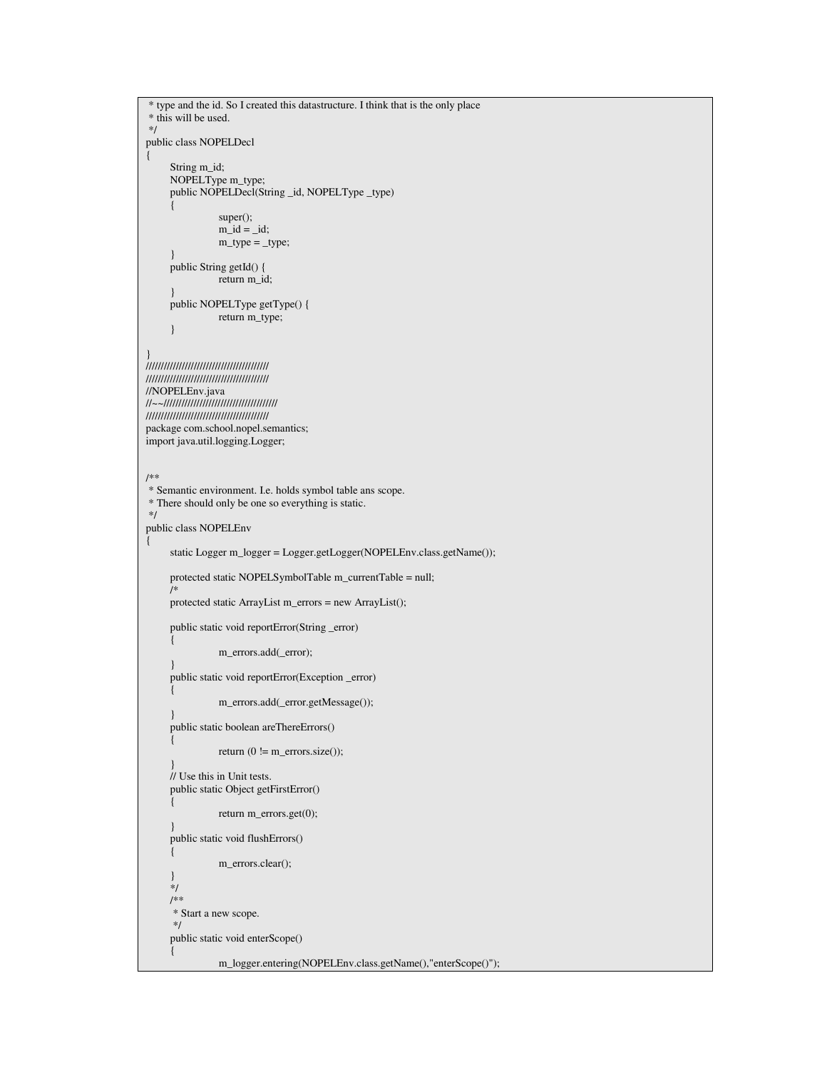```
 * type and the id. So I created this datastructure. I think that is the only place
 * this will be used.
 */
public class NOPELDecl
{
	String m_id;
	NOPELType m_type;
	public NOPELDecl(String _id, NOPELType _type)
	{
			super();
			m_id = _id;
			m_type = _type;
	}
	public String getId() {
			return m_id;
	}
	public NOPELType getType() {
			return m_type;
	}

}
////////////////////////////////////////
////////////////////////////////////////
//NOPELEnv.java
//~~//////////////////////////////////////
////////////////////////////////////////
package com.school.nopel.semantics;
import java.util.logging.Logger;


/**
 * Semantic environment. I.e. holds symbol table ans scope.
 * There should only be one so everything is static.
 */
public class NOPELEnv
{
	static Logger m_logger = Logger.getLogger(NOPELEnv.class.getName());

	protected static NOPELSymbolTable m_currentTable = null;
	/*
	protected static ArrayList m_errors = new ArrayList();

	public static void reportError(String _error)
	{
			m_errors.add(_error);
	}
	public static void reportError(Exception _error)
	{
			m_errors.add(_error.getMessage());
	}
	public static boolean areThereErrors()
	{
			return (0 != m_errors.size());
	}
	// Use this in Unit tests.
	public static Object getFirstError()
	{
			return m_errors.get(0);
	}
	public static void flushErrors()
	{
			m_errors.clear();
	}
	*/
	/**
	 * Start a new scope.
	 */
	public static void enterScope()
	{
			m_logger.entering(NOPELEnv.class.getName(),"enterScope()");
```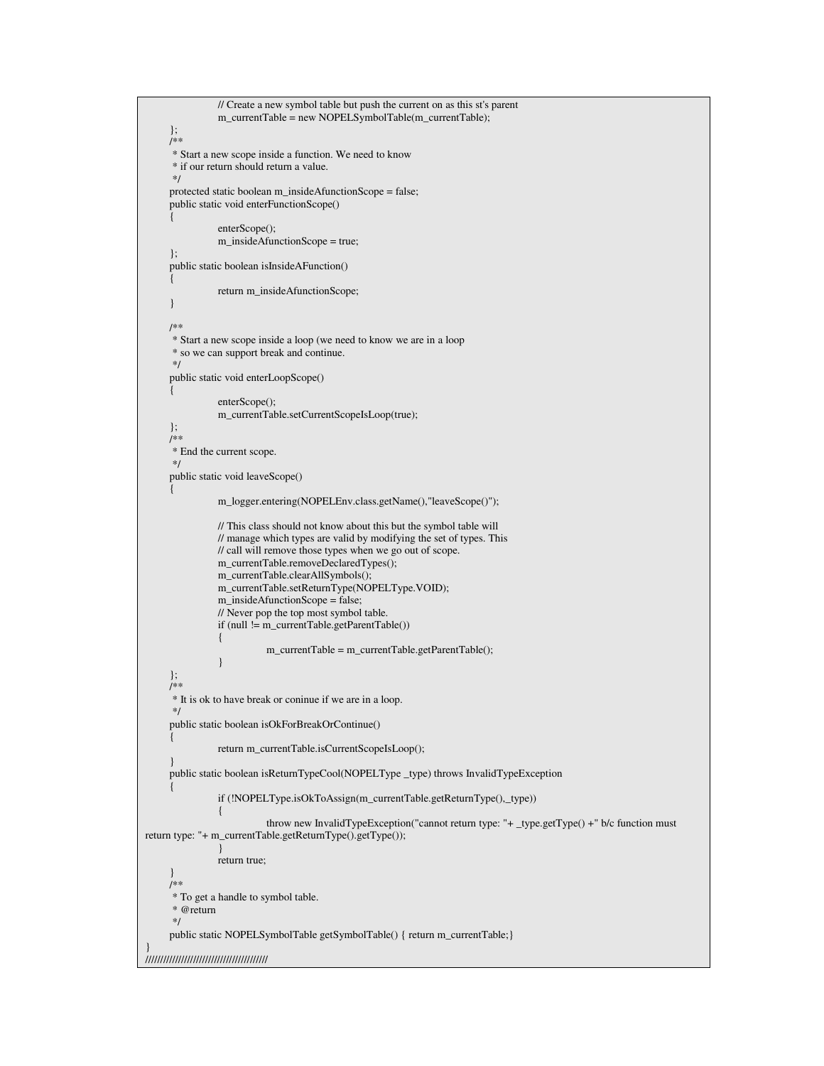```java
		// Create a new symbol table but push the current on as this st's parent
		m_currentTable = new NOPELSymbolTable(m_currentTable);
	};
	/**
	 * Start a new scope inside a function. We need to know
	 * if our return should return a value.
	 */
	protected static boolean m_insideAfunctionScope = false;
	public static void enterFunctionScope()
	{
		enterScope();
		m_insideAfunctionScope = true;
	};
	public static boolean isInsideAFunction()
	{
		return m_insideAfunctionScope;
	}

	/**
	 * Start a new scope inside a loop (we need to know we are in a loop
	 * so we can support break and continue.
	 */
	public static void enterLoopScope()
	{
		enterScope();
		m_currentTable.setCurrentScopeIsLoop(true);
	};
	/**
	 * End the current scope.
	 */
	public static void leaveScope()
	{
		m_logger.entering(NOPELEnv.class.getName(),"leaveScope()");

		// This class should not know about this but the symbol table will
		// manage which types are valid by modifying the set of types. This
		// call will remove those types when we go out of scope.
		m_currentTable.removeDeclaredTypes();
		m_currentTable.clearAllSymbols();
		m_currentTable.setReturnType(NOPELType.VOID);
		m_insideAfunctionScope = false;
		// Never pop the top most symbol table.
		if (null != m_currentTable.getParentTable())
		{
			m_currentTable = m_currentTable.getParentTable();
		}
	};
	/**
	 * It is ok to have break or coninue if we are in a loop.
	 */
	public static boolean isOkForBreakOrContinue()
	{
		return m_currentTable.isCurrentScopeIsLoop();
	}
	public static boolean isReturnTypeCool(NOPELType _type) throws InvalidTypeException
	{
		if (!NOPELType.isOkToAssign(m_currentTable.getReturnType(),_type))
		{
			throw new InvalidTypeException("cannot return type: "+ _type.getType() +" b/c function must
return type: "+ m_currentTable.getReturnType().getType());
		}
		return true;
	}
	/**
	 * To get a handle to symbol table.
	 * @return
	 */
	public static NOPELSymbolTable getSymbolTable() { return m_currentTable;}
}
////////////////////////////////////////
```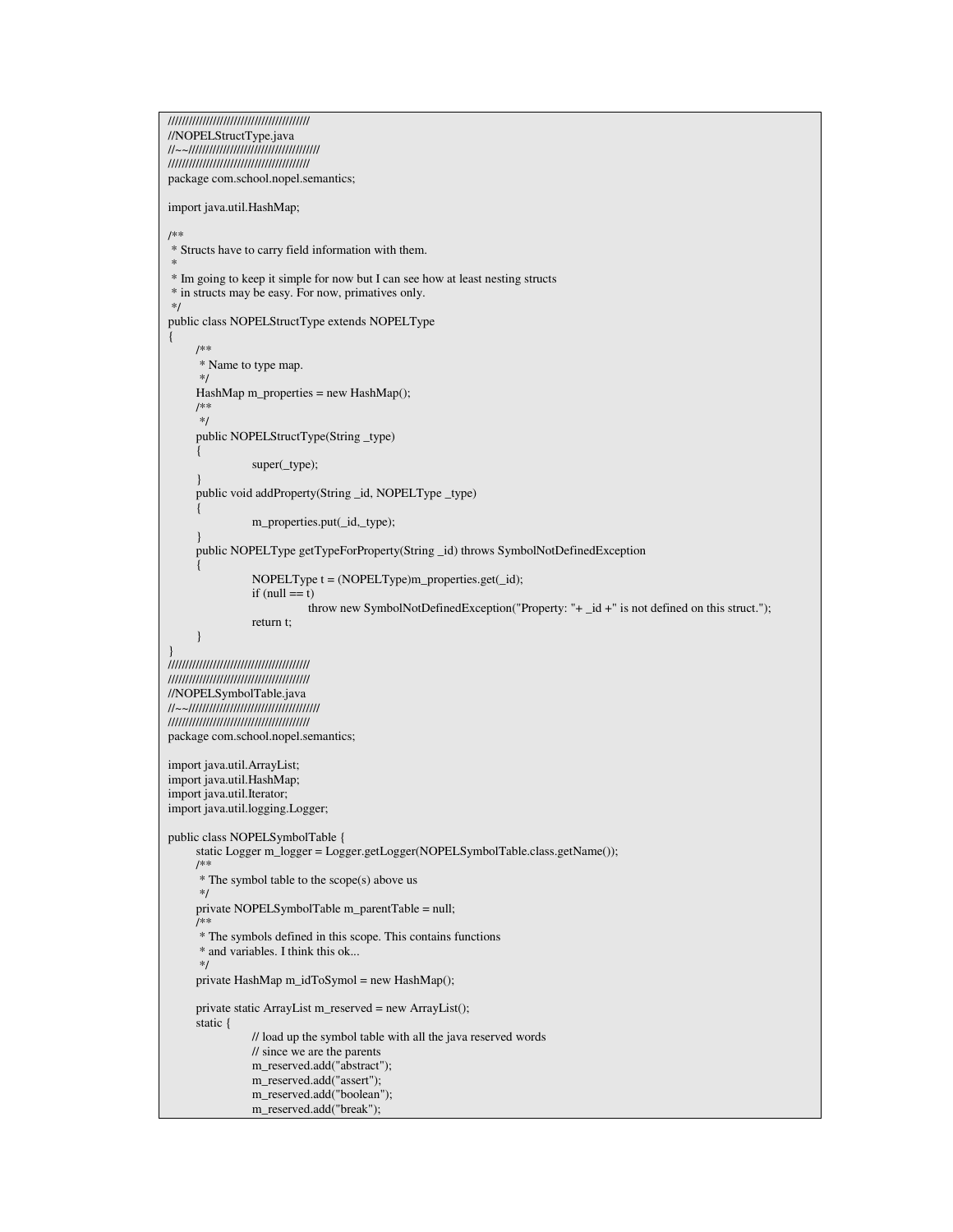```
////////////////////////////////////////
//NOPELStructType.java
//~~////////////////////////////////////
////////////////////////////////////////
package com.school.nopel.semantics;

import java.util.HashMap;

/**
 * Structs have to carry field information with them.
 *
 * Im going to keep it simple for now but I can see how at least nesting structs
 * in structs may be easy. For now, primatives only.
 */
public class NOPELStructType extends NOPELType
{
	/**
	 * Name to type map.
	 */
	HashMap m_properties = new HashMap();
	/**
	 */
	public NOPELStructType(String _type)
	{
			super(_type);
	}
	public void addProperty(String _id, NOPELType _type)
	{
			m_properties.put(_id,_type);
	}
	public NOPELType getTypeForProperty(String _id) throws SymbolNotDefinedException
	{
			NOPELType t = (NOPELType)m_properties.get(_id);
			if (null == t)
					throw new SymbolNotDefinedException("Property: "+ _id +" is not defined on this struct.");
			return t;
	}
}
////////////////////////////////////////
////////////////////////////////////////
//NOPELSymbolTable.java
//~~////////////////////////////////////
////////////////////////////////////////
package com.school.nopel.semantics;

import java.util.ArrayList;
import java.util.HashMap;
import java.util.Iterator;
import java.util.logging.Logger;

public class NOPELSymbolTable {
	static Logger m_logger = Logger.getLogger(NOPELSymbolTable.class.getName());
	/**
	 * The symbol table to the scope(s) above us
	 */
	private NOPELSymbolTable m_parentTable = null;
	/**
	 * The symbols defined in this scope. This contains functions
	 * and variables. I think this ok...
	 */
	private HashMap m_idToSymol = new HashMap();

	private static ArrayList m_reserved = new ArrayList();
	static {
			// load up the symbol table with all the java reserved words
			// since we are the parents
			m_reserved.add("abstract");
			m_reserved.add("assert");
			m_reserved.add("boolean");
			m_reserved.add("break");
```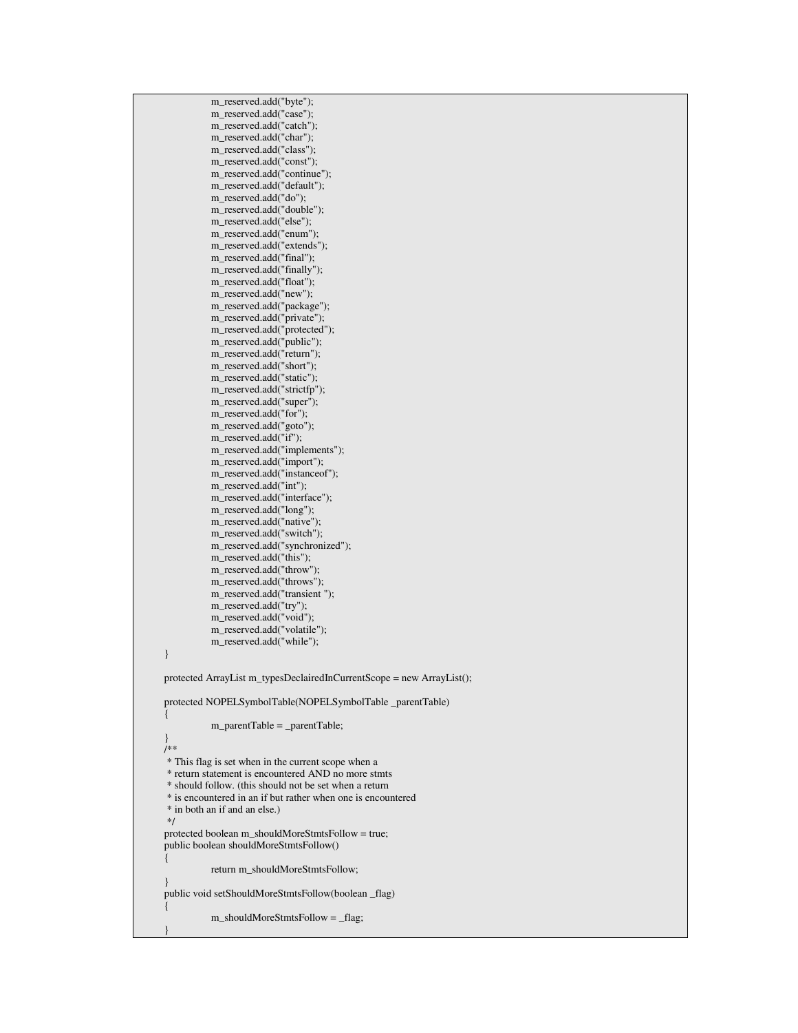```
                m_reserved.add("byte");
                m_reserved.add("case");
                m_reserved.add("catch");
                m_reserved.add("char");
                m_reserved.add("class");
                m_reserved.add("const");
                m_reserved.add("continue");
                m_reserved.add("default");
                m_reserved.add("do");
                m_reserved.add("double");
                m_reserved.add("else");
                m_reserved.add("enum");
                m_reserved.add("extends");
                m_reserved.add("final");
                m_reserved.add("finally");
                m_reserved.add("float");
                m_reserved.add("new");
                m_reserved.add("package");
                m_reserved.add("private");
                m_reserved.add("protected");
                m_reserved.add("public");
                m_reserved.add("return");
                m_reserved.add("short");
                m_reserved.add("static");
                m_reserved.add("strictfp");
                m_reserved.add("super");
                m_reserved.add("for");
                m_reserved.add("goto");
                m_reserved.add("if");
                m_reserved.add("implements");
                m_reserved.add("import");
                m_reserved.add("instanceof");
                m_reserved.add("int");
                m_reserved.add("interface");
                m_reserved.add("long");
                m_reserved.add("native");
                m_reserved.add("switch");
                m_reserved.add("synchronized");
                m_reserved.add("this");
                m_reserved.add("throw");
                m_reserved.add("throws");
                m_reserved.add("transient ");
                m_reserved.add("try");
                m_reserved.add("void");
                m_reserved.add("volatile");
                m_reserved.add("while");
        }

        protected ArrayList m_typesDeclairedInCurrentScope = new ArrayList();

        protected NOPELSymbolTable(NOPELSymbolTable _parentTable)
        {
                m_parentTable = _parentTable;
        }
        /**
         * This flag is set when in the current scope when a
         * return statement is encountered AND no more stmts
         * should follow. (this should not be set when a return
         * is encountered in an if but rather when one is encountered
         * in both an if and an else.)
         */
        protected boolean m_shouldMoreStmtsFollow = true;
        public boolean shouldMoreStmtsFollow()
        {
                return m_shouldMoreStmtsFollow;
        }
        public void setShouldMoreStmtsFollow(boolean _flag)
        {
                m_shouldMoreStmtsFollow = _flag;
        }
```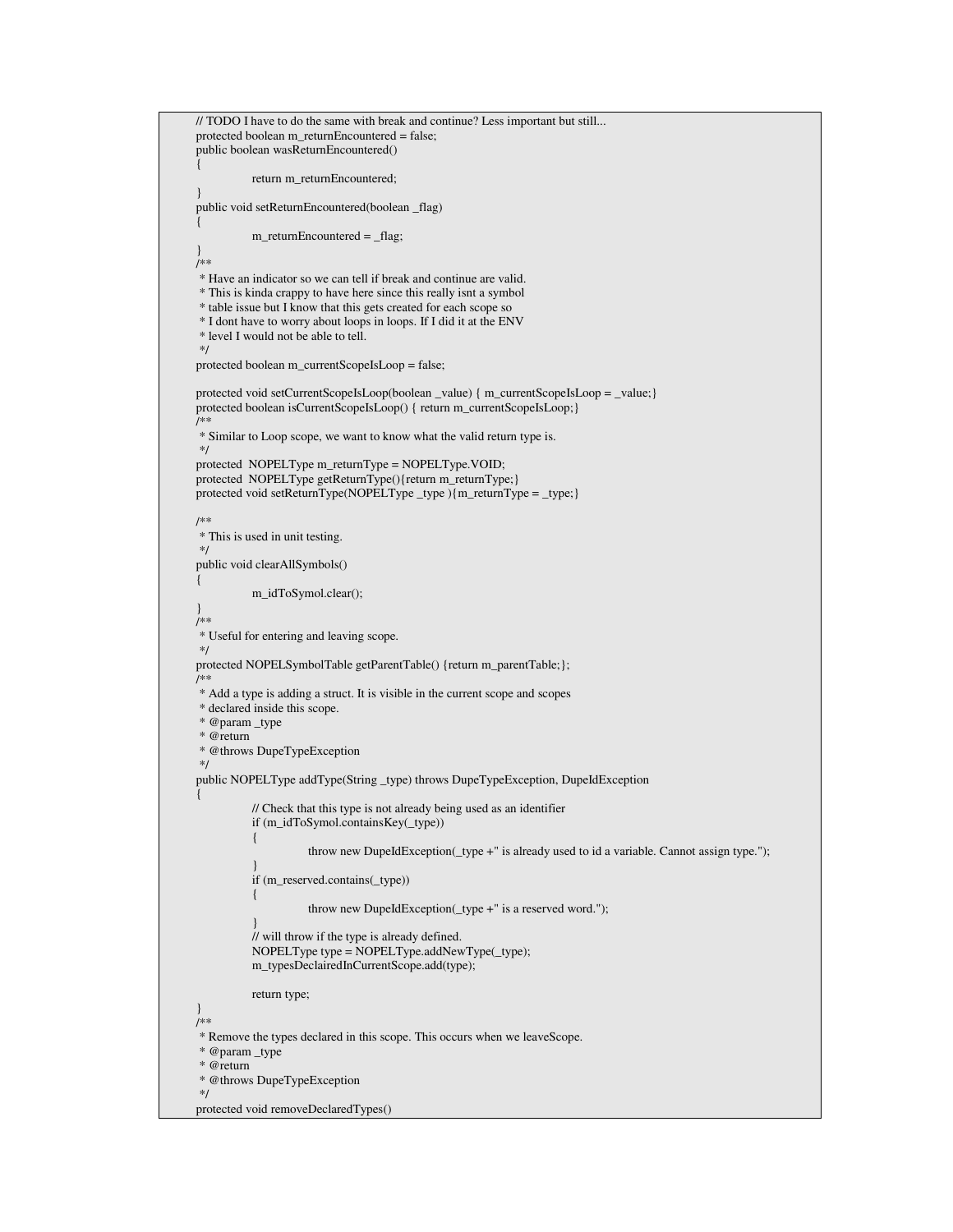```
// TODO I have to do the same with break and continue? Less important but still...
protected boolean m_returnEncountered = false;
public boolean wasReturnEncountered()
{
        return m_returnEncountered;
}
public void setReturnEncountered(boolean _flag)
{
        m_returnEncountered = _flag;
}
/**
 * Have an indicator so we can tell if break and continue are valid.
 * This is kinda crappy to have here since this really isnt a symbol
 * table issue but I know that this gets created for each scope so
 * I dont have to worry about loops in loops. If I did it at the ENV
 * level I would not be able to tell.
 */
protected boolean m_currentScopeIsLoop = false;

protected void setCurrentScopeIsLoop(boolean _value) { m_currentScopeIsLoop = _value;}
protected boolean isCurrentScopeIsLoop() { return m_currentScopeIsLoop;}
/**
 * Similar to Loop scope, we want to know what the valid return type is.
 */
protected  NOPELType m_returnType = NOPELType.VOID;
protected  NOPELType getReturnType(){return m_returnType;}
protected void setReturnType(NOPELType _type ){m_returnType = _type;}

/**
 * This is used in unit testing.
 */
public void clearAllSymbols()
{
        m_idToSymol.clear();
}
/**
 * Useful for entering and leaving scope.
 */
protected NOPELSymbolTable getParentTable() {return m_parentTable;};
/**
 * Add a type is adding a struct. It is visible in the current scope and scopes
 * declared inside this scope.
 * @param _type
 * @return
 * @throws DupeTypeException
 */
public NOPELType addType(String _type) throws DupeTypeException, DupeIdException
{
        // Check that this type is not already being used as an identifier
        if (m_idToSymol.containsKey(_type))
        {
                throw new DupeIdException(_type +" is already used to id a variable. Cannot assign type.");
        }
        if (m_reserved.contains(_type))
        {
                throw new DupeIdException(_type +" is a reserved word.");
        }
        // will throw if the type is already defined.
        NOPELType type = NOPELType.addNewType(_type);
        m_typesDeclairedInCurrentScope.add(type);

        return type;
}
/**
 * Remove the types declared in this scope. This occurs when we leaveScope.
 * @param _type
 * @return
 * @throws DupeTypeException
 */
protected void removeDeclaredTypes()
```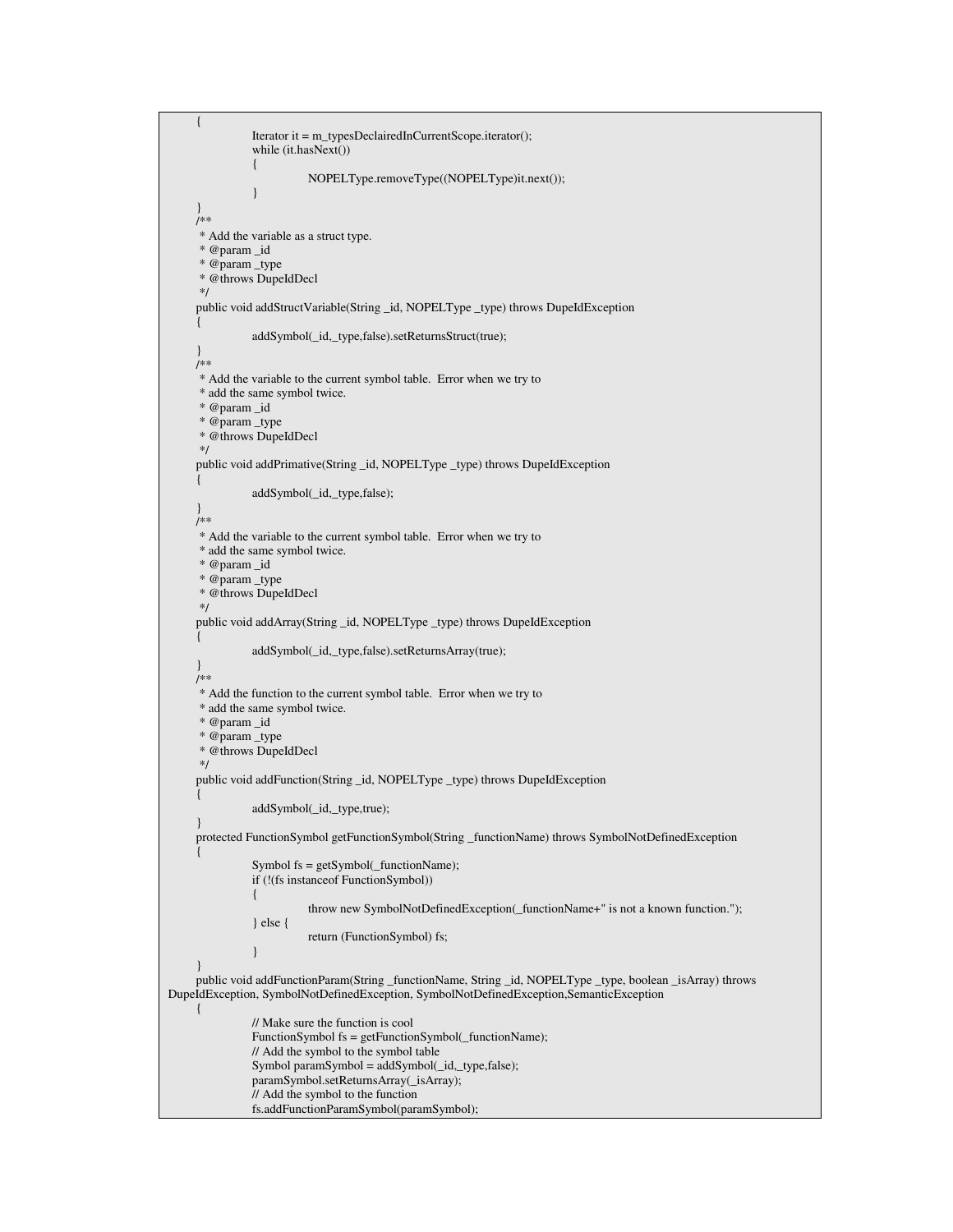```
	{
		Iterator it = m_typesDeclairedInCurrentScope.iterator();
		while (it.hasNext())
		{
			NOPELType.removeType((NOPELType)it.next());
		}
	}
	/**
	 * Add the variable as a struct type.
	 * @param _id
	 * @param _type
	 * @throws DupeIdDecl
	 */
	public void addStructVariable(String _id, NOPELType _type) throws DupeIdException
	{
		addSymbol(_id,_type,false).setReturnsStruct(true);
	}
	/**
	 * Add the variable to the current symbol table.  Error when we try to
	 * add the same symbol twice.
	 * @param _id
	 * @param _type
	 * @throws DupeIdDecl
	 */
	public void addPrimative(String _id, NOPELType _type) throws DupeIdException
	{
		addSymbol(_id,_type,false);
	}
	/**
	 * Add the variable to the current symbol table.  Error when we try to
	 * add the same symbol twice.
	 * @param _id
	 * @param _type
	 * @throws DupeIdDecl
	 */
	public void addArray(String _id, NOPELType _type) throws DupeIdException
	{
		addSymbol(_id,_type,false).setReturnsArray(true);
	}
	/**
	 * Add the function to the current symbol table.  Error when we try to
	 * add the same symbol twice.
	 * @param _id
	 * @param _type
	 * @throws DupeIdDecl
	 */
	public void addFunction(String _id, NOPELType _type) throws DupeIdException
	{
		addSymbol(_id,_type,true);
	}
	protected FunctionSymbol getFunctionSymbol(String _functionName) throws SymbolNotDefinedException
	{
		Symbol fs = getSymbol(_functionName);
		if (!(fs instanceof FunctionSymbol))
		{
			throw new SymbolNotDefinedException(_functionName+" is not a known function.");
		} else {
			return (FunctionSymbol) fs;
		}
	}
	public void addFunctionParam(String _functionName, String _id, NOPELType _type, boolean _isArray) throws
DupeIdException, SymbolNotDefinedException, SymbolNotDefinedException,SemanticException
	{
		// Make sure the function is cool
		FunctionSymbol fs = getFunctionSymbol(_functionName);
		// Add the symbol to the symbol table
		Symbol paramSymbol = addSymbol(_id,_type,false);
		paramSymbol.setReturnsArray(_isArray);
		// Add the symbol to the function
		fs.addFunctionParamSymbol(paramSymbol);
```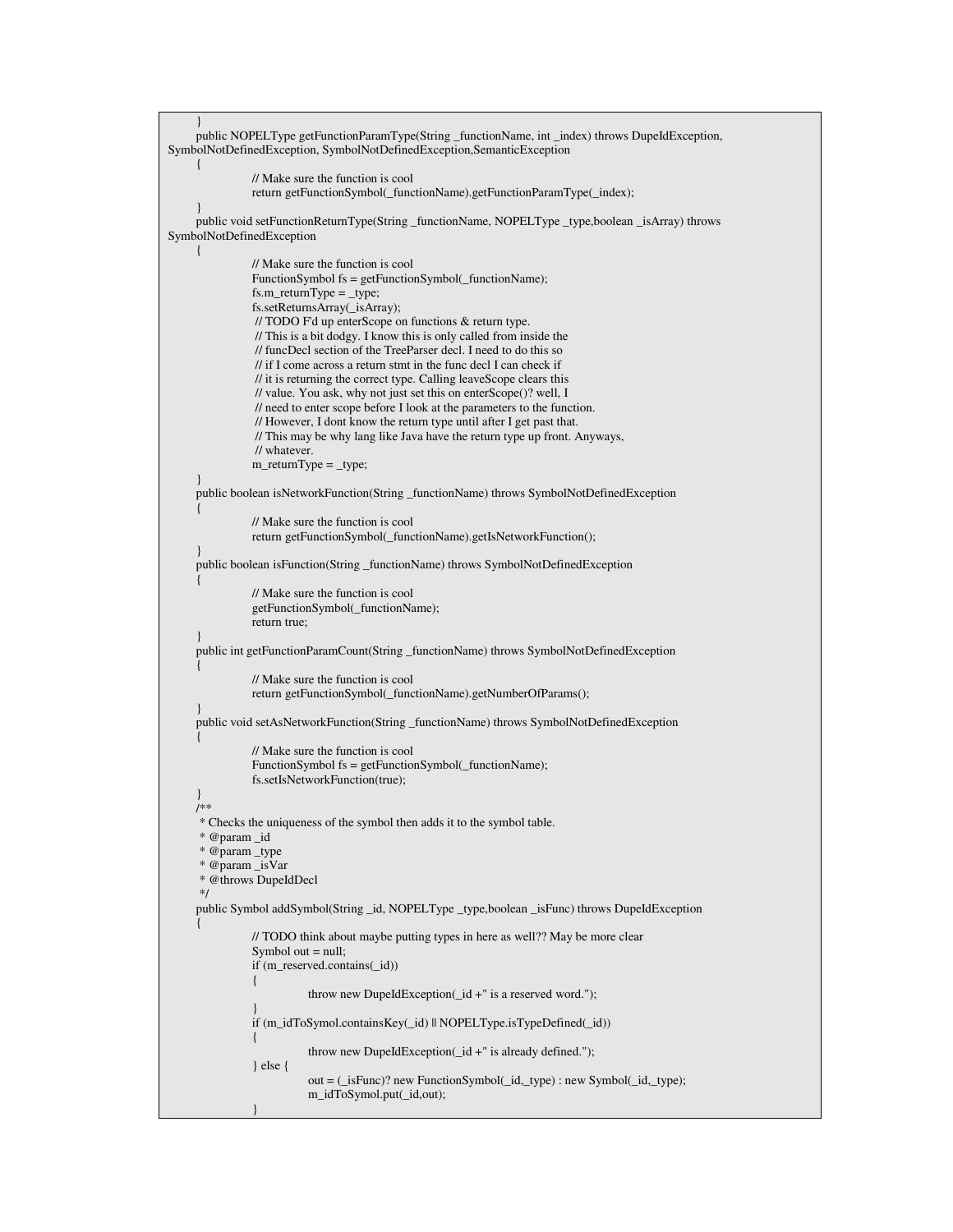```java
	}
	public NOPELType getFunctionParamType(String _functionName, int _index) throws DupeIdException,
SymbolNotDefinedException, SymbolNotDefinedException,SemanticException
	{
			// Make sure the function is cool
			return getFunctionSymbol(_functionName).getFunctionParamType(_index);
	}
	public void setFunctionReturnType(String _functionName, NOPELType _type,boolean _isArray) throws
SymbolNotDefinedException
	{
			// Make sure the function is cool
			FunctionSymbol fs = getFunctionSymbol(_functionName);
			fs.m_returnType = _type;
			fs.setReturnsArray(_isArray);
			 // TODO F'd up enterScope on functions & return type.
			 // This is a bit dodgy. I know this is only called from inside the
			 // funcDecl section of the TreeParser decl. I need to do this so
			 // if I come across a return stmt in the func decl I can check if
			 // it is returning the correct type. Calling leaveScope clears this
			 // value. You ask, why not just set this on enterScope()? well, I
			 // need to enter scope before I look at the parameters to the function.
			 // However, I dont know the return type until after I get past that.
			 // This may be why lang like Java have the return type up front. Anyways,
			 // whatever.
			m_returnType = _type;
	}
	public boolean isNetworkFunction(String _functionName) throws SymbolNotDefinedException
	{
			// Make sure the function is cool
			return getFunctionSymbol(_functionName).getIsNetworkFunction();
	}
	public boolean isFunction(String _functionName) throws SymbolNotDefinedException
	{
			// Make sure the function is cool
			getFunctionSymbol(_functionName);
			return true;
	}
	public int getFunctionParamCount(String _functionName) throws SymbolNotDefinedException
	{
			// Make sure the function is cool
			return getFunctionSymbol(_functionName).getNumberOfParams();
	}
	public void setAsNetworkFunction(String _functionName) throws SymbolNotDefinedException
	{
			// Make sure the function is cool
			FunctionSymbol fs = getFunctionSymbol(_functionName);
			fs.setIsNetworkFunction(true);
	}
	/**
	 * Checks the uniqueness of the symbol then adds it to the symbol table.
	 * @param _id
	 * @param _type
	 * @param _isVar
	 * @throws DupeIdDecl
	 */
	public Symbol addSymbol(String _id, NOPELType _type,boolean _isFunc) throws DupeIdException
	{
			// TODO think about maybe putting types in here as well?? May be more clear
			Symbol out = null;
			if (m_reserved.contains(_id))
			{
					throw new DupeIdException(_id +" is a reserved word.");
			}
			if (m_idToSymol.containsKey(_id) || NOPELType.isTypeDefined(_id))
			{
					throw new DupeIdException(_id +" is already defined.");
			} else {
					out = (_isFunc)? new FunctionSymbol(_id,_type) : new Symbol(_id,_type);
					m_idToSymol.put(_id,out);
			}
```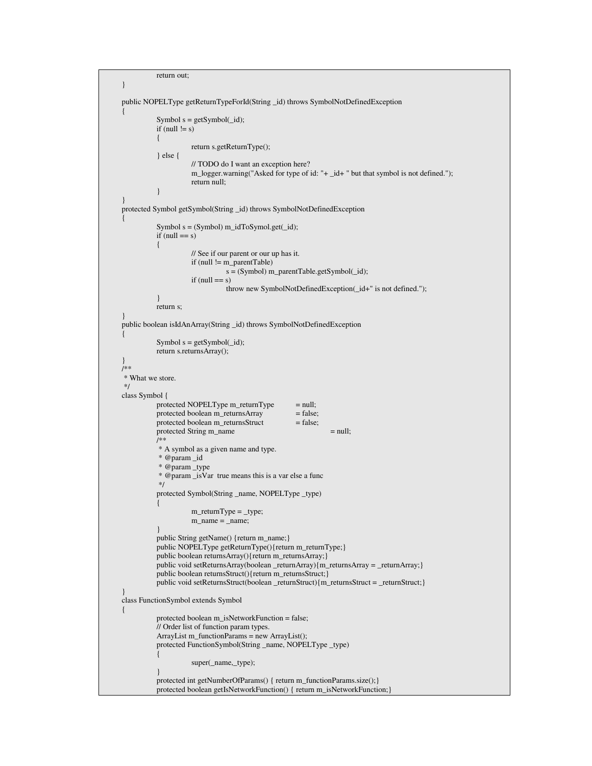```java
		return out;
	}

	public NOPELType getReturnTypeForId(String _id) throws SymbolNotDefinedException
	{
		Symbol s = getSymbol(_id);
		if (null != s)
		{
			return s.getReturnType();
		} else {
			// TODO do I want an exception here?
			m_logger.warning("Asked for type of id: "+ _id+ " but that symbol is not defined.");
			return null;
		}
	}
	protected Symbol getSymbol(String _id) throws SymbolNotDefinedException
	{
		Symbol s = (Symbol) m_idToSymol.get(_id);
		if (null == s)
		{
			// See if our parent or our up has it.
			if (null != m_parentTable)
				s = (Symbol) m_parentTable.getSymbol(_id);
			if (null == s)
				throw new SymbolNotDefinedException(_id+" is not defined.");
		}
		return s;
	}
	public boolean isIdAnArray(String _id) throws SymbolNotDefinedException
	{
		Symbol s = getSymbol(_id);
		return s.returnsArray();
	}
	/**
	 * What we store.
	 */
	class Symbol {
		protected NOPELType m_returnType		= null;
		protected boolean m_returnsArray		= false;
		protected boolean m_returnsStruct		= false;
		protected String m_name				= null;
		/**
		 * A symbol as a given name and type.
		 * @param _id
		 * @param _type
		 * @param _isVar  true means this is a var else a func
		 */
		protected Symbol(String _name, NOPELType _type)
		{
			m_returnType = _type;
			m_name = _name;
		}
		public String getName() {return m_name;}
		public NOPELType getReturnType(){return m_returnType;}
		public boolean returnsArray(){return m_returnsArray;}
		public void setReturnsArray(boolean _returnArray){m_returnsArray = _returnArray;}
		public boolean returnsStruct(){return m_returnsStruct;}
		public void setReturnsStruct(boolean _returnStruct){m_returnsStruct = _returnStruct;}
	}
	class FunctionSymbol extends Symbol
	{
		protected boolean m_isNetworkFunction = false;
		// Order list of function param types.
		ArrayList m_functionParams = new ArrayList();
		protected FunctionSymbol(String _name, NOPELType _type)
		{
			super(_name,_type);
		}
		protected int getNumberOfParams() { return m_functionParams.size();}
		protected boolean getIsNetworkFunction() { return m_isNetworkFunction;}
```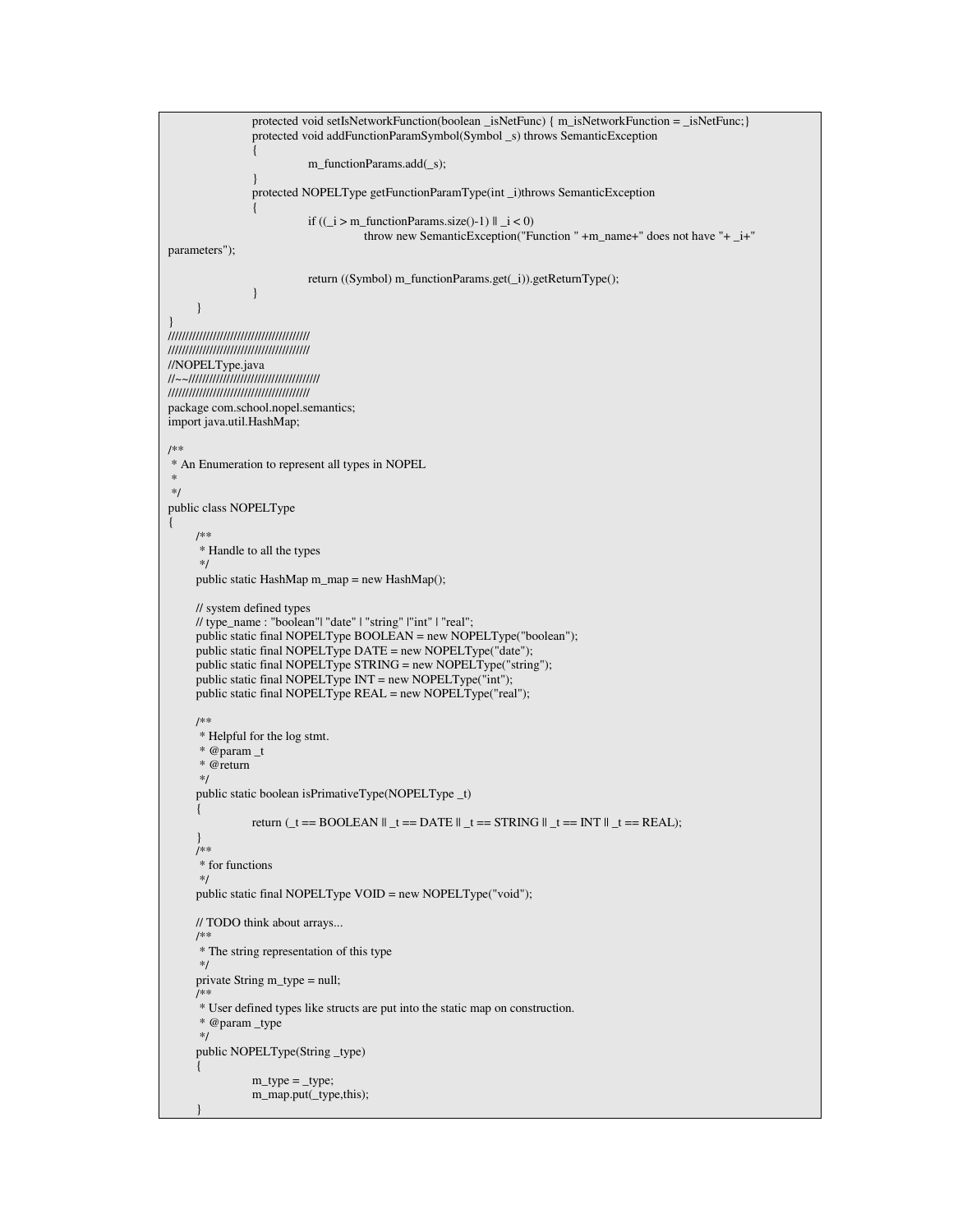```
			protected void setIsNetworkFunction(boolean _isNetFunc) { m_isNetworkFunction = _isNetFunc;}
			protected void addFunctionParamSymbol(Symbol _s) throws SemanticException
			{
					m_functionParams.add(_s);
			}
			protected NOPELType getFunctionParamType(int _i)throws SemanticException
			{
					if ((_i > m_functionParams.size()-1) || _i < 0)
							throw new SemanticException("Function " +m_name+" does not have "+ _i+"
parameters");

					return ((Symbol) m_functionParams.get(_i)).getReturnType();
			}
	}
}
//////////////////////////////////////////
//////////////////////////////////////////
//NOPELType.java
//~~//////////////////////////////////////
//////////////////////////////////////////
package com.school.nopel.semantics;
import java.util.HashMap;

/**
 * An Enumeration to represent all types in NOPEL
 *
 */
public class NOPELType
{
	/**
	 * Handle to all the types
	 */
	public static HashMap m_map = new HashMap();

	// system defined types
	// type_name : "boolean"| "date" | "string" |"int" | "real";
	public static final NOPELType BOOLEAN = new NOPELType("boolean");
	public static final NOPELType DATE = new NOPELType("date");
	public static final NOPELType STRING = new NOPELType("string");
	public static final NOPELType INT = new NOPELType("int");
	public static final NOPELType REAL = new NOPELType("real");

	/**
	 * Helpful for the log stmt.
	 * @param _t
	 * @return
	 */
	public static boolean isPrimativeType(NOPELType _t)
	{
			return (_t == BOOLEAN || _t == DATE || _t == STRING || _t == INT || _t == REAL);
	}
	/**
	 * for functions
	 */
	public static final NOPELType VOID = new NOPELType("void");

	// TODO think about arrays...
	/**
	 * The string representation of this type
	 */
	private String m_type = null;
	/**
	 * User defined types like structs are put into the static map on construction.
	 * @param _type
	 */
	public NOPELType(String _type)
	{
			m_type = _type;
			m_map.put(_type,this);
	}
```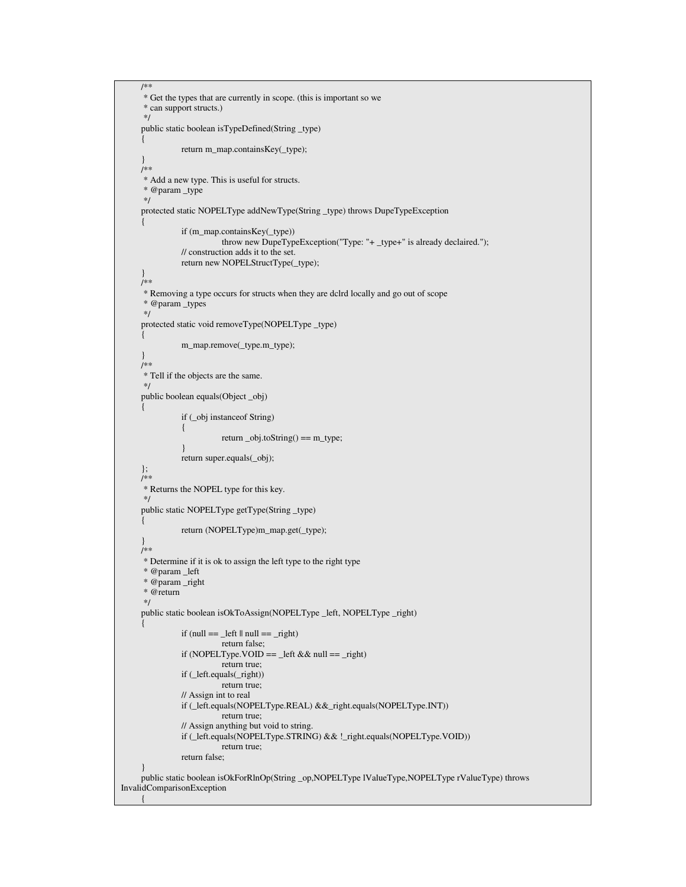```java
	/**
	 * Get the types that are currently in scope. (this is important so we
	 * can support structs.)
	 */
	public static boolean isTypeDefined(String _type)
	{
		return m_map.containsKey(_type);
	}
	/**
	 * Add a new type. This is useful for structs.
	 * @param _type
	 */
	protected static NOPELType addNewType(String _type) throws DupeTypeException
	{
		if (m_map.containsKey(_type))
			throw new DupeTypeException("Type: "+ _type+" is already declaired.");
		// construction adds it to the set.
		return new NOPELStructType(_type);
	}
	/**
	 * Removing a type occurs for structs when they are dclrd locally and go out of scope
	 * @param _types
	 */
	protected static void removeType(NOPELType _type)
	{
		m_map.remove(_type.m_type);
	}
	/**
	 * Tell if the objects are the same.
	 */
	public boolean equals(Object _obj)
	{
		if (_obj instanceof String)
		{
			return _obj.toString() == m_type;
		}
		return super.equals(_obj);
	};
	/**
	 * Returns the NOPEL type for this key.
	 */
	public static NOPELType getType(String _type)
	{
		return (NOPELType)m_map.get(_type);
	}
	/**
	 * Determine if it is ok to assign the left type to the right type
	 * @param _left
	 * @param _right
	 * @return
	 */
	public static boolean isOkToAssign(NOPELType _left, NOPELType _right)
	{
		if (null == _left || null == _right)
			return false;
		if (NOPELType.VOID == _left && null == _right)
			return true;
		if (_left.equals(_right))
			return true;
		// Assign int to real
		if (_left.equals(NOPELType.REAL) &&_right.equals(NOPELType.INT))
			return true;
		// Assign anything but void to string.
		if (_left.equals(NOPELType.STRING) && !_right.equals(NOPELType.VOID))
			return true;
		return false;
	}
	public static boolean isOkForRlnOp(String _op,NOPELType lValueType,NOPELType rValueType) throws
InvalidComparisonException
	{
```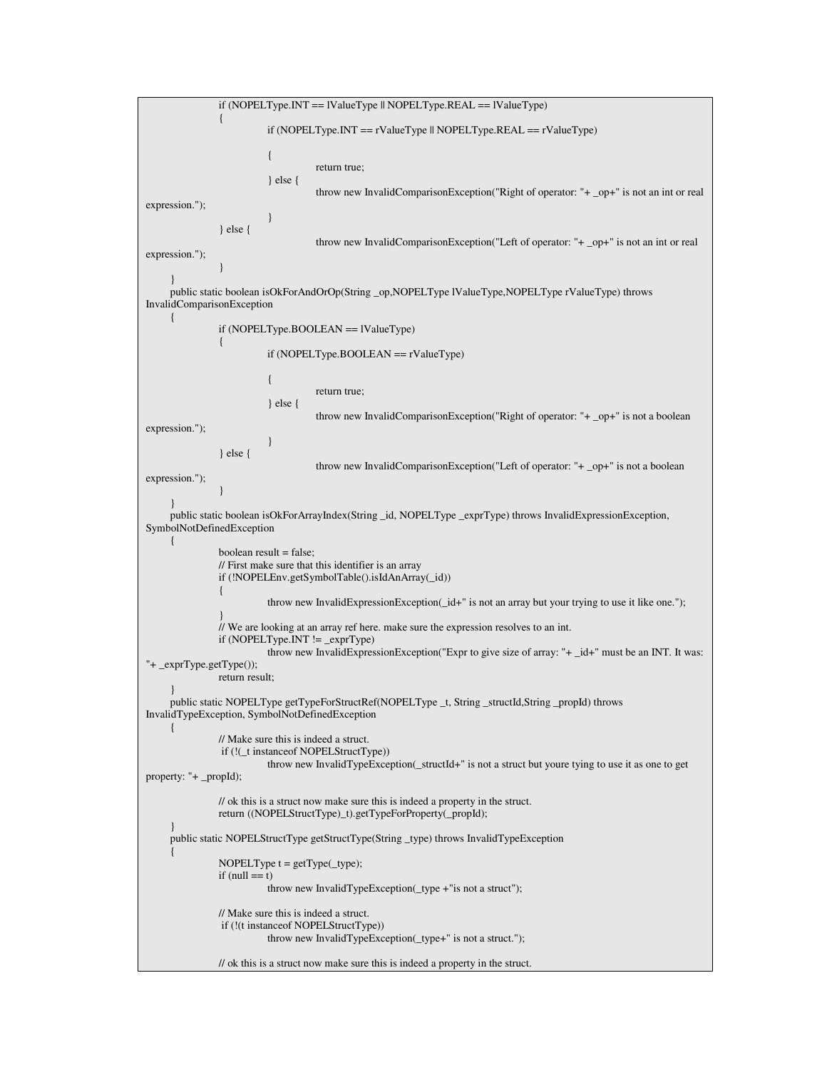```
            if (NOPELType.INT == lValueType || NOPELType.REAL == lValueType)
            {
                        if (NOPELType.INT == rValueType || NOPELType.REAL == rValueType)

                        {
                                    return true;
                        } else {
                                    throw new InvalidComparisonException("Right of operator: "+ _op+" is not an int or real
expression.");
                        }
            } else {
                                    throw new InvalidComparisonException("Left of operator: "+ _op+" is not an int or real
expression.");
            }
    }
    public static boolean isOkForAndOrOp(String _op,NOPELType lValueType,NOPELType rValueType) throws
InvalidComparisonException
    {
            if (NOPELType.BOOLEAN == lValueType)
            {
                        if (NOPELType.BOOLEAN == rValueType)

                        {
                                    return true;
                        } else {
                                    throw new InvalidComparisonException("Right of operator: "+ _op+" is not a boolean
expression.");
                        }
            } else {
                                    throw new InvalidComparisonException("Left of operator: "+ _op+" is not a boolean
expression.");
            }
    }
    public static boolean isOkForArrayIndex(String _id, NOPELType _exprType) throws InvalidExpressionException,
SymbolNotDefinedException
    {
            boolean result = false;
            // First make sure that this identifier is an array
            if (!NOPELEnv.getSymbolTable().isIdAnArray(_id))
            {
                        throw new InvalidExpressionException(_id+" is not an array but your trying to use it like one.");
            }
            // We are looking at an array ref here. make sure the expression resolves to an int.
            if (NOPELType.INT != _exprType)
                        throw new InvalidExpressionException("Expr to give size of array: "+ _id+" must be an INT. It was:
"+ _exprType.getType());
            return result;
    }
    public static NOPELType getTypeForStructRef(NOPELType _t, String _structId,String _propId) throws
InvalidTypeException, SymbolNotDefinedException
    {
            // Make sure this is indeed a struct.
             if (!(_t instanceof NOPELStructType))
                        throw new InvalidTypeException(_structId+" is not a struct but youre tying to use it as one to get
property: "+ _propId);

            // ok this is a struct now make sure this is indeed a property in the struct.
            return ((NOPELStructType)_t).getTypeForProperty(_propId);
    }
    public static NOPELStructType getStructType(String _type) throws InvalidTypeException
    {
            NOPELType t = getType(_type);
            if (null == t)
                        throw new InvalidTypeException(_type +"is not a struct");

            // Make sure this is indeed a struct.
             if (!(t instanceof NOPELStructType))
                        throw new InvalidTypeException(_type+" is not a struct.");

            // ok this is a struct now make sure this is indeed a property in the struct.
```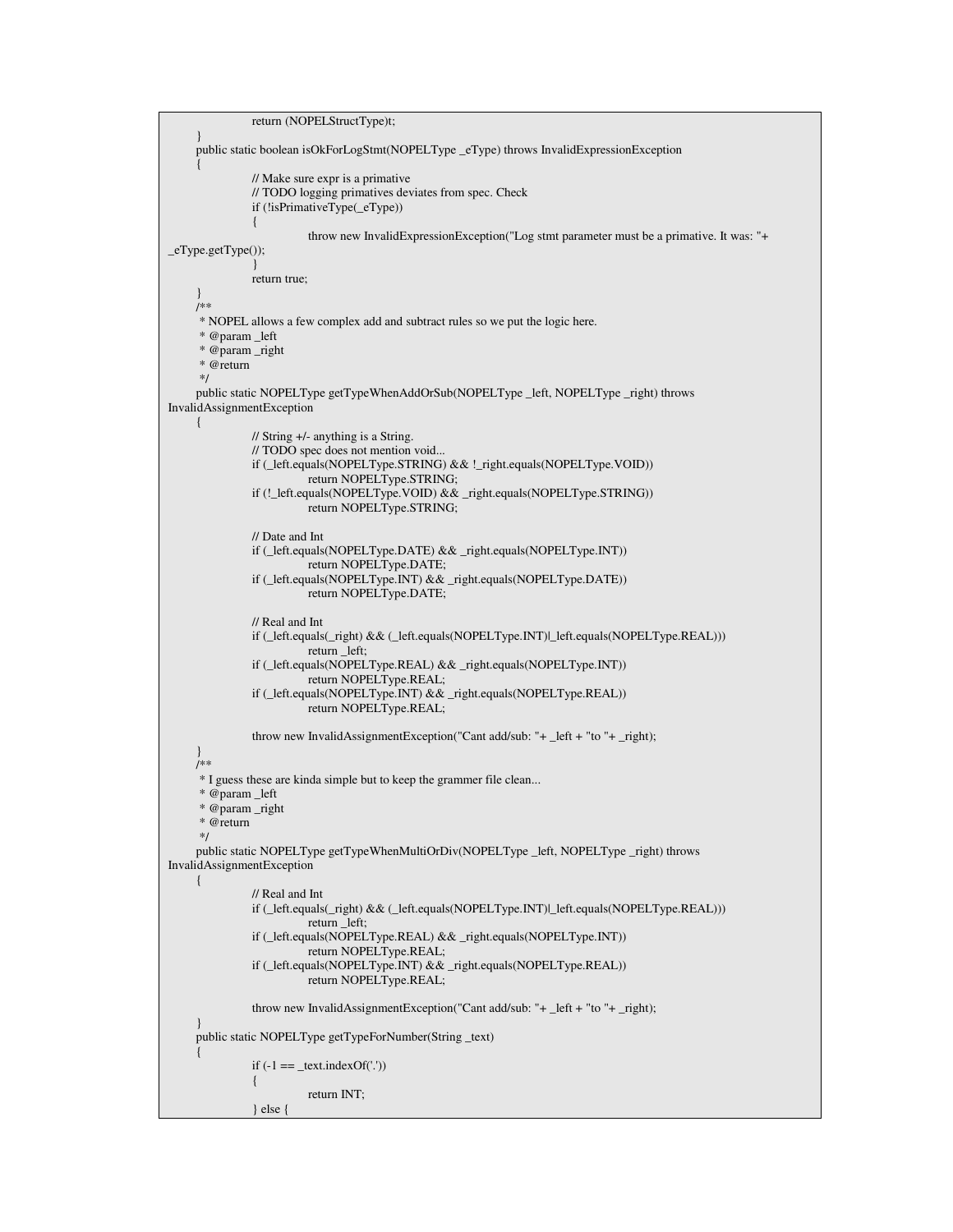```
                return (NOPELStructType)t;
        }
        public static boolean isOkForLogStmt(NOPELType _eType) throws InvalidExpressionException
        {
                // Make sure expr is a primative
                // TODO logging primatives deviates from spec. Check
                if (!isPrimativeType(_eType))
                {
                        throw new InvalidExpressionException("Log stmt parameter must be a primative. It was: "+
_eType.getType());
                }
                return true;
        }
        /**
         * NOPEL allows a few complex add and subtract rules so we put the logic here.
         * @param _left
         * @param _right
         * @return
         */
        public static NOPELType getTypeWhenAddOrSub(NOPELType _left, NOPELType _right) throws
InvalidAssignmentException
        {
                // String +/- anything is a String.
                // TODO spec does not mention void...
                if (_left.equals(NOPELType.STRING) && !_right.equals(NOPELType.VOID))
                        return NOPELType.STRING;
                if (!_left.equals(NOPELType.VOID) && _right.equals(NOPELType.STRING))
                        return NOPELType.STRING;

                // Date and Int
                if (_left.equals(NOPELType.DATE) && _right.equals(NOPELType.INT))
                        return NOPELType.DATE;
                if (_left.equals(NOPELType.INT) && _right.equals(NOPELType.DATE))
                        return NOPELType.DATE;

                // Real and Int
                if (_left.equals(_right) && (_left.equals(NOPELType.INT)|_left.equals(NOPELType.REAL)))
                        return _left;
                if (_left.equals(NOPELType.REAL) && _right.equals(NOPELType.INT))
                        return NOPELType.REAL;
                if (_left.equals(NOPELType.INT) && _right.equals(NOPELType.REAL))
                        return NOPELType.REAL;

                throw new InvalidAssignmentException("Cant add/sub: "+ _left + "to "+ _right);
        }
        /**
         * I guess these are kinda simple but to keep the grammer file clean...
         * @param _left
         * @param _right
         * @return
         */
        public static NOPELType getTypeWhenMultiOrDiv(NOPELType _left, NOPELType _right) throws
InvalidAssignmentException
        {
                // Real and Int
                if (_left.equals(_right) && (_left.equals(NOPELType.INT)|_left.equals(NOPELType.REAL)))
                        return _left;
                if (_left.equals(NOPELType.REAL) && _right.equals(NOPELType.INT))
                        return NOPELType.REAL;
                if (_left.equals(NOPELType.INT) && _right.equals(NOPELType.REAL))
                        return NOPELType.REAL;

                throw new InvalidAssignmentException("Cant add/sub: "+ _left + "to "+ _right);
        }
        public static NOPELType getTypeForNumber(String _text)
        {
                if (-1 == _text.indexOf('.'))
                {
                        return INT;
                } else {
```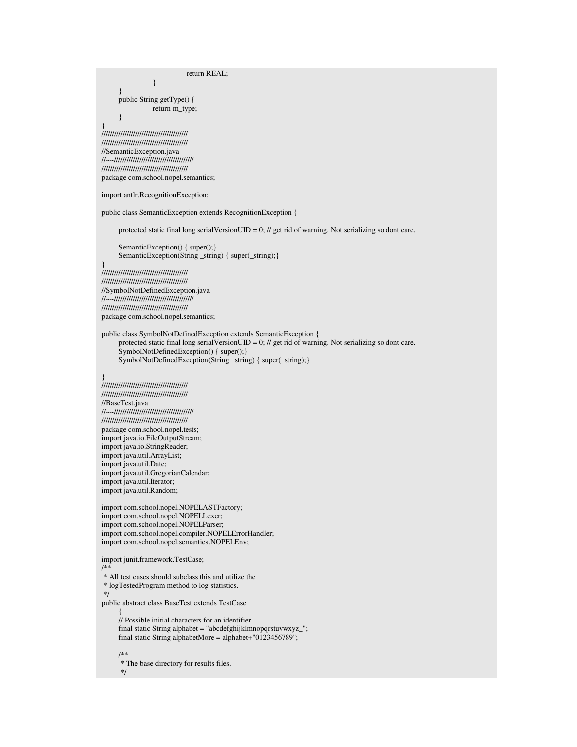```
                                        return REAL;
                        }
        }
        public String getType() {
                    return m_type;
        }
}
/////////////////////////////////////////
/////////////////////////////////////////
//SemanticException.java
//~~/////////////////////////////////////
/////////////////////////////////////////
package com.school.nopel.semantics;

import antlr.RecognitionException;

public class SemanticException extends RecognitionException {

        protected static final long serialVersionUID = 0; // get rid of warning. Not serializing so dont care.

        SemanticException() { super();}
        SemanticException(String _string) { super(_string);}
}
/////////////////////////////////////////
/////////////////////////////////////////
//SymbolNotDefinedException.java
//~~/////////////////////////////////////
/////////////////////////////////////////
package com.school.nopel.semantics;

public class SymbolNotDefinedException extends SemanticException {
        protected static final long serialVersionUID = 0; // get rid of warning. Not serializing so dont care.
        SymbolNotDefinedException() { super();}
        SymbolNotDefinedException(String _string) { super(_string);}

}
/////////////////////////////////////////
/////////////////////////////////////////
//BaseTest.java
//~~/////////////////////////////////////
/////////////////////////////////////////
package com.school.nopel.tests;
import java.io.FileOutputStream;
import java.io.StringReader;
import java.util.ArrayList;
import java.util.Date;
import java.util.GregorianCalendar;
import java.util.Iterator;
import java.util.Random;

import com.school.nopel.NOPELASTFactory;
import com.school.nopel.NOPELLexer;
import com.school.nopel.NOPELParser;
import com.school.nopel.compiler.NOPELErrorHandler;
import com.school.nopel.semantics.NOPELEnv;

import junit.framework.TestCase;
/**
 * All test cases should subclass this and utilize the
 * logTestedProgram method to log statistics.
 */
public abstract class BaseTest extends TestCase
        {
        // Possible initial characters for an identifier
        final static String alphabet = "abcdefghijklmnopqrstuvwxyz_";
        final static String alphabetMore = alphabet+"0123456789";

        /**
         * The base directory for results files.
         */
```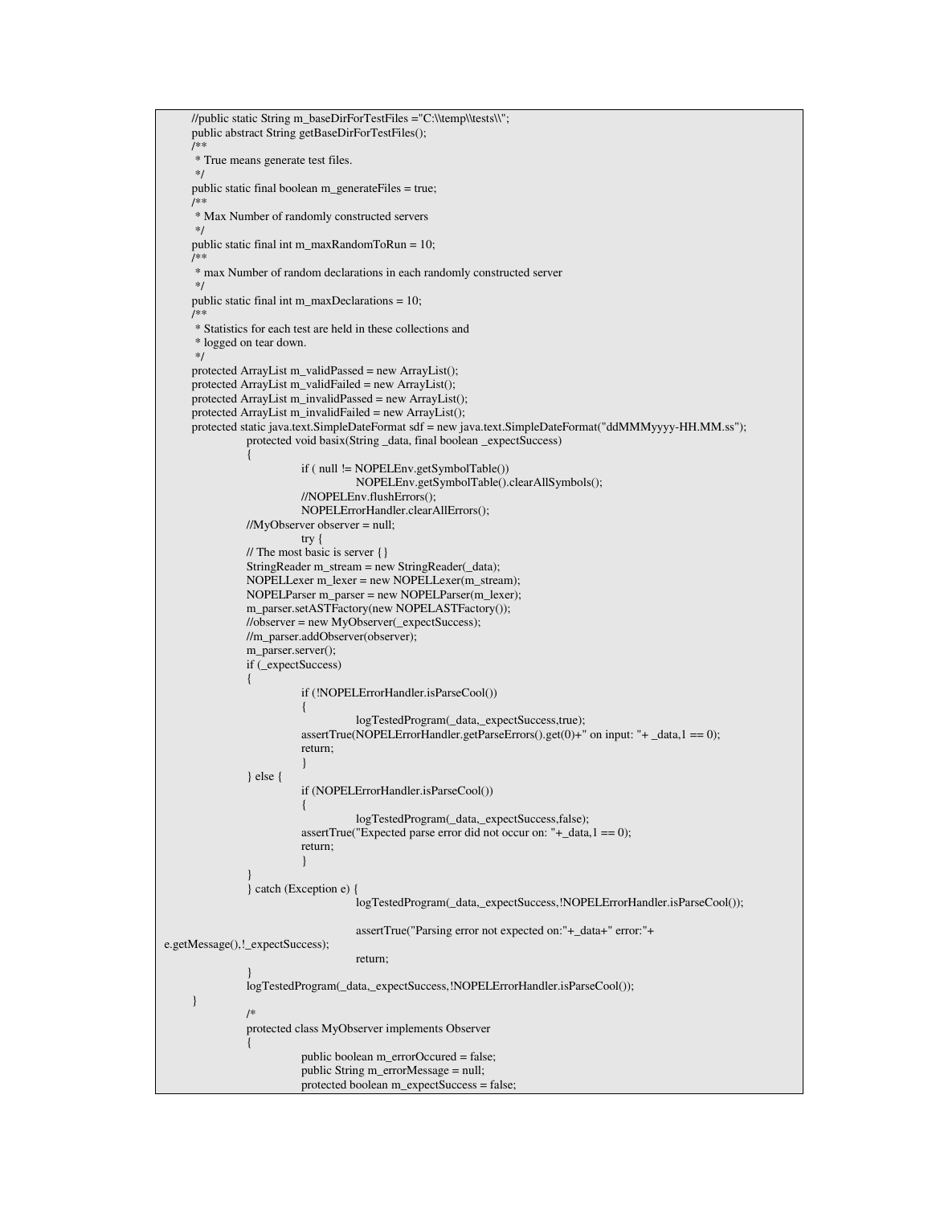```
//public static String m_baseDirForTestFiles ="C:\\temp\\tests\\";
public abstract String getBaseDirForTestFiles();
/**
 * True means generate test files.
 */
public static final boolean m_generateFiles = true;
/**
 * Max Number of randomly constructed servers
 */
public static final int m_maxRandomToRun = 10;
/**
 * max Number of random declarations in each randomly constructed server
 */
public static final int m_maxDeclarations = 10;
/**
 * Statistics for each test are held in these collections and
 * logged on tear down.
 */
protected ArrayList m_validPassed = new ArrayList();
protected ArrayList m_validFailed = new ArrayList();
protected ArrayList m_invalidPassed = new ArrayList();
protected ArrayList m_invalidFailed = new ArrayList();
protected static java.text.SimpleDateFormat sdf = new java.text.SimpleDateFormat("ddMMMyyyy-HH.MM.ss");
        protected void basix(String _data, final boolean _expectSuccess)
        {
                if ( null != NOPELEnv.getSymbolTable())
                        NOPELEnv.getSymbolTable().clearAllSymbols();
                //NOPELEnv.flushErrors();
                NOPELErrorHandler.clearAllErrors();
        //MyObserver observer = null;
                try {
        // The most basic is server {}
        StringReader m_stream = new StringReader(_data);
        NOPELLexer m_lexer = new NOPELLexer(m_stream);
        NOPELParser m_parser = new NOPELParser(m_lexer);
        m_parser.setASTFactory(new NOPELASTFactory());
        //observer = new MyObserver(_expectSuccess);
        //m_parser.addObserver(observer);
        m_parser.server();
        if (_expectSuccess)
        {
                if (!NOPELErrorHandler.isParseCool())
                {
                        logTestedProgram(_data,_expectSuccess,true);
                assertTrue(NOPELErrorHandler.getParseErrors().get(0)+" on input: "+ _data,1 == 0);
                return;
                }
        } else {
                if (NOPELErrorHandler.isParseCool())
                {
                        logTestedProgram(_data,_expectSuccess,false);
                assertTrue("Expected parse error did not occur on: "+_data,1 == 0);
                return;
                }
        }
        } catch (Exception e) {
                        logTestedProgram(_data,_expectSuccess,!NOPELErrorHandler.isParseCool());

                        assertTrue("Parsing error not expected on:"+_data+" error:"+
e.getMessage(),!_expectSuccess);
                        return;
        }
        logTestedProgram(_data,_expectSuccess,!NOPELErrorHandler.isParseCool());
}
        /*
        protected class MyObserver implements Observer
        {
                public boolean m_errorOccured = false;
                public String m_errorMessage = null;
                protected boolean m_expectSuccess = false;
```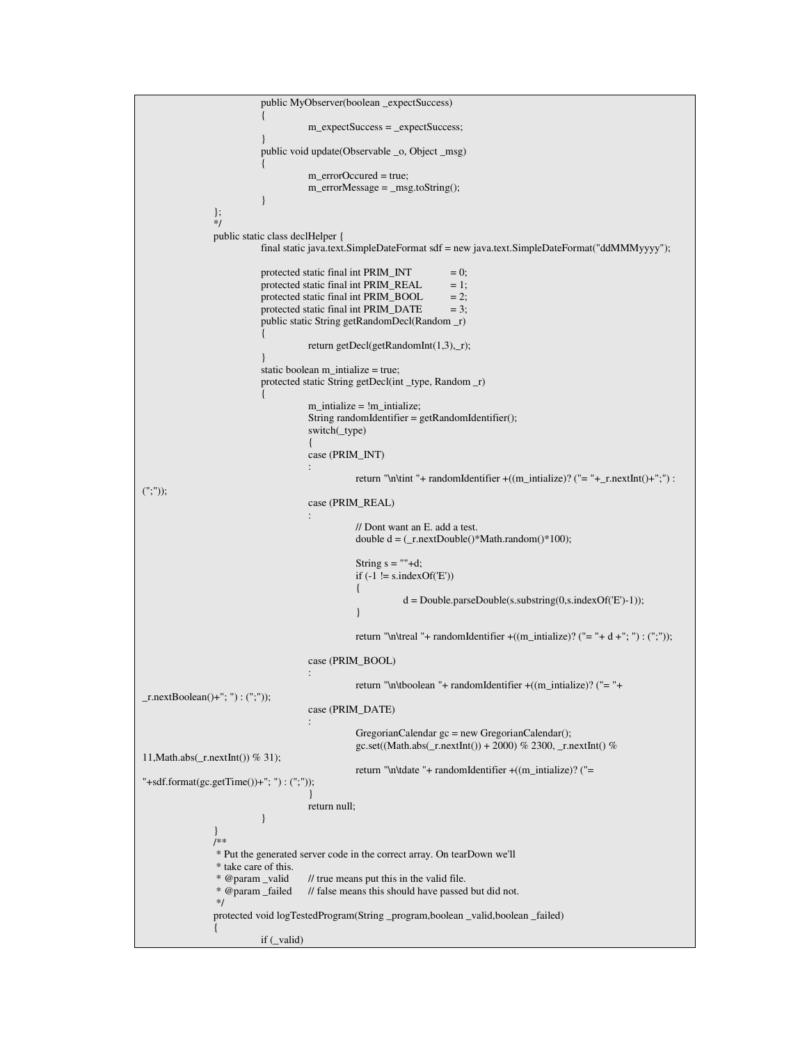```
			public MyObserver(boolean _expectSuccess)
			{
				m_expectSuccess = _expectSuccess;
			}
			public void update(Observable _o, Object _msg)
			{
				m_errorOccured = true;
				m_errorMessage = _msg.toString();
			}
		};
		*/
		public static class declHelper {
			final static java.text.SimpleDateFormat sdf = new java.text.SimpleDateFormat("ddMMMyyyy");

			protected static final int PRIM_INT		= 0;
			protected static final int PRIM_REAL		= 1;
			protected static final int PRIM_BOOL		= 2;
			protected static final int PRIM_DATE		= 3;
			public static String getRandomDecl(Random _r)
			{
				return getDecl(getRandomInt(1,3),_r);
			}
			static boolean m_intialize = true;
			protected static String getDecl(int _type, Random _r)
			{
				m_intialize = !m_intialize;
				String randomIdentifier = getRandomIdentifier();
				switch(_type)
				{
				case (PRIM_INT)
				:
					return "\n\tint "+ randomIdentifier +((m_intialize)? ("= "+_r.nextInt()+";") :
(";"));
				case (PRIM_REAL)
				:
					// Dont want an E. add a test.
					double d = (_r.nextDouble()*Math.random()*100);

					String s = ""+d;
					if (-1 != s.indexOf('E'))
					{
						d = Double.parseDouble(s.substring(0,s.indexOf('E')-1));
					}

					return "\n\treal "+ randomIdentifier +((m_intialize)? ("= "+ d +"; ") : (";"));

				case (PRIM_BOOL)
				:
					return "\n\tboolean "+ randomIdentifier +((m_intialize)? ("= "+
_r.nextBoolean()+"; ") : (";"));
				case (PRIM_DATE)
				:
					GregorianCalendar gc = new GregorianCalendar();
					gc.set((Math.abs(_r.nextInt()) + 2000) % 2300, _r.nextInt() %
11,Math.abs(_r.nextInt()) % 31);
					return "\n\tdate "+ randomIdentifier +((m_intialize)? ("=
"+sdf.format(gc.getTime())+"; ") : (";"));
				}
				return null;
			}
		}
		/**
		 * Put the generated server code in the correct array. On tearDown we'll
		 * take care of this.
		 * @param _valid	// true means put this in the valid file.
		 * @param _failed	// false means this should have passed but did not.
		 */
		protected void logTestedProgram(String _program,boolean _valid,boolean _failed)
		{
			if (_valid)
```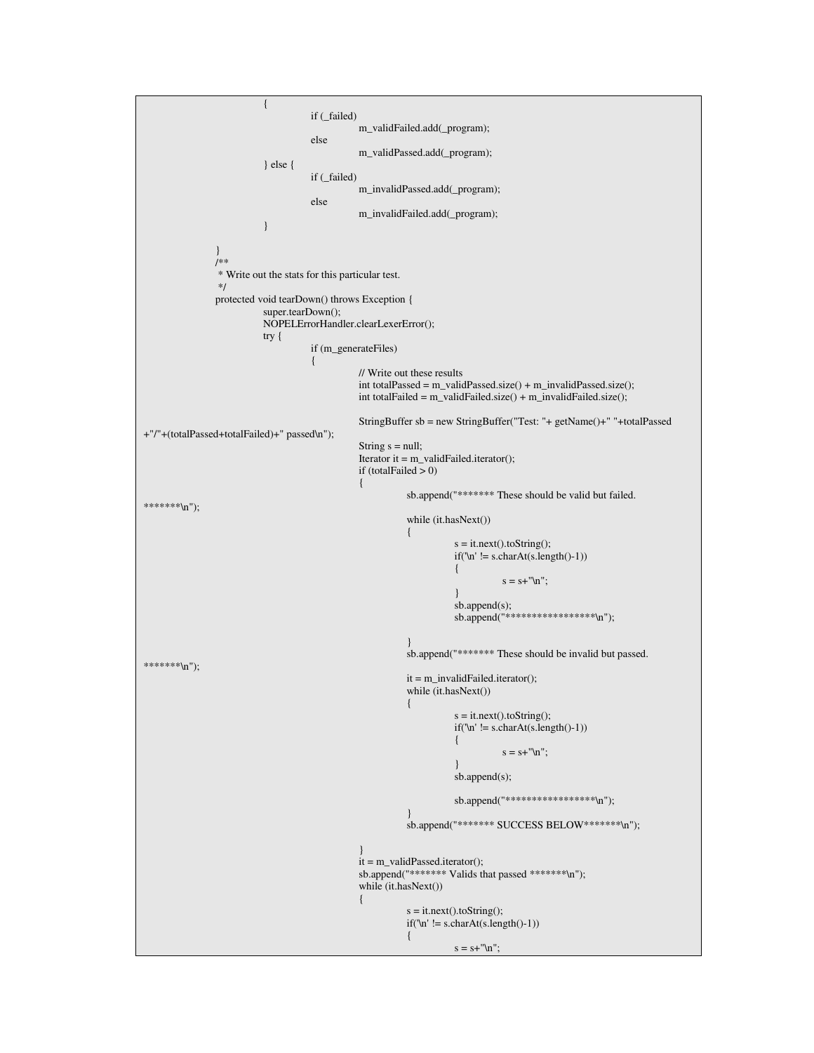```
			{
				if (_failed)
					m_validFailed.add(_program);
				else
					m_validPassed.add(_program);
			} else {
				if (_failed)
					m_invalidPassed.add(_program);
				else
					m_invalidFailed.add(_program);
			}

		}
		/**
		 * Write out the stats for this particular test.
		 */
		protected void tearDown() throws Exception {
			super.tearDown();
			NOPELErrorHandler.clearLexerError();
			try {
				if (m_generateFiles)
				{
					// Write out these results
					int totalPassed = m_validPassed.size() + m_invalidPassed.size();
					int totalFailed = m_validFailed.size() + m_invalidFailed.size();

					StringBuffer sb = new StringBuffer("Test: "+ getName()+" "+totalPassed
+"/"+(totalPassed+totalFailed)+" passed\n");
					String s = null;
					Iterator it = m_validFailed.iterator();
					if (totalFailed > 0)
					{
						sb.append("******* These should be valid but failed.
*******\n");
						while (it.hasNext())
						{
							s = it.next().toString();
							if('\n' != s.charAt(s.length()-1))
							{
								s = s+"\n";
							}
							sb.append(s);
							sb.append("*****************\n");

						}
						sb.append("******* These should be invalid but passed.
*******\n");
						it = m_invalidFailed.iterator();
						while (it.hasNext())
						{
							s = it.next().toString();
							if('\n' != s.charAt(s.length()-1))
							{
								s = s+"\n";
							}
							sb.append(s);

							sb.append("*****************\n");
						}
						sb.append("******* SUCCESS BELOW*******\n");

					}
					it = m_validPassed.iterator();
					sb.append("******* Valids that passed *******\n");
					while (it.hasNext())
					{
						s = it.next().toString();
						if('\n' != s.charAt(s.length()-1))
						{
							s = s+"\n";
```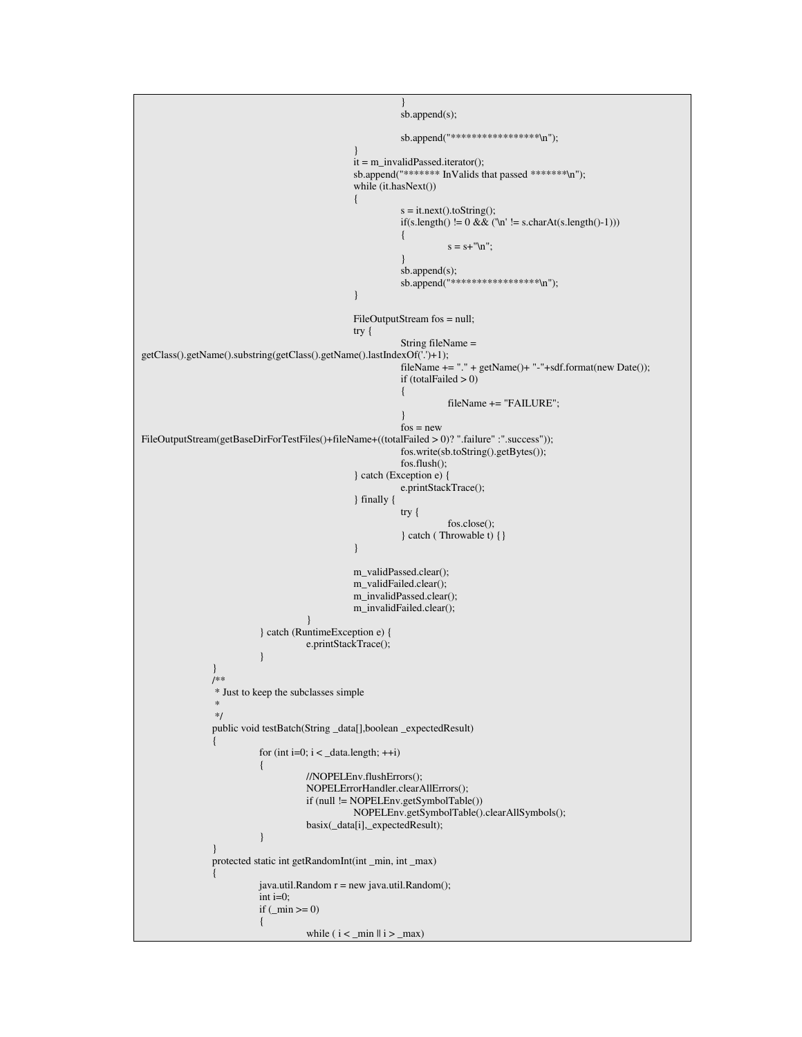```
                                                            }
                                                            sb.append(s);

                                                            sb.append("*****************\n");
                                                }
                                                it = m_invalidPassed.iterator();
                                                sb.append("******* InValids that passed *******\n");
                                                while (it.hasNext())
                                                {
                                                            s = it.next().toString();
                                                            if(s.length() != 0 && ('\n' != s.charAt(s.length()-1)))
                                                            {
                                                                        s = s+"\n";
                                                            }
                                                            sb.append(s);
                                                            sb.append("*****************\n");
                                                }

                                                FileOutputStream fos = null;
                                                try {
                                                            String fileName =
getClass().getName().substring(getClass().getName().lastIndexOf('.')+1);
                                                            fileName += "." + getName()+ "-"+sdf.format(new Date());
                                                            if (totalFailed > 0)
                                                            {
                                                                        fileName += "FAILURE";
                                                            }
                                                            fos = new
FileOutputStream(getBaseDirForTestFiles()+fileName+((totalFailed > 0)? ".failure" :".success"));
                                                            fos.write(sb.toString().getBytes());
                                                            fos.flush();
                                                } catch (Exception e) {
                                                            e.printStackTrace();
                                                } finally {
                                                            try {
                                                                        fos.close();
                                                            } catch ( Throwable t) {}
                                                }

                                                m_validPassed.clear();
                                                m_validFailed.clear();
                                                m_invalidPassed.clear();
                                                m_invalidFailed.clear();
                                    }
                        } catch (RuntimeException e) {
                                    e.printStackTrace();
                        }
            }
            /**
             * Just to keep the subclasses simple
             *
             */
            public void testBatch(String _data[],boolean _expectedResult)
            {
                        for (int i=0; i < _data.length; ++i)
                        {
                                    //NOPELEnv.flushErrors();
                                    NOPELErrorHandler.clearAllErrors();
                                    if (null != NOPELEnv.getSymbolTable())
                                                NOPELEnv.getSymbolTable().clearAllSymbols();
                                    basix(_data[i],_expectedResult);
                        }
            }
            protected static int getRandomInt(int _min, int _max)
            {
                        java.util.Random r = new java.util.Random();
                        int i=0;
                        if (_min >= 0)
                        {
                                    while ( i < _min || i > _max)
```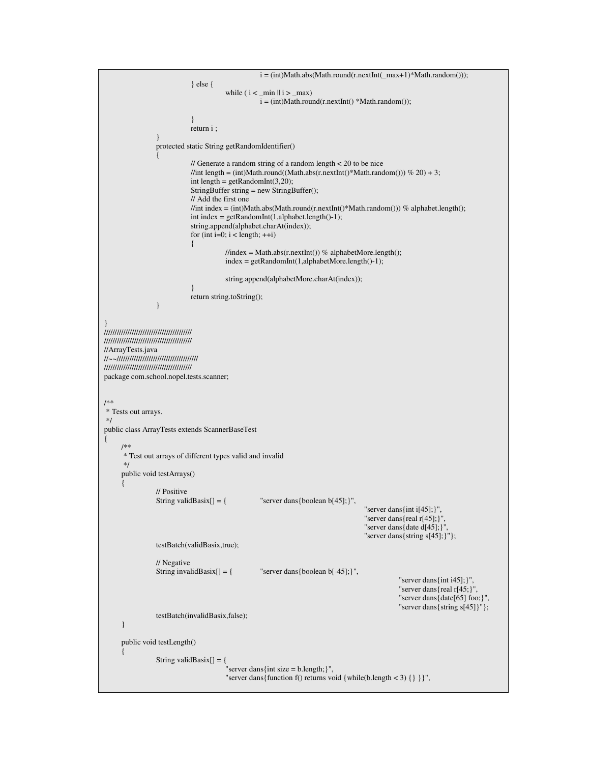```
                    i = (int)Math.abs(Math.round(r.nextInt(_max+1)*Math.random()));
            } else {
                while ( i < _min || i > _max)
                    i = (int)Math.round(r.nextInt() *Math.random());

            }
            return i ;
        }
        protected static String getRandomIdentifier()
        {
            // Generate a random string of a random length < 20 to be nice
            //int length = (int)Math.round((Math.abs(r.nextInt()*Math.random())) % 20) + 3;
            int length = getRandomInt(3,20);
            StringBuffer string = new StringBuffer();
            // Add the first one
            //int index = (int)Math.abs(Math.round(r.nextInt()*Math.random())) % alphabet.length();
            int index = getRandomInt(1,alphabet.length()-1);
            string.append(alphabet.charAt(index));
            for (int i=0; i < length; ++i)
            {
                //index = Math.abs(r.nextInt()) % alphabetMore.length();
                index = getRandomInt(1,alphabetMore.length()-1);

                string.append(alphabetMore.charAt(index));
            }
            return string.toString();
        }

}
////////////////////////////////////////
////////////////////////////////////////
//ArrayTests.java
//~~////////////////////////////////////
////////////////////////////////////////
package com.school.nopel.tests.scanner;


/**
 * Tests out arrays.
 */
public class ArrayTests extends ScannerBaseTest
{
    /**
     * Test out arrays of different types valid and invalid
     */
    public void testArrays()
    {
        // Positive
        String validBasix[] = {     "server dans{boolean b[45];}",
                                    "server dans{int i[45];}",
                                    "server dans{real r[45];}",
                                    "server dans{date d[45];}",
                                    "server dans{string s[45];}"};
        testBatch(validBasix,true);

        // Negative
        String invalidBasix[] = {   "server dans{boolean b[-45];}",
                                    "server dans{int i45];}",
                                    "server dans{real r[45;}",
                                    "server dans{date[65] foo;}",
                                    "server dans{string s[45]}"};
        testBatch(invalidBasix,false);
    }

    public void testLength()
    {
        String validBasix[] = {
                "server dans{int size = b.length;}",
                "server dans{function f() returns void {while(b.length < 3) {} }}",
```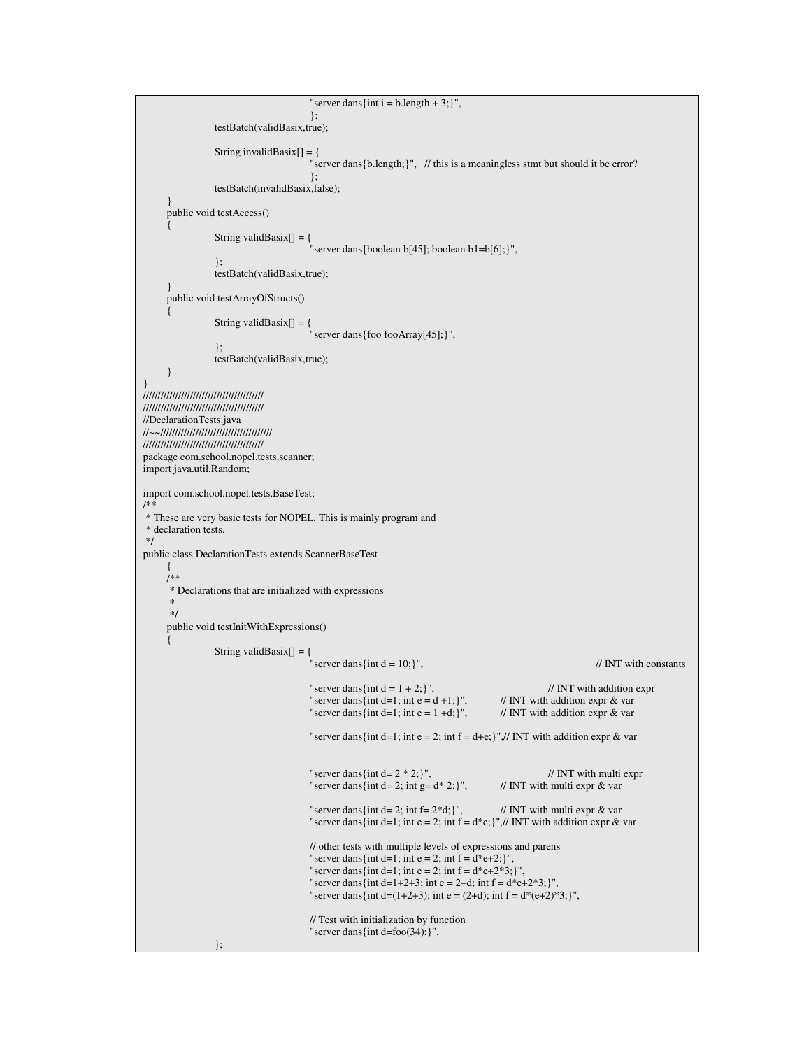```
                                        "server dans{int i = b.length + 3;}",
                                        };
                testBatch(validBasix,true);

                String invalidBasix[] = {
                                        "server dans{b.length;}",   // this is a meaningless stmt but should it be error?
                                        };
                testBatch(invalidBasix,false);
        }
        public void testAccess()
        {
                String validBasix[] = {
                                        "server dans{boolean b[45]; boolean b1=b[6];}",
                };
                testBatch(validBasix,true);
        }
        public void testArrayOfStructs()
        {
                String validBasix[] = {
                                        "server dans{foo fooArray[45];}",
                };
                testBatch(validBasix,true);
        }
}
/////////////////////////////////////////
/////////////////////////////////////////
//DeclarationTests.java
//~~/////////////////////////////////////
/////////////////////////////////////////
package com.school.nopel.tests.scanner;
import java.util.Random;

import com.school.nopel.tests.BaseTest;
/**
 * These are very basic tests for NOPEL. This is mainly program and
 * declaration tests.
 */
public class DeclarationTests extends ScannerBaseTest
        {
        /**
         * Declarations that are initialized with expressions
         *
         */
        public void testInitWithExpressions()
        {
                String validBasix[] = {
                                        "server dans{int d = 10;}",                             // INT with constants

                                        "server dans{int d = 1 + 2;}",                  // INT with addition expr
                                        "server dans{int d=1; int e = d +1;}",          // INT with addition expr & var
                                        "server dans{int d=1; int e = 1 +d;}",          // INT with addition expr & var

                                        "server dans{int d=1; int e = 2; int f = d+e;}",// INT with addition expr & var


                                        "server dans{int d= 2 * 2;}",                   // INT with multi expr
                                        "server dans{int d= 2; int g= d* 2;}",          // INT with multi expr & var

                                        "server dans{int d= 2; int f= 2*d;}",           // INT with multi expr & var
                                        "server dans{int d=1; int e = 2; int f = d*e;}",// INT with addition expr & var

                                        // other tests with multiple levels of expressions and parens
                                        "server dans{int d=1; int e = 2; int f = d*e+2;}",
                                        "server dans{int d=1; int e = 2; int f = d*e+2*3;}",
                                        "server dans{int d=1+2+3; int e = 2+d; int f = d*e+2*3;}",
                                        "server dans{int d=(1+2+3); int e = (2+d); int f = d*(e+2)*3;}",

                                        // Test with initialization by function
                                        "server dans{int d=foo(34);}",
                };
```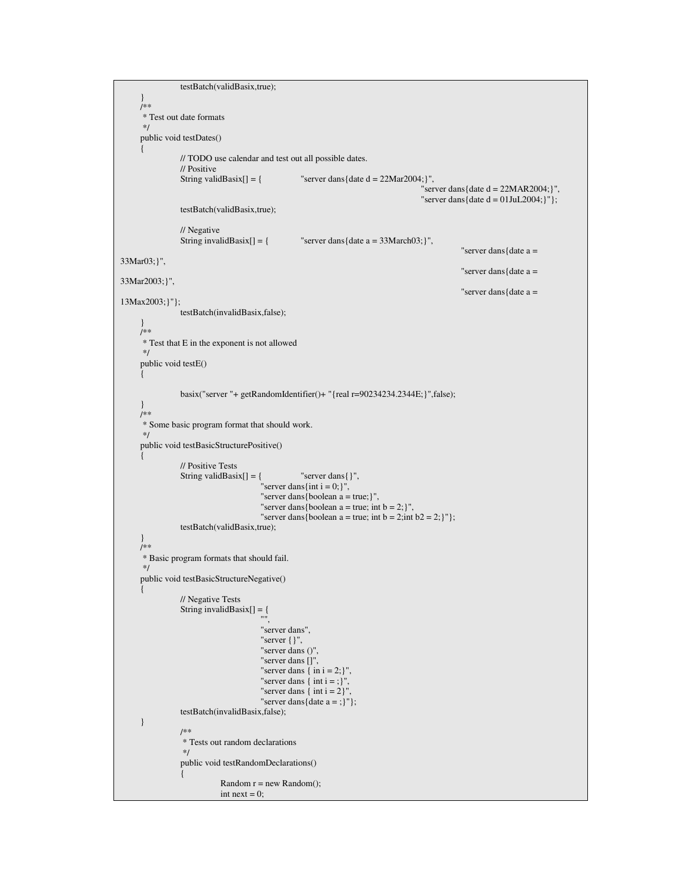```
			testBatch(validBasix,true);
	}
	/**
	 * Test out date formats
	 */
	public void testDates()
	{
			// TODO use calendar and test out all possible dates.
			// Positive
			String validBasix[] = {		"server dans{date d = 22Mar2004;}",
											"server dans{date d = 22MAR2004;}",
											"server dans{date d = 01JuL2004;}"};
			testBatch(validBasix,true);

			// Negative
			String invalidBasix[] = {		"server dans{date a = 33March03;}",
												"server dans{date a =
33Mar03;}",
												"server dans{date a =
33Mar2003;}",
												"server dans{date a =
13Max2003;}"};
			testBatch(invalidBasix,false);
	}
	/**
	 * Test that E in the exponent is not allowed
	 */
	public void testE()
	{

			basix("server "+ getRandomIdentifier()+ "{real r=90234234.2344E;}",false);
	}
	/**
	 * Some basic program format that should work.
	 */
	public void testBasicStructurePositive()
	{
			// Positive Tests
			String validBasix[] = {		"server dans{}",
							"server dans{int i = 0;}",
							"server dans{boolean a = true;}",
							"server dans{boolean a = true; int b = 2;}",
							"server dans{boolean a = true; int b = 2;int b2 = 2;}"};
			testBatch(validBasix,true);
	}
	/**
	 * Basic program formats that should fail.
	 */
	public void testBasicStructureNegative()
	{
			// Negative Tests
			String invalidBasix[] = {
							"",
							"server dans",
							"server {}",
							"server dans ()",
							"server dans []",
							"server dans { in i = 2;}",
							"server dans { int i = ;}",
							"server dans { int i = 2}",
							"server dans{date a = ;}"};
			testBatch(invalidBasix,false);
	}
			/**
			 * Tests out random declarations
			 */
			public void testRandomDeclarations()
			{
					Random r = new Random();
					int next = 0;
```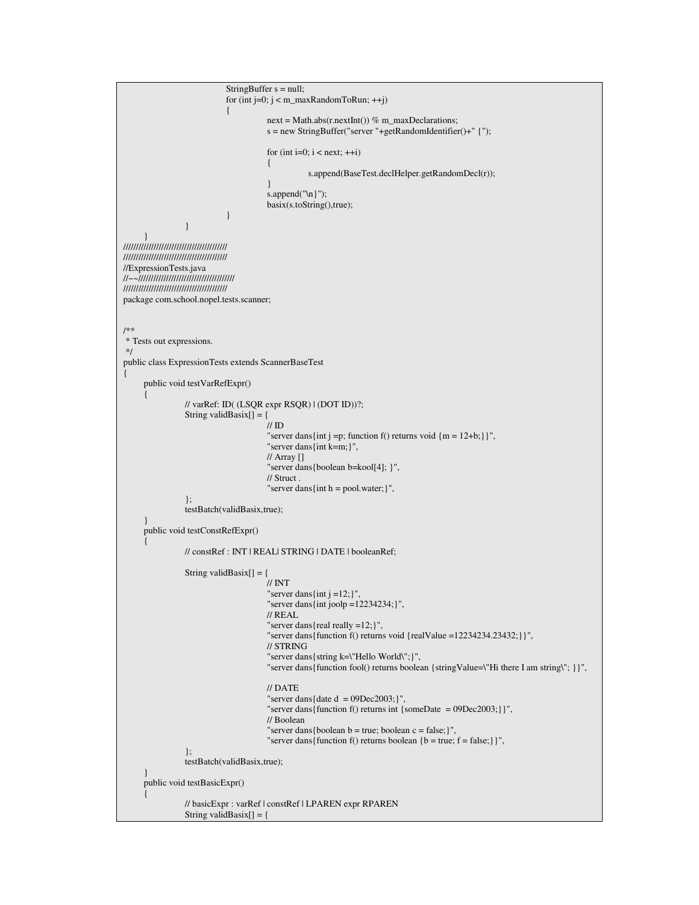```java
                        StringBuffer s = null;
                        for (int j=0; j < m_maxRandomToRun; ++j)
                        {
                                next = Math.abs(r.nextInt()) % m_maxDeclarations;
                                s = new StringBuffer("server "+getRandomIdentifier()+" {");

                                for (int i=0; i < next; ++i)
                                {
                                        s.append(BaseTest.declHelper.getRandomDecl(r));
                                }
                                s.append("\n}");
                                basix(s.toString(),true);
                        }
                }
        }
////////////////////////////////////////
////////////////////////////////////////
//ExpressionTests.java
//~~//////////////////////////////////////
////////////////////////////////////////
package com.school.nopel.tests.scanner;


/**
 * Tests out expressions.
 */
public class ExpressionTests extends ScannerBaseTest
{
        public void testVarRefExpr()
        {
                // varRef: ID( (LSQR expr RSQR) | (DOT ID))?;
                String validBasix[] = {
                                // ID
                                "server dans{int j =p; function f() returns void {m = 12+b;}}",
                                "server dans{int k=m;}",
                                // Array []
                                "server dans{boolean b=kool[4]; }",
                                // Struct .
                                "server dans{int h = pool.water;}",
                };
                testBatch(validBasix,true);
        }
        public void testConstRefExpr()
        {
                // constRef : INT | REAL| STRING | DATE | booleanRef;

                String validBasix[] = {
                                // INT
                                "server dans{int j =12;}",
                                "server dans{int joolp =12234234;}",
                                // REAL
                                "server dans{real really =12;}",
                                "server dans{function f() returns void {realValue =12234234.23432;}}",
                                // STRING
                                "server dans{string k=\"Hello World\";}",
                                "server dans{function fool() returns boolean {stringValue=\"Hi there I am string\"; }}",

                                // DATE
                                "server dans{date d  = 09Dec2003;}",
                                "server dans{function f() returns int {someDate  = 09Dec2003;}}",
                                // Boolean
                                "server dans{boolean b = true; boolean c = false;}",
                                "server dans{function f() returns boolean {b = true; f = false;}}",
                };
                testBatch(validBasix,true);
        }
        public void testBasicExpr()
        {
                // basicExpr : varRef | constRef | LPAREN expr RPAREN
                String validBasix[] = {
```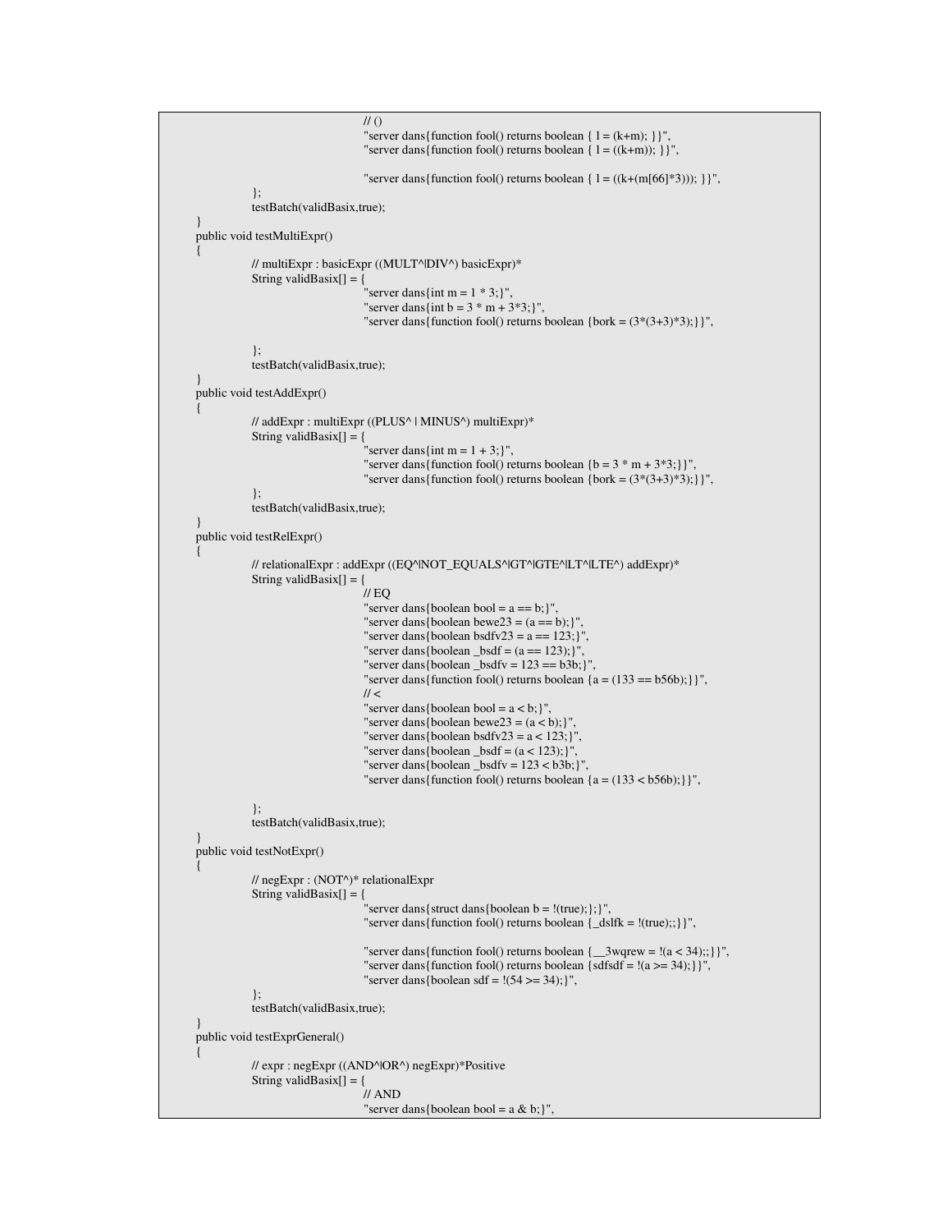```
                    // ()
                    "server dans{function fool() returns boolean { l = (k+m); }}",
                    "server dans{function fool() returns boolean { l = ((k+m)); }}",

                    "server dans{function fool() returns boolean { l = ((k+(m[66]*3))); }}",
        };
        testBatch(validBasix,true);
    }
    public void testMultiExpr()
    {
        // multiExpr : basicExpr ((MULT^|DIV^) basicExpr)*
        String validBasix[] = {
                    "server dans{int m = 1 * 3;}",
                    "server dans{int b = 3 * m + 3*3;}",
                    "server dans{function fool() returns boolean {bork = (3*(3+3)*3);}}",

        };
        testBatch(validBasix,true);
    }
    public void testAddExpr()
    {
        // addExpr : multiExpr ((PLUS^ | MINUS^) multiExpr)*
        String validBasix[] = {
                    "server dans{int m = 1 + 3;}",
                    "server dans{function fool() returns boolean {b = 3 * m + 3*3;}}",
                    "server dans{function fool() returns boolean {bork = (3*(3+3)*3);}}",
        };
        testBatch(validBasix,true);
    }
    public void testRelExpr()
    {
        // relationalExpr : addExpr ((EQ^|NOT_EQUALS^|GT^|GTE^|LT^|LTE^) addExpr)*
        String validBasix[] = {
                    // EQ
                    "server dans{boolean bool = a == b;}",
                    "server dans{boolean bewe23 = (a == b);}",
                    "server dans{boolean bsdfv23 = a == 123;}",
                    "server dans{boolean _bsdf = (a == 123);}",
                    "server dans{boolean _bsdfv = 123 == b3b;}",
                    "server dans{function fool() returns boolean {a = (133 == b56b);}}",
                    // <
                    "server dans{boolean bool = a < b;}",
                    "server dans{boolean bewe23 = (a < b);}",
                    "server dans{boolean bsdfv23 = a < 123;}",
                    "server dans{boolean _bsdf = (a < 123);}",
                    "server dans{boolean _bsdfv = 123 < b3b;}",
                    "server dans{function fool() returns boolean {a = (133 < b56b);}}",

        };
        testBatch(validBasix,true);
    }
    public void testNotExpr()
    {
        // negExpr : (NOT^)* relationalExpr
        String validBasix[] = {
                    "server dans{struct dans{boolean b = !(true);};}",
                    "server dans{function fool() returns boolean {_dslfk = !(true);;}}",

                    "server dans{function fool() returns boolean {__3wqrew = !(a < 34);;}}",
                    "server dans{function fool() returns boolean {sdfsdf = !(a >= 34);}}",
                    "server dans{boolean sdf = !(54 >= 34);}",
        };
        testBatch(validBasix,true);
    }
    public void testExprGeneral()
    {
        // expr : negExpr ((AND^|OR^) negExpr)*Positive
        String validBasix[] = {
                    // AND
                    "server dans{boolean bool = a & b;}",
```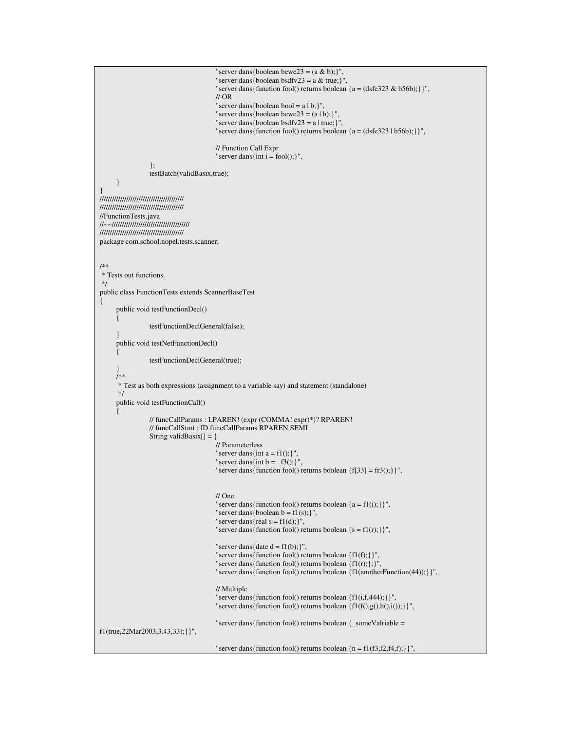```
                    "server dans{boolean bewe23 = (a & b);}",
                    "server dans{boolean bsdfv23 = a & true;}",
                    "server dans{function fool() returns boolean {a = (dsfe323 & b56b);}}",
                    // OR
                    "server dans{boolean bool = a | b;}",
                    "server dans{boolean bewe23 = (a | b);}",
                    "server dans{boolean bsdfv23 = a | true;}",
                    "server dans{function fool() returns boolean {a = (dsfe323 | b56b);}}",

                    // Function Call Expr
                    "server dans{int i = fool();}",
            };
            testBatch(validBasix,true);
    }
}
////////////////////////////////////////
////////////////////////////////////////
//FunctionTests.java
//~~////////////////////////////////////
////////////////////////////////////////
package com.school.nopel.tests.scanner;


/**
 * Tests out functions.
 */
public class FunctionTests extends ScannerBaseTest
{
    public void testFunctionDecl()
    {
            testFunctionDeclGeneral(false);
    }
    public void testNetFunctionDecl()
    {
            testFunctionDeclGeneral(true);
    }
    /**
     * Test as both expressions (assignment to a variable say) and statement (standalone)
     */
    public void testFunctionCall()
    {
            // funcCallParams : LPAREN! (expr (COMMA! expr)*)? RPAREN!
            // funcCallStmt : ID funcCallParams RPAREN SEMI
            String validBasix[] = {
                    // Parameterless
                    "server dans{int a = f1();}",
                    "server dans{int b = _f3();}",
                    "server dans{function fool() returns boolean {f[33] = fr3();}}",


                    // One
                    "server dans{function fool() returns boolean {a = f1(i);}}",
                    "server dans{boolean b = f1(s);}",
                    "server dans{real s = f1(d);}",
                    "server dans{function fool() returns boolean {s = f1(r);}}",

                    "server dans{date d = f1(b);}",
                    "server dans{function fool() returns boolean {f1(f);}}",
                    "server dans{function fool() returns boolean {f1(r);};}",
                    "server dans{function fool() returns boolean {f1(anotherFunction(44));}}",

                    // Multiple
                    "server dans{function fool() returns boolean {f1(i,f,444);}}",
                    "server dans{function fool() returns boolean {f1(f(),g(),h(),i());}}",

                    "server dans{function fool() returns boolean {_someValriable =
f1(true,22Mar2003,3.43,33);}}",

                    "server dans{function fool() returns boolean {n = f1(f3,f2,f4,f);}}",
```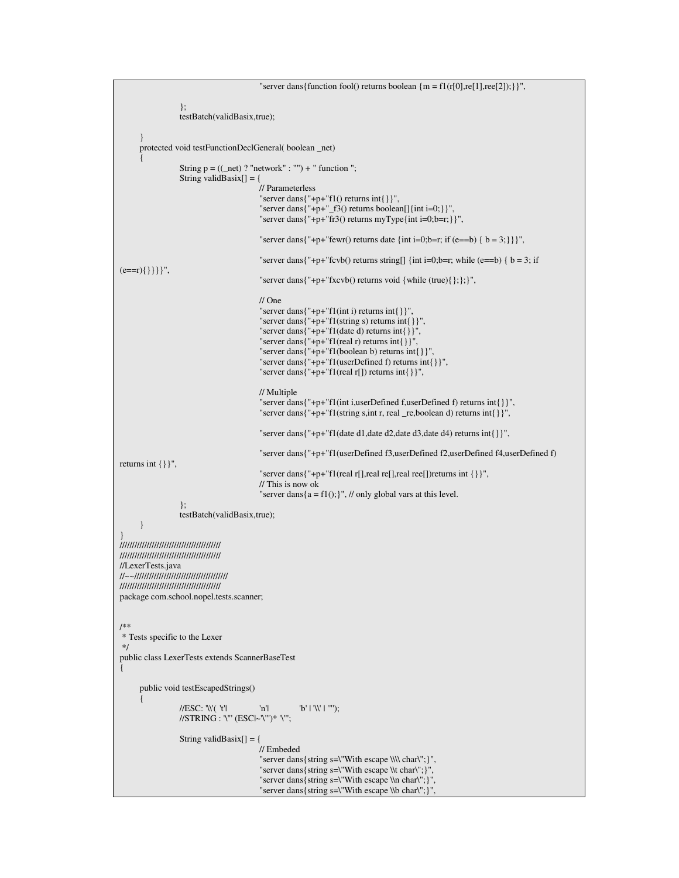```
                                        "server dans{function fool() returns boolean {m = f1(r[0],re[1],ree[2]);}}",

                };
                testBatch(validBasix,true);

        }
        protected void testFunctionDeclGeneral( boolean _net)
        {
                String p = ((_net) ? "network" : "") + " function ";
                String validBasix[] = {
                                        // Parameterless
                                        "server dans{"+p+"f1() returns int{}}",
                                        "server dans{"+p+"_f3() returns boolean[]{int i=0;}}",
                                        "server dans{"+p+"fr3() returns myType{int i=0;b=r;}}",

                                        "server dans{"+p+"fewr() returns date {int i=0;b=r; if (e==b) { b = 3;}}}",

                                        "server dans{"+p+"fcvb() returns string[] {int i=0;b=r; while (e==b) { b = 3; if
(e==r){}}}}",
                                        "server dans{"+p+"fxcvb() returns void {while (true){};};}",

                                        // One
                                        "server dans{"+p+"f1(int i) returns int{}}",
                                        "server dans{"+p+"f1(string s) returns int{}}",
                                        "server dans{"+p+"f1(date d) returns int{}}",
                                        "server dans{"+p+"f1(real r) returns int{}}",
                                        "server dans{"+p+"f1(boolean b) returns int{}}",
                                        "server dans{"+p+"f1(userDefined f) returns int{}}",
                                        "server dans{"+p+"f1(real r[]) returns int{}}",

                                        // Multiple
                                        "server dans{"+p+"f1(int i,userDefined f,userDefined f) returns int{}}",
                                        "server dans{"+p+"f1(string s,int r, real _re,boolean d) returns int{}}",

                                        "server dans{"+p+"f1(date d1,date d2,date d3,date d4) returns int{}}",

                                        "server dans{"+p+"f1(userDefined f3,userDefined f2,userDefined f4,userDefined f)
returns int {}}",
                                        "server dans{"+p+"f1(real r[],real re[],real ree[])returns int {}}",
                                        // This is now ok
                                        "server dans{a = f1();}", // only global vars at this level.
                };
                testBatch(validBasix,true);
        }
}
////////////////////////////////////////
////////////////////////////////////////
//LexerTests.java
//~~/////////////////////////////////////
////////////////////////////////////////
package com.school.nopel.tests.scanner;


/**
 * Tests specific to the Lexer
 */
public class LexerTests extends ScannerBaseTest
{

        public void testEscapedStrings()
        {
                //ESC: '\\'( 't'|          'n'|          'b' | '\\' | '"');
                //STRING : '\"' (ESC|~'\"')* '\"';

                String validBasix[] = {
                                        // Embeded
                                        "server dans{string s=\"With escape \\\\ char\";}",
                                        "server dans{string s=\"With escape \\t char\";}",
                                        "server dans{string s=\"With escape \\n char\";}",
                                        "server dans{string s=\"With escape \\b char\";}",
```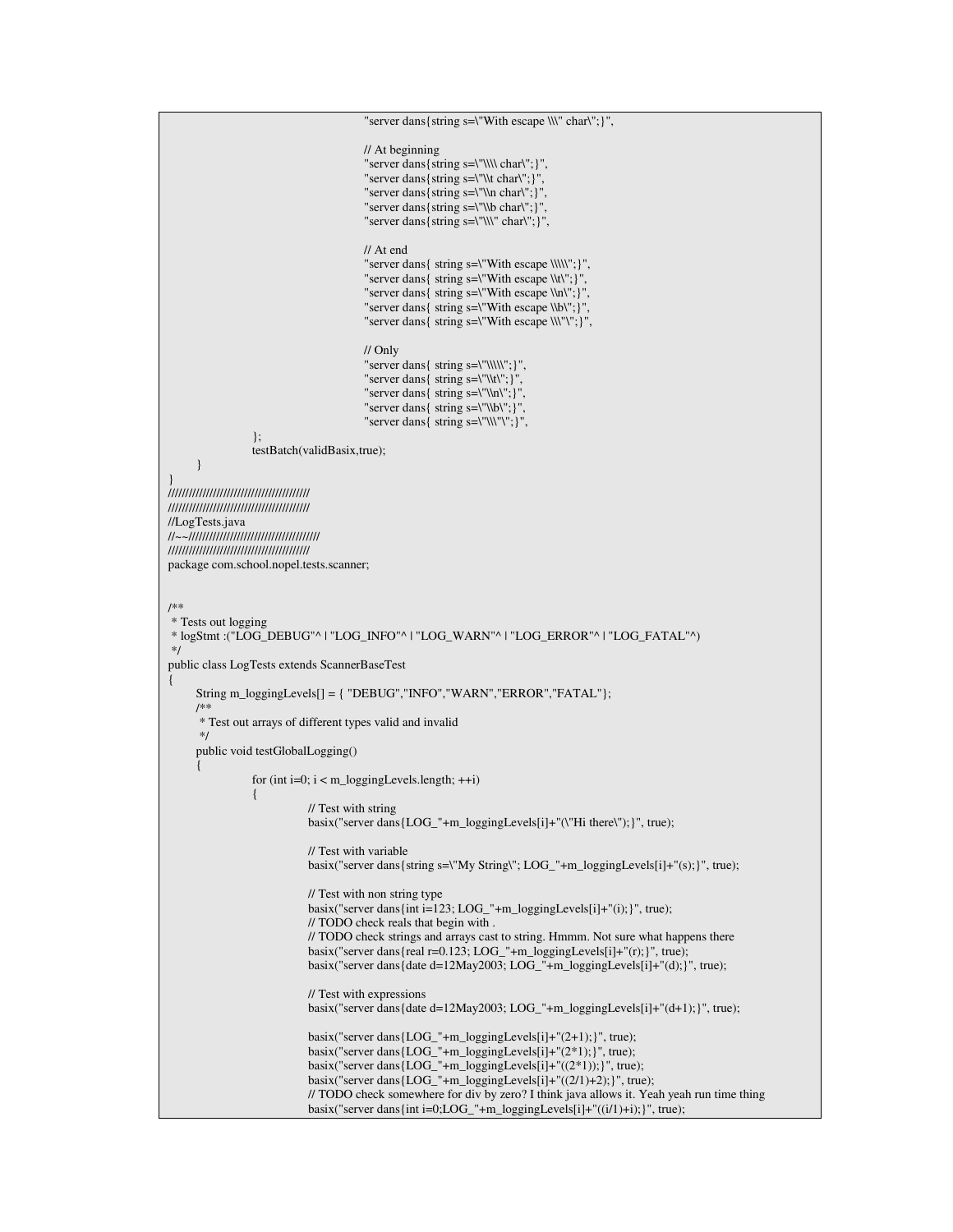```
                                        "server dans{string s=\"With escape \\\" char\";}",

                                        // At beginning
                                        "server dans{string s=\"\\\\ char\";}",
                                        "server dans{string s=\"\\t char\";}",
                                        "server dans{string s=\"\\n char\";}",
                                        "server dans{string s=\"\\b char\";}",
                                        "server dans{string s=\"\\\" char\";}",

                                        // At end
                                        "server dans{ string s=\"With escape \\\\\";}",
                                        "server dans{ string s=\"With escape \\t\";}",
                                        "server dans{ string s=\"With escape \\n\";}",
                                        "server dans{ string s=\"With escape \\b\";}",
                                        "server dans{ string s=\"With escape \\\"\";}",

                                        // Only
                                        "server dans{ string s=\"\\\\\";}",
                                        "server dans{ string s=\"\\t\";}",
                                        "server dans{ string s=\"\\n\";}",
                                        "server dans{ string s=\"\\b\";}",
                                        "server dans{ string s=\"\\\"\";}",
                        };
                        testBatch(validBasix,true);
        }
}
//////////////////////////////////////////
//////////////////////////////////////////
//LogTests.java
//~~//////////////////////////////////////
//////////////////////////////////////////
package com.school.nopel.tests.scanner;


/**
 * Tests out logging
 * logStmt :("LOG_DEBUG"^ | "LOG_INFO"^ | "LOG_WARN"^ | "LOG_ERROR"^ | "LOG_FATAL"^)
 */
public class LogTests extends ScannerBaseTest
{
        String m_loggingLevels[] = { "DEBUG","INFO","WARN","ERROR","FATAL"};
        /**
         * Test out arrays of different types valid and invalid
         */
        public void testGlobalLogging()
        {
                for (int i=0; i < m_loggingLevels.length; ++i)
                {
                        // Test with string
                        basix("server dans{LOG_"+m_loggingLevels[i]+"(\"Hi there\");}", true);

                        // Test with variable
                        basix("server dans{string s=\"My String\"; LOG_"+m_loggingLevels[i]+"(s);}", true);

                        // Test with non string type
                        basix("server dans{int i=123; LOG_"+m_loggingLevels[i]+"(i);}", true);
                        // TODO check reals that begin with .
                        // TODO check strings and arrays cast to string. Hmmm. Not sure what happens there
                        basix("server dans{real r=0.123; LOG_"+m_loggingLevels[i]+"(r);}", true);
                        basix("server dans{date d=12May2003; LOG_"+m_loggingLevels[i]+"(d);}", true);

                        // Test with expressions
                        basix("server dans{date d=12May2003; LOG_"+m_loggingLevels[i]+"(d+1);}", true);

                        basix("server dans{LOG_"+m_loggingLevels[i]+"(2+1);}", true);
                        basix("server dans{LOG_"+m_loggingLevels[i]+"(2*1);}", true);
                        basix("server dans{LOG_"+m_loggingLevels[i]+"((2*1));}", true);
                        basix("server dans{LOG_"+m_loggingLevels[i]+"((2/1)+2);}", true);
                        // TODO check somewhere for div by zero? I think java allows it. Yeah yeah run time thing
                        basix("server dans{int i=0;LOG_"+m_loggingLevels[i]+"((i/1)+i);}", true);
```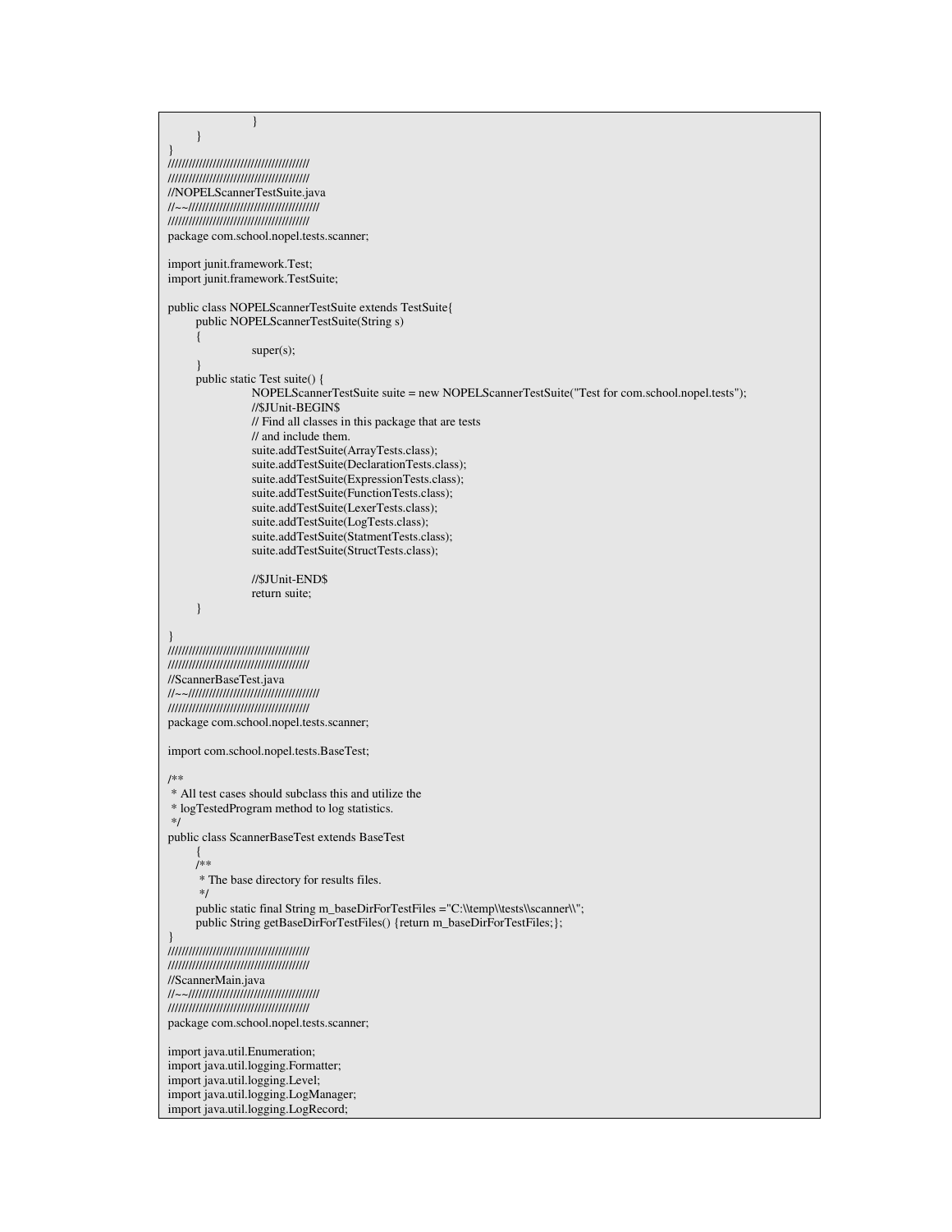```
                }
        }
}
//////////////////////////////////////////
//////////////////////////////////////////
//NOPELScannerTestSuite.java
//~~//////////////////////////////////////
//////////////////////////////////////////
package com.school.nopel.tests.scanner;

import junit.framework.Test;
import junit.framework.TestSuite;

public class NOPELScannerTestSuite extends TestSuite{
        public NOPELScannerTestSuite(String s)
        {
                super(s);
        }
        public static Test suite() {
                NOPELScannerTestSuite suite = new NOPELScannerTestSuite("Test for com.school.nopel.tests");
                //$JUnit-BEGIN$
                // Find all classes in this package that are tests
                // and include them.
                suite.addTestSuite(ArrayTests.class);
                suite.addTestSuite(DeclarationTests.class);
                suite.addTestSuite(ExpressionTests.class);
                suite.addTestSuite(FunctionTests.class);
                suite.addTestSuite(LexerTests.class);
                suite.addTestSuite(LogTests.class);
                suite.addTestSuite(StatmentTests.class);
                suite.addTestSuite(StructTests.class);

                //$JUnit-END$
                return suite;
        }

}
//////////////////////////////////////////
//////////////////////////////////////////
//ScannerBaseTest.java
//~~//////////////////////////////////////
//////////////////////////////////////////
package com.school.nopel.tests.scanner;

import com.school.nopel.tests.BaseTest;

/**
 * All test cases should subclass this and utilize the
 * logTestedProgram method to log statistics.
 */
public class ScannerBaseTest extends BaseTest
        {
        /**
         * The base directory for results files.
         */
        public static final String m_baseDirForTestFiles ="C:\\temp\\tests\\scanner\\";
        public String getBaseDirForTestFiles() {return m_baseDirForTestFiles;};
}
//////////////////////////////////////////
//////////////////////////////////////////
//ScannerMain.java
//~~//////////////////////////////////////
//////////////////////////////////////////
package com.school.nopel.tests.scanner;

import java.util.Enumeration;
import java.util.logging.Formatter;
import java.util.logging.Level;
import java.util.logging.LogManager;
import java.util.logging.LogRecord;
```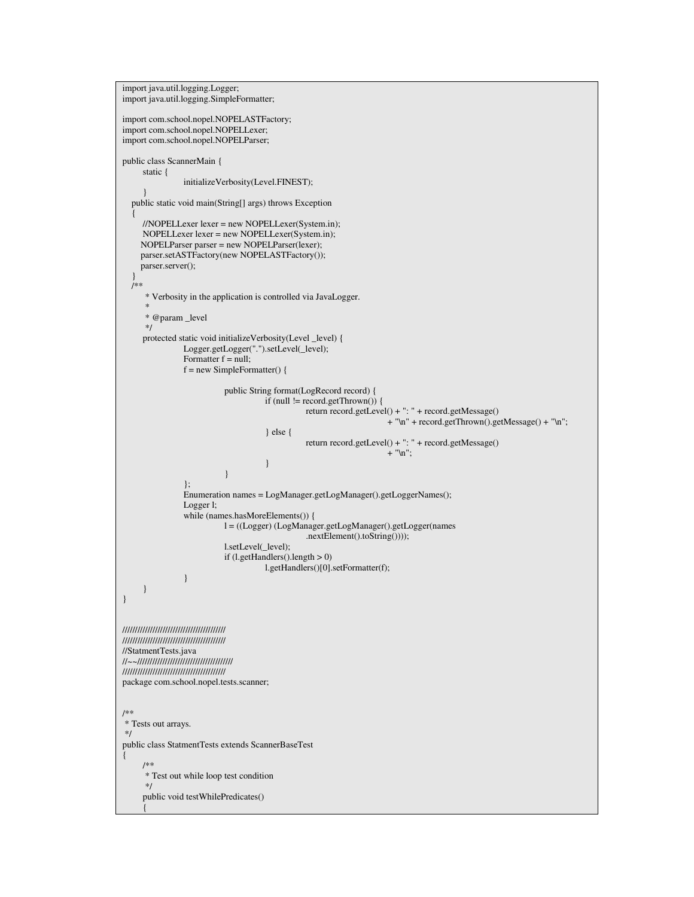```
import java.util.logging.Logger;
import java.util.logging.SimpleFormatter;

import com.school.nopel.NOPELASTFactory;
import com.school.nopel.NOPELLexer;
import com.school.nopel.NOPELParser;

public class ScannerMain {
        static {
                initializeVerbosity(Level.FINEST);
        }
    public static void main(String[] args) throws Exception
    {
        //NOPELLexer lexer = new NOPELLexer(System.in);
        NOPELLexer lexer = new NOPELLexer(System.in);
       NOPELParser parser = new NOPELParser(lexer);
       parser.setASTFactory(new NOPELASTFactory());
       parser.server();
    }
    /**
         * Verbosity in the application is controlled via JavaLogger.
         *
         * @param _level
         */
        protected static void initializeVerbosity(Level _level) {
                Logger.getLogger(".").setLevel(_level);
                Formatter f = null;
                f = new SimpleFormatter() {

                        public String format(LogRecord record) {
                                if (null != record.getThrown()) {
                                        return record.getLevel() + ": " + record.getMessage()
                                                        + "\n" + record.getThrown().getMessage() + "\n";
                                } else {
                                        return record.getLevel() + ": " + record.getMessage()
                                                        + "\n";
                                }
                        }
                };
                Enumeration names = LogManager.getLogManager().getLoggerNames();
                Logger l;
                while (names.hasMoreElements()) {
                        l = ((Logger) (LogManager.getLogManager().getLogger(names
                                        .nextElement().toString())));
                        l.setLevel(_level);
                        if (l.getHandlers().length > 0)
                                l.getHandlers()[0].setFormatter(f);
                }
        }
}


////////////////////////////////////////
////////////////////////////////////////
//StatmentTests.java
//~~////////////////////////////////////
////////////////////////////////////////
package com.school.nopel.tests.scanner;


/**
 * Tests out arrays.
 */
public class StatmentTests extends ScannerBaseTest
{
        /**
         * Test out while loop test condition
         */
        public void testWhilePredicates()
        {
```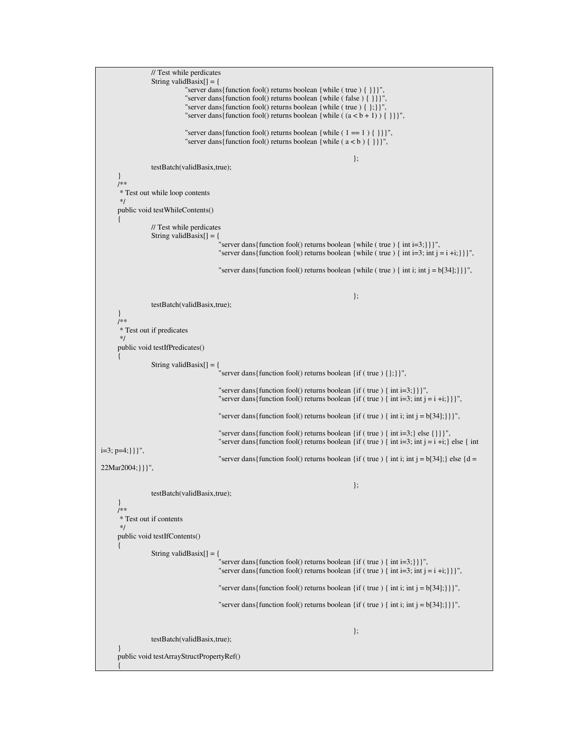```
			// Test while perdicates
			String validBasix[] = {
					"server dans{function fool() returns boolean {while ( true ) { }}}",
					"server dans{function fool() returns boolean {while ( false ) { }}}",
					"server dans{function fool() returns boolean {while ( true ) { };}}",
					"server dans{function fool() returns boolean {while ( (a < b + 1) ) { }}}",

					"server dans{function fool() returns boolean {while ( 1 == 1 ) { }}}",
					"server dans{function fool() returns boolean {while ( a < b ) { }}}",

										};
			testBatch(validBasix,true);
	}
	/**
	 * Test out while loop contents
	 */
	public void testWhileContents()
	{
			// Test while perdicates
			String validBasix[] = {
							"server dans{function fool() returns boolean {while ( true ) { int i=3;}}}",
							"server dans{function fool() returns boolean {while ( true ) { int i=3; int j = i +i;}}}",

							"server dans{function fool() returns boolean {while ( true ) { int i; int j = b[34];}}}",


										};
			testBatch(validBasix,true);
	}
	/**
	 * Test out if predicates
	 */
	public void testIfPredicates()
	{
			String validBasix[] = {
							"server dans{function fool() returns boolean {if ( true ) {};}}",

							"server dans{function fool() returns boolean {if ( true ) { int i=3;}}}",
							"server dans{function fool() returns boolean {if ( true ) { int i=3; int j = i +i;}}}",

							"server dans{function fool() returns boolean {if ( true ) { int i; int j = b[34];}}}",

							"server dans{function fool() returns boolean {if ( true ) { int i=3;} else {}}}",
							"server dans{function fool() returns boolean {if ( true ) { int i=3; int j = i +i;} else { int
i=3; p=4;}}}",
							"server dans{function fool() returns boolean {if ( true ) { int i; int j = b[34];} else {d =
22Mar2004;}}}",

										};
			testBatch(validBasix,true);
	}
	/**
	 * Test out if contents
	 */
	public void testIfContents()
	{
			String validBasix[] = {
							"server dans{function fool() returns boolean {if ( true ) { int i=3;}}}",
							"server dans{function fool() returns boolean {if ( true ) { int i=3; int j = i +i;}}}",

							"server dans{function fool() returns boolean {if ( true ) { int i; int j = b[34];}}}",

							"server dans{function fool() returns boolean {if ( true ) { int i; int j = b[34];}}}",


										};
			testBatch(validBasix,true);
	}
	public void testArrayStructPropertyRef()
	{
```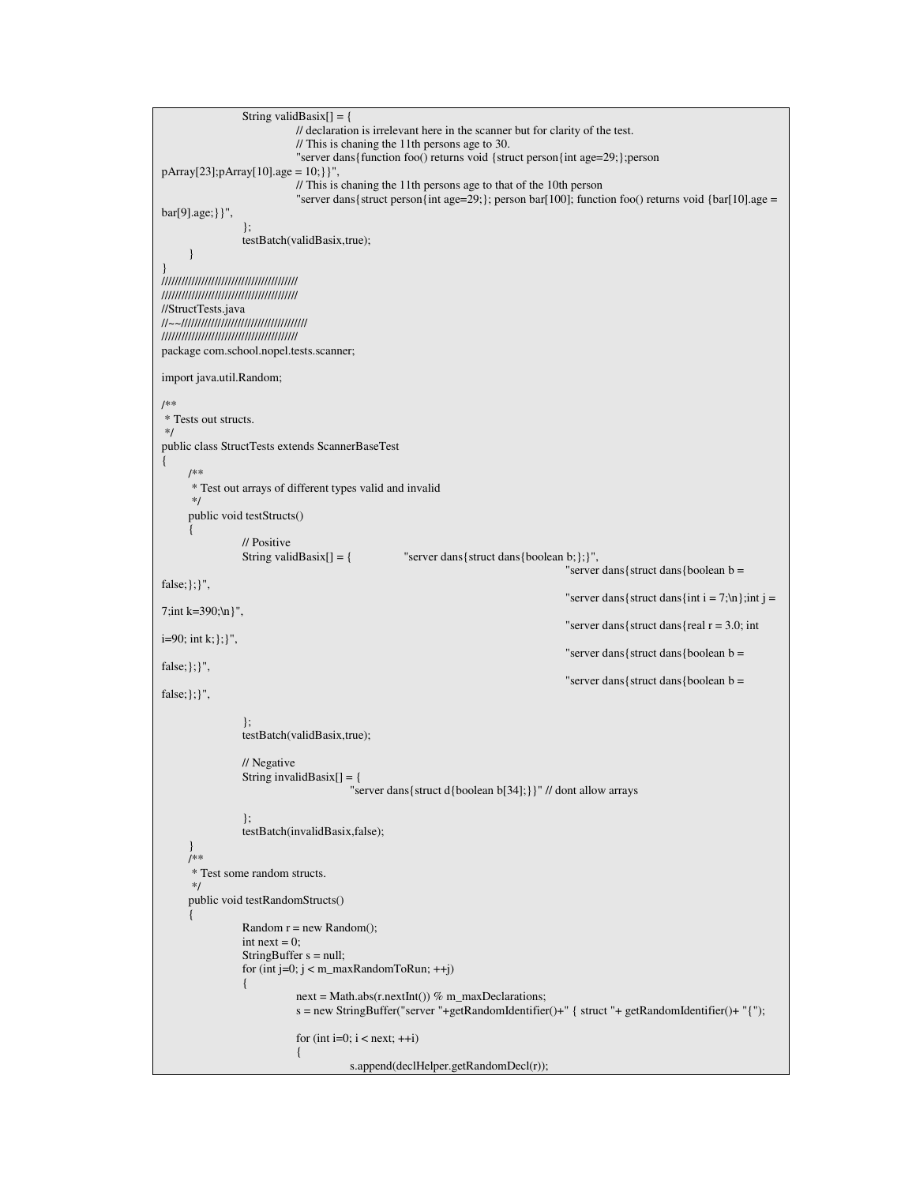```
			String validBasix[] = {
					// declaration is irrelevant here in the scanner but for clarity of the test.
					// This is chaning the 11th persons age to 30.
					"server dans{function foo() returns void {struct person{int age=29;};person
pArray[23];pArray[10].age = 10;}}",
					// This is chaning the 11th persons age to that of the 10th person
					"server dans{struct person{int age=29;}; person bar[100]; function foo() returns void {bar[10].age =
bar[9].age;}}",
			};
			testBatch(validBasix,true);
	}
}
////////////////////////////////////////
////////////////////////////////////////
//StructTests.java
//~~////////////////////////////////////
////////////////////////////////////////
package com.school.nopel.tests.scanner;

import java.util.Random;

/**
 * Tests out structs.
 */
public class StructTests extends ScannerBaseTest
{
	/**
	 * Test out arrays of different types valid and invalid
	 */
	public void testStructs()
	{
			// Positive
			String validBasix[] = {		"server dans{struct dans{boolean b;};}",
										"server dans{struct dans{boolean b =
false;};}",
										"server dans{struct dans{int i = 7;\n};int j =
7;int k=390;\n}",
										"server dans{struct dans{real r = 3.0; int
i=90; int k;};}",
										"server dans{struct dans{boolean b =
false;};}",
										"server dans{struct dans{boolean b =
false;};}",

			};
			testBatch(validBasix,true);

			// Negative
			String invalidBasix[] = {
						"server dans{struct d{boolean b[34];}}" // dont allow arrays

			};
			testBatch(invalidBasix,false);
	}
	/**
	 * Test some random structs.
	 */
	public void testRandomStructs()
	{
			Random r = new Random();
			int next = 0;
			StringBuffer s = null;
			for (int j=0; j < m_maxRandomToRun; ++j)
			{
					next = Math.abs(r.nextInt()) % m_maxDeclarations;
					s = new StringBuffer("server "+getRandomIdentifier()+" { struct "+ getRandomIdentifier()+ "{");

					for (int i=0; i < next; ++i)
					{
							s.append(declHelper.getRandomDecl(r));
```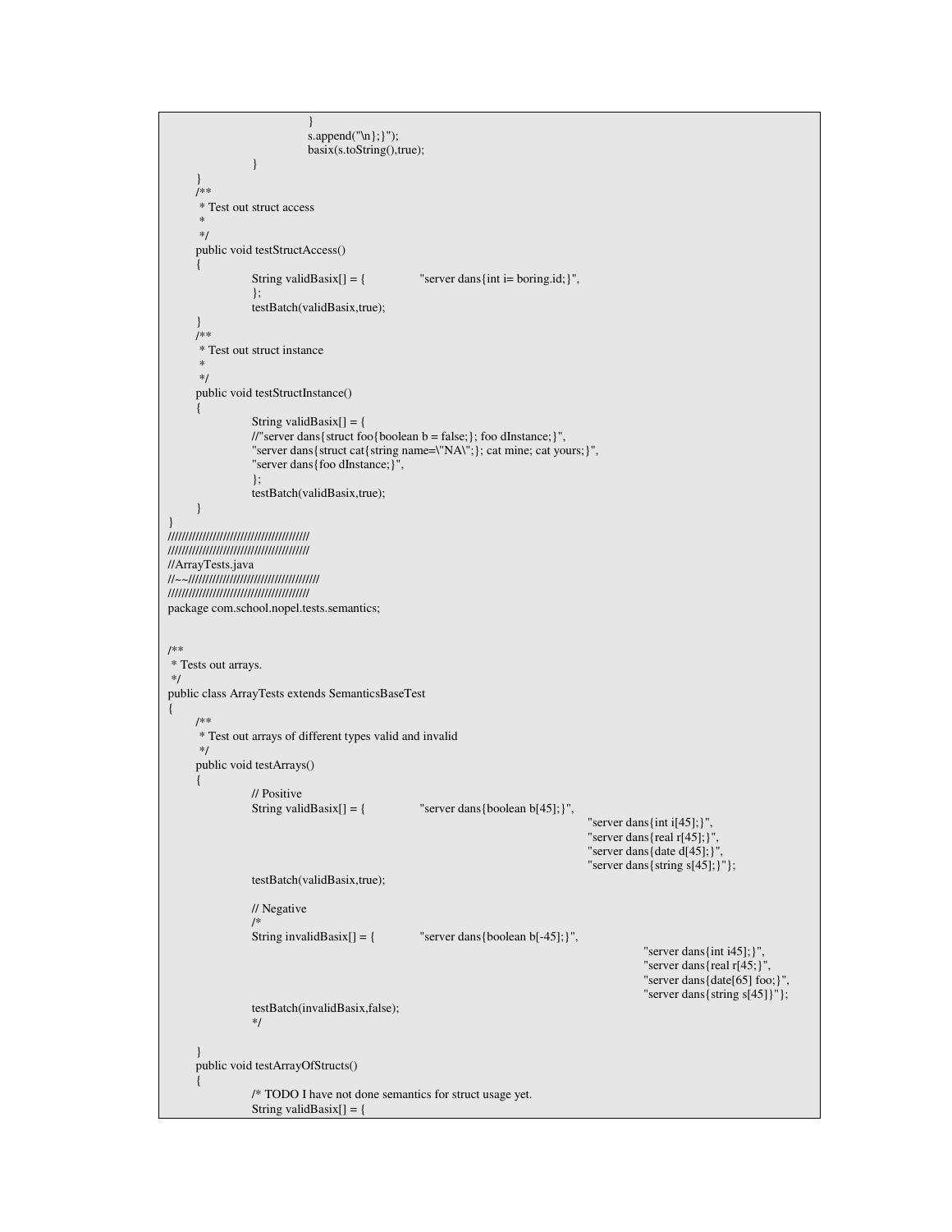```
                                        }
                                        s.append("\n};}");
                                        basix(s.toString(),true);
                        }
        }
        /**
         * Test out struct access
         *
         */
        public void testStructAccess()
        {
                        String validBasix[] = {             "server dans{int i= boring.id;}",
                        };
                        testBatch(validBasix,true);
        }
        /**
         * Test out struct instance
         *
         */
        public void testStructInstance()
        {
                        String validBasix[] = {
                        //"server dans{struct foo{boolean b = false;}; foo dInstance;}",
                        "server dans{struct cat{string name=\"NA\";}; cat mine; cat yours;}",
                        "server dans{foo dInstance;}",
                        };
                        testBatch(validBasix,true);
        }
}
////////////////////////////////////////
////////////////////////////////////////
//ArrayTests.java
//~~//////////////////////////////////////
////////////////////////////////////////
package com.school.nopel.tests.semantics;


/**
 * Tests out arrays.
 */
public class ArrayTests extends SemanticsBaseTest
{
        /**
         * Test out arrays of different types valid and invalid
         */
        public void testArrays()
        {
                        // Positive
                        String validBasix[] = {             "server dans{boolean b[45];}",
                                                            "server dans{int i[45];}",
                                                            "server dans{real r[45];}",
                                                            "server dans{date d[45];}",
                                                            "server dans{string s[45];}"};
                        testBatch(validBasix,true);

                        // Negative
                        /*
                        String invalidBasix[] = {           "server dans{boolean b[-45];}",
                                                                    "server dans{int i45];}",
                                                                    "server dans{real r[45;}",
                                                                    "server dans{date[65] foo;}",
                                                                    "server dans{string s[45]}"};
                        testBatch(invalidBasix,false);
                        */

        }
        public void testArrayOfStructs()
        {
                        /* TODO I have not done semantics for struct usage yet.
                        String validBasix[] = {
```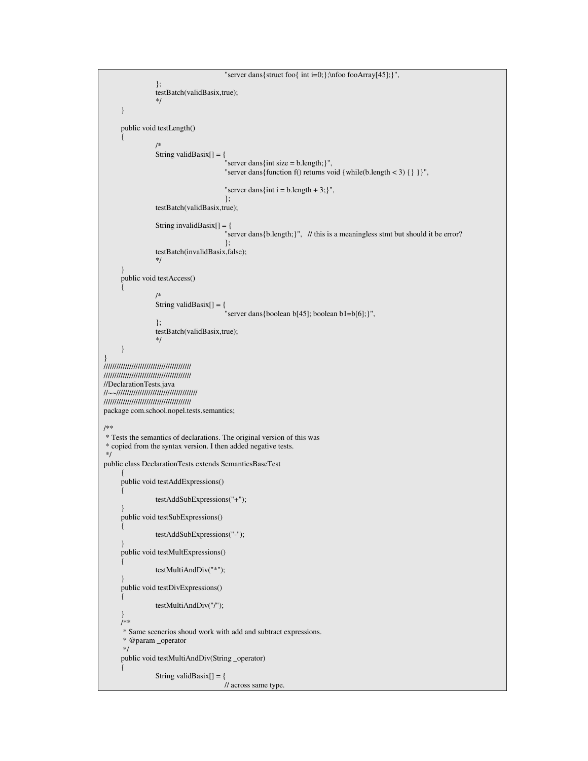```
                                        "server dans{struct foo{ int i=0;};\nfoo fooArray[45];}",
                        };
                        testBatch(validBasix,true);
                        */
        }

        public void testLength()
        {
                        /*
                        String validBasix[] = {
                                        "server dans{int size = b.length;}",
                                        "server dans{function f() returns void {while(b.length < 3) {} }}",

                                        "server dans{int i = b.length + 3;}",
                                        };
                        testBatch(validBasix,true);

                        String invalidBasix[] = {
                                        "server dans{b.length;}",   // this is a meaningless stmt but should it be error?
                                        };
                        testBatch(invalidBasix,false);
                        */
        }
        public void testAccess()
        {
                        /*
                        String validBasix[] = {
                                        "server dans{boolean b[45]; boolean b1=b[6];}",
                        };
                        testBatch(validBasix,true);
                        */
        }
}
//////////////////////////////////////////
//////////////////////////////////////////
//DeclarationTests.java
//~~////////////////////////////////////////
//////////////////////////////////////////
package com.school.nopel.tests.semantics;

/**
 * Tests the semantics of declarations. The original version of this was
 * copied from the syntax version. I then added negative tests.
 */
public class DeclarationTests extends SemanticsBaseTest
        {
        public void testAddExpressions()
        {
                        testAddSubExpressions("+");
        }
        public void testSubExpressions()
        {
                        testAddSubExpressions("-");
        }
        public void testMultExpressions()
        {
                        testMultiAndDiv("*");
        }
        public void testDivExpressions()
        {
                        testMultiAndDiv("/");
        }
        /**
         * Same scenerios shoud work with add and subtract expressions.
         * @param _operator
         */
        public void testMultiAndDiv(String _operator)
        {
                        String validBasix[] = {
                                        // across same type.
```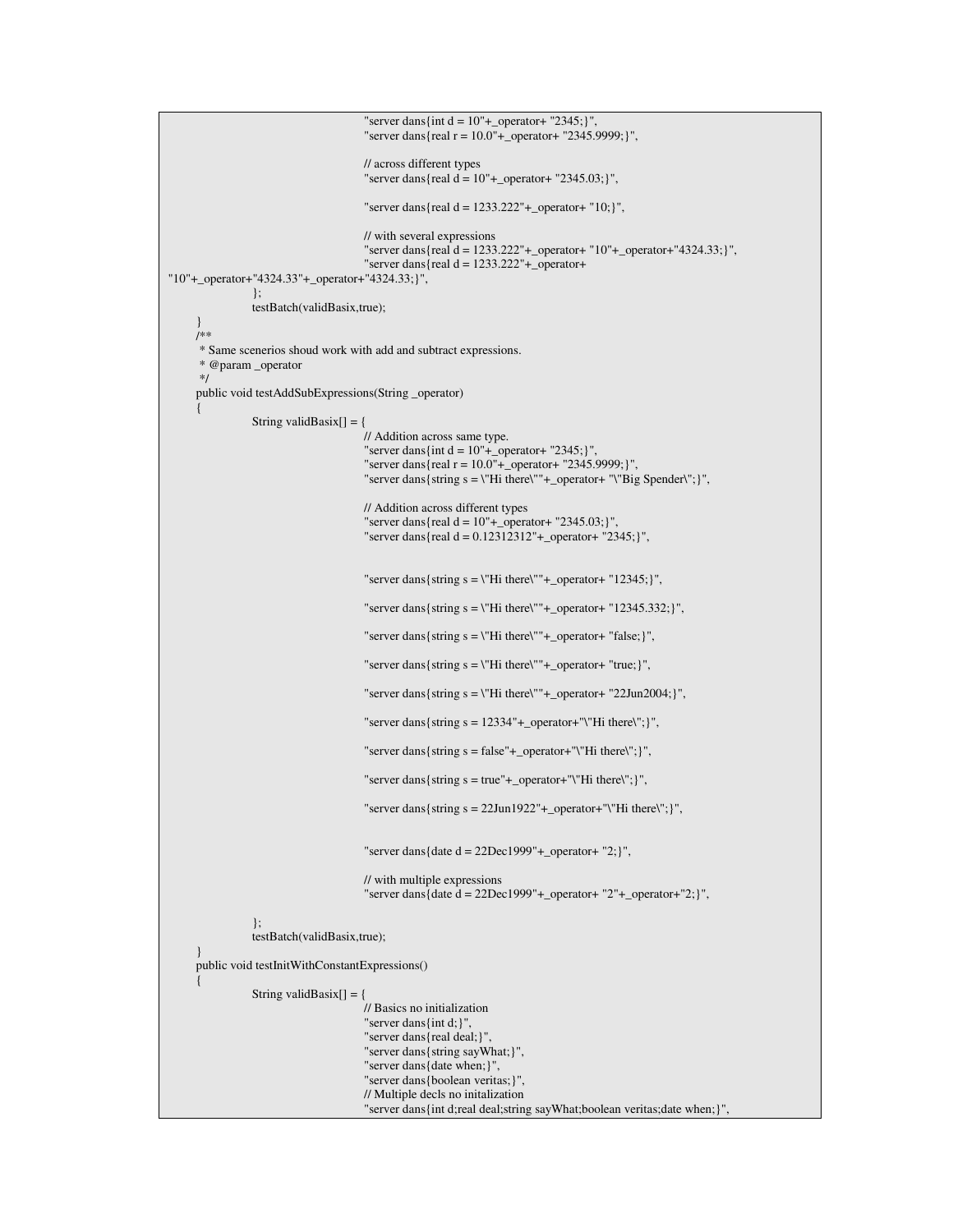```
					"server dans{int d = 10"+_operator+ "2345;}",
					"server dans{real r = 10.0"+_operator+ "2345.9999;}",

					// across different types
					"server dans{real d = 10"+_operator+ "2345.03;}",

					"server dans{real d = 1233.222"+_operator+ "10;}",

					// with several expressions
					"server dans{real d = 1233.222"+_operator+ "10"+_operator+"4324.33;}",
					"server dans{real d = 1233.222"+_operator+
"10"+_operator+"4324.33"+_operator+"4324.33;}",
			};
			testBatch(validBasix,true);
	}
	/**
	 * Same scenerios shoud work with add and subtract expressions.
	 * @param _operator
	 */
	public void testAddSubExpressions(String _operator)
	{
			String validBasix[] = {
					// Addition across same type.
					"server dans{int d = 10"+_operator+ "2345;}",
					"server dans{real r = 10.0"+_operator+ "2345.9999;}",
					"server dans{string s = \"Hi there\""+_operator+ "\"Big Spender\";}",

					// Addition across different types
					"server dans{real d = 10"+_operator+ "2345.03;}",
					"server dans{real d = 0.12312312"+_operator+ "2345;}",


					"server dans{string s = \"Hi there\""+_operator+ "12345;}",

					"server dans{string s = \"Hi there\""+_operator+ "12345.332;}",

					"server dans{string s = \"Hi there\""+_operator+ "false;}",

					"server dans{string s = \"Hi there\""+_operator+ "true;}",

					"server dans{string s = \"Hi there\""+_operator+ "22Jun2004;}",

					"server dans{string s = 12334"+_operator+"\"Hi there\";}",

					"server dans{string s = false"+_operator+"\"Hi there\";}",

					"server dans{string s = true"+_operator+"\"Hi there\";}",

					"server dans{string s = 22Jun1922"+_operator+"\"Hi there\";}",


					"server dans{date d = 22Dec1999"+_operator+ "2;}",

					// with multiple expressions
					"server dans{date d = 22Dec1999"+_operator+ "2"+_operator+"2;}",

			};
			testBatch(validBasix,true);
	}
	public void testInitWithConstantExpressions()
	{
			String validBasix[] = {
					// Basics no initialization
					"server dans{int d;}",
					"server dans{real deal;}",
					"server dans{string sayWhat;}",
					"server dans{date when;}",
					"server dans{boolean veritas;}",
					// Multiple decls no initalization
					"server dans{int d;real deal;string sayWhat;boolean veritas;date when;}",
```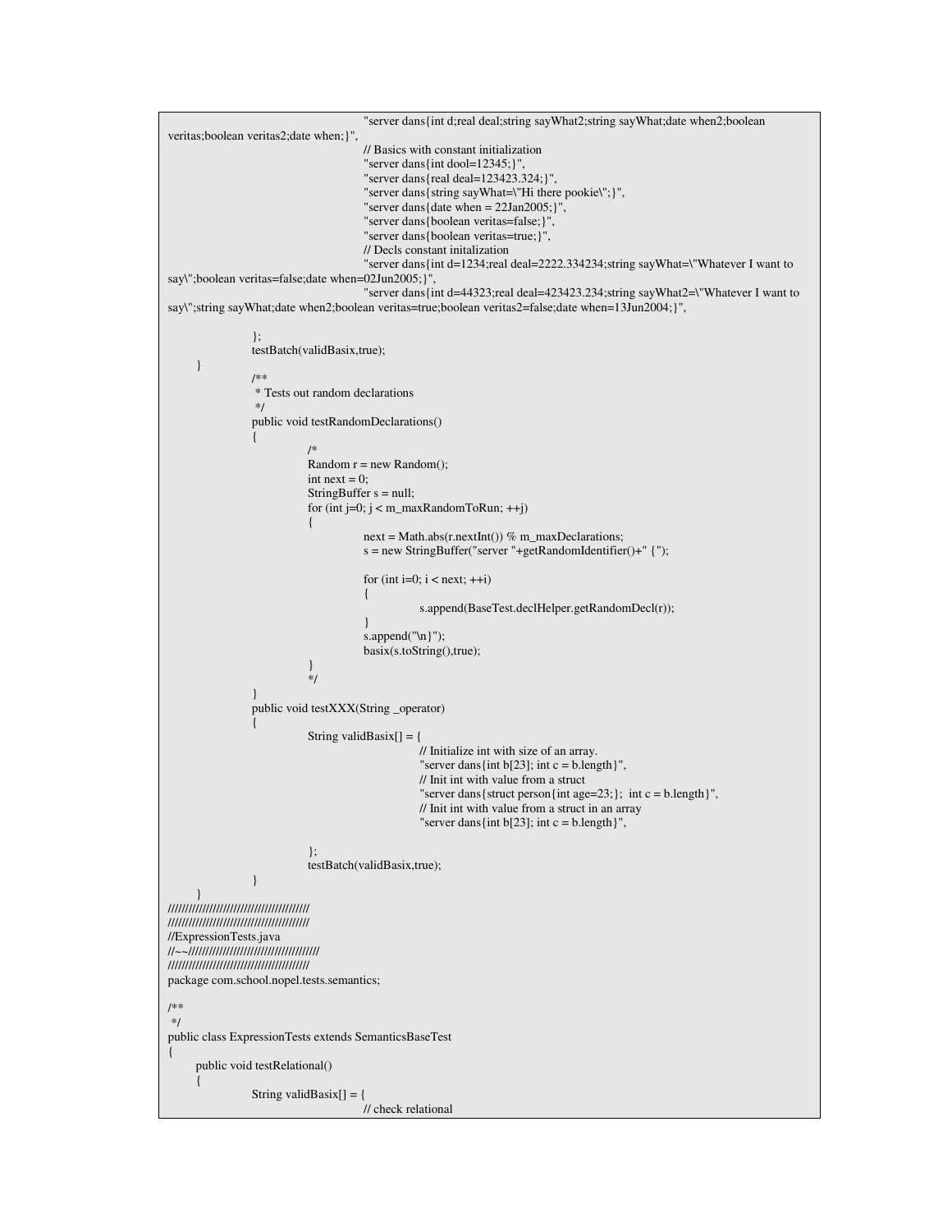```
                                        "server dans{int d;real deal;string sayWhat2;string sayWhat;date when2;boolean
veritas;boolean veritas2;date when;}",
                                        // Basics with constant initialization
                                        "server dans{int dool=12345;}",
                                        "server dans{real deal=123423.324;}",
                                        "server dans{string sayWhat=\"Hi there pookie\";}",
                                        "server dans{date when = 22Jan2005;}",
                                        "server dans{boolean veritas=false;}",
                                        "server dans{boolean veritas=true;}",
                                        // Decls constant initalization
                                        "server dans{int d=1234;real deal=2222.334234;string sayWhat=\"Whatever I want to
say\";boolean veritas=false;date when=02Jun2005;}",
                                        "server dans{int d=44323;real deal=423423.234;string sayWhat2=\"Whatever I want to
say\";string sayWhat;date when2;boolean veritas=true;boolean veritas2=false;date when=13Jun2004;}",

                    };
                    testBatch(validBasix,true);
        }
                    /**
                     * Tests out random declarations
                     */
                    public void testRandomDeclarations()
                    {
                              /*
                              Random r = new Random();
                              int next = 0;
                              StringBuffer s = null;
                              for (int j=0; j < m_maxRandomToRun; ++j)
                              {
                                        next = Math.abs(r.nextInt()) % m_maxDeclarations;
                                        s = new StringBuffer("server "+getRandomIdentifier()+" {");

                                        for (int i=0; i < next; ++i)
                                        {
                                                  s.append(BaseTest.declHelper.getRandomDecl(r));
                                        }
                                        s.append("\n}");
                                        basix(s.toString(),true);
                              }
                              */
                    }
                    public void testXXX(String _operator)
                    {
                              String validBasix[] = {
                                                  // Initialize int with size of an array.
                                                  "server dans{int b[23]; int c = b.length}",
                                                  // Init int with value from a struct
                                                  "server dans{struct person{int age=23;};  int c = b.length}",
                                                  // Init int with value from a struct in an array
                                                  "server dans{int b[23]; int c = b.length}",

                              };
                              testBatch(validBasix,true);
                    }
        }
//////////////////////////////////////////
//////////////////////////////////////////
//ExpressionTests.java
//~~//////////////////////////////////////
//////////////////////////////////////////
package com.school.nopel.tests.semantics;

/**
 */
public class ExpressionTests extends SemanticsBaseTest
{
        public void testRelational()
        {
                    String validBasix[] = {
                                        // check relational
```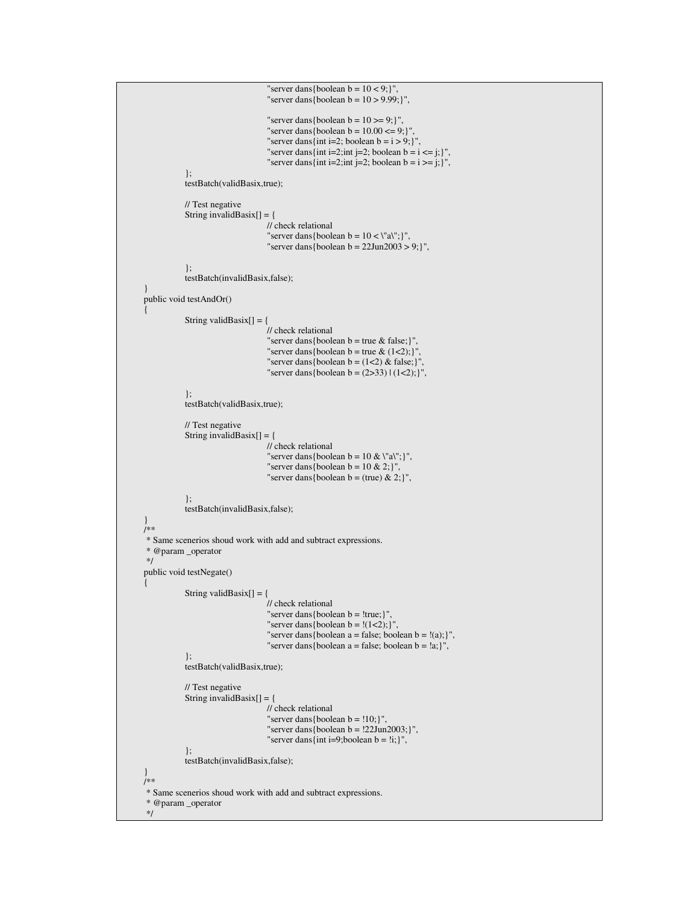```
                                        "server dans{boolean b = 10 < 9;}",
                                        "server dans{boolean b = 10 > 9.99;}",

                                        "server dans{boolean b = 10 >= 9;}",
                                        "server dans{boolean b = 10.00 <= 9;}",
                                        "server dans{int i=2; boolean b = i > 9;}",
                                        "server dans{int i=2;int j=2; boolean b = i <= j;}",
                                        "server dans{int i=2;int j=2; boolean b = i >= j;}",
                };
                testBatch(validBasix,true);

                // Test negative
                String invalidBasix[] = {
                                        // check relational
                                        "server dans{boolean b = 10 < \"a\";}",
                                        "server dans{boolean b = 22Jun2003 > 9;}",

                };
                testBatch(invalidBasix,false);
        }
        public void testAndOr()
        {
                String validBasix[] = {
                                        // check relational
                                        "server dans{boolean b = true & false;}",
                                        "server dans{boolean b = true & (1<2);}",
                                        "server dans{boolean b = (1<2) & false;}",
                                        "server dans{boolean b = (2>33) | (1<2);}",

                };
                testBatch(validBasix,true);

                // Test negative
                String invalidBasix[] = {
                                        // check relational
                                        "server dans{boolean b = 10 & \"a\";}",
                                        "server dans{boolean b = 10 & 2;}",
                                        "server dans{boolean b = (true) & 2;}",

                };
                testBatch(invalidBasix,false);
        }
        /**
         * Same scenerios shoud work with add and subtract expressions.
         * @param _operator
         */
        public void testNegate()
        {
                String validBasix[] = {
                                        // check relational
                                        "server dans{boolean b = !true;}",
                                        "server dans{boolean b = !(1<2);}",
                                        "server dans{boolean a = false; boolean b = !(a);}",
                                        "server dans{boolean a = false; boolean b = !a;}",
                };
                testBatch(validBasix,true);

                // Test negative
                String invalidBasix[] = {
                                        // check relational
                                        "server dans{boolean b = !10;}",
                                        "server dans{boolean b = !22Jun2003;}",
                                        "server dans{int i=9;boolean b = !i;}",
                };
                testBatch(invalidBasix,false);
        }
        /**
         * Same scenerios shoud work with add and subtract expressions.
         * @param _operator
         */
```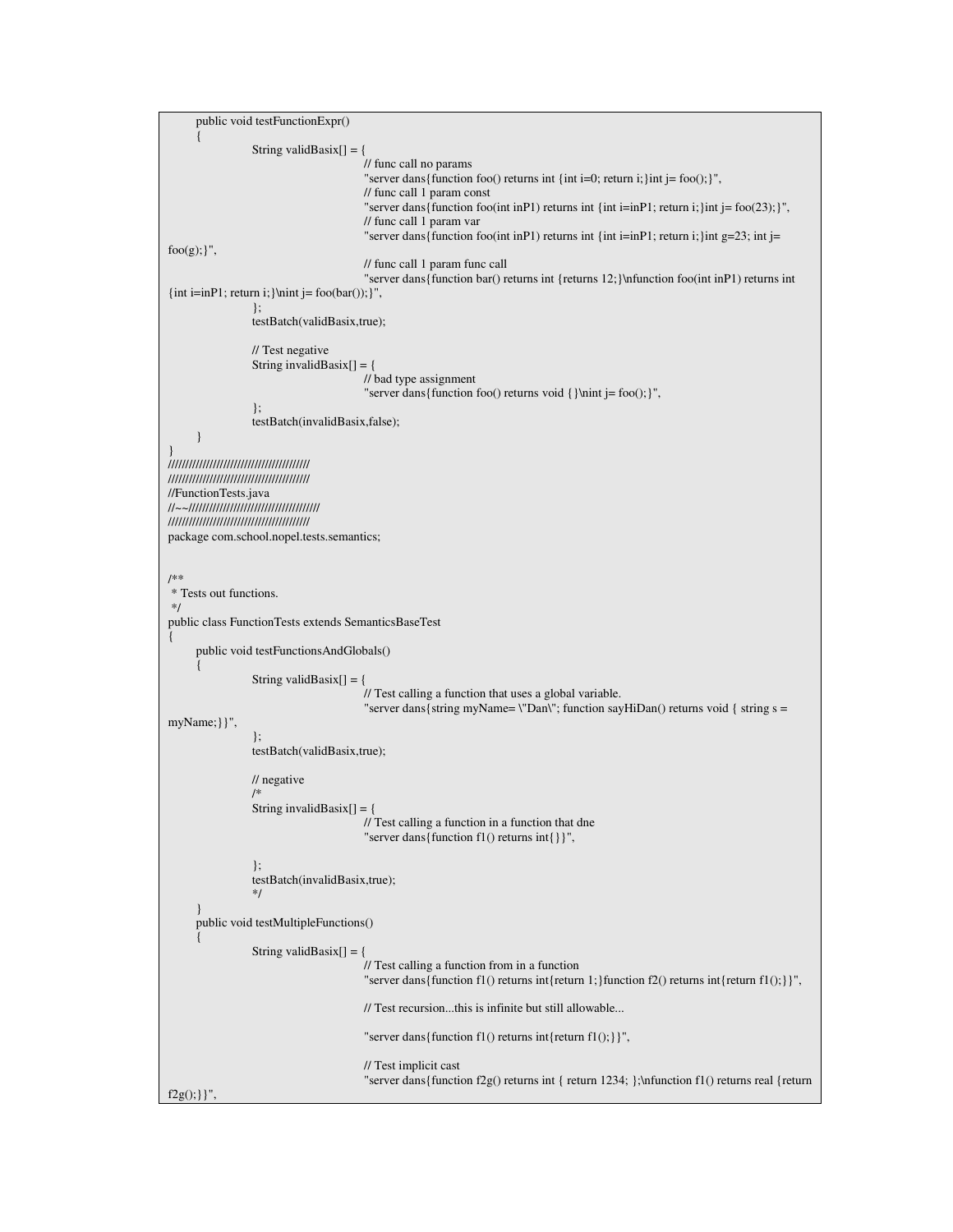```
	public void testFunctionExpr()
	{
			String validBasix[] = {
						// func call no params
						"server dans{function foo() returns int {int i=0; return i;}int j= foo();}",
						// func call 1 param const
						"server dans{function foo(int inP1) returns int {int i=inP1; return i;}int j= foo(23);}",
						// func call 1 param var
						"server dans{function foo(int inP1) returns int {int i=inP1; return i;}int g=23; int j=
foo(g);}",
						// func call 1 param func call
						"server dans{function bar() returns int {returns 12;}\nfunction foo(int inP1) returns int
{int i=inP1; return i;}\nint j= foo(bar());}",
			};
			testBatch(validBasix,true);

			// Test negative
			String invalidBasix[] = {
						// bad type assignment
						"server dans{function foo() returns void {}\nint j= foo();}",
			};
			testBatch(invalidBasix,false);
	}
}
/////////////////////////////////////////
/////////////////////////////////////////
//FunctionTests.java
//~~//////////////////////////////////////
/////////////////////////////////////////
package com.school.nopel.tests.semantics;


/**
 * Tests out functions.
 */
public class FunctionTests extends SemanticsBaseTest
{
	public void testFunctionsAndGlobals()
	{
			String validBasix[] = {
						// Test calling a function that uses a global variable.
						"server dans{string myName= \"Dan\"; function sayHiDan() returns void { string s =
myName;}}",
			};
			testBatch(validBasix,true);

			// negative
			/*
			String invalidBasix[] = {
						// Test calling a function in a function that dne
						"server dans{function f1() returns int{}}",

			};
			testBatch(invalidBasix,true);
			*/
	}
	public void testMultipleFunctions()
	{
			String validBasix[] = {
						// Test calling a function from in a function
						"server dans{function f1() returns int{return 1;}function f2() returns int{return f1();}}",

						// Test recursion...this is infinite but still allowable...

						"server dans{function f1() returns int{return f1();}}",

						// Test implicit cast
						"server dans{function f2g() returns int { return 1234; };\nfunction f1() returns real {return
f2g();}}",
```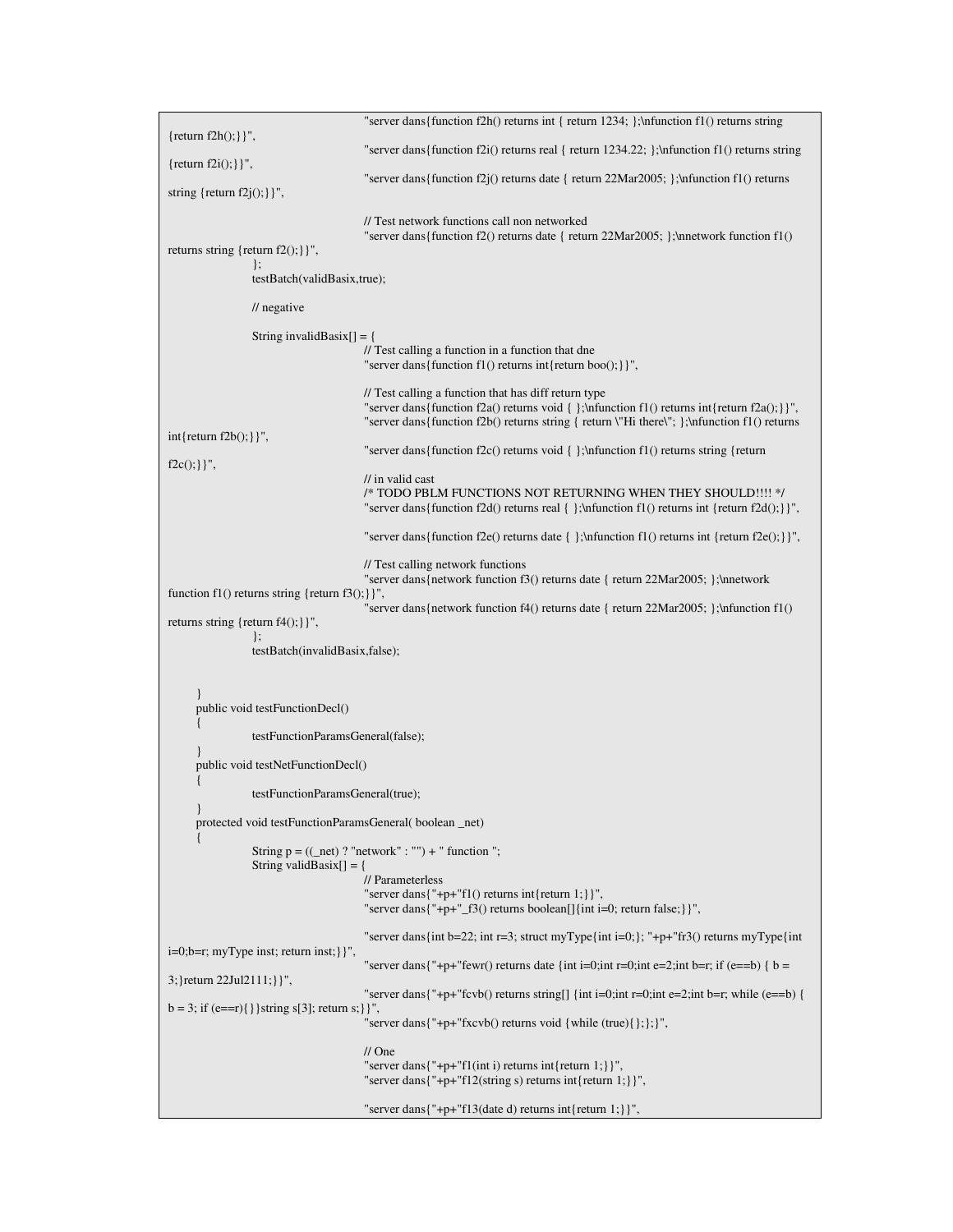```
                                        "server dans{function f2h() returns int { return 1234; };\nfunction f1() returns string
{return f2h();}}",
                                        "server dans{function f2i() returns real { return 1234.22; };\nfunction f1() returns string
{return f2i();}}",
                                        "server dans{function f2j() returns date { return 22Mar2005; };\nfunction f1() returns
string {return f2j();}}",

                                        // Test network functions call non networked
                                        "server dans{function f2() returns date { return 22Mar2005; };\nnetwork function f1()
returns string {return f2();}}",
                        };
                        testBatch(validBasix,true);

                        // negative

                        String invalidBasix[] = {
                                        // Test calling a function in a function that dne
                                        "server dans{function f1() returns int{return boo();}}",

                                        // Test calling a function that has diff return type
                                        "server dans{function f2a() returns void { };\nfunction f1() returns int{return f2a();}}",
                                        "server dans{function f2b() returns string { return \"Hi there\"; };\nfunction f1() returns
int{return f2b();}}",
                                        "server dans{function f2c() returns void { };\nfunction f1() returns string {return
f2c();}}",
                                        // in valid cast
                                        /* TODO PBLM FUNCTIONS NOT RETURNING WHEN THEY SHOULD!!!! */
                                        "server dans{function f2d() returns real { };\nfunction f1() returns int {return f2d();}}",

                                        "server dans{function f2e() returns date { };\nfunction f1() returns int {return f2e();}}",

                                        // Test calling network functions
                                        "server dans{network function f3() returns date { return 22Mar2005; };\nnetwork
function f1() returns string {return f3();}}",
                                        "server dans{network function f4() returns date { return 22Mar2005; };\nfunction f1()
returns string {return f4();}}",
                        };
                        testBatch(invalidBasix,false);


        }
        public void testFunctionDecl()
        {
                        testFunctionParamsGeneral(false);
        }
        public void testNetFunctionDecl()
        {
                        testFunctionParamsGeneral(true);
        }
        protected void testFunctionParamsGeneral( boolean _net)
        {
                        String p = ((_net) ? "network" : "") + " function ";
                        String validBasix[] = {
                                        // Parameterless
                                        "server dans{"+p+"f1() returns int{return 1;}}",
                                        "server dans{"+p+"_f3() returns boolean[]{int i=0; return false;}}",

                                        "server dans{int b=22; int r=3; struct myType{int i=0;}; "+p+"fr3() returns myType{int
i=0;b=r; myType inst; return inst;}}",
                                        "server dans{"+p+"fewr() returns date {int i=0;int r=0;int e=2;int b=r; if (e==b) { b =
3;}return 22Jul2111;}}",
                                        "server dans{"+p+"fcvb() returns string[] {int i=0;int r=0;int e=2;int b=r; while (e==b) {
b = 3; if (e==r){}}string s[3]; return s;}}",
                                        "server dans{"+p+"fxcvb() returns void {while (true){};};}",

                                        // One
                                        "server dans{"+p+"f1(int i) returns int{return 1;}}",
                                        "server dans{"+p+"f12(string s) returns int{return 1;}}",

                                        "server dans{"+p+"f13(date d) returns int{return 1;}}",
```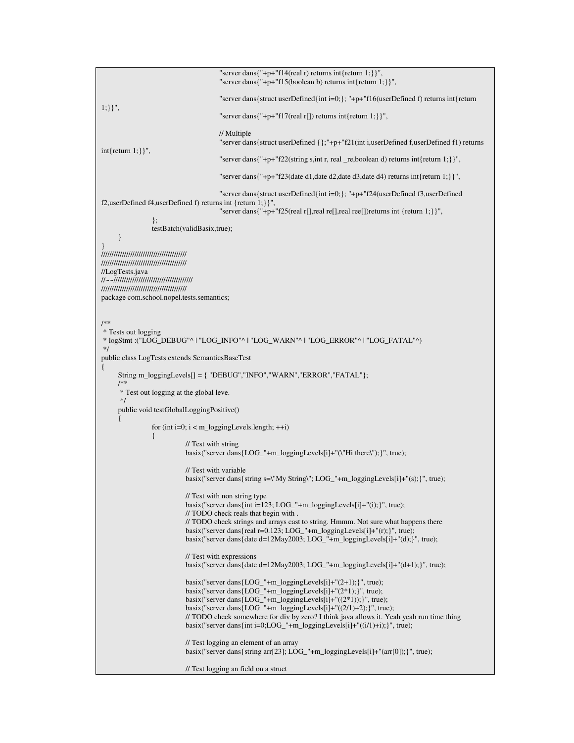```
                                        "server dans{"+p+"f14(real r) returns int{return 1;}}",
                                        "server dans{"+p+"f15(boolean b) returns int{return 1;}}",

                                        "server dans{struct userDefined{int i=0;}; "+p+"f16(userDefined f) returns int{return
1;}}",
                                        "server dans{"+p+"f17(real r[]) returns int{return 1;}}",

                                        // Multiple
                                        "server dans{struct userDefined {};"+p+"f21(int i,userDefined f,userDefined f1) returns
int{return 1;}}",
                                        "server dans{"+p+"f22(string s,int r, real _re,boolean d) returns int{return 1;}}",

                                        "server dans{"+p+"f23(date d1,date d2,date d3,date d4) returns int{return 1;}}",

                                        "server dans{struct userDefined{int i=0;}; "+p+"f24(userDefined f3,userDefined
f2,userDefined f4,userDefined f) returns int {return 1;}}",
                                        "server dans{"+p+"f25(real r[],real re[],real ree[])returns int {return 1;}}",
                        };
                        testBatch(validBasix,true);
        }
}
////////////////////////////////////////
////////////////////////////////////////
//LogTests.java
//~~/////////////////////////////////////
////////////////////////////////////////
package com.school.nopel.tests.semantics;


/**
 * Tests out logging
 * logStmt :("LOG_DEBUG"^ | "LOG_INFO"^ | "LOG_WARN"^ | "LOG_ERROR"^ | "LOG_FATAL"^)
 */
public class LogTests extends SemanticsBaseTest
{
        String m_loggingLevels[] = { "DEBUG","INFO","WARN","ERROR","FATAL"};
        /**
         * Test out logging at the global leve.
         */
        public void testGlobalLoggingPositive()
        {
                for (int i=0; i < m_loggingLevels.length; ++i)
                {
                        // Test with string
                        basix("server dans{LOG_"+m_loggingLevels[i]+"(\"Hi there\");}", true);

                        // Test with variable
                        basix("server dans{string s=\"My String\"; LOG_"+m_loggingLevels[i]+"(s);}", true);

                        // Test with non string type
                        basix("server dans{int i=123; LOG_"+m_loggingLevels[i]+"(i);}", true);
                        // TODO check reals that begin with .
                        // TODO check strings and arrays cast to string. Hmmm. Not sure what happens there
                        basix("server dans{real r=0.123; LOG_"+m_loggingLevels[i]+"(r);}", true);
                        basix("server dans{date d=12May2003; LOG_"+m_loggingLevels[i]+"(d);}", true);

                        // Test with expressions
                        basix("server dans{date d=12May2003; LOG_"+m_loggingLevels[i]+"(d+1);}", true);

                        basix("server dans{LOG_"+m_loggingLevels[i]+"(2+1);}", true);
                        basix("server dans{LOG_"+m_loggingLevels[i]+"(2*1);}", true);
                        basix("server dans{LOG_"+m_loggingLevels[i]+"((2*1));}", true);
                        basix("server dans{LOG_"+m_loggingLevels[i]+"((2/1)+2);}", true);
                        // TODO check somewhere for div by zero? I think java allows it. Yeah yeah run time thing
                        basix("server dans{int i=0;LOG_"+m_loggingLevels[i]+"((i/1)+i);}", true);

                        // Test logging an element of an array
                        basix("server dans{string arr[23]; LOG_"+m_loggingLevels[i]+"(arr[0]);}", true);

                        // Test logging an field on a struct
```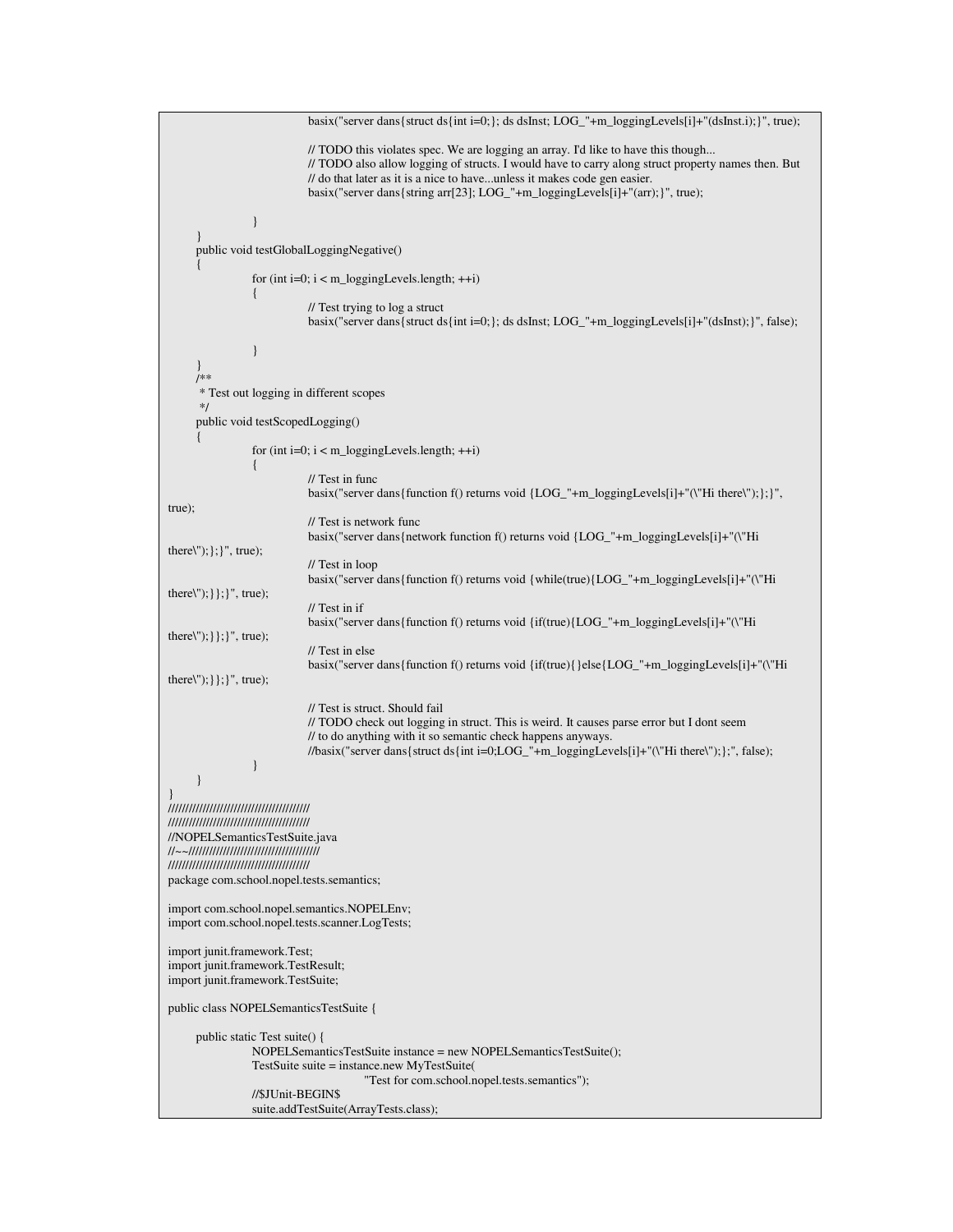```
				basix("server dans{struct ds{int i=0;}; ds dsInst; LOG_"+m_loggingLevels[i]+"(dsInst.i);}", true);

				// TODO this violates spec. We are logging an array. I'd like to have this though...
				// TODO also allow logging of structs. I would have to carry along struct property names then. But
				// do that later as it is a nice to have...unless it makes code gen easier.
				basix("server dans{string arr[23]; LOG_"+m_loggingLevels[i]+"(arr);}", true);

			}
	}
	public void testGlobalLoggingNegative()
	{
			for (int i=0; i < m_loggingLevels.length; ++i)
			{
				// Test trying to log a struct
				basix("server dans{struct ds{int i=0;}; ds dsInst; LOG_"+m_loggingLevels[i]+"(dsInst);}", false);

			}
	}
	/**
	 * Test out logging in different scopes
	 */
	public void testScopedLogging()
	{
			for (int i=0; i < m_loggingLevels.length; ++i)
			{
				// Test in func
				basix("server dans{function f() returns void {LOG_"+m_loggingLevels[i]+"(\"Hi there\");};}",
true);
				// Test is network func
				basix("server dans{network function f() returns void {LOG_"+m_loggingLevels[i]+"(\"Hi
there\");};}", true);
				// Test in loop
				basix("server dans{function f() returns void {while(true){LOG_"+m_loggingLevels[i]+"(\"Hi
there\");}};}", true);
				// Test in if
				basix("server dans{function f() returns void {if(true){LOG_"+m_loggingLevels[i]+"(\"Hi
there\");}};}", true);
				// Test in else
				basix("server dans{function f() returns void {if(true){}else{LOG_"+m_loggingLevels[i]+"(\"Hi
there\");}};}", true);

				// Test is struct. Should fail
				// TODO check out logging in struct. This is weird. It causes parse error but I dont seem
				// to do anything with it so semantic check happens anyways.
				//basix("server dans{struct ds{int i=0;LOG_"+m_loggingLevels[i]+"(\"Hi there\");};;", false);
			}
	}
}
////////////////////////////////////////
////////////////////////////////////////
//NOPELSemanticsTestSuite.java
//~~////////////////////////////////////
////////////////////////////////////////
package com.school.nopel.tests.semantics;

import com.school.nopel.semantics.NOPELEnv;
import com.school.nopel.tests.scanner.LogTests;

import junit.framework.Test;
import junit.framework.TestResult;
import junit.framework.TestSuite;

public class NOPELSemanticsTestSuite {

	public static Test suite() {
			NOPELSemanticsTestSuite instance = new NOPELSemanticsTestSuite();
			TestSuite suite = instance.new MyTestSuite(
						"Test for com.school.nopel.tests.semantics");
			//$JUnit-BEGIN$
			suite.addTestSuite(ArrayTests.class);
```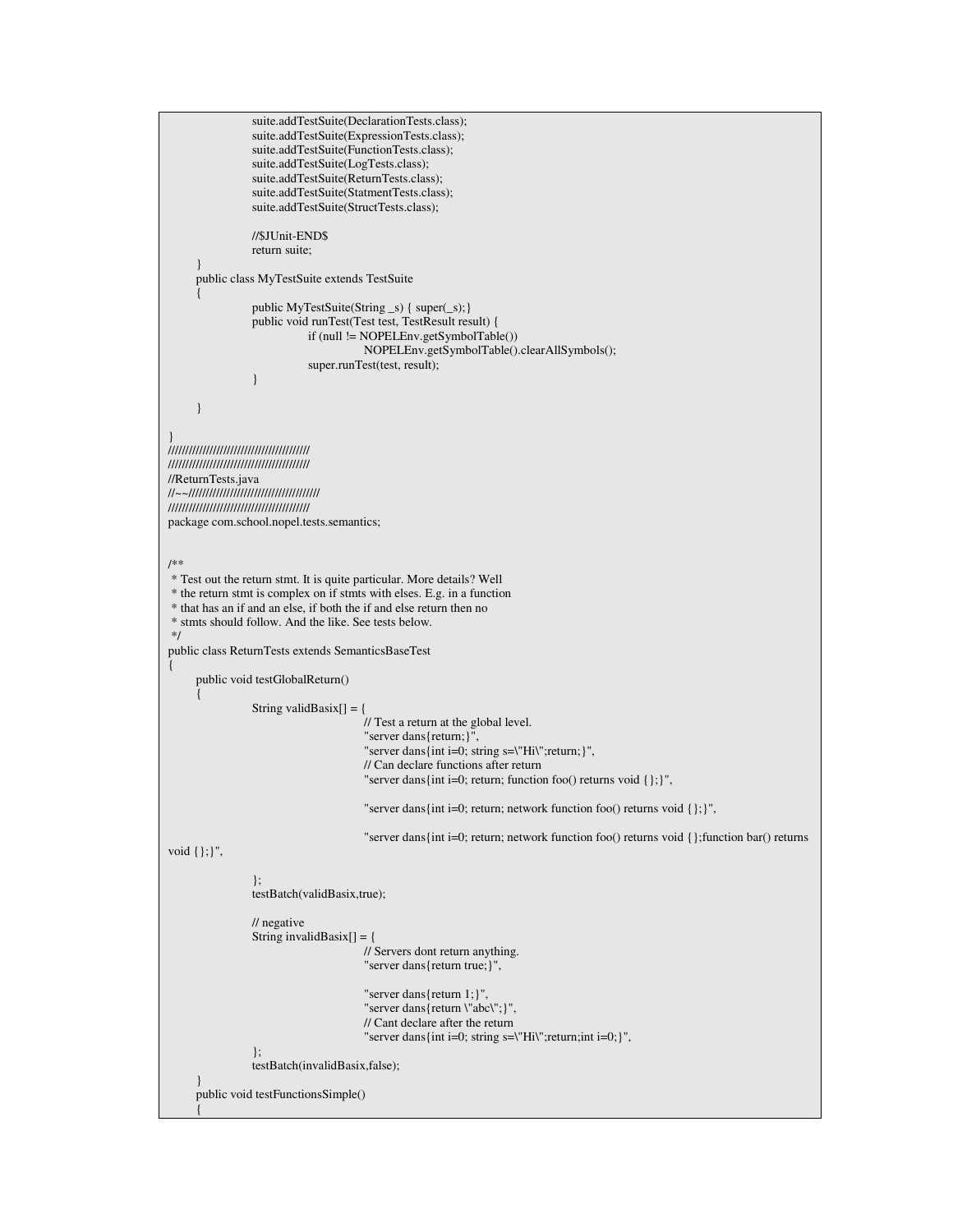```
                suite.addTestSuite(DeclarationTests.class);
                suite.addTestSuite(ExpressionTests.class);
                suite.addTestSuite(FunctionTests.class);
                suite.addTestSuite(LogTests.class);
                suite.addTestSuite(ReturnTests.class);
                suite.addTestSuite(StatmentTests.class);
                suite.addTestSuite(StructTests.class);

                //$JUnit-END$
                return suite;
        }
        public class MyTestSuite extends TestSuite
        {
                public MyTestSuite(String _s) { super(_s);}
                public void runTest(Test test, TestResult result) {
                        if (null != NOPELEnv.getSymbolTable())
                                NOPELEnv.getSymbolTable().clearAllSymbols();
                        super.runTest(test, result);
                }

        }

}
////////////////////////////////////////
////////////////////////////////////////
//ReturnTests.java
//~~////////////////////////////////////
////////////////////////////////////////
package com.school.nopel.tests.semantics;


/**
 * Test out the return stmt. It is quite particular. More details? Well
 * the return stmt is complex on if stmts with elses. E.g. in a function
 * that has an if and an else, if both the if and else return then no
 * stmts should follow. And the like. See tests below.
 */
public class ReturnTests extends SemanticsBaseTest
{
        public void testGlobalReturn()
        {
                String validBasix[] = {
                                // Test a return at the global level.
                                "server dans{return;}",
                                "server dans{int i=0; string s=\"Hi\";return;}",
                                // Can declare functions after return
                                "server dans{int i=0; return; function foo() returns void {};}",

                                "server dans{int i=0; return; network function foo() returns void {};}",

                                "server dans{int i=0; return; network function foo() returns void {};function bar() returns
void {};}",

                };
                testBatch(validBasix,true);

                // negative
                String invalidBasix[] = {
                                // Servers dont return anything.
                                "server dans{return true;}",

                                "server dans{return 1;}",
                                "server dans{return \"abc\";}",
                                // Cant declare after the return
                                "server dans{int i=0; string s=\"Hi\";return;int i=0;}",
                };
                testBatch(invalidBasix,false);
        }
        public void testFunctionsSimple()
        {
```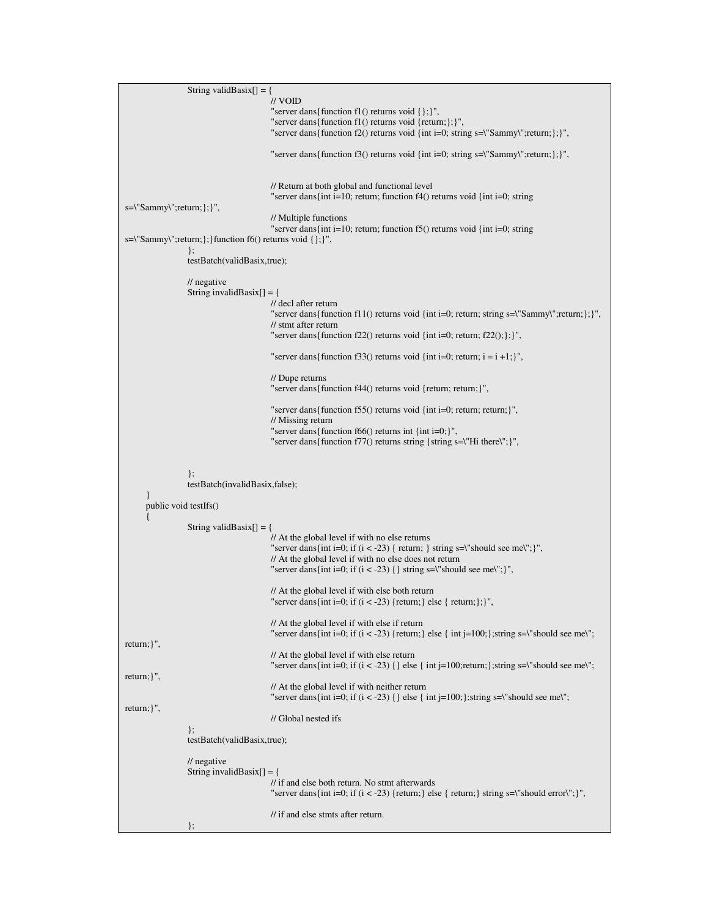```
			String validBasix[] = {
						// VOID
						"server dans{function f1() returns void {};}",
						"server dans{function f1() returns void {return;};}",
						"server dans{function f2() returns void {int i=0; string s=\"Sammy\";return;};}",

						"server dans{function f3() returns void {int i=0; string s=\"Sammy\";return;};}",



						// Return at both global and functional level
						"server dans{int i=10; return; function f4() returns void {int i=0; string
s=\"Sammy\";return;};}",
						// Multiple functions
						"server dans{int i=10; return; function f5() returns void {int i=0; string
s=\"Sammy\";return;};}function f6() returns void {};}",
			};
			testBatch(validBasix,true);

			// negative
			String invalidBasix[] = {
						// decl after return
						"server dans{function f11() returns void {int i=0; return; string s=\"Sammy\";return;};}",
						// stmt after return
						"server dans{function f22() returns void {int i=0; return; f22();};}",

						"server dans{function f33() returns void {int i=0; return; i = i +1;}",

						// Dupe returns
						"server dans{function f44() returns void {return; return;}",

						"server dans{function f55() returns void {int i=0; return; return;}",
						// Missing return
						"server dans{function f66() returns int {int i=0;}",
						"server dans{function f77() returns string {string s=\"Hi there\";}",



			};
			testBatch(invalidBasix,false);
	}
	public void testIfs()
	{
			String validBasix[] = {
						// At the global level if with no else returns
						"server dans{int i=0; if (i < -23) { return; } string s=\"should see me\";}",
						// At the global level if with no else does not return
						"server dans{int i=0; if (i < -23) {} string s=\"should see me\";}",

						// At the global level if with else both return
						"server dans{int i=0; if (i < -23) {return;} else { return;};}",

						// At the global level if with else if return
						"server dans{int i=0; if (i < -23) {return;} else { int j=100;};string s=\"should see me\";
return;}",
						// At the global level if with else return
						"server dans{int i=0; if (i < -23) {} else { int j=100;return;};string s=\"should see me\";
return;}",
						// At the global level if with neither return
						"server dans{int i=0; if (i < -23) {} else { int j=100;};string s=\"should see me\";
return;}",
						// Global nested ifs
			};
			testBatch(validBasix,true);

			// negative
			String invalidBasix[] = {
						// if and else both return. No stmt afterwards
						"server dans{int i=0; if (i < -23) {return;} else { return;} string s=\"should error\";}",

						// if and else stmts after return.
			};
```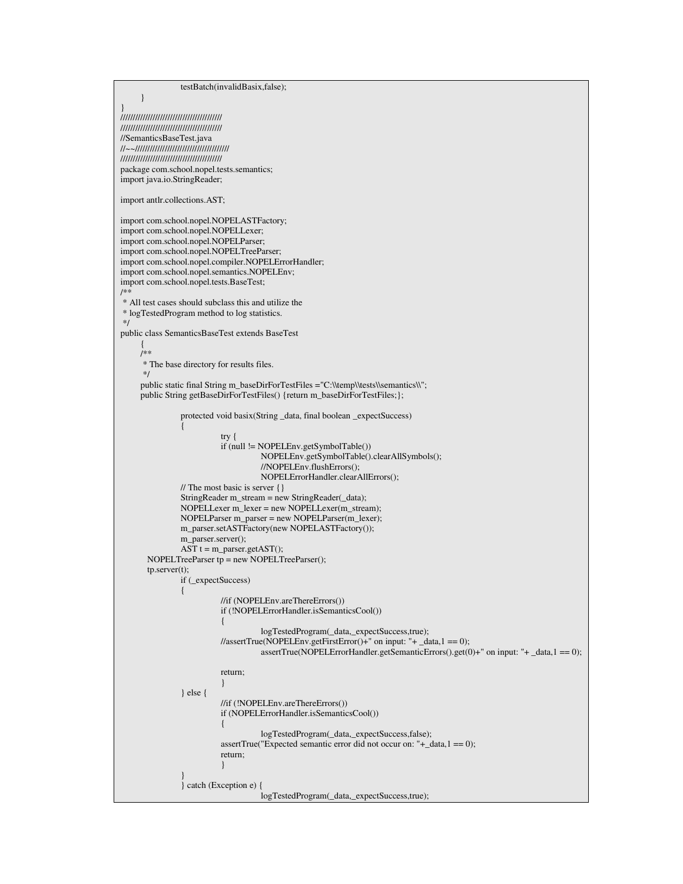```
                    testBatch(invalidBasix,false);
        }
}
////////////////////////////////////////
////////////////////////////////////////
//SemanticsBaseTest.java
//~~////////////////////////////////////
////////////////////////////////////////
package com.school.nopel.tests.semantics;
import java.io.StringReader;

import antlr.collections.AST;

import com.school.nopel.NOPELASTFactory;
import com.school.nopel.NOPELLexer;
import com.school.nopel.NOPELParser;
import com.school.nopel.NOPELTreeParser;
import com.school.nopel.compiler.NOPELErrorHandler;
import com.school.nopel.semantics.NOPELEnv;
import com.school.nopel.tests.BaseTest;
/**
 * All test cases should subclass this and utilize the
 * logTestedProgram method to log statistics.
 */
public class SemanticsBaseTest extends BaseTest
        {
        /**
         * The base directory for results files.
         */
        public static final String m_baseDirForTestFiles ="C:\\temp\\tests\\semantics\\";
        public String getBaseDirForTestFiles() {return m_baseDirForTestFiles;};

                    protected void basix(String _data, final boolean _expectSuccess)
                    {
                              try {
                              if (null != NOPELEnv.getSymbolTable())
                                        NOPELEnv.getSymbolTable().clearAllSymbols();
                                        //NOPELEnv.flushErrors();
                                        NOPELErrorHandler.clearAllErrors();
                    // The most basic is server {}
                    StringReader m_stream = new StringReader(_data);
                    NOPELLexer m_lexer = new NOPELLexer(m_stream);
                    NOPELParser m_parser = new NOPELParser(m_lexer);
                    m_parser.setASTFactory(new NOPELASTFactory());
                    m_parser.server();
                    AST t = m_parser.getAST();
          NOPELTreeParser tp = new NOPELTreeParser();
          tp.server(t);
                    if (_expectSuccess)
                    {
                              //if (NOPELEnv.areThereErrors())
                              if (!NOPELErrorHandler.isSemanticsCool())
                              {
                                        logTestedProgram(_data,_expectSuccess,true);
                              //assertTrue(NOPELEnv.getFirstError()+" on input: "+ _data,1 == 0);
                                        assertTrue(NOPELErrorHandler.getSemanticErrors().get(0)+" on input: "+ _data,1 == 0);

                              return;
                              }
                    } else {
                              //if (!NOPELEnv.areThereErrors())
                              if (NOPELErrorHandler.isSemanticsCool())
                              {
                                        logTestedProgram(_data,_expectSuccess,false);
                              assertTrue("Expected semantic error did not occur on: "+_data,1 == 0);
                              return;
                              }
                    }
                    } catch (Exception e) {
                                        logTestedProgram(_data,_expectSuccess,true);
```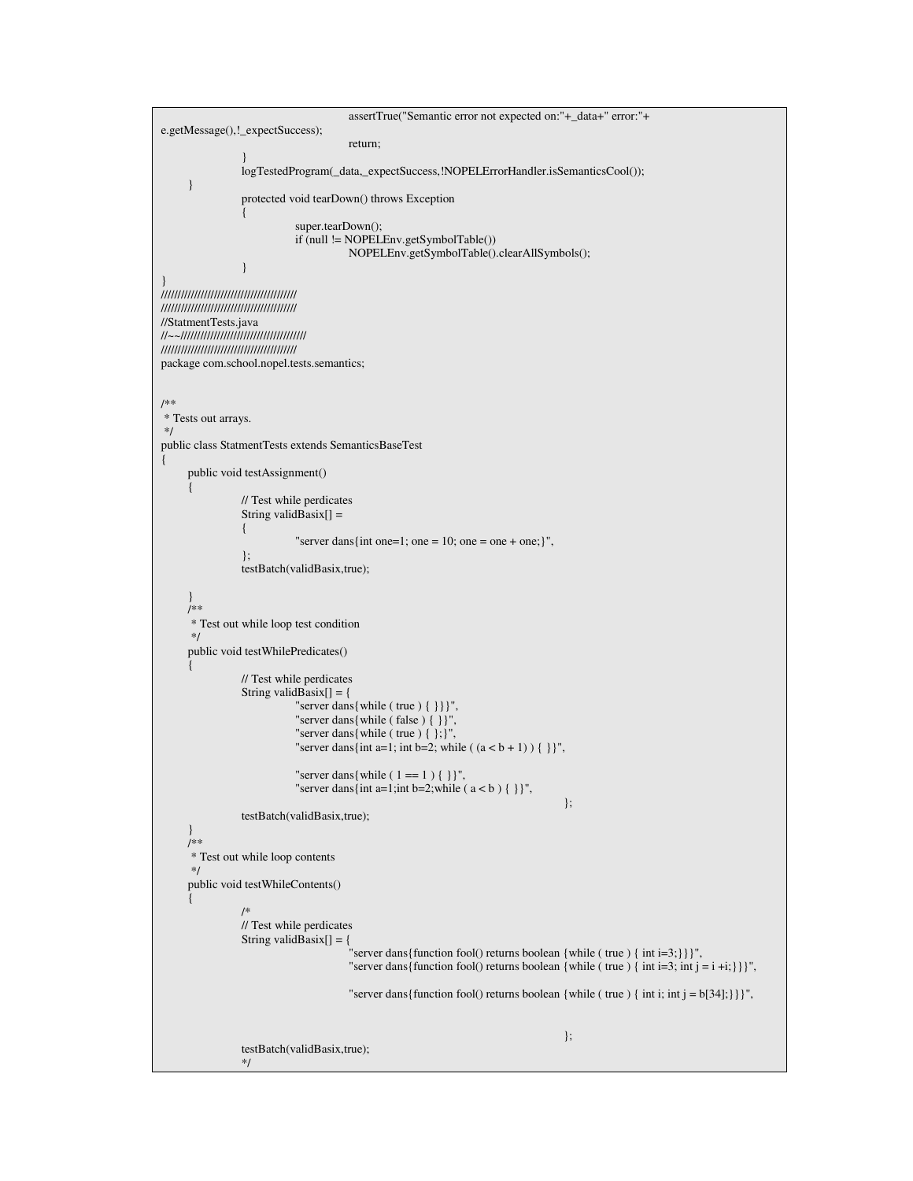```
                                assertTrue("Semantic error not expected on:"+_data+" error:"+
e.getMessage(),!_expectSuccess);
                                return;
                        }
                        logTestedProgram(_data,_expectSuccess,!NOPELErrorHandler.isSemanticsCool());
        }
                        protected void tearDown() throws Exception
                        {
                                super.tearDown();
                                if (null != NOPELEnv.getSymbolTable())
                                        NOPELEnv.getSymbolTable().clearAllSymbols();
                        }
}
////////////////////////////////////////////
////////////////////////////////////////////
//StatmentTests.java
//~~////////////////////////////////////////
////////////////////////////////////////////
package com.school.nopel.tests.semantics;


/**
 * Tests out arrays.
 */
public class StatmentTests extends SemanticsBaseTest
{
        public void testAssignment()
        {
                        // Test while perdicates
                        String validBasix[] =
                        {
                                "server dans{int one=1; one = 10; one = one + one;}",
                        };
                        testBatch(validBasix,true);

        }
        /**
         * Test out while loop test condition
         */
        public void testWhilePredicates()
        {
                        // Test while perdicates
                        String validBasix[] = {
                                "server dans{while ( true ) { }}}",
                                "server dans{while ( false ) { }}",
                                "server dans{while ( true ) { };}",
                                "server dans{int a=1; int b=2; while ( (a < b + 1) ) { }}",

                                "server dans{while ( 1 == 1 ) { }}",
                                "server dans{int a=1;int b=2;while ( a < b ) { }}",
                                                                        };
                        testBatch(validBasix,true);
        }
        /**
         * Test out while loop contents
         */
        public void testWhileContents()
        {
                        /*
                        // Test while perdicates
                        String validBasix[] = {
                                        "server dans{function fool() returns boolean {while ( true ) { int i=3;}}}",
                                        "server dans{function fool() returns boolean {while ( true ) { int i=3; int j = i +i;}}}",

                                        "server dans{function fool() returns boolean {while ( true ) { int i; int j = b[34];}}}",



                                                                        };
                        testBatch(validBasix,true);
                        */
```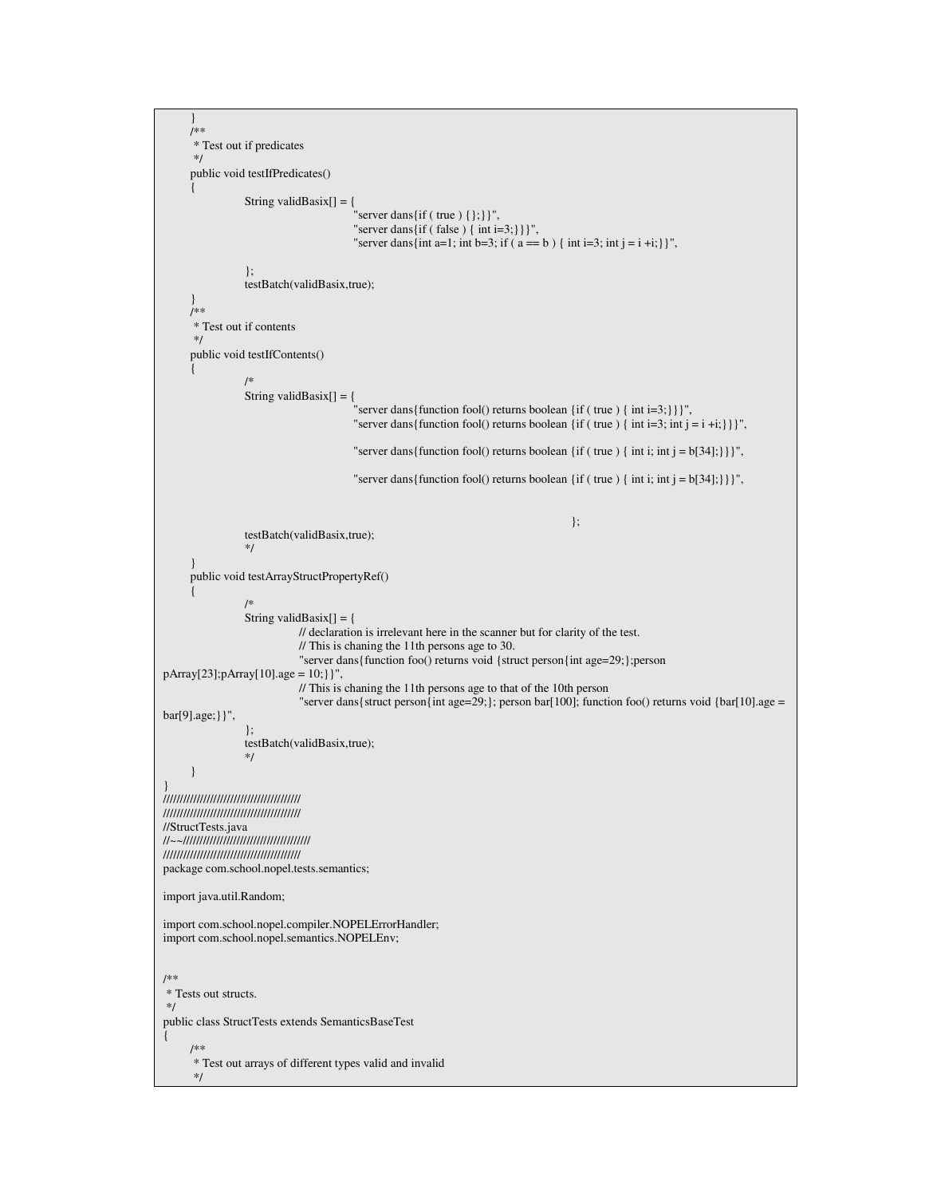```
	}
	/**
	 * Test out if predicates
	 */
	public void testIfPredicates()
	{
			String validBasix[] = {
						"server dans{if ( true ) {};}}",
						"server dans{if ( false ) { int i=3;}}}",
						"server dans{int a=1; int b=3; if ( a == b ) { int i=3; int j = i +i;}}",

			};
			testBatch(validBasix,true);
	}
	/**
	 * Test out if contents
	 */
	public void testIfContents()
	{
			/*
			String validBasix[] = {
						"server dans{function fool() returns boolean {if ( true ) { int i=3;}}}",
						"server dans{function fool() returns boolean {if ( true ) { int i=3; int j = i +i;}}}",

						"server dans{function fool() returns boolean {if ( true ) { int i; int j = b[34];}}}",

						"server dans{function fool() returns boolean {if ( true ) { int i; int j = b[34];}}}",



										};
			testBatch(validBasix,true);
			*/
	}
	public void testArrayStructPropertyRef()
	{
			/*
			String validBasix[] = {
					// declaration is irrelevant here in the scanner but for clarity of the test.
					// This is chaning the 11th persons age to 30.
					"server dans{function foo() returns void {struct person{int age=29;};person
pArray[23];pArray[10].age = 10;}}",
					// This is chaning the 11th persons age to that of the 10th person
					"server dans{struct person{int age=29;}; person bar[100]; function foo() returns void {bar[10].age =
bar[9].age;}}",
			};
			testBatch(validBasix,true);
			*/
	}
}
////////////////////////////////////////
////////////////////////////////////////
//StructTests.java
//~~//////////////////////////////////////
////////////////////////////////////////
package com.school.nopel.tests.semantics;

import java.util.Random;

import com.school.nopel.compiler.NOPELErrorHandler;
import com.school.nopel.semantics.NOPELEnv;


/**
 * Tests out structs.
 */
public class StructTests extends SemanticsBaseTest
{
	/**
	 * Test out arrays of different types valid and invalid
	 */
```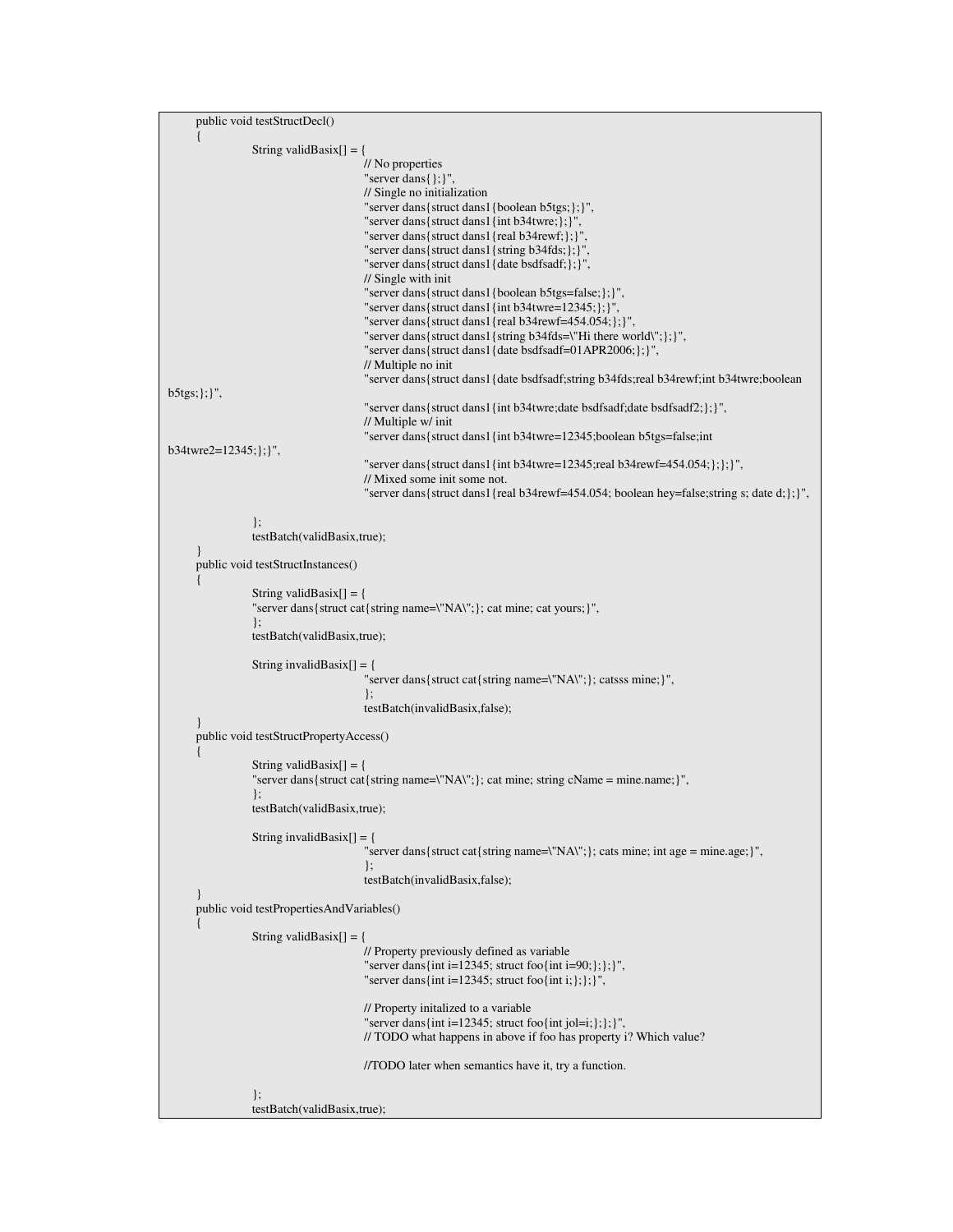```
	public void testStructDecl()
	{
		String validBasix[] = {
					// No properties
					"server dans{};}",
					// Single no initialization
					"server dans{struct dans1{boolean b5tgs;};}",
					"server dans{struct dans1{int b34twre;};}",
					"server dans{struct dans1{real b34rewf;};}",
					"server dans{struct dans1{string b34fds;};}",
					"server dans{struct dans1{date bsdfsadf;};}",
					// Single with init
					"server dans{struct dans1{boolean b5tgs=false;};}",
					"server dans{struct dans1{int b34twre=12345;};}",
					"server dans{struct dans1{real b34rewf=454.054;};}",
					"server dans{struct dans1{string b34fds=\"Hi there world\";};}",
					"server dans{struct dans1{date bsdfsadf=01APR2006;};}",
					// Multiple no init
					"server dans{struct dans1{date bsdfsadf;string b34fds;real b34rewf;int b34twre;boolean
b5tgs;};}",
					"server dans{struct dans1{int b34twre;date bsdfsadf;date bsdfsadf2;};}",
					// Multiple w/ init
					"server dans{struct dans1{int b34twre=12345;boolean b5tgs=false;int
b34twre2=12345;};}",
					"server dans{struct dans1{int b34twre=12345;real b34rewf=454.054;};};}",
					// Mixed some init some not.
					"server dans{struct dans1{real b34rewf=454.054; boolean hey=false;string s; date d;};}",

		};
		testBatch(validBasix,true);
	}
	public void testStructInstances()
	{
		String validBasix[] = {
		"server dans{struct cat{string name=\"NA\";}; cat mine; cat yours;}",
		};
		testBatch(validBasix,true);

		String invalidBasix[] = {
					"server dans{struct cat{string name=\"NA\";}; catsss mine;}",
					};
					testBatch(invalidBasix,false);
	}
	public void testStructPropertyAccess()
	{
		String validBasix[] = {
		"server dans{struct cat{string name=\"NA\";}; cat mine; string cName = mine.name;}",
		};
		testBatch(validBasix,true);

		String invalidBasix[] = {
					"server dans{struct cat{string name=\"NA\";}; cats mine; int age = mine.age;}",
					};
					testBatch(invalidBasix,false);
	}
	public void testPropertiesAndVariables()
	{
		String validBasix[] = {
					// Property previously defined as variable
					"server dans{int i=12345; struct foo{int i=90;};};}",
					"server dans{int i=12345; struct foo{int i;};};}",

					// Property initalized to a variable
					"server dans{int i=12345; struct foo{int jol=i;};};}",
					// TODO what happens in above if foo has property i? Which value?

					//TODO later when semantics have it, try a function.

		};
		testBatch(validBasix,true);
```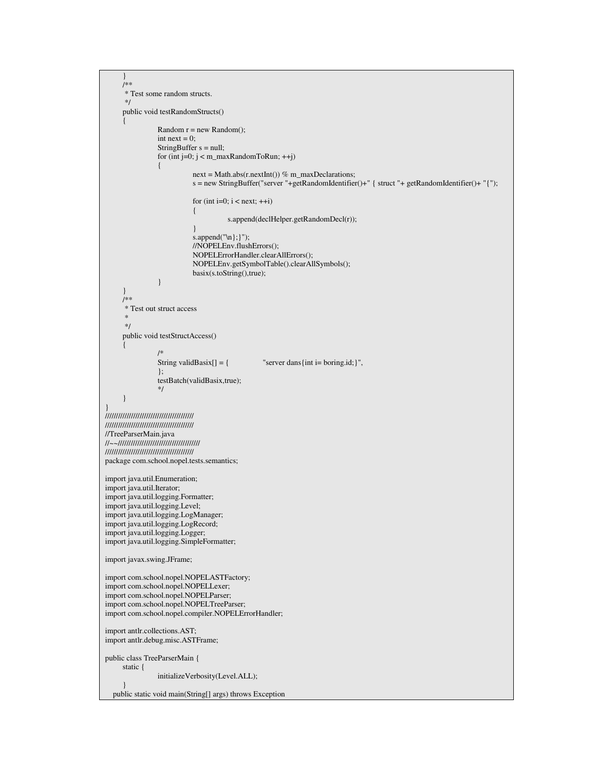```
        }
        /**
         * Test some random structs.
         */
        public void testRandomStructs()
        {
                Random r = new Random();
                int next = 0;
                StringBuffer s = null;
                for (int j=0; j < m_maxRandomToRun; ++j)
                {
                        next = Math.abs(r.nextInt()) % m_maxDeclarations;
                        s = new StringBuffer("server "+getRandomIdentifier()+" { struct "+ getRandomIdentifier()+ "{");

                        for (int i=0; i < next; ++i)
                        {
                                s.append(declHelper.getRandomDecl(r));
                        }
                        s.append("\n};}");
                        //NOPELEnv.flushErrors();
                        NOPELErrorHandler.clearAllErrors();
                        NOPELEnv.getSymbolTable().clearAllSymbols();
                        basix(s.toString(),true);
                }
        }
        /**
         * Test out struct access
         *
         */
        public void testStructAccess()
        {
                /*
                String validBasix[] = {          "server dans{int i= boring.id;}",
                };
                testBatch(validBasix,true);
                */
        }
}
////////////////////////////////////////
////////////////////////////////////////
//TreeParserMain.java
//~~////////////////////////////////////
////////////////////////////////////////
package com.school.nopel.tests.semantics;

import java.util.Enumeration;
import java.util.Iterator;
import java.util.logging.Formatter;
import java.util.logging.Level;
import java.util.logging.LogManager;
import java.util.logging.LogRecord;
import java.util.logging.Logger;
import java.util.logging.SimpleFormatter;

import javax.swing.JFrame;

import com.school.nopel.NOPELASTFactory;
import com.school.nopel.NOPELLexer;
import com.school.nopel.NOPELParser;
import com.school.nopel.NOPELTreeParser;
import com.school.nopel.compiler.NOPELErrorHandler;

import antlr.collections.AST;
import antlr.debug.misc.ASTFrame;

public class TreeParserMain {
        static {
                initializeVerbosity(Level.ALL);
        }
    public static void main(String[] args) throws Exception
```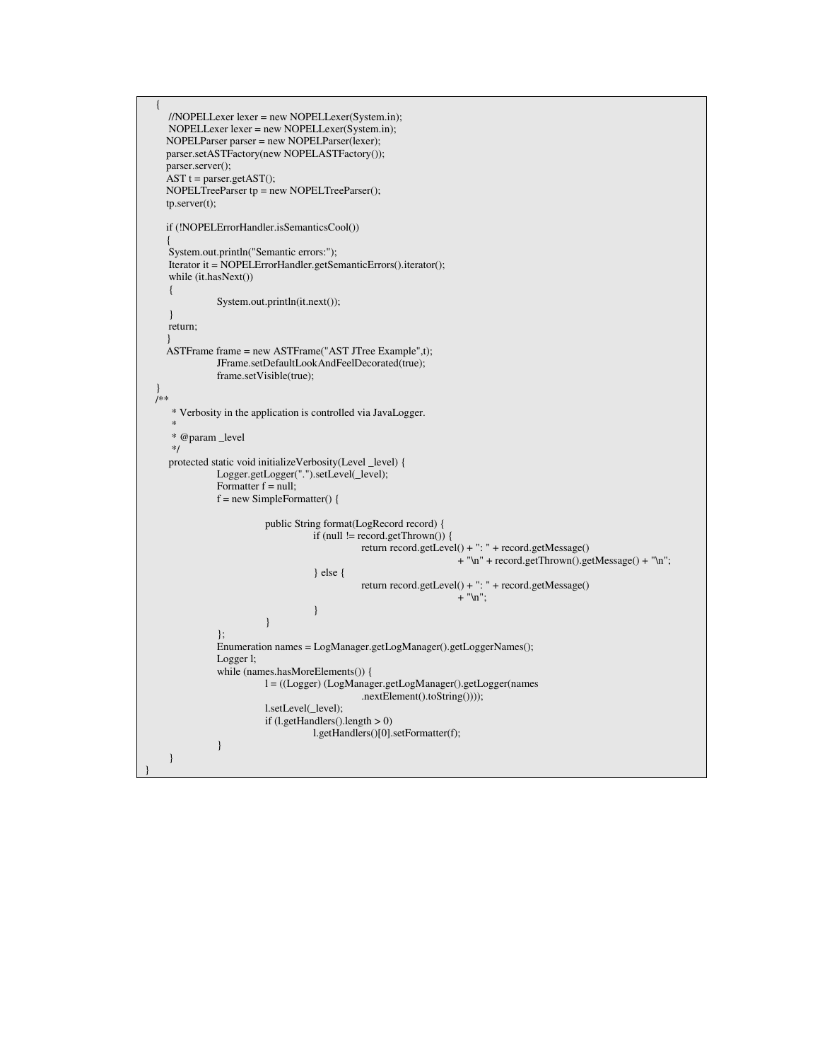```
    {
        //NOPELLexer lexer = new NOPELLexer(System.in);
        NOPELLexer lexer = new NOPELLexer(System.in);
       NOPELParser parser = new NOPELParser(lexer);
       parser.setASTFactory(new NOPELASTFactory());
       parser.server();
       AST t = parser.getAST();
       NOPELTreeParser tp = new NOPELTreeParser();
       tp.server(t);

       if (!NOPELErrorHandler.isSemanticsCool())
       {
        System.out.println("Semantic errors:");
        Iterator it = NOPELErrorHandler.getSemanticErrors().iterator();
        while (it.hasNext())
        {
                System.out.println(it.next());
        }
        return;
       }
       ASTFrame frame = new ASTFrame("AST JTree Example",t);
                JFrame.setDefaultLookAndFeelDecorated(true);
                frame.setVisible(true);
    }
    /**
         * Verbosity in the application is controlled via JavaLogger.
         *
         * @param _level
         */
        protected static void initializeVerbosity(Level _level) {
                Logger.getLogger(".").setLevel(_level);
                Formatter f = null;
                f = new SimpleFormatter() {

                        public String format(LogRecord record) {
                                if (null != record.getThrown()) {
                                        return record.getLevel() + ": " + record.getMessage()
                                                        + "\n" + record.getThrown().getMessage() + "\n";
                                } else {
                                        return record.getLevel() + ": " + record.getMessage()
                                                        + "\n";
                                }
                        }
                };
                Enumeration names = LogManager.getLogManager().getLoggerNames();
                Logger l;
                while (names.hasMoreElements()) {
                        l = ((Logger) (LogManager.getLogManager().getLogger(names
                                        .nextElement().toString())));
                        l.setLevel(_level);
                        if (l.getHandlers().length > 0)
                                l.getHandlers()[0].setFormatter(f);
                }
        }
}
```